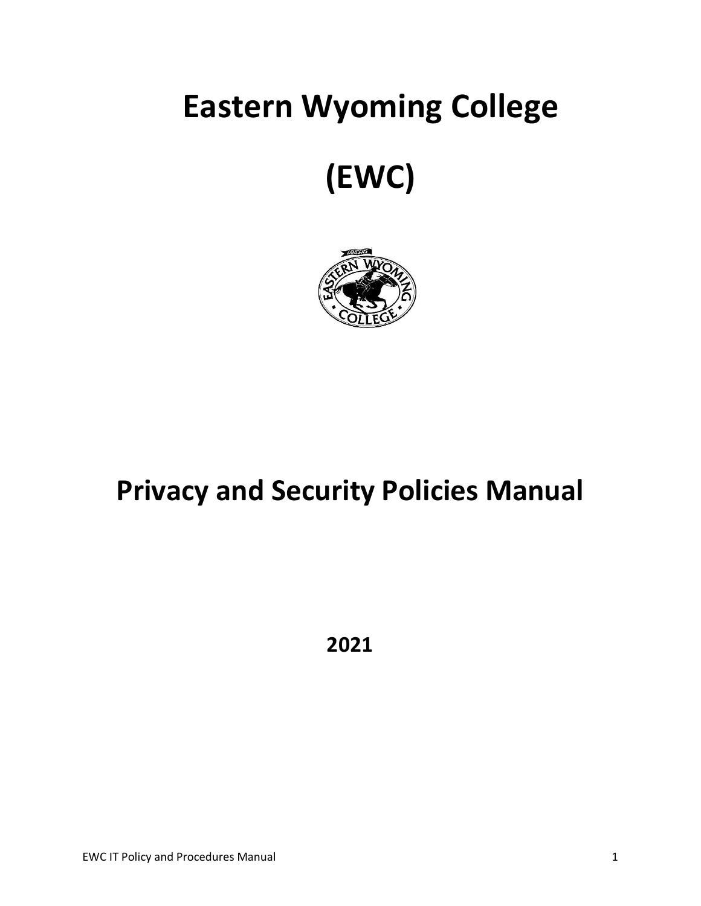# Eastern Wyoming College

# (EWC)

# Privacy and Security Policies Manual

**2021**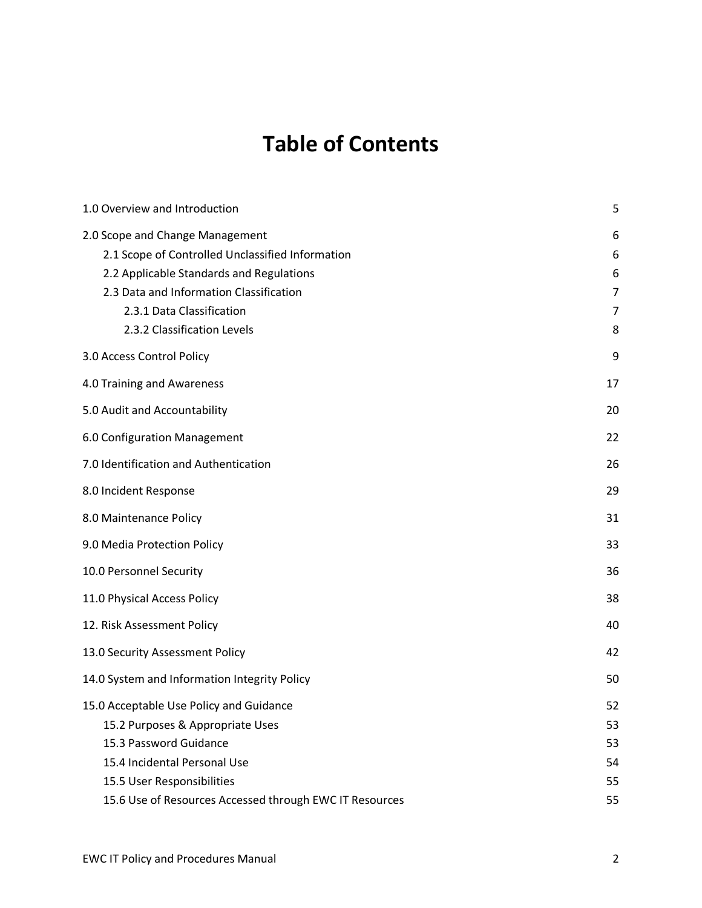# Table of Contents

| | |
|---|---|
| 1.0 Overview and Introduction | 5 |
| 2.0 Scope and Change Management | 6 |
| 2.1 Scope of Controlled Unclassified Information | 6 |
| 2.2 Applicable Standards and Regulations | 6 |
| 2.3 Data and Information Classification | 7 |
| 2.3.1 Data Classification | 7 |
| 2.3.2 Classification Levels | 8 |
| 3.0 Access Control Policy | 9 |
| 4.0 Training and Awareness | 17 |
| 5.0 Audit and Accountability | 20 |
| 6.0 Configuration Management | 22 |
| 7.0 Identification and Authentication | 26 |
| 8.0 Incident Response | 29 |
| 8.0 Maintenance Policy | 31 |
| 9.0 Media Protection Policy | 33 |
| 10.0 Personnel Security | 36 |
| 11.0 Physical Access Policy | 38 |
| 12. Risk Assessment Policy | 40 |
| 13.0 Security Assessment Policy | 42 |
| 14.0 System and Information Integrity Policy | 50 |
| 15.0 Acceptable Use Policy and Guidance | 52 |
| 15.2 Purposes & Appropriate Uses | 53 |
| 15.3 Password Guidance | 53 |
| 15.4 Incidental Personal Use | 54 |
| 15.5 User Responsibilities | 55 |
| 15.6 Use of Resources Accessed through EWC IT Resources | 55 |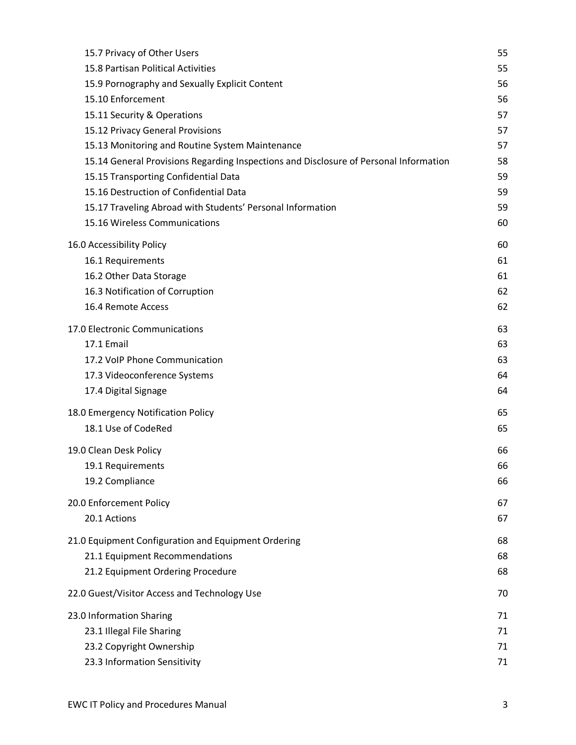| | |
|---|---|
| 15.7 Privacy of Other Users | 55 |
| 15.8 Partisan Political Activities | 55 |
| 15.9 Pornography and Sexually Explicit Content | 56 |
| 15.10 Enforcement | 56 |
| 15.11 Security & Operations | 57 |
| 15.12 Privacy General Provisions | 57 |
| 15.13 Monitoring and Routine System Maintenance | 57 |
| 15.14 General Provisions Regarding Inspections and Disclosure of Personal Information | 58 |
| 15.15 Transporting Confidential Data | 59 |
| 15.16 Destruction of Confidential Data | 59 |
| 15.17 Traveling Abroad with Students' Personal Information | 59 |
| 15.16 Wireless Communications | 60 |
| 16.0 Accessibility Policy | 60 |
| 16.1 Requirements | 61 |
| 16.2 Other Data Storage | 61 |
| 16.3 Notification of Corruption | 62 |
| 16.4 Remote Access | 62 |
| 17.0 Electronic Communications | 63 |
| 17.1 Email | 63 |
| 17.2 VoIP Phone Communication | 63 |
| 17.3 Videoconference Systems | 64 |
| 17.4 Digital Signage | 64 |
| 18.0 Emergency Notification Policy | 65 |
| 18.1 Use of CodeRed | 65 |
| 19.0 Clean Desk Policy | 66 |
| 19.1 Requirements | 66 |
| 19.2 Compliance | 66 |
| 20.0 Enforcement Policy | 67 |
| 20.1 Actions | 67 |
| 21.0 Equipment Configuration and Equipment Ordering | 68 |
| 21.1 Equipment Recommendations | 68 |
| 21.2 Equipment Ordering Procedure | 68 |
| 22.0 Guest/Visitor Access and Technology Use | 70 |
| 23.0 Information Sharing | 71 |
| 23.1 Illegal File Sharing | 71 |
| 23.2 Copyright Ownership | 71 |
| 23.3 Information Sensitivity | 71 |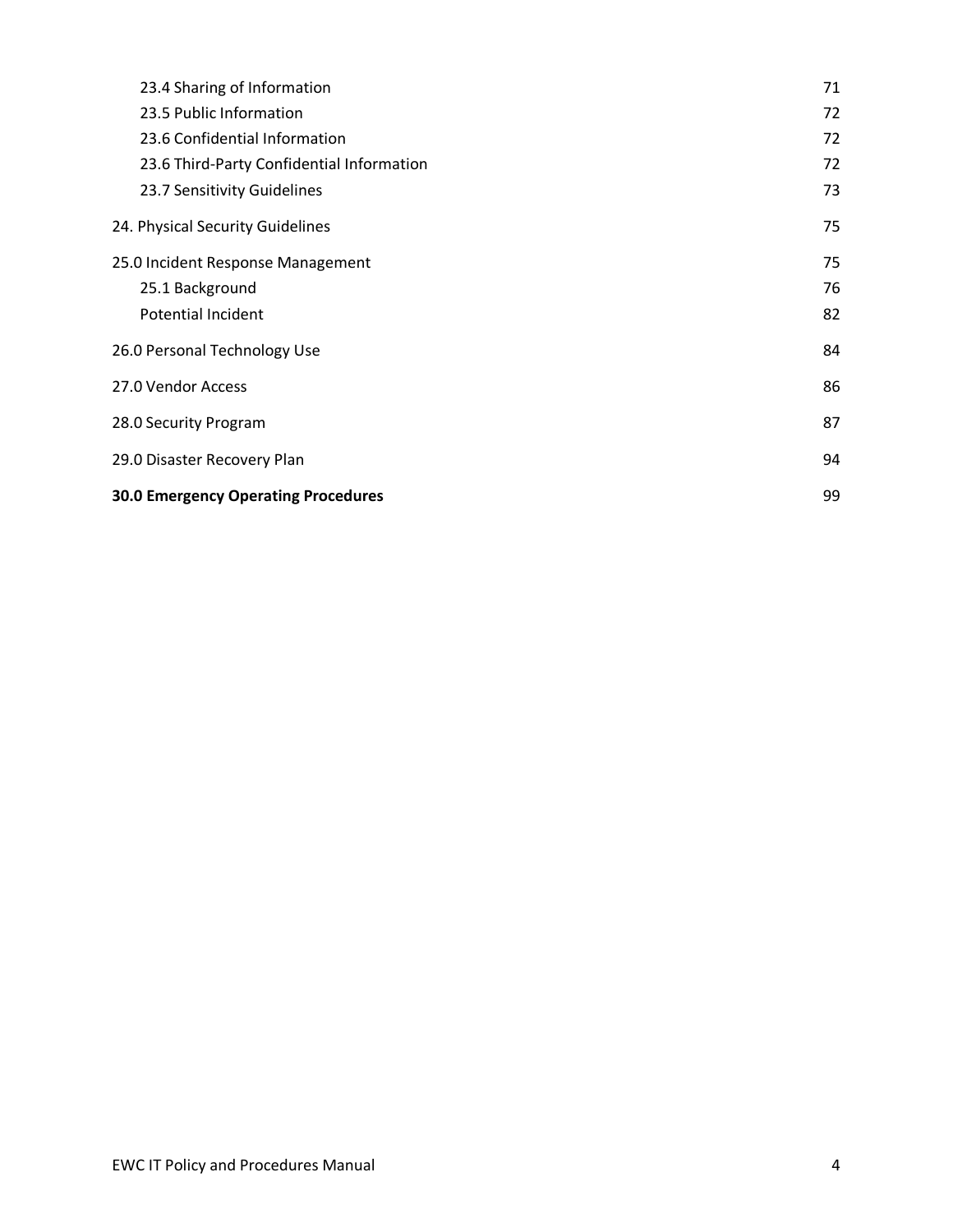23.4 Sharing of Information 71
23.5 Public Information 72
23.6 Confidential Information 72
23.6 Third-Party Confidential Information 72
23.7 Sensitivity Guidelines 73

24. Physical Security Guidelines 75

25.0 Incident Response Management 75
25.1 Background 76
Potential Incident 82

26.0 Personal Technology Use 84

27.0 Vendor Access 86

28.0 Security Program 87

29.0 Disaster Recovery Plan 94

**30.0 Emergency Operating Procedures** 99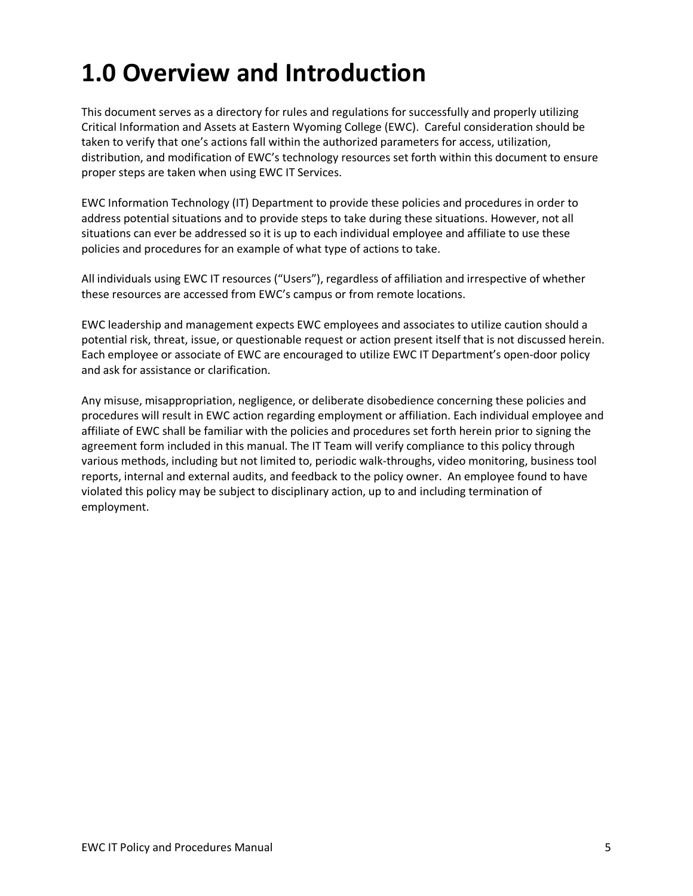# 1.0 Overview and Introduction

This document serves as a directory for rules and regulations for successfully and properly utilizing Critical Information and Assets at Eastern Wyoming College (EWC). Careful consideration should be taken to verify that one's actions fall within the authorized parameters for access, utilization, distribution, and modification of EWC's technology resources set forth within this document to ensure proper steps are taken when using EWC IT Services.

EWC Information Technology (IT) Department to provide these policies and procedures in order to address potential situations and to provide steps to take during these situations. However, not all situations can ever be addressed so it is up to each individual employee and affiliate to use these policies and procedures for an example of what type of actions to take.

All individuals using EWC IT resources ("Users"), regardless of affiliation and irrespective of whether these resources are accessed from EWC's campus or from remote locations.

EWC leadership and management expects EWC employees and associates to utilize caution should a potential risk, threat, issue, or questionable request or action present itself that is not discussed herein. Each employee or associate of EWC are encouraged to utilize EWC IT Department's open-door policy and ask for assistance or clarification.

Any misuse, misappropriation, negligence, or deliberate disobedience concerning these policies and procedures will result in EWC action regarding employment or affiliation. Each individual employee and affiliate of EWC shall be familiar with the policies and procedures set forth herein prior to signing the agreement form included in this manual. The IT Team will verify compliance to this policy through various methods, including but not limited to, periodic walk-throughs, video monitoring, business tool reports, internal and external audits, and feedback to the policy owner. An employee found to have violated this policy may be subject to disciplinary action, up to and including termination of employment.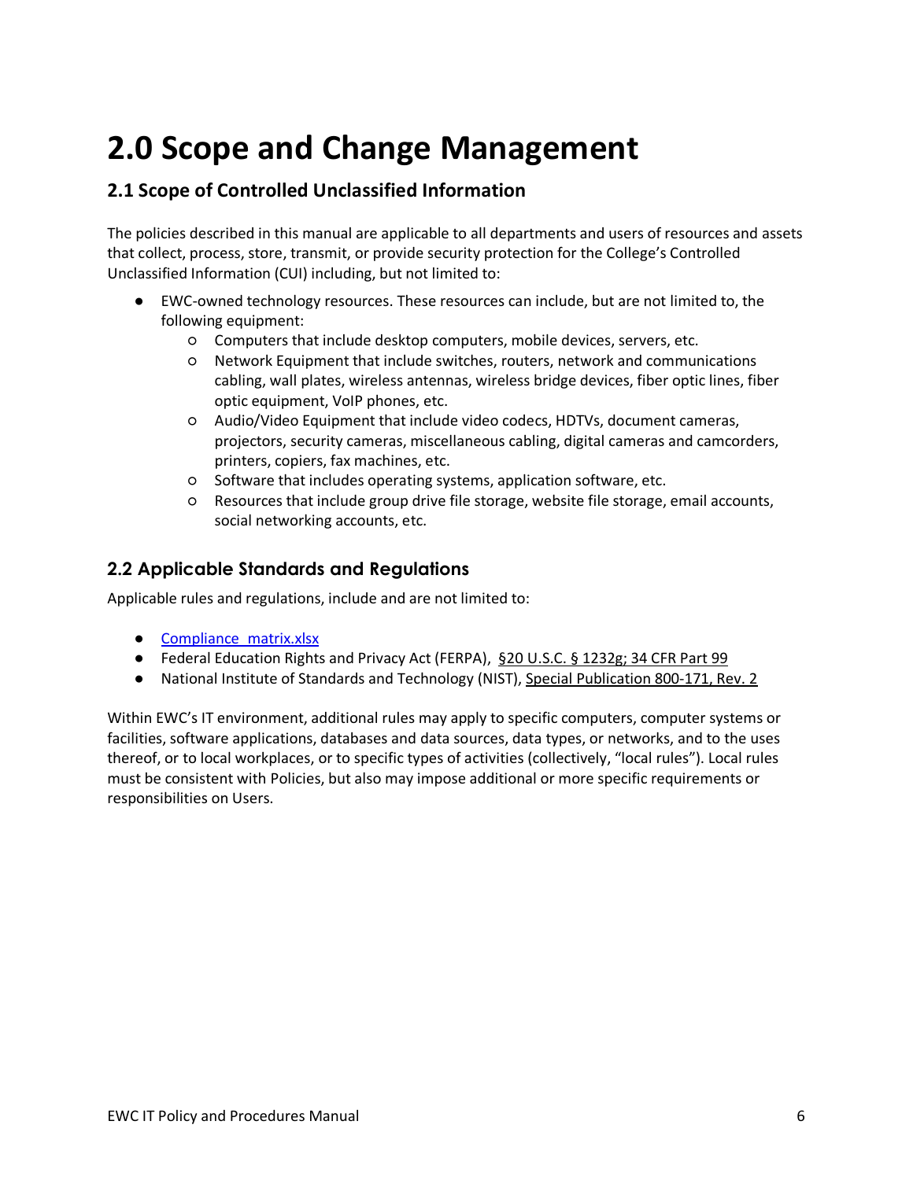# 2.0 Scope and Change Management

## 2.1 Scope of Controlled Unclassified Information

The policies described in this manual are applicable to all departments and users of resources and assets that collect, process, store, transmit, or provide security protection for the College's Controlled Unclassified Information (CUI) including, but not limited to:

- EWC-owned technology resources. These resources can include, but are not limited to, the following equipment:
  - Computers that include desktop computers, mobile devices, servers, etc.
  - Network Equipment that include switches, routers, network and communications cabling, wall plates, wireless antennas, wireless bridge devices, fiber optic lines, fiber optic equipment, VoIP phones, etc.
  - Audio/Video Equipment that include video codecs, HDTVs, document cameras, projectors, security cameras, miscellaneous cabling, digital cameras and camcorders, printers, copiers, fax machines, etc.
  - Software that includes operating systems, application software, etc.
  - Resources that include group drive file storage, website file storage, email accounts, social networking accounts, etc.

## 2.2 Applicable Standards and Regulations

Applicable rules and regulations, include and are not limited to:

- Compliance_matrix.xlsx
- Federal Education Rights and Privacy Act (FERPA), §20 U.S.C. § 1232g; 34 CFR Part 99
- National Institute of Standards and Technology (NIST), Special Publication 800-171, Rev. 2

Within EWC's IT environment, additional rules may apply to specific computers, computer systems or facilities, software applications, databases and data sources, data types, or networks, and to the uses thereof, or to local workplaces, or to specific types of activities (collectively, "local rules"). Local rules must be consistent with Policies, but also may impose additional or more specific requirements or responsibilities on Users.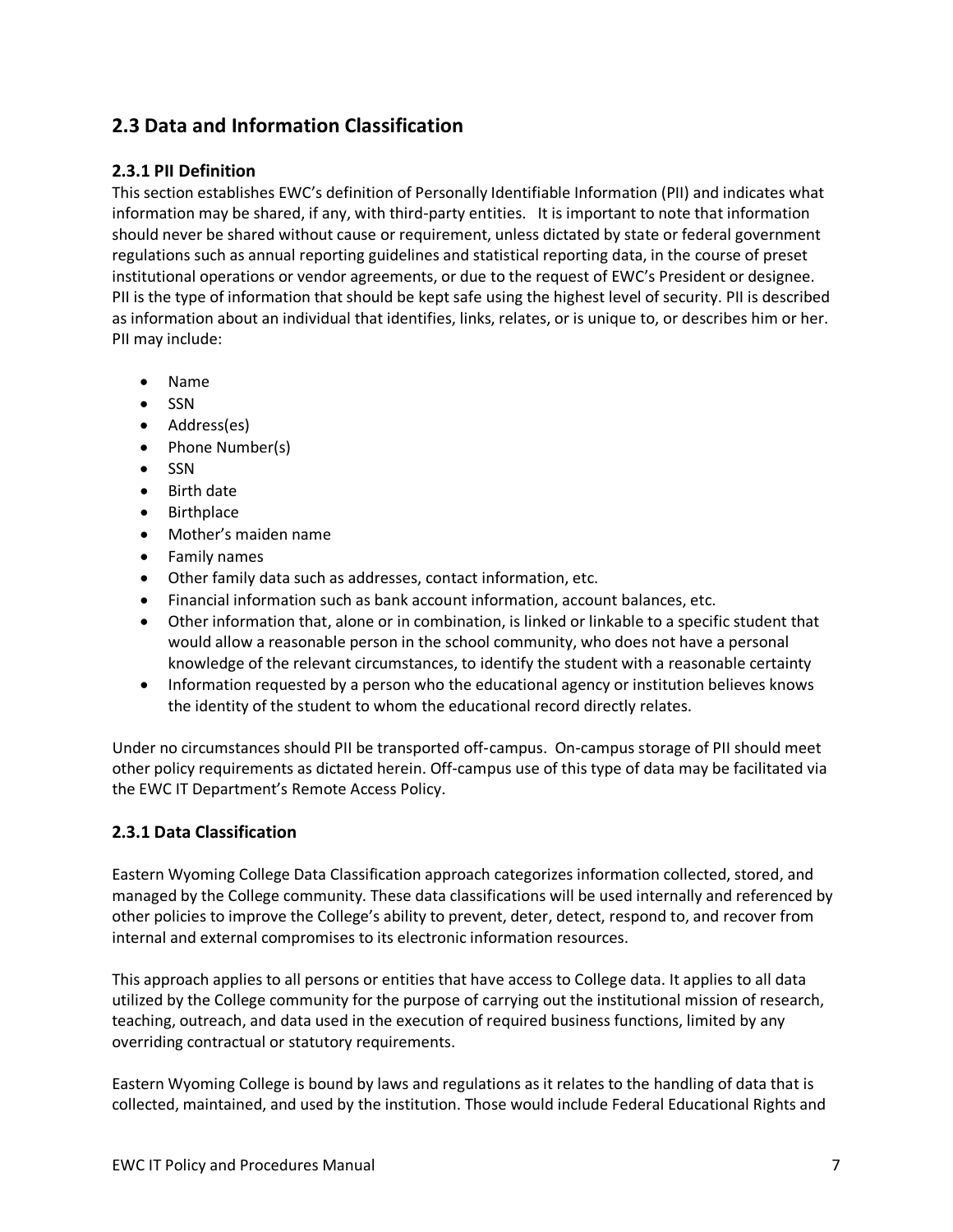## 2.3 Data and Information Classification

### 2.3.1 PII Definition

This section establishes EWC's definition of Personally Identifiable Information (PII) and indicates what information may be shared, if any, with third-party entities. It is important to note that information should never be shared without cause or requirement, unless dictated by state or federal government regulations such as annual reporting guidelines and statistical reporting data, in the course of preset institutional operations or vendor agreements, or due to the request of EWC's President or designee. PII is the type of information that should be kept safe using the highest level of security. PII is described as information about an individual that identifies, links, relates, or is unique to, or describes him or her. PII may include:

- Name
- SSN
- Address(es)
- Phone Number(s)
- SSN
- Birth date
- Birthplace
- Mother's maiden name
- Family names
- Other family data such as addresses, contact information, etc.
- Financial information such as bank account information, account balances, etc.
- Other information that, alone or in combination, is linked or linkable to a specific student that would allow a reasonable person in the school community, who does not have a personal knowledge of the relevant circumstances, to identify the student with a reasonable certainty
- Information requested by a person who the educational agency or institution believes knows the identity of the student to whom the educational record directly relates.

Under no circumstances should PII be transported off-campus. On-campus storage of PII should meet other policy requirements as dictated herein. Off-campus use of this type of data may be facilitated via the EWC IT Department's Remote Access Policy.

### 2.3.1 Data Classification

Eastern Wyoming College Data Classification approach categorizes information collected, stored, and managed by the College community. These data classifications will be used internally and referenced by other policies to improve the College's ability to prevent, deter, detect, respond to, and recover from internal and external compromises to its electronic information resources.

This approach applies to all persons or entities that have access to College data. It applies to all data utilized by the College community for the purpose of carrying out the institutional mission of research, teaching, outreach, and data used in the execution of required business functions, limited by any overriding contractual or statutory requirements.

Eastern Wyoming College is bound by laws and regulations as it relates to the handling of data that is collected, maintained, and used by the institution. Those would include Federal Educational Rights and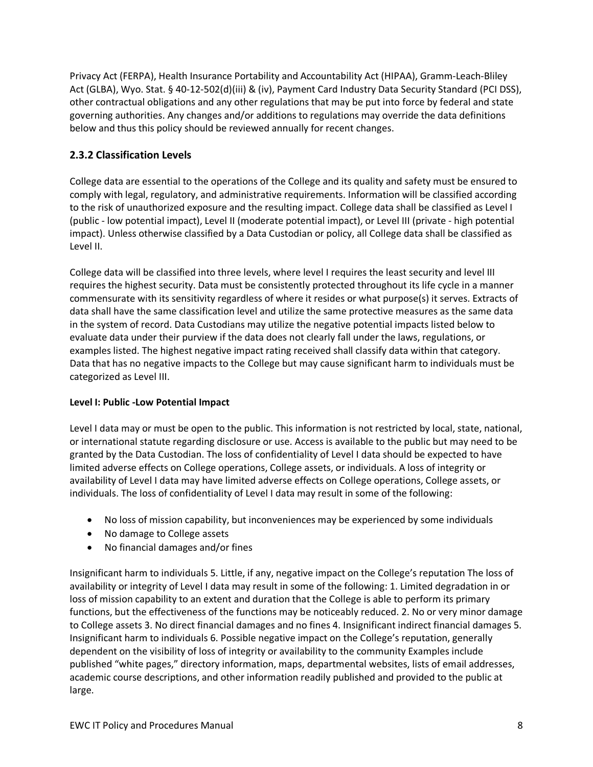Privacy Act (FERPA), Health Insurance Portability and Accountability Act (HIPAA), Gramm-Leach-Bliley Act (GLBA), Wyo. Stat. § 40-12-502(d)(iii) & (iv), Payment Card Industry Data Security Standard (PCI DSS), other contractual obligations and any other regulations that may be put into force by federal and state governing authorities. Any changes and/or additions to regulations may override the data definitions below and thus this policy should be reviewed annually for recent changes.

### 2.3.2 Classification Levels

College data are essential to the operations of the College and its quality and safety must be ensured to comply with legal, regulatory, and administrative requirements. Information will be classified according to the risk of unauthorized exposure and the resulting impact. College data shall be classified as Level I (public - low potential impact), Level II (moderate potential impact), or Level III (private - high potential impact). Unless otherwise classified by a Data Custodian or policy, all College data shall be classified as Level II.

College data will be classified into three levels, where level I requires the least security and level III requires the highest security. Data must be consistently protected throughout its life cycle in a manner commensurate with its sensitivity regardless of where it resides or what purpose(s) it serves. Extracts of data shall have the same classification level and utilize the same protective measures as the same data in the system of record. Data Custodians may utilize the negative potential impacts listed below to evaluate data under their purview if the data does not clearly fall under the laws, regulations, or examples listed. The highest negative impact rating received shall classify data within that category. Data that has no negative impacts to the College but may cause significant harm to individuals must be categorized as Level III.

**Level I: Public -Low Potential Impact**

Level I data may or must be open to the public. This information is not restricted by local, state, national, or international statute regarding disclosure or use. Access is available to the public but may need to be granted by the Data Custodian. The loss of confidentiality of Level I data should be expected to have limited adverse effects on College operations, College assets, or individuals. A loss of integrity or availability of Level I data may have limited adverse effects on College operations, College assets, or individuals. The loss of confidentiality of Level I data may result in some of the following:

- No loss of mission capability, but inconveniences may be experienced by some individuals
- No damage to College assets
- No financial damages and/or fines

Insignificant harm to individuals 5. Little, if any, negative impact on the College's reputation The loss of availability or integrity of Level I data may result in some of the following: 1. Limited degradation in or loss of mission capability to an extent and duration that the College is able to perform its primary functions, but the effectiveness of the functions may be noticeably reduced. 2. No or very minor damage to College assets 3. No direct financial damages and no fines 4. Insignificant indirect financial damages 5. Insignificant harm to individuals 6. Possible negative impact on the College's reputation, generally dependent on the visibility of loss of integrity or availability to the community Examples include published "white pages," directory information, maps, departmental websites, lists of email addresses, academic course descriptions, and other information readily published and provided to the public at large.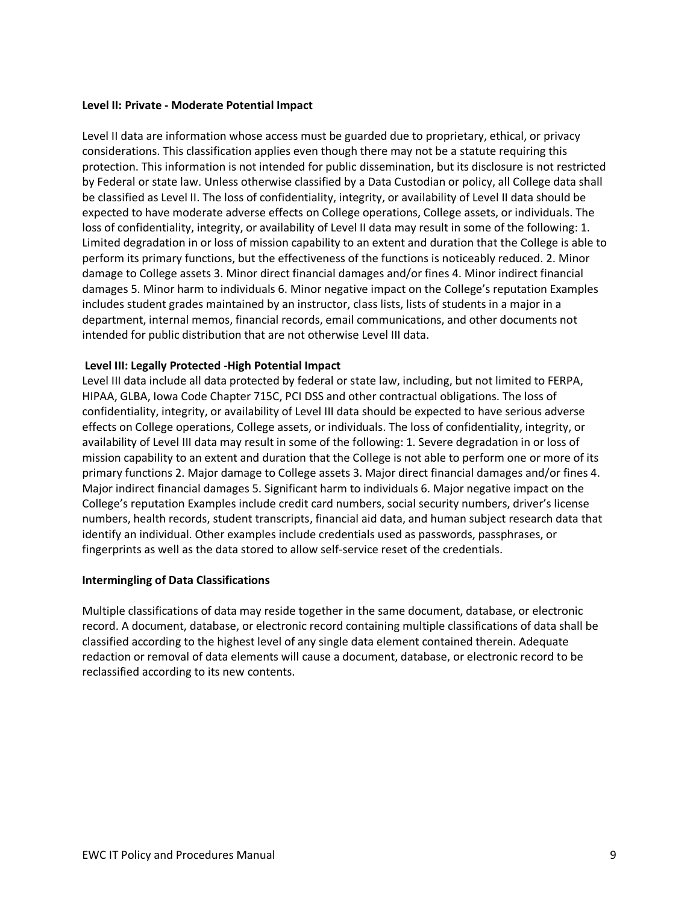**Level II: Private - Moderate Potential Impact**

Level II data are information whose access must be guarded due to proprietary, ethical, or privacy considerations. This classification applies even though there may not be a statute requiring this protection. This information is not intended for public dissemination, but its disclosure is not restricted by Federal or state law. Unless otherwise classified by a Data Custodian or policy, all College data shall be classified as Level II. The loss of confidentiality, integrity, or availability of Level II data should be expected to have moderate adverse effects on College operations, College assets, or individuals. The loss of confidentiality, integrity, or availability of Level II data may result in some of the following: 1. Limited degradation in or loss of mission capability to an extent and duration that the College is able to perform its primary functions, but the effectiveness of the functions is noticeably reduced. 2. Minor damage to College assets 3. Minor direct financial damages and/or fines 4. Minor indirect financial damages 5. Minor harm to individuals 6. Minor negative impact on the College's reputation Examples includes student grades maintained by an instructor, class lists, lists of students in a major in a department, internal memos, financial records, email communications, and other documents not intended for public distribution that are not otherwise Level III data.

**Level III: Legally Protected -High Potential Impact**

Level III data include all data protected by federal or state law, including, but not limited to FERPA, HIPAA, GLBA, Iowa Code Chapter 715C, PCI DSS and other contractual obligations. The loss of confidentiality, integrity, or availability of Level III data should be expected to have serious adverse effects on College operations, College assets, or individuals. The loss of confidentiality, integrity, or availability of Level III data may result in some of the following: 1. Severe degradation in or loss of mission capability to an extent and duration that the College is not able to perform one or more of its primary functions 2. Major damage to College assets 3. Major direct financial damages and/or fines 4. Major indirect financial damages 5. Significant harm to individuals 6. Major negative impact on the College's reputation Examples include credit card numbers, social security numbers, driver's license numbers, health records, student transcripts, financial aid data, and human subject research data that identify an individual. Other examples include credentials used as passwords, passphrases, or fingerprints as well as the data stored to allow self-service reset of the credentials.

**Intermingling of Data Classifications**

Multiple classifications of data may reside together in the same document, database, or electronic record. A document, database, or electronic record containing multiple classifications of data shall be classified according to the highest level of any single data element contained therein. Adequate redaction or removal of data elements will cause a document, database, or electronic record to be reclassified according to its new contents.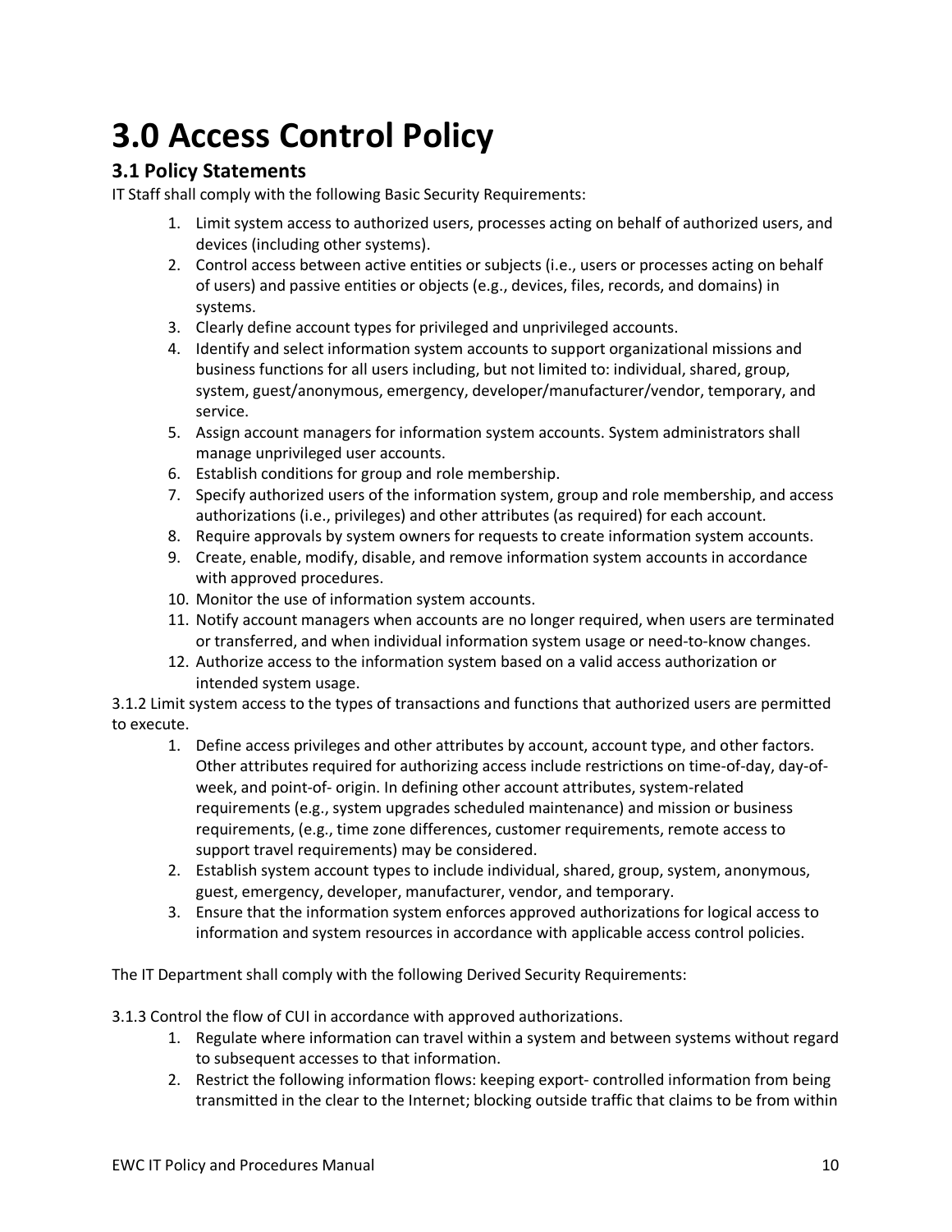# 3.0 Access Control Policy

## 3.1 Policy Statements

IT Staff shall comply with the following Basic Security Requirements:

1. Limit system access to authorized users, processes acting on behalf of authorized users, and devices (including other systems).
2. Control access between active entities or subjects (i.e., users or processes acting on behalf of users) and passive entities or objects (e.g., devices, files, records, and domains) in systems.
3. Clearly define account types for privileged and unprivileged accounts.
4. Identify and select information system accounts to support organizational missions and business functions for all users including, but not limited to: individual, shared, group, system, guest/anonymous, emergency, developer/manufacturer/vendor, temporary, and service.
5. Assign account managers for information system accounts. System administrators shall manage unprivileged user accounts.
6. Establish conditions for group and role membership.
7. Specify authorized users of the information system, group and role membership, and access authorizations (i.e., privileges) and other attributes (as required) for each account.
8. Require approvals by system owners for requests to create information system accounts.
9. Create, enable, modify, disable, and remove information system accounts in accordance with approved procedures.
10. Monitor the use of information system accounts.
11. Notify account managers when accounts are no longer required, when users are terminated or transferred, and when individual information system usage or need-to-know changes.
12. Authorize access to the information system based on a valid access authorization or intended system usage.

3.1.2 Limit system access to the types of transactions and functions that authorized users are permitted to execute.

1. Define access privileges and other attributes by account, account type, and other factors. Other attributes required for authorizing access include restrictions on time-of-day, day-of-week, and point-of- origin. In defining other account attributes, system-related requirements (e.g., system upgrades scheduled maintenance) and mission or business requirements, (e.g., time zone differences, customer requirements, remote access to support travel requirements) may be considered.
2. Establish system account types to include individual, shared, group, system, anonymous, guest, emergency, developer, manufacturer, vendor, and temporary.
3. Ensure that the information system enforces approved authorizations for logical access to information and system resources in accordance with applicable access control policies.

The IT Department shall comply with the following Derived Security Requirements:

3.1.3 Control the flow of CUI in accordance with approved authorizations.

1. Regulate where information can travel within a system and between systems without regard to subsequent accesses to that information.
2. Restrict the following information flows: keeping export- controlled information from being transmitted in the clear to the Internet; blocking outside traffic that claims to be from within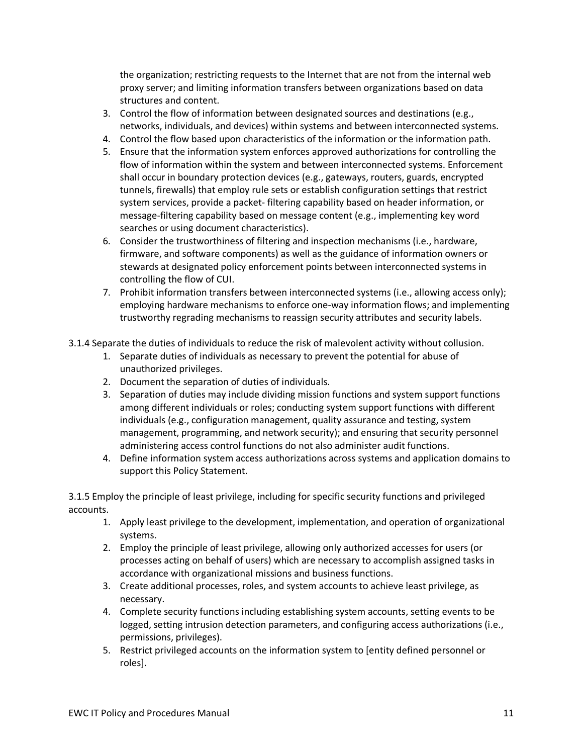the organization; restricting requests to the Internet that are not from the internal web proxy server; and limiting information transfers between organizations based on data structures and content.

3. Control the flow of information between designated sources and destinations (e.g., networks, individuals, and devices) within systems and between interconnected systems.
4. Control the flow based upon characteristics of the information or the information path.
5. Ensure that the information system enforces approved authorizations for controlling the flow of information within the system and between interconnected systems. Enforcement shall occur in boundary protection devices (e.g., gateways, routers, guards, encrypted tunnels, firewalls) that employ rule sets or establish configuration settings that restrict system services, provide a packet- filtering capability based on header information, or message-filtering capability based on message content (e.g., implementing key word searches or using document characteristics).
6. Consider the trustworthiness of filtering and inspection mechanisms (i.e., hardware, firmware, and software components) as well as the guidance of information owners or stewards at designated policy enforcement points between interconnected systems in controlling the flow of CUI.
7. Prohibit information transfers between interconnected systems (i.e., allowing access only); employing hardware mechanisms to enforce one-way information flows; and implementing trustworthy regrading mechanisms to reassign security attributes and security labels.

3.1.4 Separate the duties of individuals to reduce the risk of malevolent activity without collusion.

1. Separate duties of individuals as necessary to prevent the potential for abuse of unauthorized privileges.
2. Document the separation of duties of individuals.
3. Separation of duties may include dividing mission functions and system support functions among different individuals or roles; conducting system support functions with different individuals (e.g., configuration management, quality assurance and testing, system management, programming, and network security); and ensuring that security personnel administering access control functions do not also administer audit functions.
4. Define information system access authorizations across systems and application domains to support this Policy Statement.

3.1.5 Employ the principle of least privilege, including for specific security functions and privileged accounts.

1. Apply least privilege to the development, implementation, and operation of organizational systems.
2. Employ the principle of least privilege, allowing only authorized accesses for users (or processes acting on behalf of users) which are necessary to accomplish assigned tasks in accordance with organizational missions and business functions.
3. Create additional processes, roles, and system accounts to achieve least privilege, as necessary.
4. Complete security functions including establishing system accounts, setting events to be logged, setting intrusion detection parameters, and configuring access authorizations (i.e., permissions, privileges).
5. Restrict privileged accounts on the information system to [entity defined personnel or roles].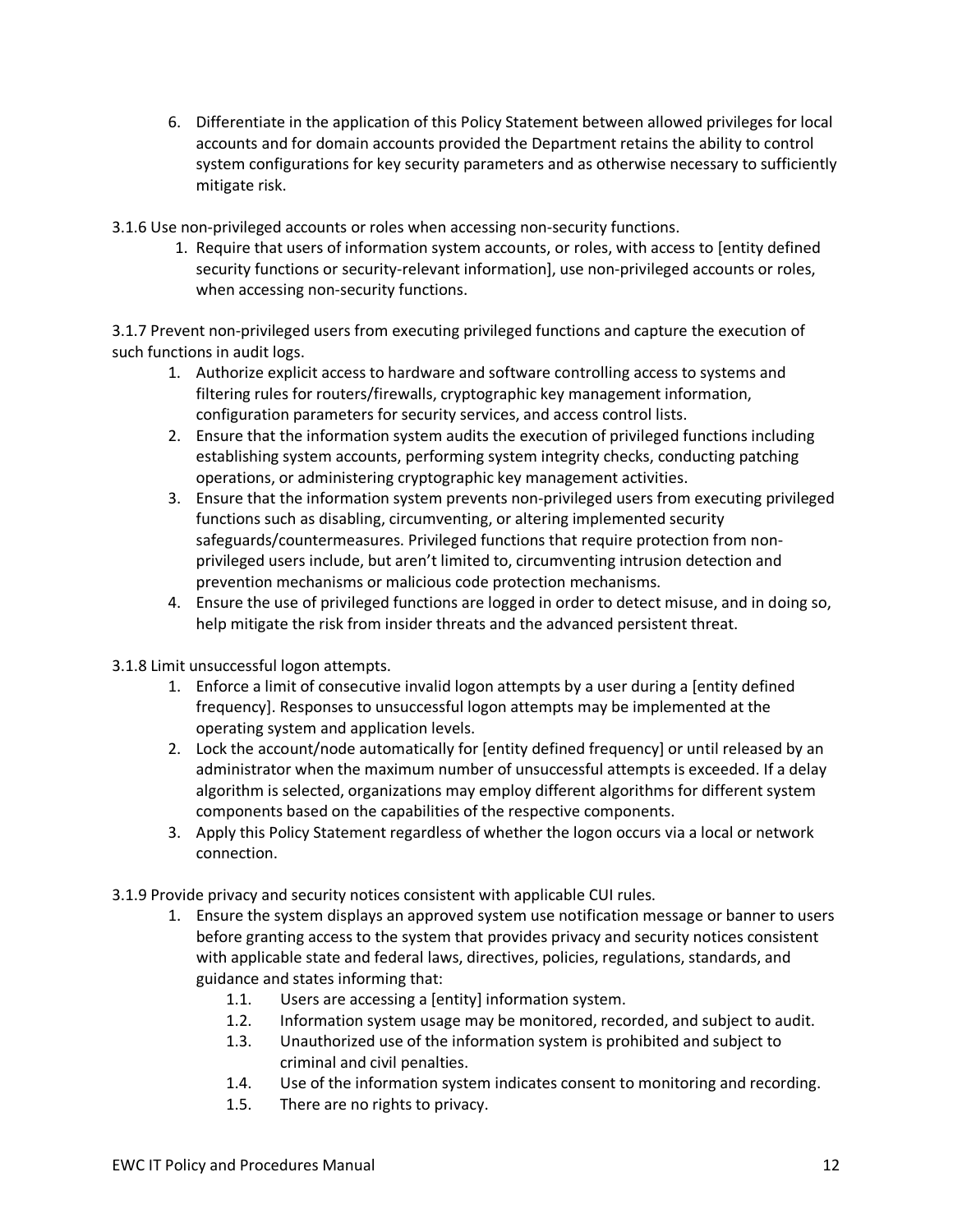6. Differentiate in the application of this Policy Statement between allowed privileges for local accounts and for domain accounts provided the Department retains the ability to control system configurations for key security parameters and as otherwise necessary to sufficiently mitigate risk.

3.1.6 Use non-privileged accounts or roles when accessing non-security functions.

1. Require that users of information system accounts, or roles, with access to [entity defined security functions or security-relevant information], use non-privileged accounts or roles, when accessing non-security functions.

3.1.7 Prevent non-privileged users from executing privileged functions and capture the execution of such functions in audit logs.

1. Authorize explicit access to hardware and software controlling access to systems and filtering rules for routers/firewalls, cryptographic key management information, configuration parameters for security services, and access control lists.
2. Ensure that the information system audits the execution of privileged functions including establishing system accounts, performing system integrity checks, conducting patching operations, or administering cryptographic key management activities.
3. Ensure that the information system prevents non-privileged users from executing privileged functions such as disabling, circumventing, or altering implemented security safeguards/countermeasures. Privileged functions that require protection from non-privileged users include, but aren't limited to, circumventing intrusion detection and prevention mechanisms or malicious code protection mechanisms.
4. Ensure the use of privileged functions are logged in order to detect misuse, and in doing so, help mitigate the risk from insider threats and the advanced persistent threat.

3.1.8 Limit unsuccessful logon attempts.

1. Enforce a limit of consecutive invalid logon attempts by a user during a [entity defined frequency]. Responses to unsuccessful logon attempts may be implemented at the operating system and application levels.
2. Lock the account/node automatically for [entity defined frequency] or until released by an administrator when the maximum number of unsuccessful attempts is exceeded. If a delay algorithm is selected, organizations may employ different algorithms for different system components based on the capabilities of the respective components.
3. Apply this Policy Statement regardless of whether the logon occurs via a local or network connection.

3.1.9 Provide privacy and security notices consistent with applicable CUI rules.

1. Ensure the system displays an approved system use notification message or banner to users before granting access to the system that provides privacy and security notices consistent with applicable state and federal laws, directives, policies, regulations, standards, and guidance and states informing that:
   - 1.1. Users are accessing a [entity] information system.
   - 1.2. Information system usage may be monitored, recorded, and subject to audit.
   - 1.3. Unauthorized use of the information system is prohibited and subject to criminal and civil penalties.
   - 1.4. Use of the information system indicates consent to monitoring and recording.
   - 1.5. There are no rights to privacy.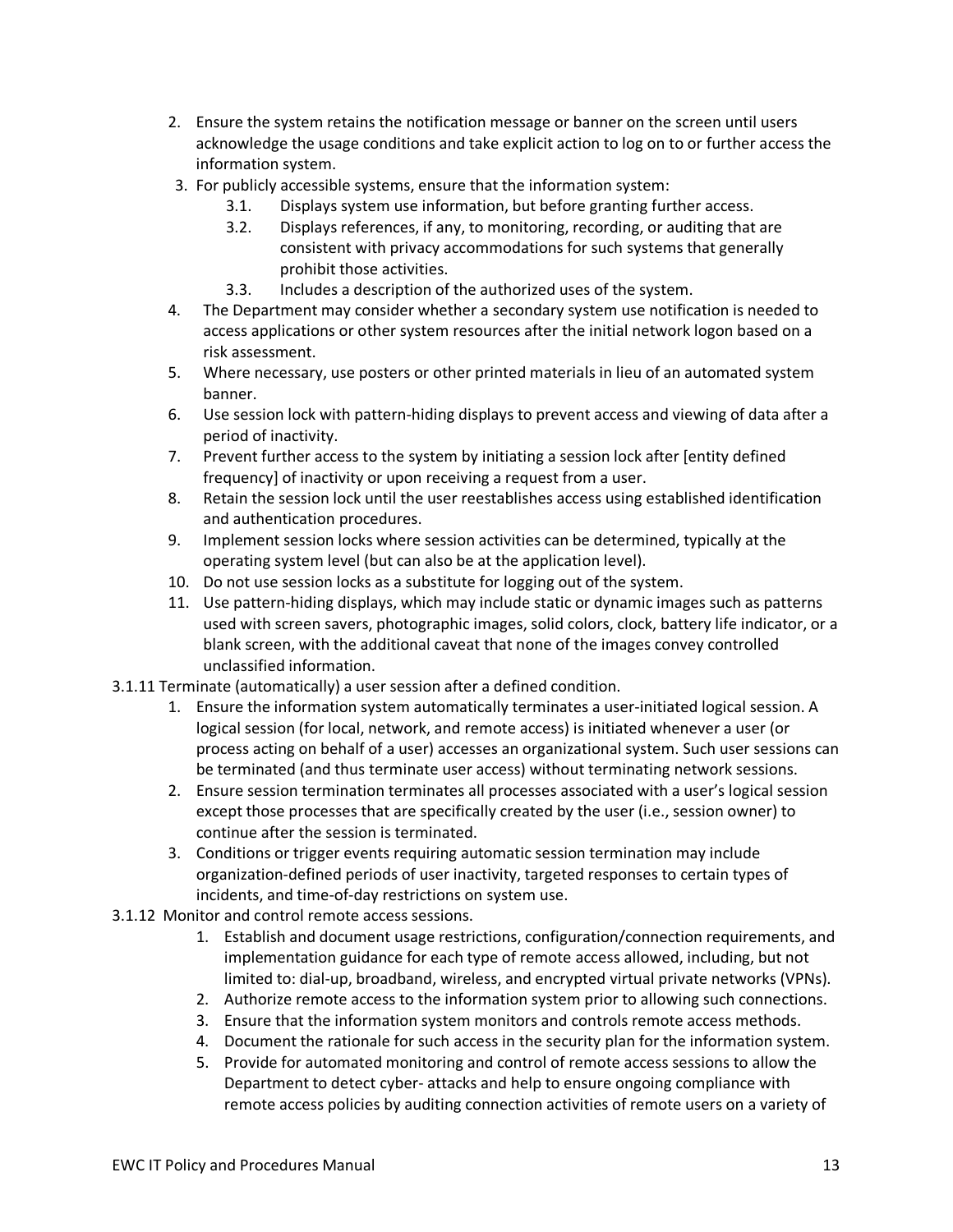2. Ensure the system retains the notification message or banner on the screen until users acknowledge the usage conditions and take explicit action to log on to or further access the information system.
3. For publicly accessible systems, ensure that the information system:
   - 3.1. Displays system use information, but before granting further access.
   - 3.2. Displays references, if any, to monitoring, recording, or auditing that are consistent with privacy accommodations for such systems that generally prohibit those activities.
   - 3.3. Includes a description of the authorized uses of the system.
4. The Department may consider whether a secondary system use notification is needed to access applications or other system resources after the initial network logon based on a risk assessment.
5. Where necessary, use posters or other printed materials in lieu of an automated system banner.
6. Use session lock with pattern-hiding displays to prevent access and viewing of data after a period of inactivity.
7. Prevent further access to the system by initiating a session lock after [entity defined frequency] of inactivity or upon receiving a request from a user.
8. Retain the session lock until the user reestablishes access using established identification and authentication procedures.
9. Implement session locks where session activities can be determined, typically at the operating system level (but can also be at the application level).
10. Do not use session locks as a substitute for logging out of the system.
11. Use pattern-hiding displays, which may include static or dynamic images such as patterns used with screen savers, photographic images, solid colors, clock, battery life indicator, or a blank screen, with the additional caveat that none of the images convey controlled unclassified information.

3.1.11 Terminate (automatically) a user session after a defined condition.

1. Ensure the information system automatically terminates a user-initiated logical session. A logical session (for local, network, and remote access) is initiated whenever a user (or process acting on behalf of a user) accesses an organizational system. Such user sessions can be terminated (and thus terminate user access) without terminating network sessions.
2. Ensure session termination terminates all processes associated with a user's logical session except those processes that are specifically created by the user (i.e., session owner) to continue after the session is terminated.
3. Conditions or trigger events requiring automatic session termination may include organization-defined periods of user inactivity, targeted responses to certain types of incidents, and time-of-day restrictions on system use.

3.1.12 Monitor and control remote access sessions.

1. Establish and document usage restrictions, configuration/connection requirements, and implementation guidance for each type of remote access allowed, including, but not limited to: dial-up, broadband, wireless, and encrypted virtual private networks (VPNs).
2. Authorize remote access to the information system prior to allowing such connections.
3. Ensure that the information system monitors and controls remote access methods.
4. Document the rationale for such access in the security plan for the information system.
5. Provide for automated monitoring and control of remote access sessions to allow the Department to detect cyber- attacks and help to ensure ongoing compliance with remote access policies by auditing connection activities of remote users on a variety of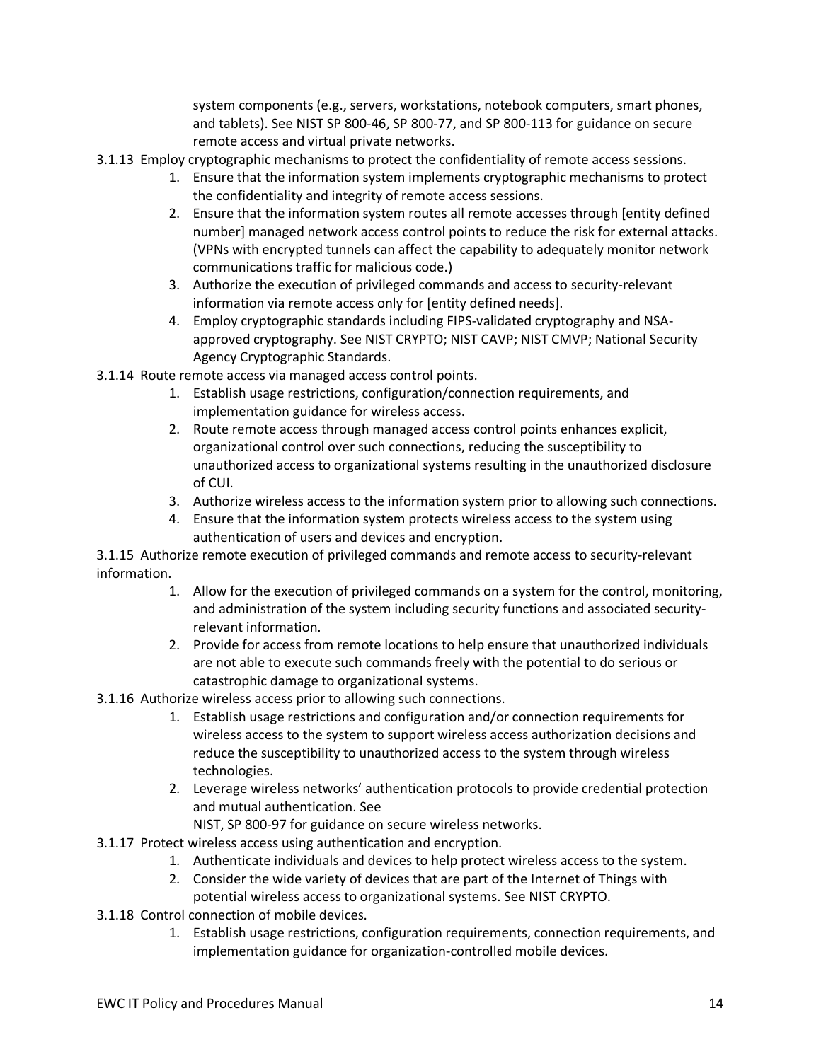system components (e.g., servers, workstations, notebook computers, smart phones, and tablets). See NIST SP 800-46, SP 800-77, and SP 800-113 for guidance on secure remote access and virtual private networks.

3.1.13 Employ cryptographic mechanisms to protect the confidentiality of remote access sessions.

1. Ensure that the information system implements cryptographic mechanisms to protect the confidentiality and integrity of remote access sessions.
2. Ensure that the information system routes all remote accesses through [entity defined number] managed network access control points to reduce the risk for external attacks. (VPNs with encrypted tunnels can affect the capability to adequately monitor network communications traffic for malicious code.)
3. Authorize the execution of privileged commands and access to security-relevant information via remote access only for [entity defined needs].
4. Employ cryptographic standards including FIPS-validated cryptography and NSA-approved cryptography. See NIST CRYPTO; NIST CAVP; NIST CMVP; National Security Agency Cryptographic Standards.

3.1.14 Route remote access via managed access control points.

1. Establish usage restrictions, configuration/connection requirements, and implementation guidance for wireless access.
2. Route remote access through managed access control points enhances explicit, organizational control over such connections, reducing the susceptibility to unauthorized access to organizational systems resulting in the unauthorized disclosure of CUI.
3. Authorize wireless access to the information system prior to allowing such connections.
4. Ensure that the information system protects wireless access to the system using authentication of users and devices and encryption.

3.1.15 Authorize remote execution of privileged commands and remote access to security-relevant information.

1. Allow for the execution of privileged commands on a system for the control, monitoring, and administration of the system including security functions and associated security-relevant information.
2. Provide for access from remote locations to help ensure that unauthorized individuals are not able to execute such commands freely with the potential to do serious or catastrophic damage to organizational systems.

3.1.16 Authorize wireless access prior to allowing such connections.

1. Establish usage restrictions and configuration and/or connection requirements for wireless access to the system to support wireless access authorization decisions and reduce the susceptibility to unauthorized access to the system through wireless technologies.
2. Leverage wireless networks' authentication protocols to provide credential protection and mutual authentication. See NIST, SP 800-97 for guidance on secure wireless networks.

3.1.17 Protect wireless access using authentication and encryption.

1. Authenticate individuals and devices to help protect wireless access to the system.
2. Consider the wide variety of devices that are part of the Internet of Things with potential wireless access to organizational systems. See NIST CRYPTO.

3.1.18 Control connection of mobile devices.

1. Establish usage restrictions, configuration requirements, connection requirements, and implementation guidance for organization-controlled mobile devices.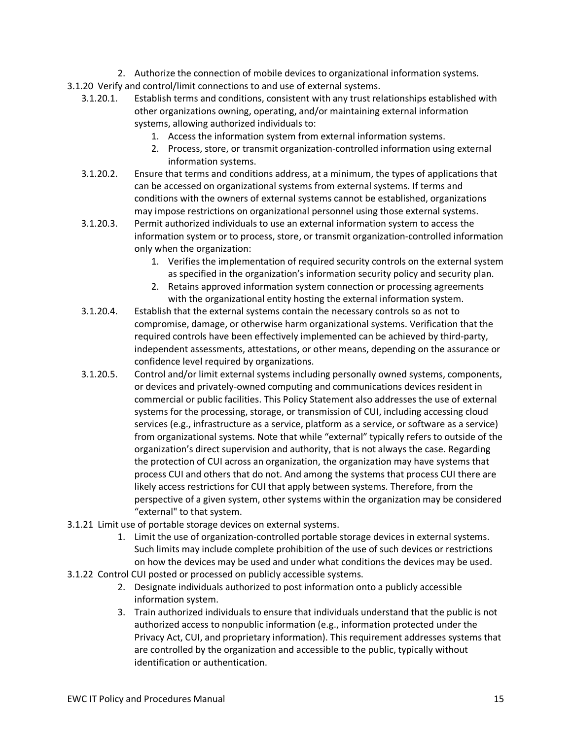2. Authorize the connection of mobile devices to organizational information systems.

3.1.20 Verify and control/limit connections to and use of external systems.

3.1.20.1. Establish terms and conditions, consistent with any trust relationships established with other organizations owning, operating, and/or maintaining external information systems, allowing authorized individuals to:

1. Access the information system from external information systems.
2. Process, store, or transmit organization-controlled information using external information systems.

3.1.20.2. Ensure that terms and conditions address, at a minimum, the types of applications that can be accessed on organizational systems from external systems. If terms and conditions with the owners of external systems cannot be established, organizations may impose restrictions on organizational personnel using those external systems.

3.1.20.3. Permit authorized individuals to use an external information system to access the information system or to process, store, or transmit organization-controlled information only when the organization:

1. Verifies the implementation of required security controls on the external system as specified in the organization's information security policy and security plan.
2. Retains approved information system connection or processing agreements with the organizational entity hosting the external information system.

3.1.20.4. Establish that the external systems contain the necessary controls so as not to compromise, damage, or otherwise harm organizational systems. Verification that the required controls have been effectively implemented can be achieved by third-party, independent assessments, attestations, or other means, depending on the assurance or confidence level required by organizations.

3.1.20.5. Control and/or limit external systems including personally owned systems, components, or devices and privately-owned computing and communications devices resident in commercial or public facilities. This Policy Statement also addresses the use of external systems for the processing, storage, or transmission of CUI, including accessing cloud services (e.g., infrastructure as a service, platform as a service, or software as a service) from organizational systems. Note that while "external" typically refers to outside of the organization's direct supervision and authority, that is not always the case. Regarding the protection of CUI across an organization, the organization may have systems that process CUI and others that do not. And among the systems that process CUI there are likely access restrictions for CUI that apply between systems. Therefore, from the perspective of a given system, other systems within the organization may be considered "external" to that system.

3.1.21 Limit use of portable storage devices on external systems.

1. Limit the use of organization-controlled portable storage devices in external systems. Such limits may include complete prohibition of the use of such devices or restrictions on how the devices may be used and under what conditions the devices may be used.

3.1.22 Control CUI posted or processed on publicly accessible systems.

2. Designate individuals authorized to post information onto a publicly accessible information system.
3. Train authorized individuals to ensure that individuals understand that the public is not authorized access to nonpublic information (e.g., information protected under the Privacy Act, CUI, and proprietary information). This requirement addresses systems that are controlled by the organization and accessible to the public, typically without identification or authentication.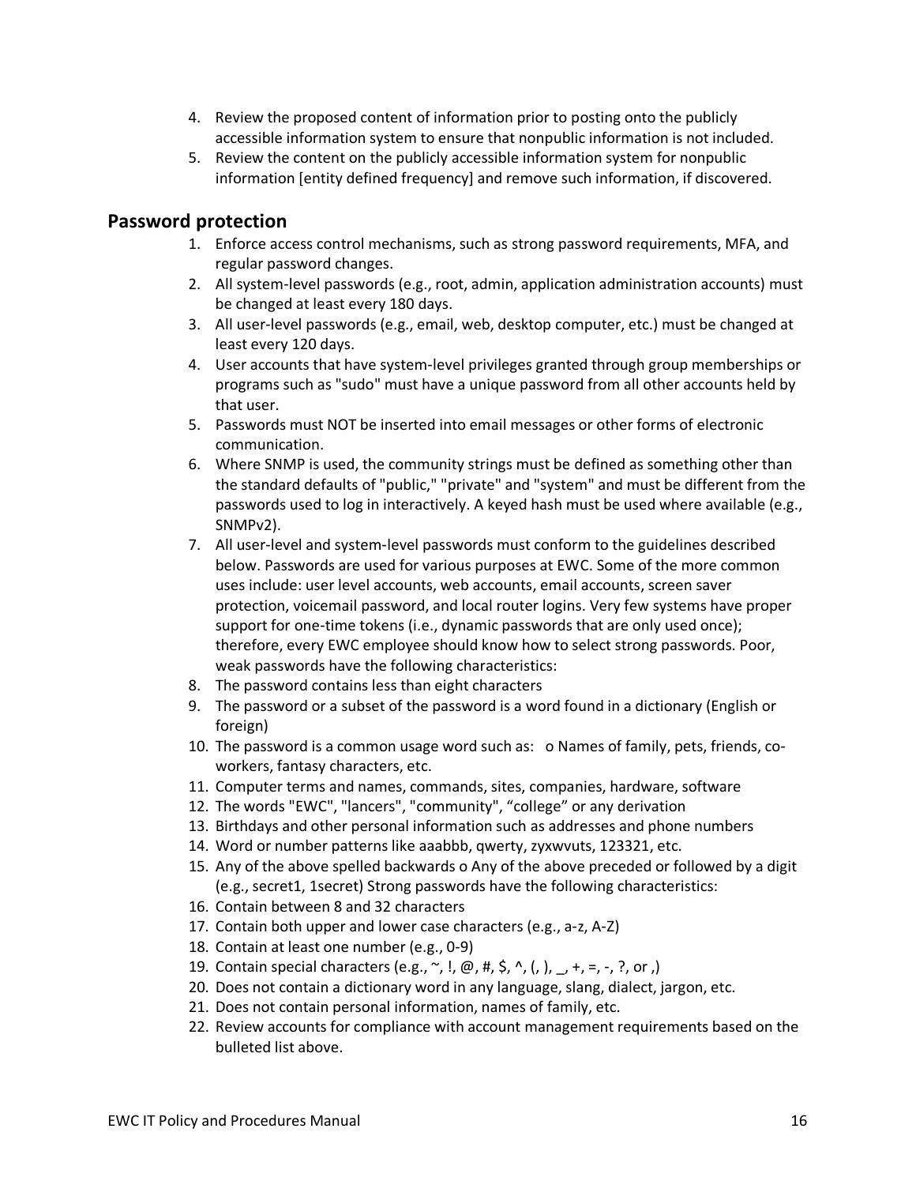4. Review the proposed content of information prior to posting onto the publicly accessible information system to ensure that nonpublic information is not included.
5. Review the content on the publicly accessible information system for nonpublic information [entity defined frequency] and remove such information, if discovered.

## Password protection

1. Enforce access control mechanisms, such as strong password requirements, MFA, and regular password changes.
2. All system-level passwords (e.g., root, admin, application administration accounts) must be changed at least every 180 days.
3. All user-level passwords (e.g., email, web, desktop computer, etc.) must be changed at least every 120 days.
4. User accounts that have system-level privileges granted through group memberships or programs such as "sudo" must have a unique password from all other accounts held by that user.
5. Passwords must NOT be inserted into email messages or other forms of electronic communication.
6. Where SNMP is used, the community strings must be defined as something other than the standard defaults of "public," "private" and "system" and must be different from the passwords used to log in interactively. A keyed hash must be used where available (e.g., SNMPv2).
7. All user-level and system-level passwords must conform to the guidelines described below. Passwords are used for various purposes at EWC. Some of the more common uses include: user level accounts, web accounts, email accounts, screen saver protection, voicemail password, and local router logins. Very few systems have proper support for one-time tokens (i.e., dynamic passwords that are only used once); therefore, every EWC employee should know how to select strong passwords. Poor, weak passwords have the following characteristics:
8. The password contains less than eight characters
9. The password or a subset of the password is a word found in a dictionary (English or foreign)
10. The password is a common usage word such as: o Names of family, pets, friends, co-workers, fantasy characters, etc.
11. Computer terms and names, commands, sites, companies, hardware, software
12. The words "EWC", "lancers", "community", "college" or any derivation
13. Birthdays and other personal information such as addresses and phone numbers
14. Word or number patterns like aaabbb, qwerty, zyxwvuts, 123321, etc.
15. Any of the above spelled backwards o Any of the above preceded or followed by a digit (e.g., secret1, 1secret) Strong passwords have the following characteristics:
16. Contain between 8 and 32 characters
17. Contain both upper and lower case characters (e.g., a-z, A-Z)
18. Contain at least one number (e.g., 0-9)
19. Contain special characters (e.g., ~, !, @, #, $, ^, (, ), _, +, =, -, ?, or ,)
20. Does not contain a dictionary word in any language, slang, dialect, jargon, etc.
21. Does not contain personal information, names of family, etc.
22. Review accounts for compliance with account management requirements based on the bulleted list above.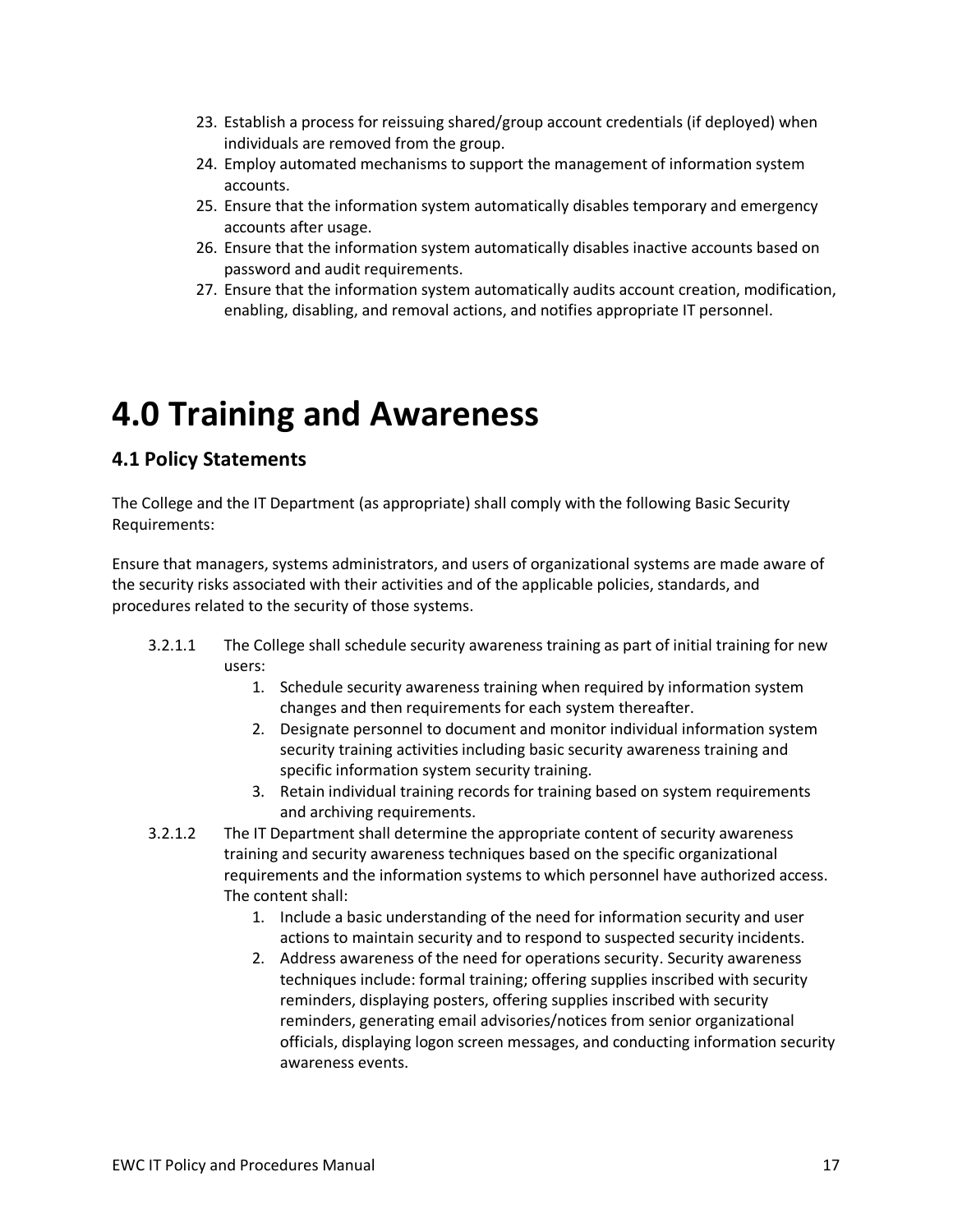23. Establish a process for reissuing shared/group account credentials (if deployed) when individuals are removed from the group.
24. Employ automated mechanisms to support the management of information system accounts.
25. Ensure that the information system automatically disables temporary and emergency accounts after usage.
26. Ensure that the information system automatically disables inactive accounts based on password and audit requirements.
27. Ensure that the information system automatically audits account creation, modification, enabling, disabling, and removal actions, and notifies appropriate IT personnel.

# 4.0 Training and Awareness

## 4.1 Policy Statements

The College and the IT Department (as appropriate) shall comply with the following Basic Security Requirements:

Ensure that managers, systems administrators, and users of organizational systems are made aware of the security risks associated with their activities and of the applicable policies, standards, and procedures related to the security of those systems.

3.2.1.1 The College shall schedule security awareness training as part of initial training for new users:

1. Schedule security awareness training when required by information system changes and then requirements for each system thereafter.
2. Designate personnel to document and monitor individual information system security training activities including basic security awareness training and specific information system security training.
3. Retain individual training records for training based on system requirements and archiving requirements.

3.2.1.2 The IT Department shall determine the appropriate content of security awareness training and security awareness techniques based on the specific organizational requirements and the information systems to which personnel have authorized access. The content shall:

1. Include a basic understanding of the need for information security and user actions to maintain security and to respond to suspected security incidents.
2. Address awareness of the need for operations security. Security awareness techniques include: formal training; offering supplies inscribed with security reminders, displaying posters, offering supplies inscribed with security reminders, generating email advisories/notices from senior organizational officials, displaying logon screen messages, and conducting information security awareness events.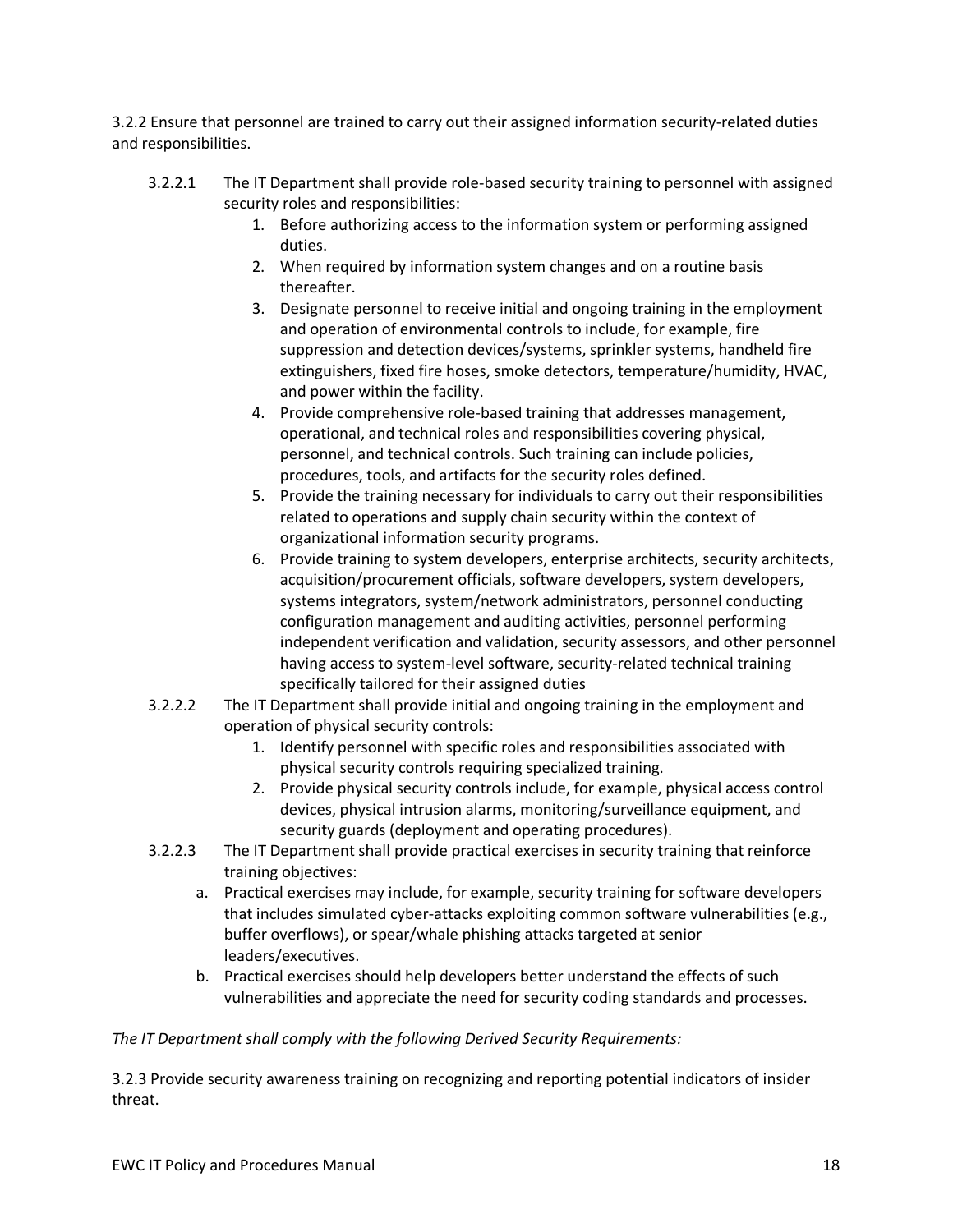3.2.2 Ensure that personnel are trained to carry out their assigned information security-related duties and responsibilities.

3.2.2.1 The IT Department shall provide role-based security training to personnel with assigned security roles and responsibilities:

1. Before authorizing access to the information system or performing assigned duties.
2. When required by information system changes and on a routine basis thereafter.
3. Designate personnel to receive initial and ongoing training in the employment and operation of environmental controls to include, for example, fire suppression and detection devices/systems, sprinkler systems, handheld fire extinguishers, fixed fire hoses, smoke detectors, temperature/humidity, HVAC, and power within the facility.
4. Provide comprehensive role-based training that addresses management, operational, and technical roles and responsibilities covering physical, personnel, and technical controls. Such training can include policies, procedures, tools, and artifacts for the security roles defined.
5. Provide the training necessary for individuals to carry out their responsibilities related to operations and supply chain security within the context of organizational information security programs.
6. Provide training to system developers, enterprise architects, security architects, acquisition/procurement officials, software developers, system developers, systems integrators, system/network administrators, personnel conducting configuration management and auditing activities, personnel performing independent verification and validation, security assessors, and other personnel having access to system-level software, security-related technical training specifically tailored for their assigned duties

3.2.2.2 The IT Department shall provide initial and ongoing training in the employment and operation of physical security controls:

1. Identify personnel with specific roles and responsibilities associated with physical security controls requiring specialized training.
2. Provide physical security controls include, for example, physical access control devices, physical intrusion alarms, monitoring/surveillance equipment, and security guards (deployment and operating procedures).

3.2.2.3 The IT Department shall provide practical exercises in security training that reinforce training objectives:

a. Practical exercises may include, for example, security training for software developers that includes simulated cyber-attacks exploiting common software vulnerabilities (e.g., buffer overflows), or spear/whale phishing attacks targeted at senior leaders/executives.
b. Practical exercises should help developers better understand the effects of such vulnerabilities and appreciate the need for security coding standards and processes.

*The IT Department shall comply with the following Derived Security Requirements:*

3.2.3 Provide security awareness training on recognizing and reporting potential indicators of insider threat.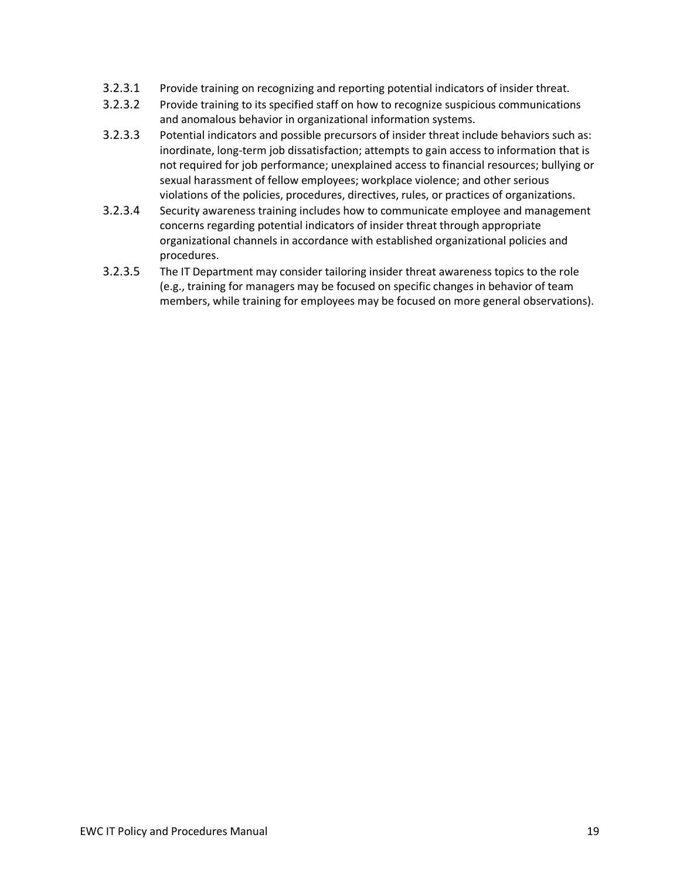3.2.3.1 Provide training on recognizing and reporting potential indicators of insider threat.

3.2.3.2 Provide training to its specified staff on how to recognize suspicious communications and anomalous behavior in organizational information systems.

3.2.3.3 Potential indicators and possible precursors of insider threat include behaviors such as: inordinate, long-term job dissatisfaction; attempts to gain access to information that is not required for job performance; unexplained access to financial resources; bullying or sexual harassment of fellow employees; workplace violence; and other serious violations of the policies, procedures, directives, rules, or practices of organizations.

3.2.3.4 Security awareness training includes how to communicate employee and management concerns regarding potential indicators of insider threat through appropriate organizational channels in accordance with established organizational policies and procedures.

3.2.3.5 The IT Department may consider tailoring insider threat awareness topics to the role (e.g., training for managers may be focused on specific changes in behavior of team members, while training for employees may be focused on more general observations).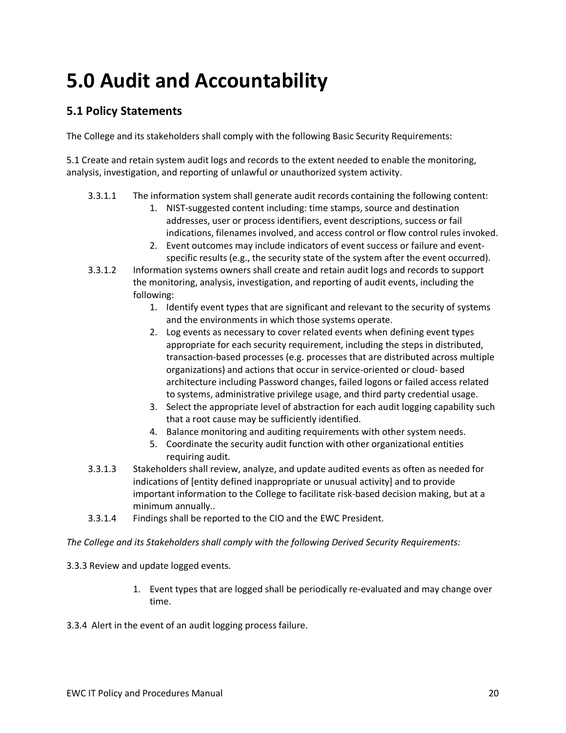# 5.0 Audit and Accountability

## 5.1 Policy Statements

The College and its stakeholders shall comply with the following Basic Security Requirements:

5.1 Create and retain system audit logs and records to the extent needed to enable the monitoring, analysis, investigation, and reporting of unlawful or unauthorized system activity.

- 3.3.1.1 The information system shall generate audit records containing the following content:
  1. NIST-suggested content including: time stamps, source and destination addresses, user or process identifiers, event descriptions, success or fail indications, filenames involved, and access control or flow control rules invoked.
  2. Event outcomes may include indicators of event success or failure and event-specific results (e.g., the security state of the system after the event occurred).
- 3.3.1.2 Information systems owners shall create and retain audit logs and records to support the monitoring, analysis, investigation, and reporting of audit events, including the following:
  1. Identify event types that are significant and relevant to the security of systems and the environments in which those systems operate.
  2. Log events as necessary to cover related events when defining event types appropriate for each security requirement, including the steps in distributed, transaction-based processes (e.g. processes that are distributed across multiple organizations) and actions that occur in service-oriented or cloud- based architecture including Password changes, failed logons or failed access related to systems, administrative privilege usage, and third party credential usage.
  3. Select the appropriate level of abstraction for each audit logging capability such that a root cause may be sufficiently identified.
  4. Balance monitoring and auditing requirements with other system needs.
  5. Coordinate the security audit function with other organizational entities requiring audit.
- 3.3.1.3 Stakeholders shall review, analyze, and update audited events as often as needed for indications of [entity defined inappropriate or unusual activity] and to provide important information to the College to facilitate risk-based decision making, but at a minimum annually..
- 3.3.1.4 Findings shall be reported to the CIO and the EWC President.

*The College and its Stakeholders shall comply with the following Derived Security Requirements:*

3.3.3 Review and update logged events.

1. Event types that are logged shall be periodically re-evaluated and may change over time.

3.3.4 Alert in the event of an audit logging process failure.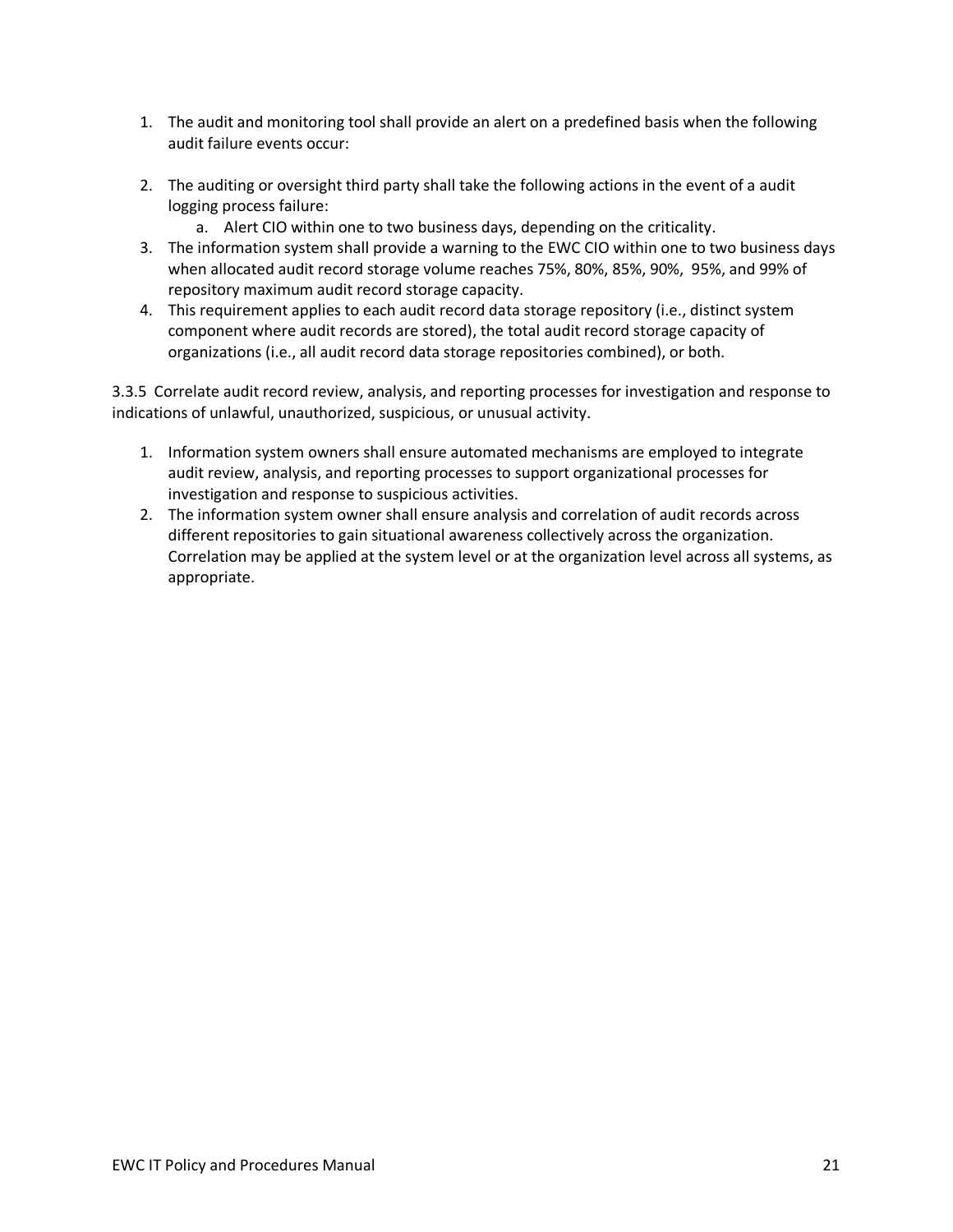1. The audit and monitoring tool shall provide an alert on a predefined basis when the following audit failure events occur:

2. The auditing or oversight third party shall take the following actions in the event of a audit logging process failure:
   a. Alert CIO within one to two business days, depending on the criticality.
3. The information system shall provide a warning to the EWC CIO within one to two business days when allocated audit record storage volume reaches 75%, 80%, 85%, 90%, 95%, and 99% of repository maximum audit record storage capacity.
4. This requirement applies to each audit record data storage repository (i.e., distinct system component where audit records are stored), the total audit record storage capacity of organizations (i.e., all audit record data storage repositories combined), or both.

3.3.5 Correlate audit record review, analysis, and reporting processes for investigation and response to indications of unlawful, unauthorized, suspicious, or unusual activity.

1. Information system owners shall ensure automated mechanisms are employed to integrate audit review, analysis, and reporting processes to support organizational processes for investigation and response to suspicious activities.
2. The information system owner shall ensure analysis and correlation of audit records across different repositories to gain situational awareness collectively across the organization. Correlation may be applied at the system level or at the organization level across all systems, as appropriate.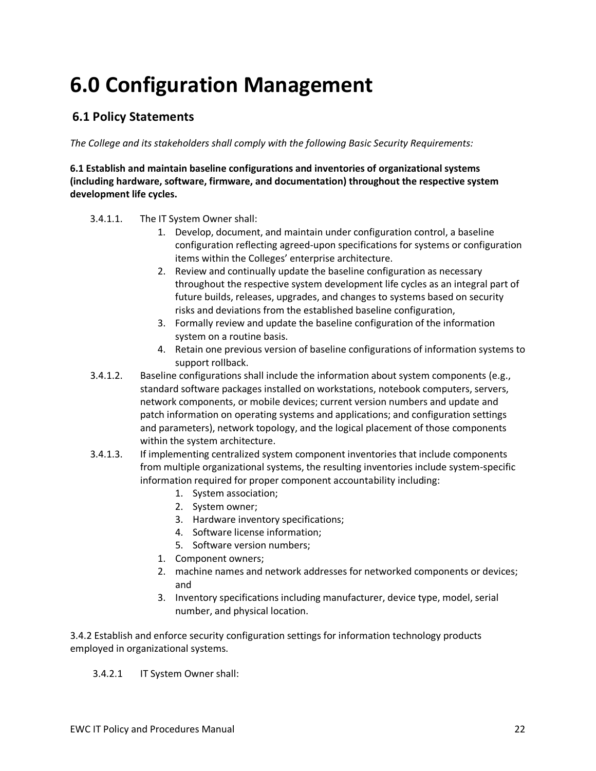# 6.0 Configuration Management

## 6.1 Policy Statements

*The College and its stakeholders shall comply with the following Basic Security Requirements:*

**6.1 Establish and maintain baseline configurations and inventories of organizational systems (including hardware, software, firmware, and documentation) throughout the respective system development life cycles.**

3.4.1.1. The IT System Owner shall:

1. Develop, document, and maintain under configuration control, a baseline configuration reflecting agreed-upon specifications for systems or configuration items within the Colleges' enterprise architecture.
2. Review and continually update the baseline configuration as necessary throughout the respective system development life cycles as an integral part of future builds, releases, upgrades, and changes to systems based on security risks and deviations from the established baseline configuration,
3. Formally review and update the baseline configuration of the information system on a routine basis.
4. Retain one previous version of baseline configurations of information systems to support rollback.

3.4.1.2. Baseline configurations shall include the information about system components (e.g., standard software packages installed on workstations, notebook computers, servers, network components, or mobile devices; current version numbers and update and patch information on operating systems and applications; and configuration settings and parameters), network topology, and the logical placement of those components within the system architecture.

3.4.1.3. If implementing centralized system component inventories that include components from multiple organizational systems, the resulting inventories include system-specific information required for proper component accountability including:

   1. System association;
   2. System owner;
   3. Hardware inventory specifications;
   4. Software license information;
   5. Software version numbers;

1. Component owners;
2. machine names and network addresses for networked components or devices; and
3. Inventory specifications including manufacturer, device type, model, serial number, and physical location.

3.4.2 Establish and enforce security configuration settings for information technology products employed in organizational systems.

3.4.2.1 IT System Owner shall: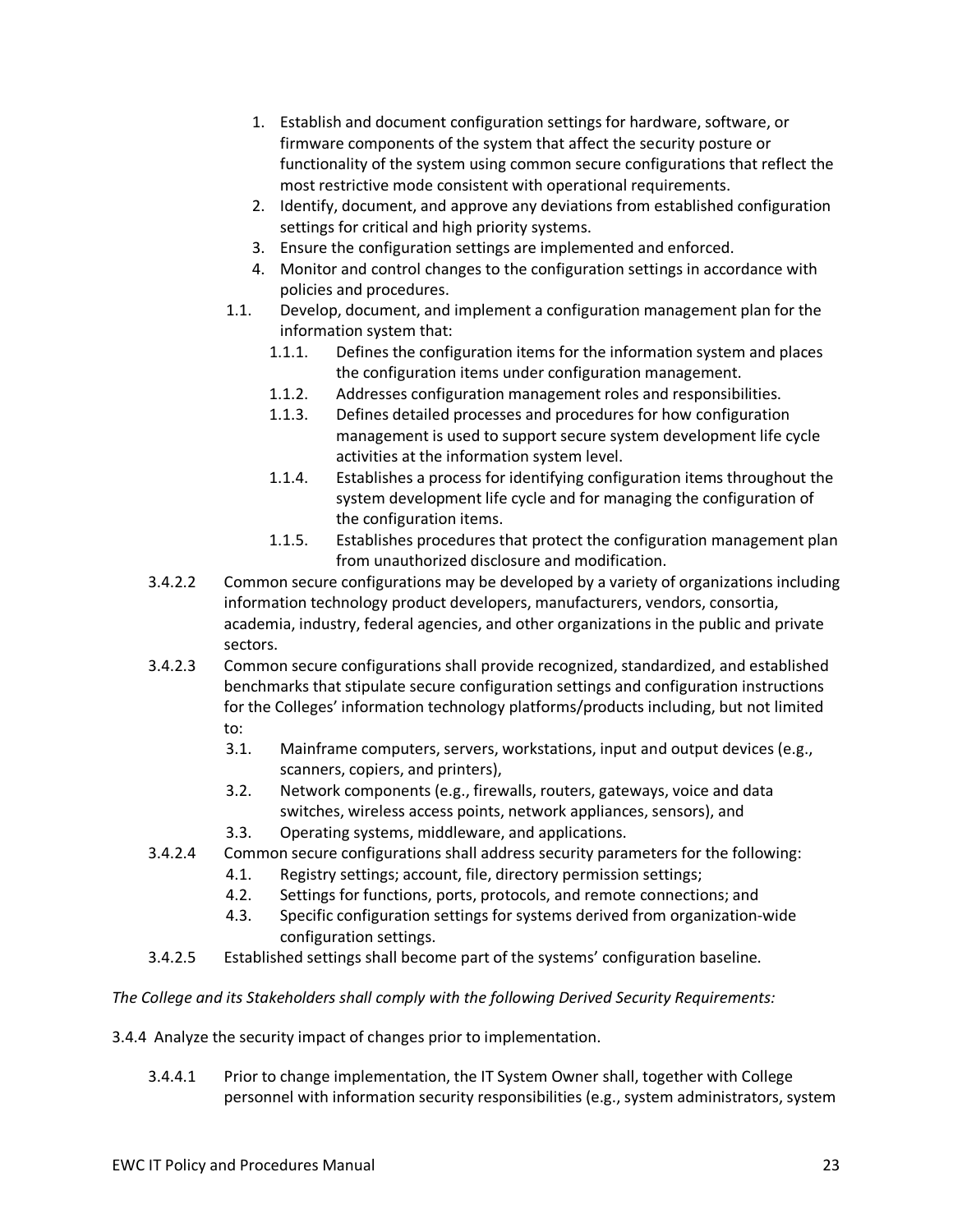1. Establish and document configuration settings for hardware, software, or firmware components of the system that affect the security posture or functionality of the system using common secure configurations that reflect the most restrictive mode consistent with operational requirements.
2. Identify, document, and approve any deviations from established configuration settings for critical and high priority systems.
3. Ensure the configuration settings are implemented and enforced.
4. Monitor and control changes to the configuration settings in accordance with policies and procedures.

1.1. Develop, document, and implement a configuration management plan for the information system that:

- 1.1.1. Defines the configuration items for the information system and places the configuration items under configuration management.
- 1.1.2. Addresses configuration management roles and responsibilities.
- 1.1.3. Defines detailed processes and procedures for how configuration management is used to support secure system development life cycle activities at the information system level.
- 1.1.4. Establishes a process for identifying configuration items throughout the system development life cycle and for managing the configuration of the configuration items.
- 1.1.5. Establishes procedures that protect the configuration management plan from unauthorized disclosure and modification.

3.4.2.2 Common secure configurations may be developed by a variety of organizations including information technology product developers, manufacturers, vendors, consortia, academia, industry, federal agencies, and other organizations in the public and private sectors.

3.4.2.3 Common secure configurations shall provide recognized, standardized, and established benchmarks that stipulate secure configuration settings and configuration instructions for the Colleges' information technology platforms/products including, but not limited to:

- 3.1. Mainframe computers, servers, workstations, input and output devices (e.g., scanners, copiers, and printers),
- 3.2. Network components (e.g., firewalls, routers, gateways, voice and data switches, wireless access points, network appliances, sensors), and
- 3.3. Operating systems, middleware, and applications.

3.4.2.4 Common secure configurations shall address security parameters for the following:

- 4.1. Registry settings; account, file, directory permission settings;
- 4.2. Settings for functions, ports, protocols, and remote connections; and
- 4.3. Specific configuration settings for systems derived from organization-wide configuration settings.

3.4.2.5 Established settings shall become part of the systems' configuration baseline.

*The College and its Stakeholders shall comply with the following Derived Security Requirements:*

3.4.4 Analyze the security impact of changes prior to implementation.

3.4.4.1 Prior to change implementation, the IT System Owner shall, together with College personnel with information security responsibilities (e.g., system administrators, system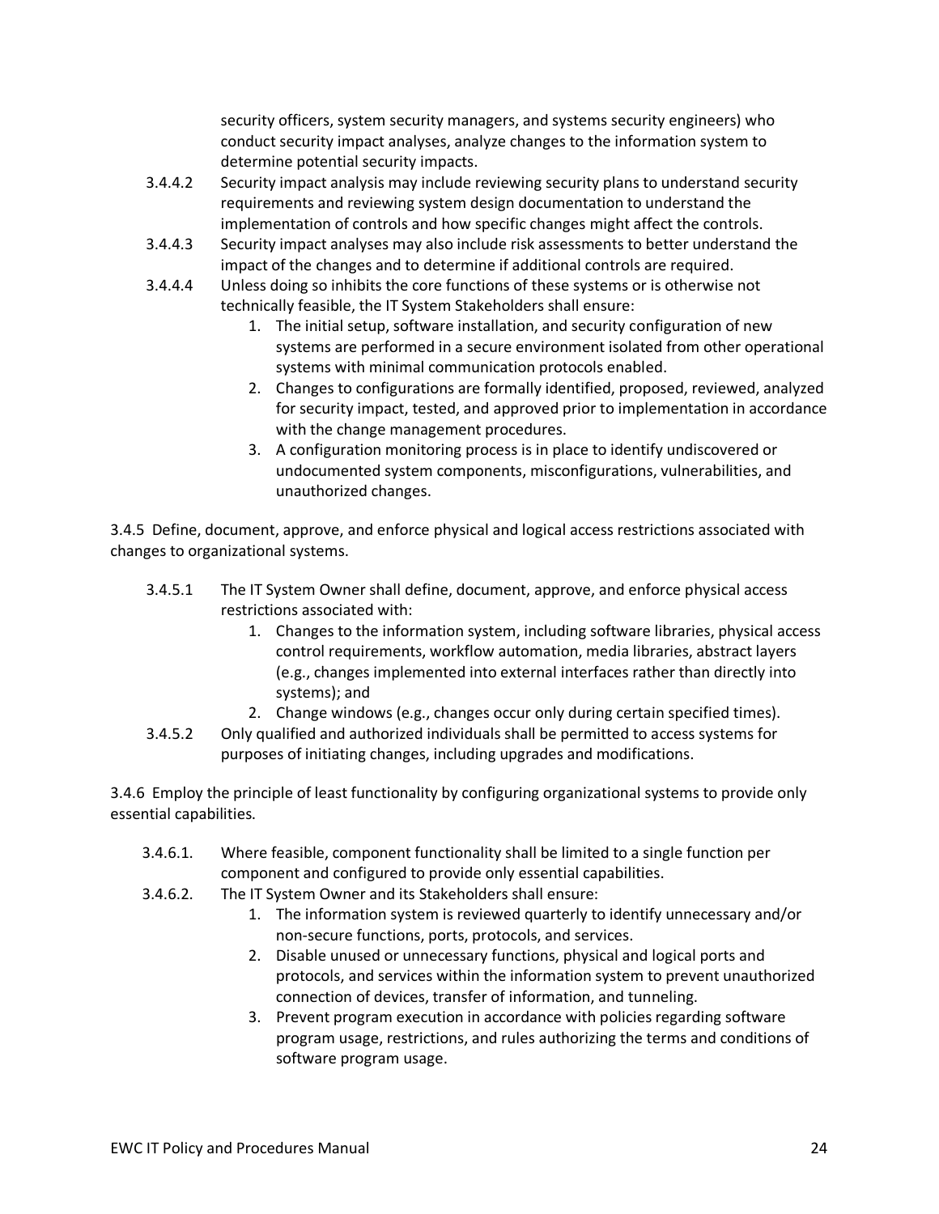security officers, system security managers, and systems security engineers) who conduct security impact analyses, analyze changes to the information system to determine potential security impacts.

3.4.4.2 Security impact analysis may include reviewing security plans to understand security requirements and reviewing system design documentation to understand the implementation of controls and how specific changes might affect the controls.

3.4.4.3 Security impact analyses may also include risk assessments to better understand the impact of the changes and to determine if additional controls are required.

3.4.4.4 Unless doing so inhibits the core functions of these systems or is otherwise not technically feasible, the IT System Stakeholders shall ensure:

1. The initial setup, software installation, and security configuration of new systems are performed in a secure environment isolated from other operational systems with minimal communication protocols enabled.
2. Changes to configurations are formally identified, proposed, reviewed, analyzed for security impact, tested, and approved prior to implementation in accordance with the change management procedures.
3. A configuration monitoring process is in place to identify undiscovered or undocumented system components, misconfigurations, vulnerabilities, and unauthorized changes.

3.4.5 Define, document, approve, and enforce physical and logical access restrictions associated with changes to organizational systems.

3.4.5.1 The IT System Owner shall define, document, approve, and enforce physical access restrictions associated with:

1. Changes to the information system, including software libraries, physical access control requirements, workflow automation, media libraries, abstract layers (e.g., changes implemented into external interfaces rather than directly into systems); and
2. Change windows (e.g., changes occur only during certain specified times).

3.4.5.2 Only qualified and authorized individuals shall be permitted to access systems for purposes of initiating changes, including upgrades and modifications.

3.4.6 Employ the principle of least functionality by configuring organizational systems to provide only essential capabilities.

3.4.6.1. Where feasible, component functionality shall be limited to a single function per component and configured to provide only essential capabilities.

3.4.6.2. The IT System Owner and its Stakeholders shall ensure:

1. The information system is reviewed quarterly to identify unnecessary and/or non-secure functions, ports, protocols, and services.
2. Disable unused or unnecessary functions, physical and logical ports and protocols, and services within the information system to prevent unauthorized connection of devices, transfer of information, and tunneling.
3. Prevent program execution in accordance with policies regarding software program usage, restrictions, and rules authorizing the terms and conditions of software program usage.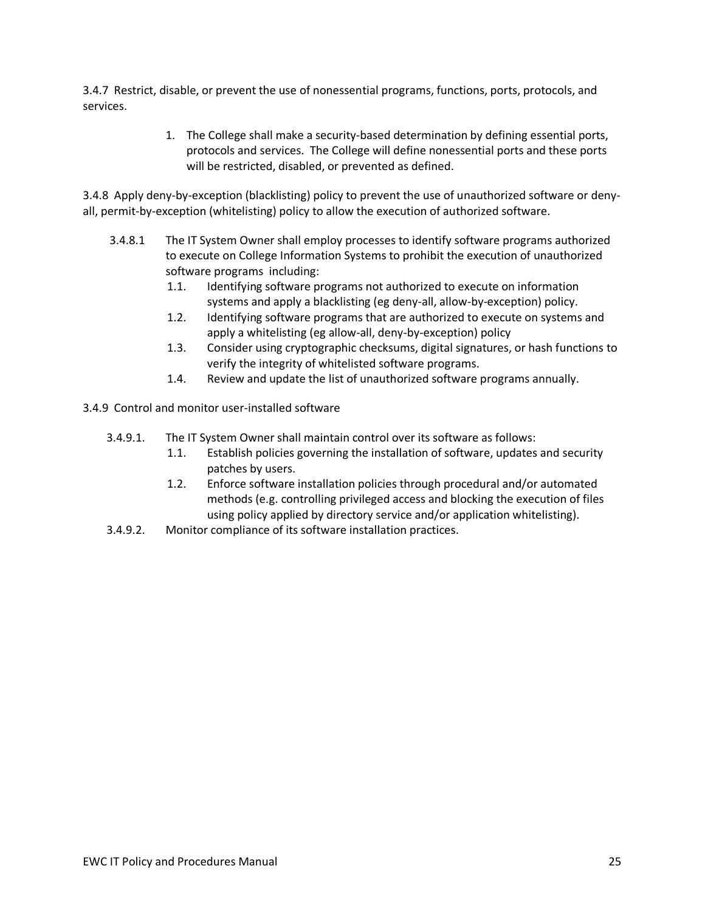3.4.7 Restrict, disable, or prevent the use of nonessential programs, functions, ports, protocols, and services.

1. The College shall make a security-based determination by defining essential ports, protocols and services. The College will define nonessential ports and these ports will be restricted, disabled, or prevented as defined.

3.4.8 Apply deny-by-exception (blacklisting) policy to prevent the use of unauthorized software or deny-all, permit-by-exception (whitelisting) policy to allow the execution of authorized software.

3.4.8.1 The IT System Owner shall employ processes to identify software programs authorized to execute on College Information Systems to prohibit the execution of unauthorized software programs including:

- 1.1. Identifying software programs not authorized to execute on information systems and apply a blacklisting (eg deny-all, allow-by-exception) policy.
- 1.2. Identifying software programs that are authorized to execute on systems and apply a whitelisting (eg allow-all, deny-by-exception) policy
- 1.3. Consider using cryptographic checksums, digital signatures, or hash functions to verify the integrity of whitelisted software programs.
- 1.4. Review and update the list of unauthorized software programs annually.

3.4.9 Control and monitor user-installed software

3.4.9.1. The IT System Owner shall maintain control over its software as follows:

- 1.1. Establish policies governing the installation of software, updates and security patches by users.
- 1.2. Enforce software installation policies through procedural and/or automated methods (e.g. controlling privileged access and blocking the execution of files using policy applied by directory service and/or application whitelisting).

3.4.9.2. Monitor compliance of its software installation practices.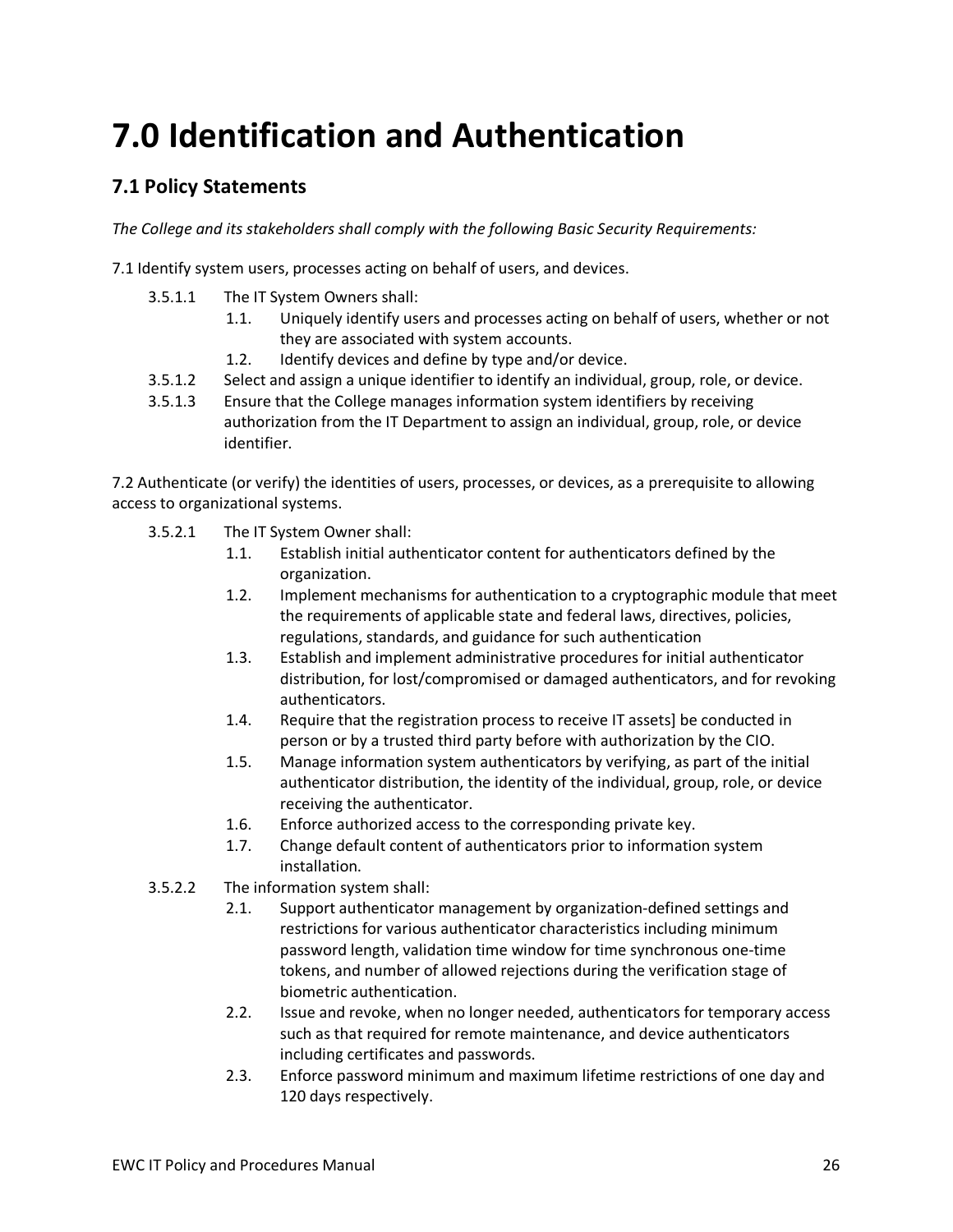# 7.0 Identification and Authentication

## 7.1 Policy Statements

*The College and its stakeholders shall comply with the following Basic Security Requirements:*

7.1 Identify system users, processes acting on behalf of users, and devices.

- 3.5.1.1 The IT System Owners shall:
  - 1.1. Uniquely identify users and processes acting on behalf of users, whether or not they are associated with system accounts.
  - 1.2. Identify devices and define by type and/or device.
- 3.5.1.2 Select and assign a unique identifier to identify an individual, group, role, or device.
- 3.5.1.3 Ensure that the College manages information system identifiers by receiving authorization from the IT Department to assign an individual, group, role, or device identifier.

7.2 Authenticate (or verify) the identities of users, processes, or devices, as a prerequisite to allowing access to organizational systems.

- 3.5.2.1 The IT System Owner shall:
  - 1.1. Establish initial authenticator content for authenticators defined by the organization.
  - 1.2. Implement mechanisms for authentication to a cryptographic module that meet the requirements of applicable state and federal laws, directives, policies, regulations, standards, and guidance for such authentication
  - 1.3. Establish and implement administrative procedures for initial authenticator distribution, for lost/compromised or damaged authenticators, and for revoking authenticators.
  - 1.4. Require that the registration process to receive IT assets] be conducted in person or by a trusted third party before with authorization by the CIO.
  - 1.5. Manage information system authenticators by verifying, as part of the initial authenticator distribution, the identity of the individual, group, role, or device receiving the authenticator.
  - 1.6. Enforce authorized access to the corresponding private key.
  - 1.7. Change default content of authenticators prior to information system installation.
- 3.5.2.2 The information system shall:
  - 2.1. Support authenticator management by organization-defined settings and restrictions for various authenticator characteristics including minimum password length, validation time window for time synchronous one-time tokens, and number of allowed rejections during the verification stage of biometric authentication.
  - 2.2. Issue and revoke, when no longer needed, authenticators for temporary access such as that required for remote maintenance, and device authenticators including certificates and passwords.
  - 2.3. Enforce password minimum and maximum lifetime restrictions of one day and 120 days respectively.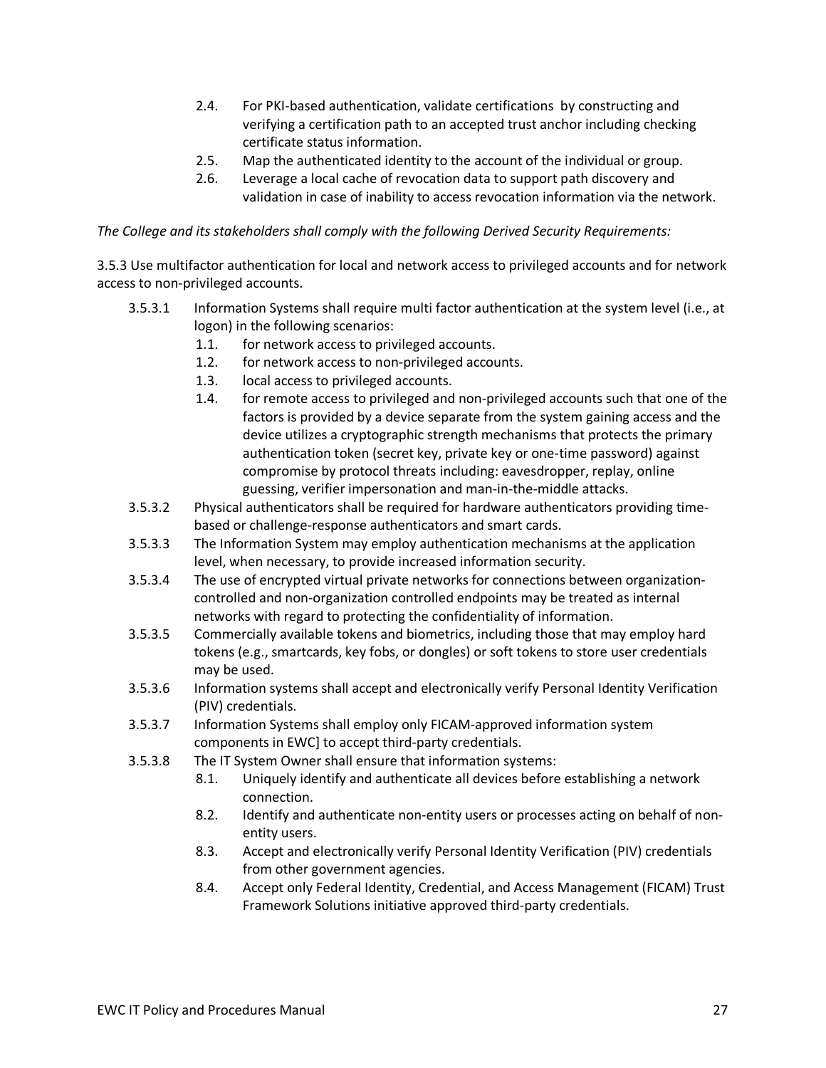2.4. For PKI-based authentication, validate certifications by constructing and verifying a certification path to an accepted trust anchor including checking certificate status information.

2.5. Map the authenticated identity to the account of the individual or group.

2.6. Leverage a local cache of revocation data to support path discovery and validation in case of inability to access revocation information via the network.

*The College and its stakeholders shall comply with the following Derived Security Requirements:*

3.5.3 Use multifactor authentication for local and network access to privileged accounts and for network access to non-privileged accounts.

3.5.3.1 Information Systems shall require multi factor authentication at the system level (i.e., at logon) in the following scenarios:

- 1.1. for network access to privileged accounts.
- 1.2. for network access to non-privileged accounts.
- 1.3. local access to privileged accounts.
- 1.4. for remote access to privileged and non-privileged accounts such that one of the factors is provided by a device separate from the system gaining access and the device utilizes a cryptographic strength mechanisms that protects the primary authentication token (secret key, private key or one-time password) against compromise by protocol threats including: eavesdropper, replay, online guessing, verifier impersonation and man-in-the-middle attacks.

3.5.3.2 Physical authenticators shall be required for hardware authenticators providing time-based or challenge-response authenticators and smart cards.

3.5.3.3 The Information System may employ authentication mechanisms at the application level, when necessary, to provide increased information security.

3.5.3.4 The use of encrypted virtual private networks for connections between organization-controlled and non-organization controlled endpoints may be treated as internal networks with regard to protecting the confidentiality of information.

3.5.3.5 Commercially available tokens and biometrics, including those that may employ hard tokens (e.g., smartcards, key fobs, or dongles) or soft tokens to store user credentials may be used.

3.5.3.6 Information systems shall accept and electronically verify Personal Identity Verification (PIV) credentials.

3.5.3.7 Information Systems shall employ only FICAM-approved information system components in EWC] to accept third-party credentials.

3.5.3.8 The IT System Owner shall ensure that information systems:

- 8.1. Uniquely identify and authenticate all devices before establishing a network connection.
- 8.2. Identify and authenticate non-entity users or processes acting on behalf of non-entity users.
- 8.3. Accept and electronically verify Personal Identity Verification (PIV) credentials from other government agencies.
- 8.4. Accept only Federal Identity, Credential, and Access Management (FICAM) Trust Framework Solutions initiative approved third-party credentials.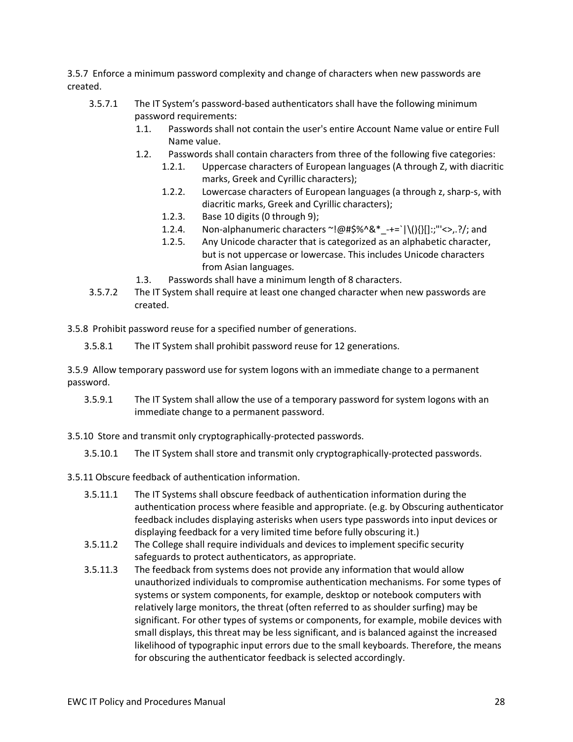3.5.7 Enforce a minimum password complexity and change of characters when new passwords are created.

- 3.5.7.1 The IT System's password-based authenticators shall have the following minimum password requirements:
  - 1.1. Passwords shall not contain the user's entire Account Name value or entire Full Name value.
  - 1.2. Passwords shall contain characters from three of the following five categories:
    - 1.2.1. Uppercase characters of European languages (A through Z, with diacritic marks, Greek and Cyrillic characters);
    - 1.2.2. Lowercase characters of European languages (a through z, sharp-s, with diacritic marks, Greek and Cyrillic characters);
    - 1.2.3. Base 10 digits (0 through 9);
    - 1.2.4. Non-alphanumeric characters ~!@#$%^&*_-+=`|\(){}[]:;"'<>,.?/; and
    - 1.2.5. Any Unicode character that is categorized as an alphabetic character, but is not uppercase or lowercase. This includes Unicode characters from Asian languages.
  - 1.3. Passwords shall have a minimum length of 8 characters.
- 3.5.7.2 The IT System shall require at least one changed character when new passwords are created.

3.5.8 Prohibit password reuse for a specified number of generations.

- 3.5.8.1 The IT System shall prohibit password reuse for 12 generations.

3.5.9 Allow temporary password use for system logons with an immediate change to a permanent password.

- 3.5.9.1 The IT System shall allow the use of a temporary password for system logons with an immediate change to a permanent password.

3.5.10 Store and transmit only cryptographically-protected passwords.

- 3.5.10.1 The IT System shall store and transmit only cryptographically-protected passwords.

3.5.11 Obscure feedback of authentication information.

- 3.5.11.1 The IT Systems shall obscure feedback of authentication information during the authentication process where feasible and appropriate. (e.g. by Obscuring authenticator feedback includes displaying asterisks when users type passwords into input devices or displaying feedback for a very limited time before fully obscuring it.)
- 3.5.11.2 The College shall require individuals and devices to implement specific security safeguards to protect authenticators, as appropriate.
- 3.5.11.3 The feedback from systems does not provide any information that would allow unauthorized individuals to compromise authentication mechanisms. For some types of systems or system components, for example, desktop or notebook computers with relatively large monitors, the threat (often referred to as shoulder surfing) may be significant. For other types of systems or components, for example, mobile devices with small displays, this threat may be less significant, and is balanced against the increased likelihood of typographic input errors due to the small keyboards. Therefore, the means for obscuring the authenticator feedback is selected accordingly.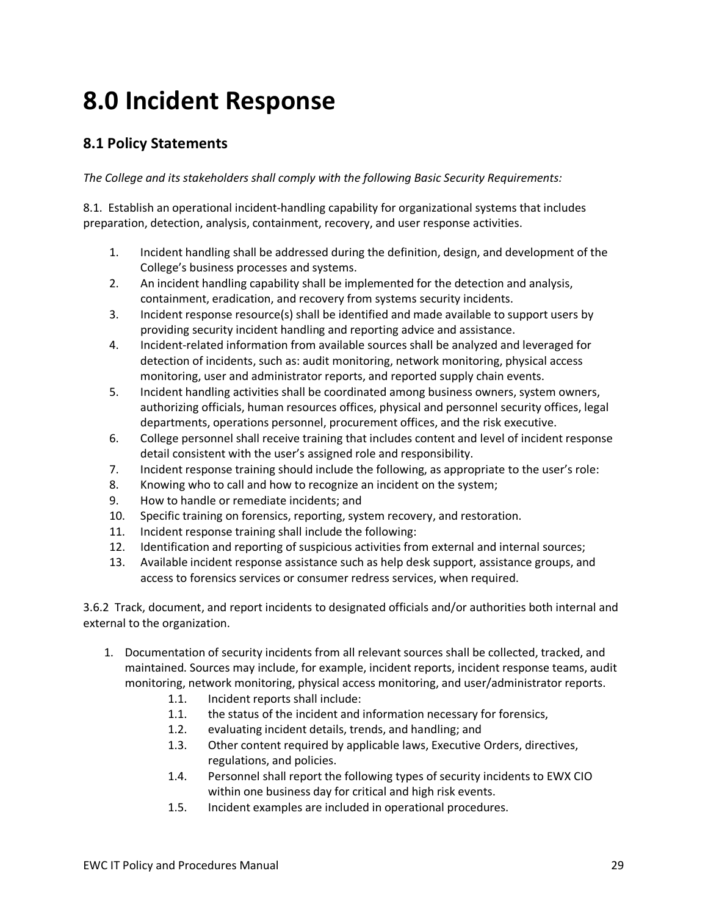# 8.0 Incident Response

## 8.1 Policy Statements

*The College and its stakeholders shall comply with the following Basic Security Requirements:*

8.1. Establish an operational incident-handling capability for organizational systems that includes preparation, detection, analysis, containment, recovery, and user response activities.

1. Incident handling shall be addressed during the definition, design, and development of the College's business processes and systems.
2. An incident handling capability shall be implemented for the detection and analysis, containment, eradication, and recovery from systems security incidents.
3. Incident response resource(s) shall be identified and made available to support users by providing security incident handling and reporting advice and assistance.
4. Incident-related information from available sources shall be analyzed and leveraged for detection of incidents, such as: audit monitoring, network monitoring, physical access monitoring, user and administrator reports, and reported supply chain events.
5. Incident handling activities shall be coordinated among business owners, system owners, authorizing officials, human resources offices, physical and personnel security offices, legal departments, operations personnel, procurement offices, and the risk executive.
6. College personnel shall receive training that includes content and level of incident response detail consistent with the user's assigned role and responsibility.
7. Incident response training should include the following, as appropriate to the user's role:
8. Knowing who to call and how to recognize an incident on the system;
9. How to handle or remediate incidents; and
10. Specific training on forensics, reporting, system recovery, and restoration.
11. Incident response training shall include the following:
12. Identification and reporting of suspicious activities from external and internal sources;
13. Available incident response assistance such as help desk support, assistance groups, and access to forensics services or consumer redress services, when required.

3.6.2 Track, document, and report incidents to designated officials and/or authorities both internal and external to the organization.

1. Documentation of security incidents from all relevant sources shall be collected, tracked, and maintained. Sources may include, for example, incident reports, incident response teams, audit monitoring, network monitoring, physical access monitoring, and user/administrator reports.
    - 1.1. Incident reports shall include:
    - 1.1. the status of the incident and information necessary for forensics,
    - 1.2. evaluating incident details, trends, and handling; and
    - 1.3. Other content required by applicable laws, Executive Orders, directives, regulations, and policies.
    - 1.4. Personnel shall report the following types of security incidents to EWX CIO within one business day for critical and high risk events.
    - 1.5. Incident examples are included in operational procedures.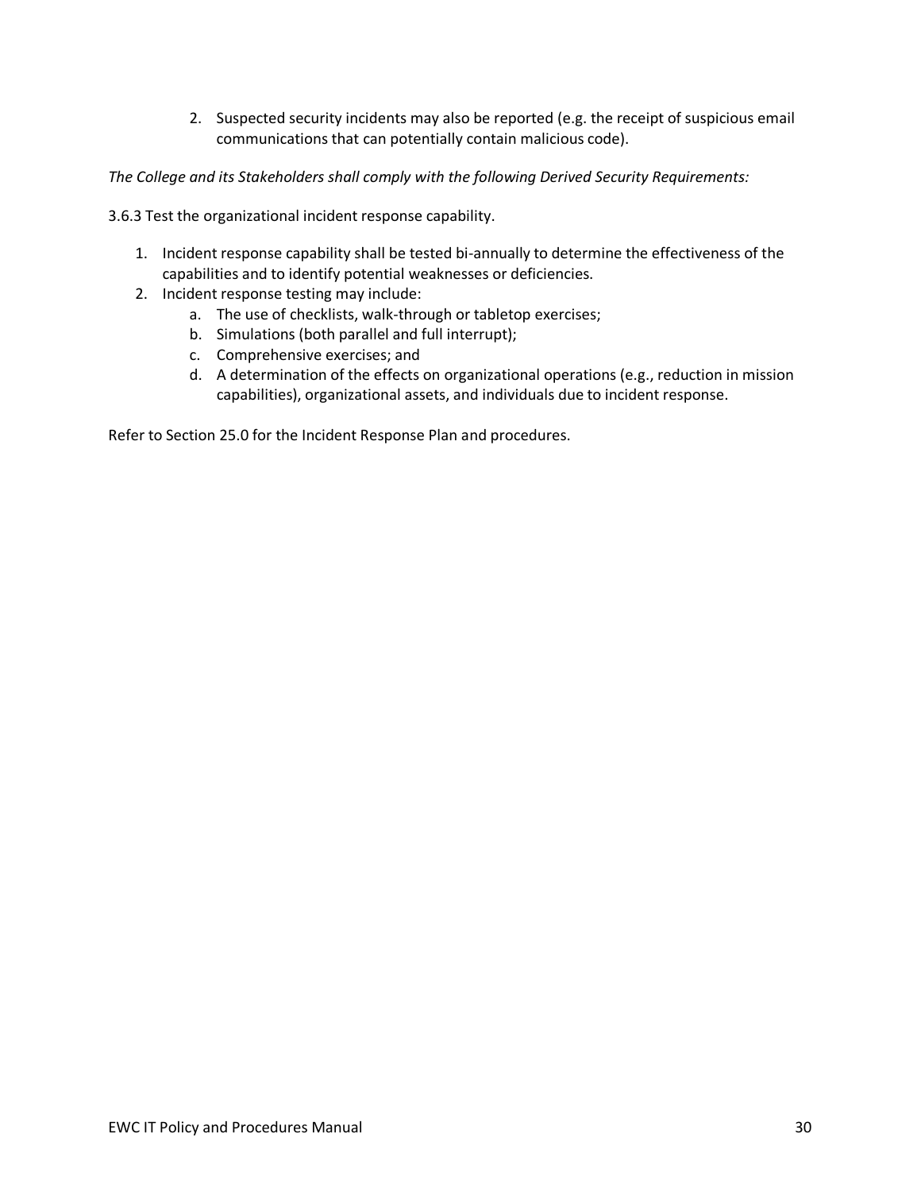2. Suspected security incidents may also be reported (e.g. the receipt of suspicious email communications that can potentially contain malicious code).

*The College and its Stakeholders shall comply with the following Derived Security Requirements:*

3.6.3 Test the organizational incident response capability.

1. Incident response capability shall be tested bi-annually to determine the effectiveness of the capabilities and to identify potential weaknesses or deficiencies.
2. Incident response testing may include:
   a. The use of checklists, walk-through or tabletop exercises;
   b. Simulations (both parallel and full interrupt);
   c. Comprehensive exercises; and
   d. A determination of the effects on organizational operations (e.g., reduction in mission capabilities), organizational assets, and individuals due to incident response.

Refer to Section 25.0 for the Incident Response Plan and procedures.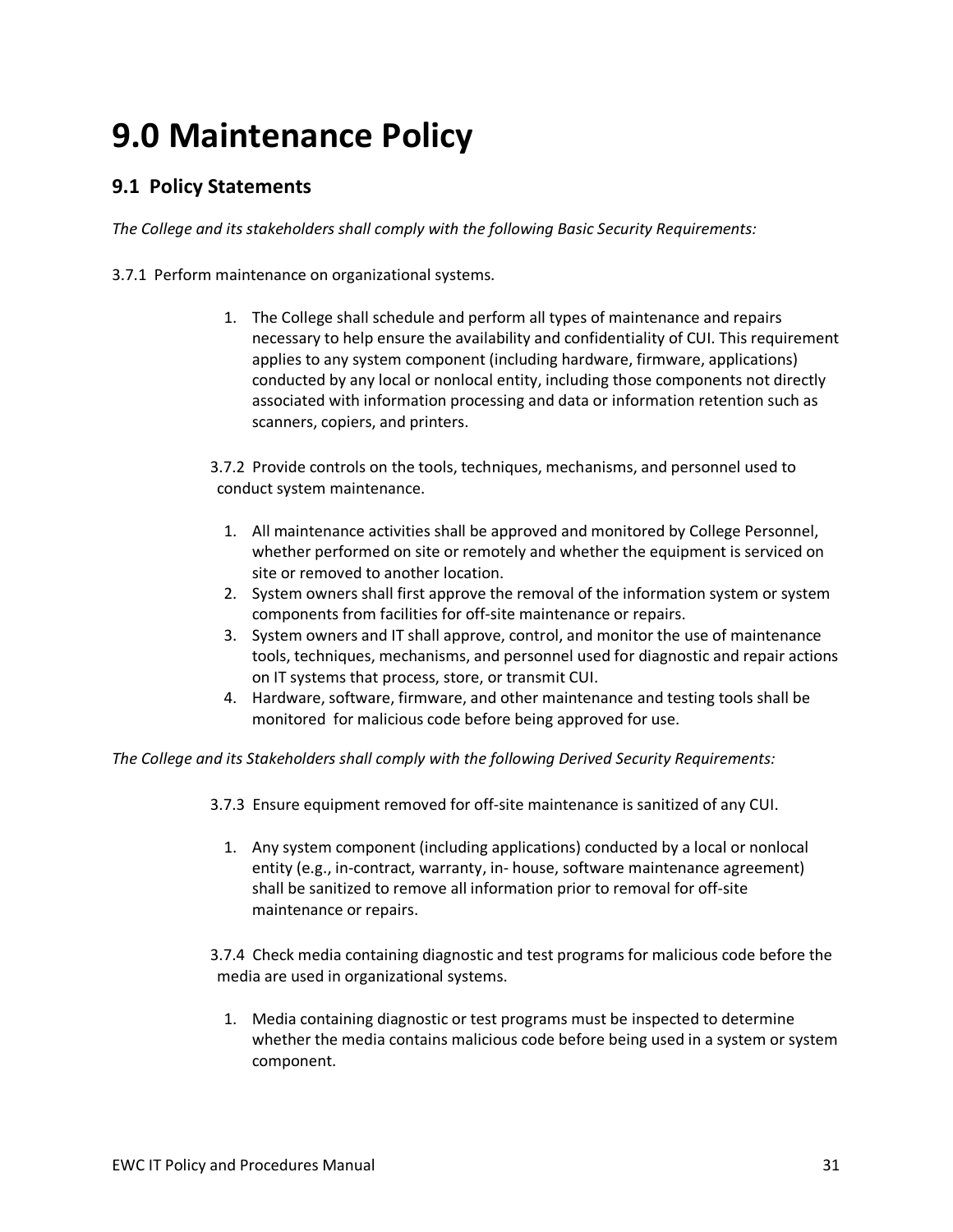# 9.0 Maintenance Policy

## 9.1 Policy Statements

*The College and its stakeholders shall comply with the following Basic Security Requirements:*

3.7.1 Perform maintenance on organizational systems.

1. The College shall schedule and perform all types of maintenance and repairs necessary to help ensure the availability and confidentiality of CUI. This requirement applies to any system component (including hardware, firmware, applications) conducted by any local or nonlocal entity, including those components not directly associated with information processing and data or information retention such as scanners, copiers, and printers.

3.7.2 Provide controls on the tools, techniques, mechanisms, and personnel used to conduct system maintenance.

1. All maintenance activities shall be approved and monitored by College Personnel, whether performed on site or remotely and whether the equipment is serviced on site or removed to another location.
2. System owners shall first approve the removal of the information system or system components from facilities for off-site maintenance or repairs.
3. System owners and IT shall approve, control, and monitor the use of maintenance tools, techniques, mechanisms, and personnel used for diagnostic and repair actions on IT systems that process, store, or transmit CUI.
4. Hardware, software, firmware, and other maintenance and testing tools shall be monitored for malicious code before being approved for use.

*The College and its Stakeholders shall comply with the following Derived Security Requirements:*

3.7.3 Ensure equipment removed for off-site maintenance is sanitized of any CUI.

1. Any system component (including applications) conducted by a local or nonlocal entity (e.g., in-contract, warranty, in- house, software maintenance agreement) shall be sanitized to remove all information prior to removal for off-site maintenance or repairs.

3.7.4 Check media containing diagnostic and test programs for malicious code before the media are used in organizational systems.

1. Media containing diagnostic or test programs must be inspected to determine whether the media contains malicious code before being used in a system or system component.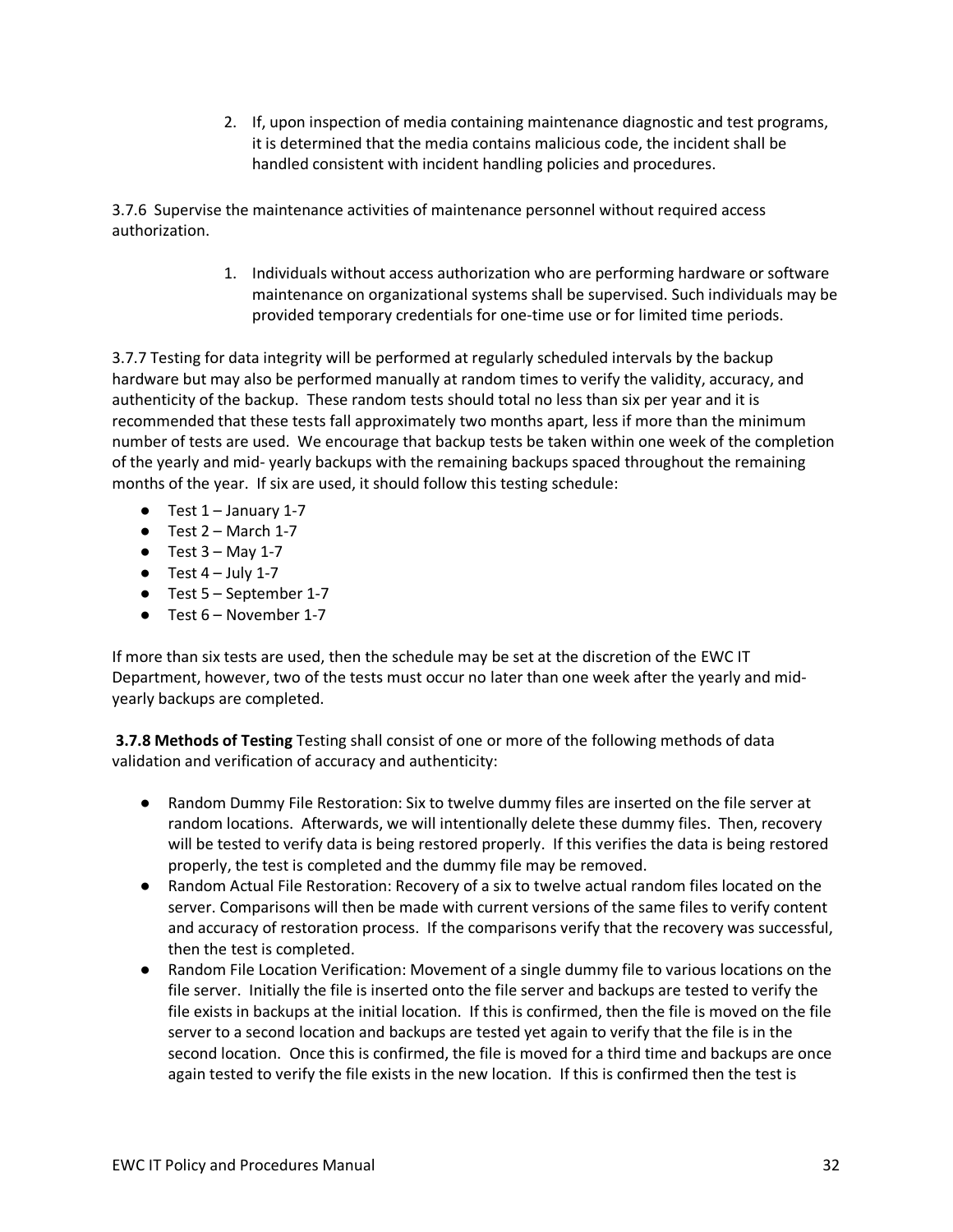2. If, upon inspection of media containing maintenance diagnostic and test programs, it is determined that the media contains malicious code, the incident shall be handled consistent with incident handling policies and procedures.

3.7.6 Supervise the maintenance activities of maintenance personnel without required access authorization.

1. Individuals without access authorization who are performing hardware or software maintenance on organizational systems shall be supervised. Such individuals may be provided temporary credentials for one-time use or for limited time periods.

3.7.7 Testing for data integrity will be performed at regularly scheduled intervals by the backup hardware but may also be performed manually at random times to verify the validity, accuracy, and authenticity of the backup. These random tests should total no less than six per year and it is recommended that these tests fall approximately two months apart, less if more than the minimum number of tests are used. We encourage that backup tests be taken within one week of the completion of the yearly and mid- yearly backups with the remaining backups spaced throughout the remaining months of the year. If six are used, it should follow this testing schedule:

- Test 1 – January 1-7
- Test 2 – March 1-7
- Test 3 – May 1-7
- Test 4 – July 1-7
- Test 5 – September 1-7
- Test 6 – November 1-7

If more than six tests are used, then the schedule may be set at the discretion of the EWC IT Department, however, two of the tests must occur no later than one week after the yearly and mid-yearly backups are completed.

**3.7.8 Methods of Testing** Testing shall consist of one or more of the following methods of data validation and verification of accuracy and authenticity:

- Random Dummy File Restoration: Six to twelve dummy files are inserted on the file server at random locations. Afterwards, we will intentionally delete these dummy files. Then, recovery will be tested to verify data is being restored properly. If this verifies the data is being restored properly, the test is completed and the dummy file may be removed.
- Random Actual File Restoration: Recovery of a six to twelve actual random files located on the server. Comparisons will then be made with current versions of the same files to verify content and accuracy of restoration process. If the comparisons verify that the recovery was successful, then the test is completed.
- Random File Location Verification: Movement of a single dummy file to various locations on the file server. Initially the file is inserted onto the file server and backups are tested to verify the file exists in backups at the initial location. If this is confirmed, then the file is moved on the file server to a second location and backups are tested yet again to verify that the file is in the second location. Once this is confirmed, the file is moved for a third time and backups are once again tested to verify the file exists in the new location. If this is confirmed then the test is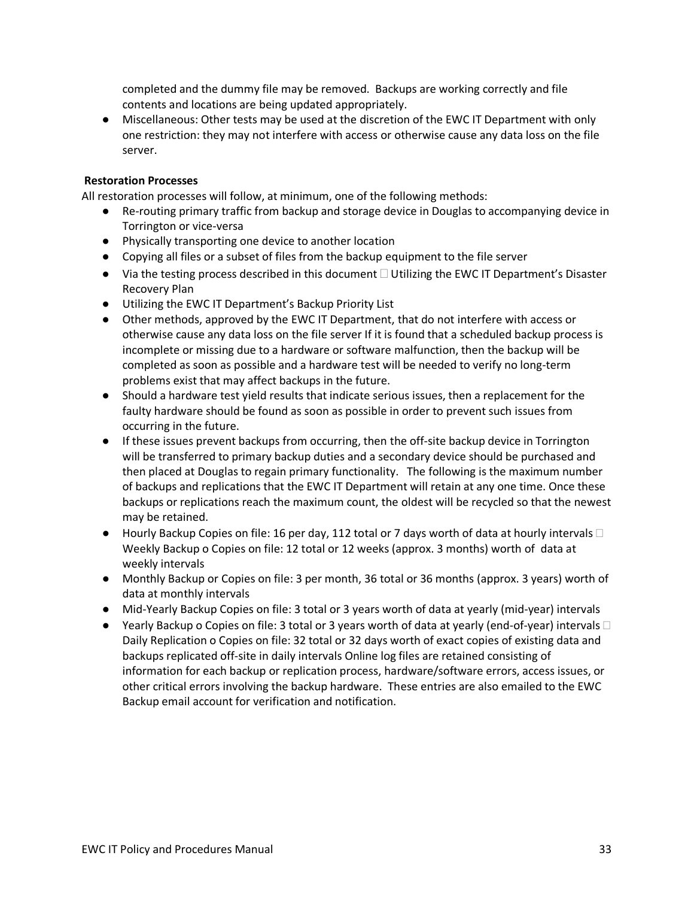completed and the dummy file may be removed. Backups are working correctly and file contents and locations are being updated appropriately.

- Miscellaneous: Other tests may be used at the discretion of the EWC IT Department with only one restriction: they may not interfere with access or otherwise cause any data loss on the file server.

**Restoration Processes**

All restoration processes will follow, at minimum, one of the following methods:

- Re-routing primary traffic from backup and storage device in Douglas to accompanying device in Torrington or vice-versa
- Physically transporting one device to another location
- Copying all files or a subset of files from the backup equipment to the file server
- Via the testing process described in this document  Utilizing the EWC IT Department's Disaster Recovery Plan
- Utilizing the EWC IT Department's Backup Priority List
- Other methods, approved by the EWC IT Department, that do not interfere with access or otherwise cause any data loss on the file server If it is found that a scheduled backup process is incomplete or missing due to a hardware or software malfunction, then the backup will be completed as soon as possible and a hardware test will be needed to verify no long-term problems exist that may affect backups in the future.
- Should a hardware test yield results that indicate serious issues, then a replacement for the faulty hardware should be found as soon as possible in order to prevent such issues from occurring in the future.
- If these issues prevent backups from occurring, then the off-site backup device in Torrington will be transferred to primary backup duties and a secondary device should be purchased and then placed at Douglas to regain primary functionality. The following is the maximum number of backups and replications that the EWC IT Department will retain at any one time. Once these backups or replications reach the maximum count, the oldest will be recycled so that the newest may be retained.
- Hourly Backup Copies on file: 16 per day, 112 total or 7 days worth of data at hourly intervals  Weekly Backup o Copies on file: 12 total or 12 weeks (approx. 3 months) worth of data at weekly intervals
- Monthly Backup or Copies on file: 3 per month, 36 total or 36 months (approx. 3 years) worth of data at monthly intervals
- Mid-Yearly Backup Copies on file: 3 total or 3 years worth of data at yearly (mid-year) intervals
- Yearly Backup o Copies on file: 3 total or 3 years worth of data at yearly (end-of-year) intervals  Daily Replication o Copies on file: 32 total or 32 days worth of exact copies of existing data and backups replicated off-site in daily intervals Online log files are retained consisting of information for each backup or replication process, hardware/software errors, access issues, or other critical errors involving the backup hardware. These entries are also emailed to the EWC Backup email account for verification and notification.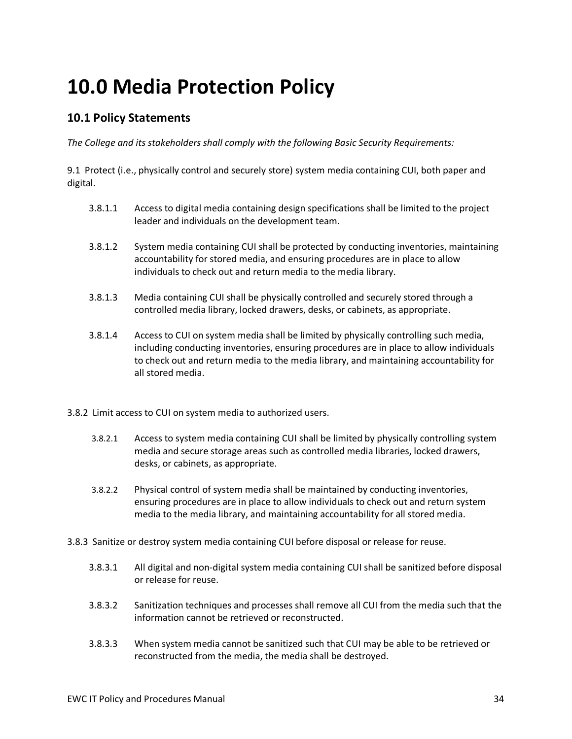# 10.0 Media Protection Policy

## 10.1 Policy Statements

*The College and its stakeholders shall comply with the following Basic Security Requirements:*

9.1 Protect (i.e., physically control and securely store) system media containing CUI, both paper and digital.

- 3.8.1.1 Access to digital media containing design specifications shall be limited to the project leader and individuals on the development team.
- 3.8.1.2 System media containing CUI shall be protected by conducting inventories, maintaining accountability for stored media, and ensuring procedures are in place to allow individuals to check out and return media to the media library.
- 3.8.1.3 Media containing CUI shall be physically controlled and securely stored through a controlled media library, locked drawers, desks, or cabinets, as appropriate.
- 3.8.1.4 Access to CUI on system media shall be limited by physically controlling such media, including conducting inventories, ensuring procedures are in place to allow individuals to check out and return media to the media library, and maintaining accountability for all stored media.

3.8.2 Limit access to CUI on system media to authorized users.

- 3.8.2.1 Access to system media containing CUI shall be limited by physically controlling system media and secure storage areas such as controlled media libraries, locked drawers, desks, or cabinets, as appropriate.
- 3.8.2.2 Physical control of system media shall be maintained by conducting inventories, ensuring procedures are in place to allow individuals to check out and return system media to the media library, and maintaining accountability for all stored media.

3.8.3 Sanitize or destroy system media containing CUI before disposal or release for reuse.

- 3.8.3.1 All digital and non-digital system media containing CUI shall be sanitized before disposal or release for reuse.
- 3.8.3.2 Sanitization techniques and processes shall remove all CUI from the media such that the information cannot be retrieved or reconstructed.
- 3.8.3.3 When system media cannot be sanitized such that CUI may be able to be retrieved or reconstructed from the media, the media shall be destroyed.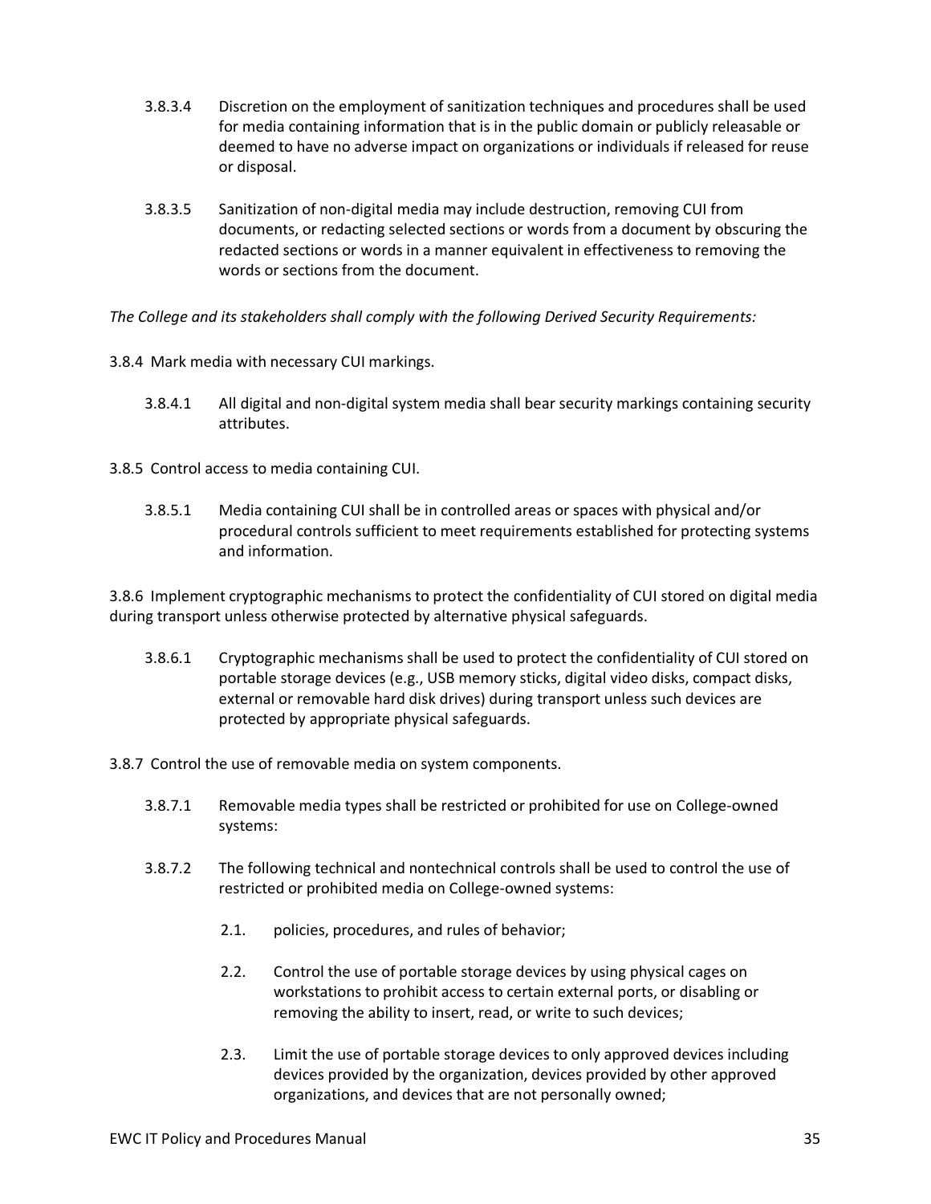3.8.3.4 Discretion on the employment of sanitization techniques and procedures shall be used for media containing information that is in the public domain or publicly releasable or deemed to have no adverse impact on organizations or individuals if released for reuse or disposal.

3.8.3.5 Sanitization of non-digital media may include destruction, removing CUI from documents, or redacting selected sections or words from a document by obscuring the redacted sections or words in a manner equivalent in effectiveness to removing the words or sections from the document.

*The College and its stakeholders shall comply with the following Derived Security Requirements:*

3.8.4 Mark media with necessary CUI markings.

3.8.4.1 All digital and non-digital system media shall bear security markings containing security attributes.

3.8.5 Control access to media containing CUI.

3.8.5.1 Media containing CUI shall be in controlled areas or spaces with physical and/or procedural controls sufficient to meet requirements established for protecting systems and information.

3.8.6 Implement cryptographic mechanisms to protect the confidentiality of CUI stored on digital media during transport unless otherwise protected by alternative physical safeguards.

3.8.6.1 Cryptographic mechanisms shall be used to protect the confidentiality of CUI stored on portable storage devices (e.g., USB memory sticks, digital video disks, compact disks, external or removable hard disk drives) during transport unless such devices are protected by appropriate physical safeguards.

3.8.7 Control the use of removable media on system components.

3.8.7.1 Removable media types shall be restricted or prohibited for use on College-owned systems:

3.8.7.2 The following technical and nontechnical controls shall be used to control the use of restricted or prohibited media on College-owned systems:

2.1. policies, procedures, and rules of behavior;

2.2. Control the use of portable storage devices by using physical cages on workstations to prohibit access to certain external ports, or disabling or removing the ability to insert, read, or write to such devices;

2.3. Limit the use of portable storage devices to only approved devices including devices provided by the organization, devices provided by other approved organizations, and devices that are not personally owned;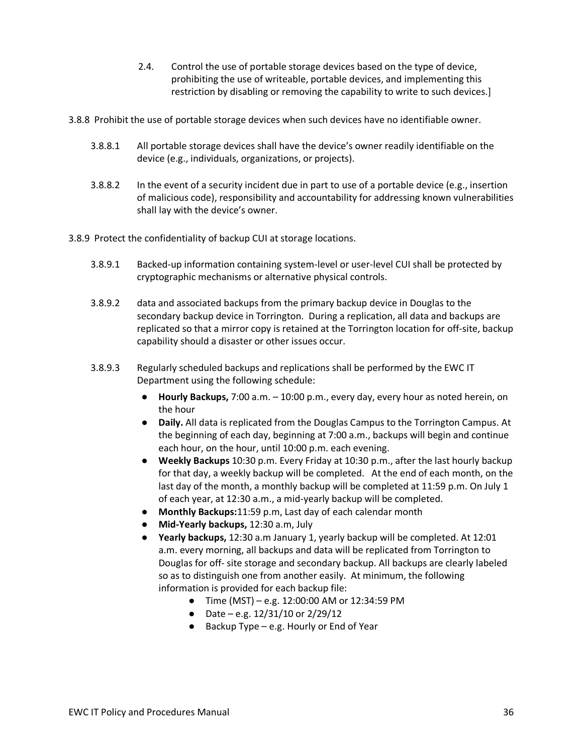2.4. Control the use of portable storage devices based on the type of device, prohibiting the use of writeable, portable devices, and implementing this restriction by disabling or removing the capability to write to such devices.]

3.8.8 Prohibit the use of portable storage devices when such devices have no identifiable owner.

3.8.8.1 All portable storage devices shall have the device's owner readily identifiable on the device (e.g., individuals, organizations, or projects).

3.8.8.2 In the event of a security incident due in part to use of a portable device (e.g., insertion of malicious code), responsibility and accountability for addressing known vulnerabilities shall lay with the device's owner.

3.8.9 Protect the confidentiality of backup CUI at storage locations.

3.8.9.1 Backed-up information containing system-level or user-level CUI shall be protected by cryptographic mechanisms or alternative physical controls.

3.8.9.2 data and associated backups from the primary backup device in Douglas to the secondary backup device in Torrington. During a replication, all data and backups are replicated so that a mirror copy is retained at the Torrington location for off-site, backup capability should a disaster or other issues occur.

3.8.9.3 Regularly scheduled backups and replications shall be performed by the EWC IT Department using the following schedule:

- **Hourly Backups,** 7:00 a.m. – 10:00 p.m., every day, every hour as noted herein, on the hour
- **Daily.** All data is replicated from the Douglas Campus to the Torrington Campus. At the beginning of each day, beginning at 7:00 a.m., backups will begin and continue each hour, on the hour, until 10:00 p.m. each evening.
- **Weekly Backups** 10:30 p.m. Every Friday at 10:30 p.m., after the last hourly backup for that day, a weekly backup will be completed. At the end of each month, on the last day of the month, a monthly backup will be completed at 11:59 p.m. On July 1 of each year, at 12:30 a.m., a mid-yearly backup will be completed.
- **Monthly Backups:**11:59 p.m, Last day of each calendar month
- **Mid-Yearly backups,** 12:30 a.m, July
- **Yearly backups,** 12:30 a.m January 1, yearly backup will be completed. At 12:01 a.m. every morning, all backups and data will be replicated from Torrington to Douglas for off- site storage and secondary backup. All backups are clearly labeled so as to distinguish one from another easily. At minimum, the following information is provided for each backup file:
  - Time (MST) – e.g. 12:00:00 AM or 12:34:59 PM
  - Date – e.g. 12/31/10 or 2/29/12
  - Backup Type – e.g. Hourly or End of Year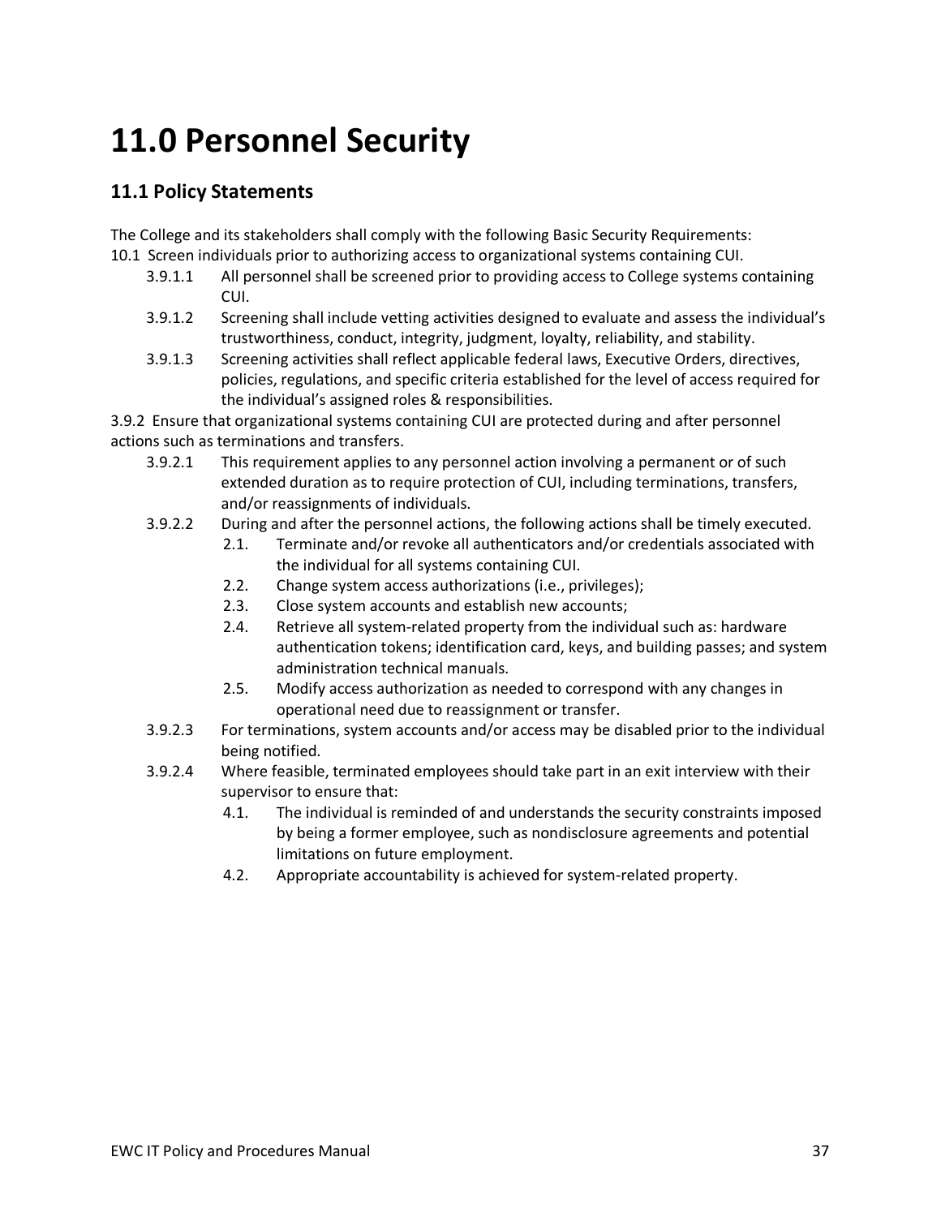# 11.0 Personnel Security

## 11.1 Policy Statements

The College and its stakeholders shall comply with the following Basic Security Requirements:

10.1 Screen individuals prior to authorizing access to organizational systems containing CUI.

- 3.9.1.1 All personnel shall be screened prior to providing access to College systems containing CUI.
- 3.9.1.2 Screening shall include vetting activities designed to evaluate and assess the individual's trustworthiness, conduct, integrity, judgment, loyalty, reliability, and stability.
- 3.9.1.3 Screening activities shall reflect applicable federal laws, Executive Orders, directives, policies, regulations, and specific criteria established for the level of access required for the individual's assigned roles & responsibilities.

3.9.2 Ensure that organizational systems containing CUI are protected during and after personnel actions such as terminations and transfers.

- 3.9.2.1 This requirement applies to any personnel action involving a permanent or of such extended duration as to require protection of CUI, including terminations, transfers, and/or reassignments of individuals.
- 3.9.2.2 During and after the personnel actions, the following actions shall be timely executed.
  - 2.1. Terminate and/or revoke all authenticators and/or credentials associated with the individual for all systems containing CUI.
  - 2.2. Change system access authorizations (i.e., privileges);
  - 2.3. Close system accounts and establish new accounts;
  - 2.4. Retrieve all system-related property from the individual such as: hardware authentication tokens; identification card, keys, and building passes; and system administration technical manuals.
  - 2.5. Modify access authorization as needed to correspond with any changes in operational need due to reassignment or transfer.
- 3.9.2.3 For terminations, system accounts and/or access may be disabled prior to the individual being notified.
- 3.9.2.4 Where feasible, terminated employees should take part in an exit interview with their supervisor to ensure that:
  - 4.1. The individual is reminded of and understands the security constraints imposed by being a former employee, such as nondisclosure agreements and potential limitations on future employment.
  - 4.2. Appropriate accountability is achieved for system-related property.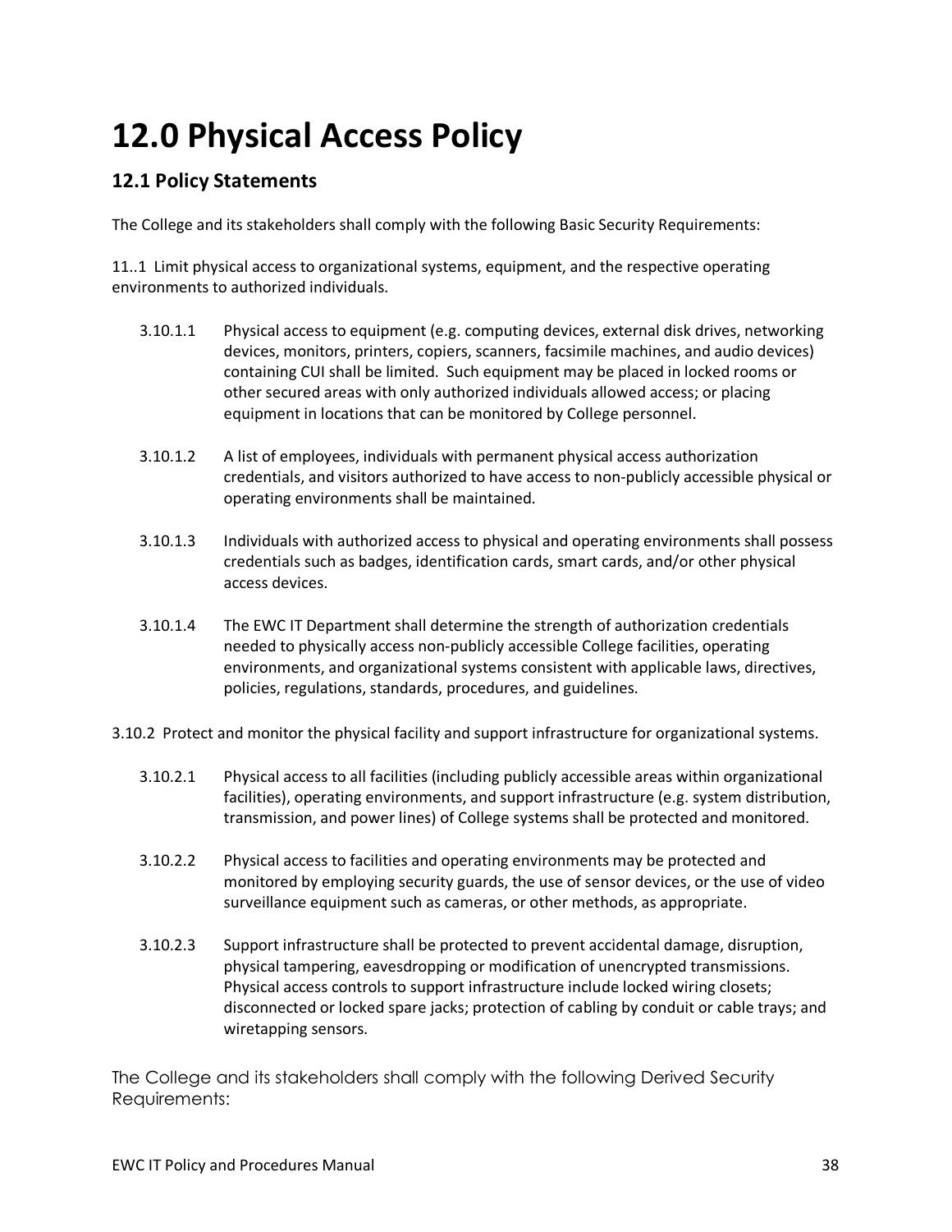# 12.0 Physical Access Policy

## 12.1 Policy Statements

The College and its stakeholders shall comply with the following Basic Security Requirements:

11..1 Limit physical access to organizational systems, equipment, and the respective operating environments to authorized individuals.

3.10.1.1 Physical access to equipment (e.g. computing devices, external disk drives, networking devices, monitors, printers, copiers, scanners, facsimile machines, and audio devices) containing CUI shall be limited. Such equipment may be placed in locked rooms or other secured areas with only authorized individuals allowed access; or placing equipment in locations that can be monitored by College personnel.

3.10.1.2 A list of employees, individuals with permanent physical access authorization credentials, and visitors authorized to have access to non-publicly accessible physical or operating environments shall be maintained.

3.10.1.3 Individuals with authorized access to physical and operating environments shall possess credentials such as badges, identification cards, smart cards, and/or other physical access devices.

3.10.1.4 The EWC IT Department shall determine the strength of authorization credentials needed to physically access non-publicly accessible College facilities, operating environments, and organizational systems consistent with applicable laws, directives, policies, regulations, standards, procedures, and guidelines.

3.10.2 Protect and monitor the physical facility and support infrastructure for organizational systems.

3.10.2.1 Physical access to all facilities (including publicly accessible areas within organizational facilities), operating environments, and support infrastructure (e.g. system distribution, transmission, and power lines) of College systems shall be protected and monitored.

3.10.2.2 Physical access to facilities and operating environments may be protected and monitored by employing security guards, the use of sensor devices, or the use of video surveillance equipment such as cameras, or other methods, as appropriate.

3.10.2.3 Support infrastructure shall be protected to prevent accidental damage, disruption, physical tampering, eavesdropping or modification of unencrypted transmissions. Physical access controls to support infrastructure include locked wiring closets; disconnected or locked spare jacks; protection of cabling by conduit or cable trays; and wiretapping sensors.

The College and its stakeholders shall comply with the following Derived Security Requirements: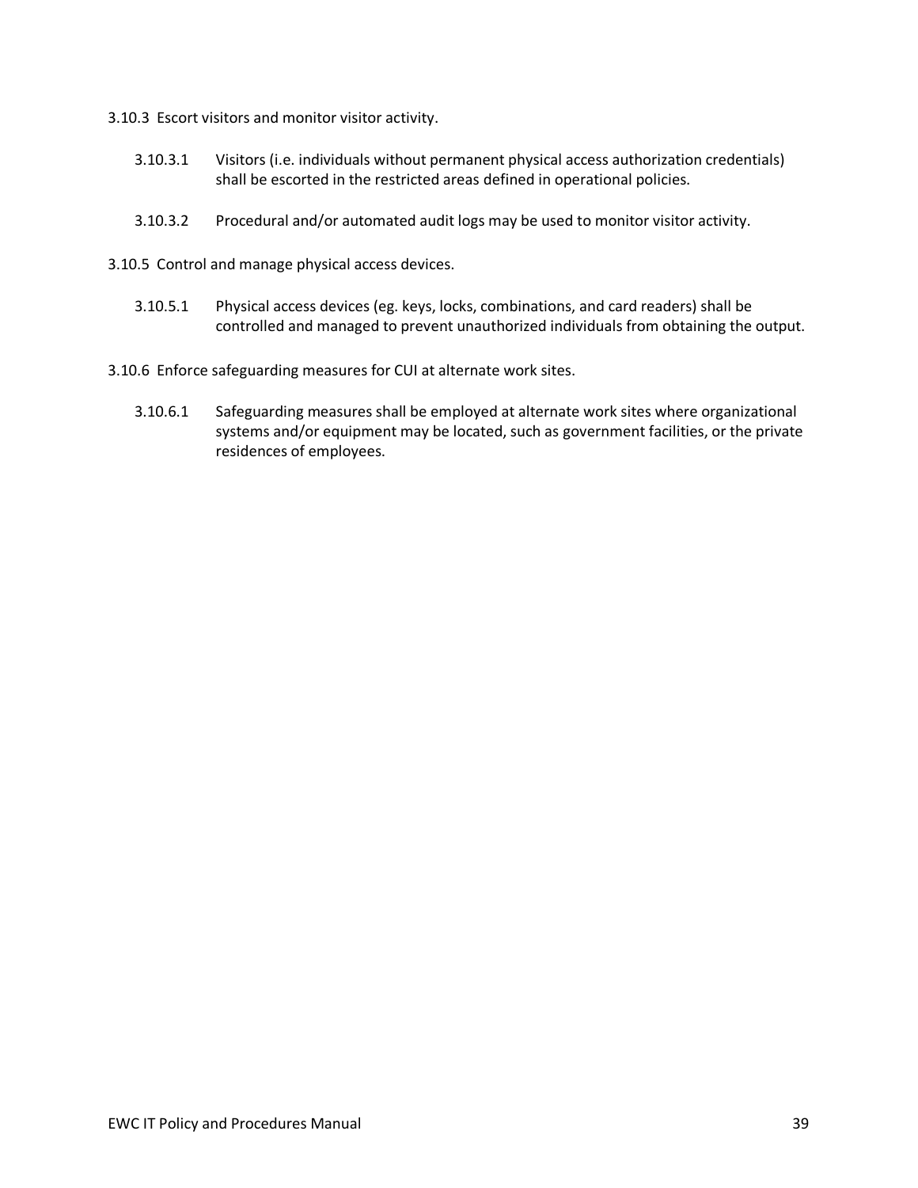3.10.3 Escort visitors and monitor visitor activity.

3.10.3.1 Visitors (i.e. individuals without permanent physical access authorization credentials) shall be escorted in the restricted areas defined in operational policies.

3.10.3.2 Procedural and/or automated audit logs may be used to monitor visitor activity.

3.10.5 Control and manage physical access devices.

3.10.5.1 Physical access devices (eg. keys, locks, combinations, and card readers) shall be controlled and managed to prevent unauthorized individuals from obtaining the output.

3.10.6 Enforce safeguarding measures for CUI at alternate work sites.

3.10.6.1 Safeguarding measures shall be employed at alternate work sites where organizational systems and/or equipment may be located, such as government facilities, or the private residences of employees.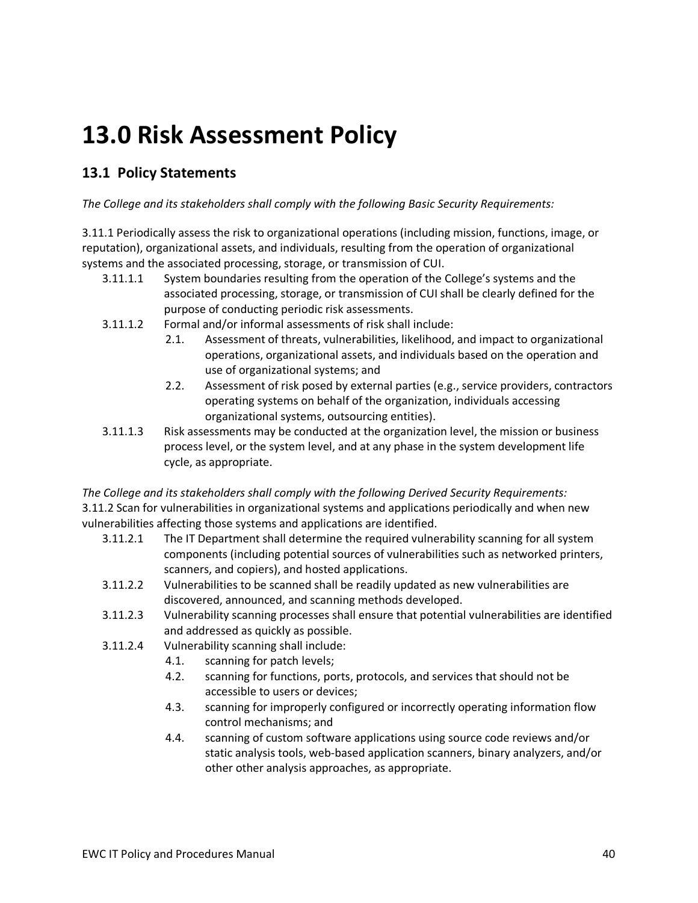# 13.0 Risk Assessment Policy

## 13.1 Policy Statements

*The College and its stakeholders shall comply with the following Basic Security Requirements:*

3.11.1 Periodically assess the risk to organizational operations (including mission, functions, image, or reputation), organizational assets, and individuals, resulting from the operation of organizational systems and the associated processing, storage, or transmission of CUI.

- 3.11.1.1 System boundaries resulting from the operation of the College's systems and the associated processing, storage, or transmission of CUI shall be clearly defined for the purpose of conducting periodic risk assessments.
- 3.11.1.2 Formal and/or informal assessments of risk shall include:
  - 2.1. Assessment of threats, vulnerabilities, likelihood, and impact to organizational operations, organizational assets, and individuals based on the operation and use of organizational systems; and
  - 2.2. Assessment of risk posed by external parties (e.g., service providers, contractors operating systems on behalf of the organization, individuals accessing organizational systems, outsourcing entities).
- 3.11.1.3 Risk assessments may be conducted at the organization level, the mission or business process level, or the system level, and at any phase in the system development life cycle, as appropriate.

*The College and its stakeholders shall comply with the following Derived Security Requirements:*

3.11.2 Scan for vulnerabilities in organizational systems and applications periodically and when new vulnerabilities affecting those systems and applications are identified.

- 3.11.2.1 The IT Department shall determine the required vulnerability scanning for all system components (including potential sources of vulnerabilities such as networked printers, scanners, and copiers), and hosted applications.
- 3.11.2.2 Vulnerabilities to be scanned shall be readily updated as new vulnerabilities are discovered, announced, and scanning methods developed.
- 3.11.2.3 Vulnerability scanning processes shall ensure that potential vulnerabilities are identified and addressed as quickly as possible.
- 3.11.2.4 Vulnerability scanning shall include:
  - 4.1. scanning for patch levels;
  - 4.2. scanning for functions, ports, protocols, and services that should not be accessible to users or devices;
  - 4.3. scanning for improperly configured or incorrectly operating information flow control mechanisms; and
  - 4.4. scanning of custom software applications using source code reviews and/or static analysis tools, web-based application scanners, binary analyzers, and/or other other analysis approaches, as appropriate.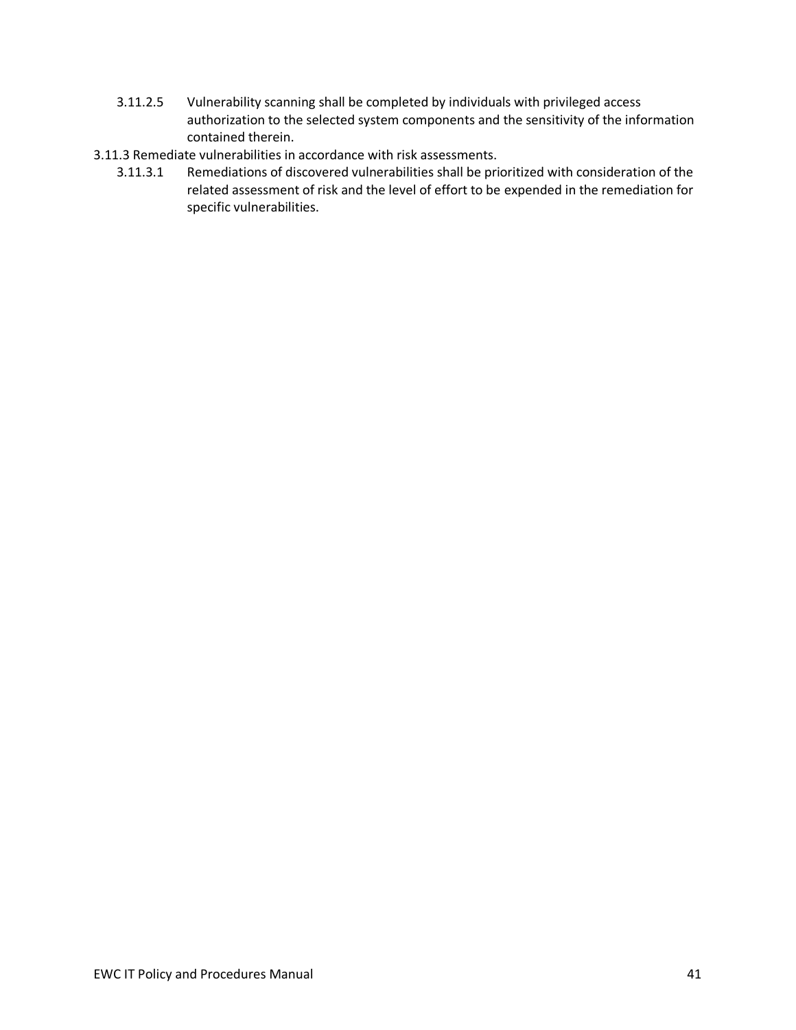3.11.2.5 Vulnerability scanning shall be completed by individuals with privileged access authorization to the selected system components and the sensitivity of the information contained therein.

3.11.3 Remediate vulnerabilities in accordance with risk assessments.

3.11.3.1 Remediations of discovered vulnerabilities shall be prioritized with consideration of the related assessment of risk and the level of effort to be expended in the remediation for specific vulnerabilities.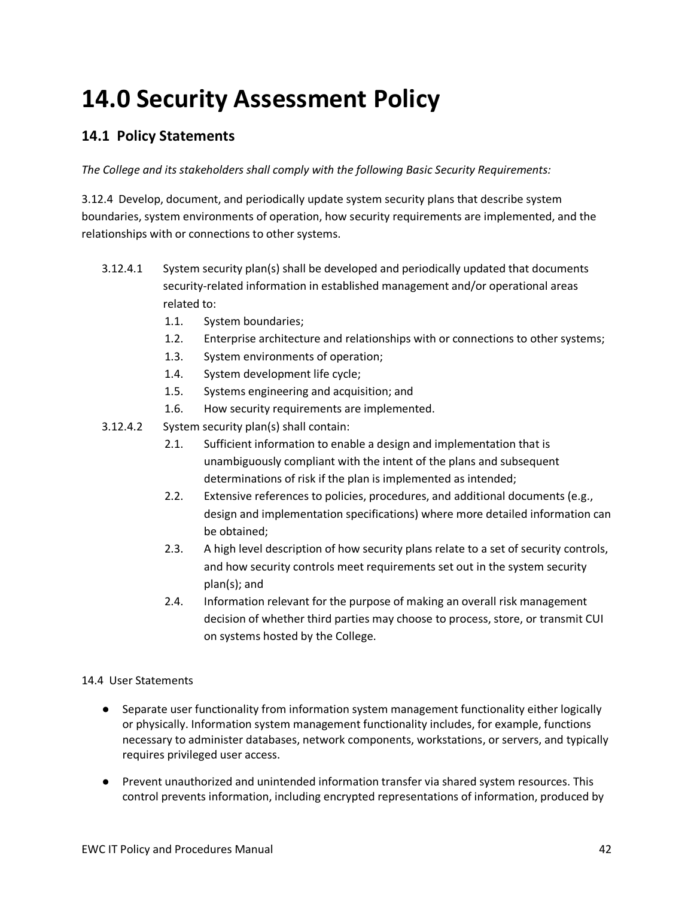# 14.0 Security Assessment Policy

## 14.1 Policy Statements

*The College and its stakeholders shall comply with the following Basic Security Requirements:*

3.12.4 Develop, document, and periodically update system security plans that describe system boundaries, system environments of operation, how security requirements are implemented, and the relationships with or connections to other systems.

- 3.12.4.1 System security plan(s) shall be developed and periodically updated that documents security-related information in established management and/or operational areas related to:
  - 1.1. System boundaries;
  - 1.2. Enterprise architecture and relationships with or connections to other systems;
  - 1.3. System environments of operation;
  - 1.4. System development life cycle;
  - 1.5. Systems engineering and acquisition; and
  - 1.6. How security requirements are implemented.
- 3.12.4.2 System security plan(s) shall contain:
  - 2.1. Sufficient information to enable a design and implementation that is unambiguously compliant with the intent of the plans and subsequent determinations of risk if the plan is implemented as intended;
  - 2.2. Extensive references to policies, procedures, and additional documents (e.g., design and implementation specifications) where more detailed information can be obtained;
  - 2.3. A high level description of how security plans relate to a set of security controls, and how security controls meet requirements set out in the system security plan(s); and
  - 2.4. Information relevant for the purpose of making an overall risk management decision of whether third parties may choose to process, store, or transmit CUI on systems hosted by the College.

14.4 User Statements

- Separate user functionality from information system management functionality either logically or physically. Information system management functionality includes, for example, functions necessary to administer databases, network components, workstations, or servers, and typically requires privileged user access.
- Prevent unauthorized and unintended information transfer via shared system resources. This control prevents information, including encrypted representations of information, produced by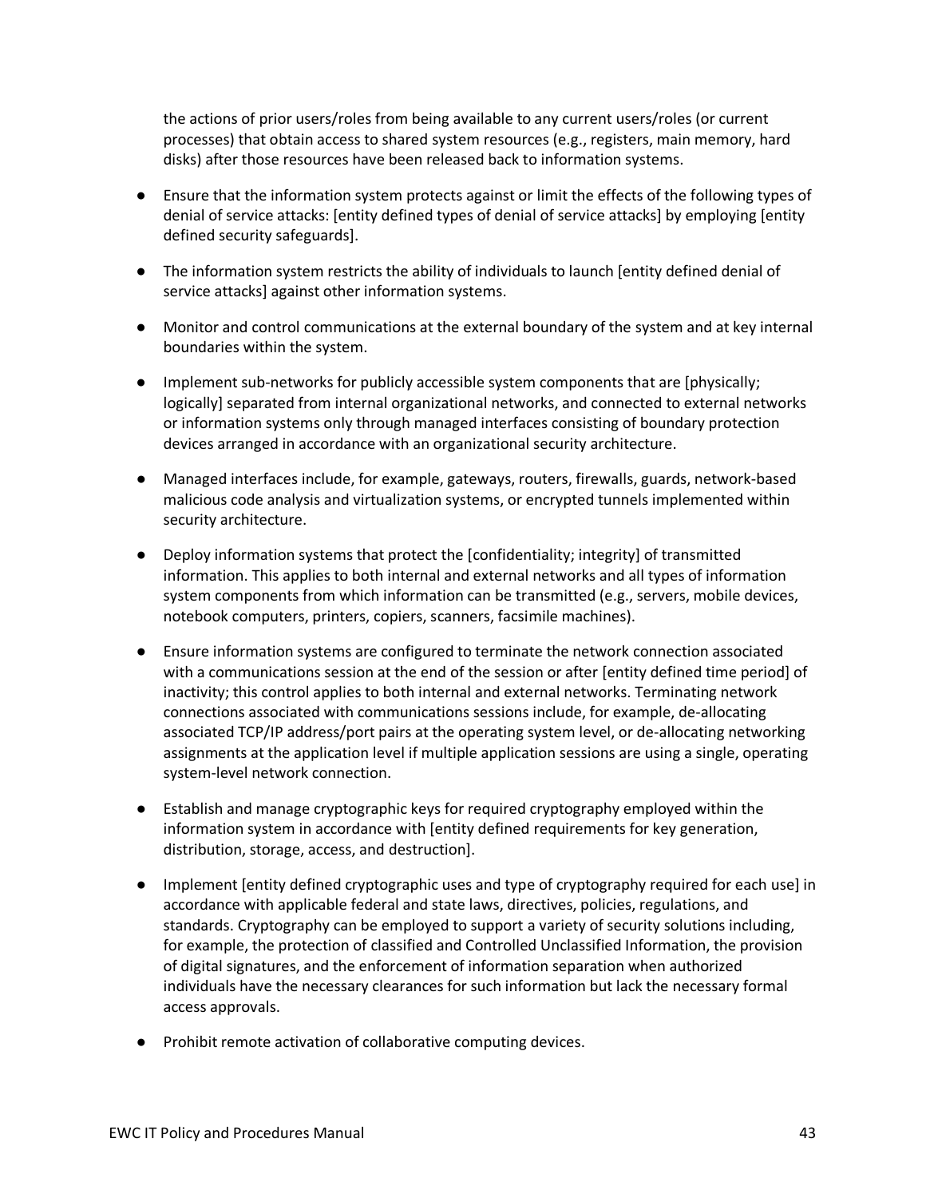the actions of prior users/roles from being available to any current users/roles (or current processes) that obtain access to shared system resources (e.g., registers, main memory, hard disks) after those resources have been released back to information systems.

- Ensure that the information system protects against or limit the effects of the following types of denial of service attacks: [entity defined types of denial of service attacks] by employing [entity defined security safeguards].
- The information system restricts the ability of individuals to launch [entity defined denial of service attacks] against other information systems.
- Monitor and control communications at the external boundary of the system and at key internal boundaries within the system.
- Implement sub-networks for publicly accessible system components that are [physically; logically] separated from internal organizational networks, and connected to external networks or information systems only through managed interfaces consisting of boundary protection devices arranged in accordance with an organizational security architecture.
- Managed interfaces include, for example, gateways, routers, firewalls, guards, network-based malicious code analysis and virtualization systems, or encrypted tunnels implemented within security architecture.
- Deploy information systems that protect the [confidentiality; integrity] of transmitted information. This applies to both internal and external networks and all types of information system components from which information can be transmitted (e.g., servers, mobile devices, notebook computers, printers, copiers, scanners, facsimile machines).
- Ensure information systems are configured to terminate the network connection associated with a communications session at the end of the session or after [entity defined time period] of inactivity; this control applies to both internal and external networks. Terminating network connections associated with communications sessions include, for example, de-allocating associated TCP/IP address/port pairs at the operating system level, or de-allocating networking assignments at the application level if multiple application sessions are using a single, operating system-level network connection.
- Establish and manage cryptographic keys for required cryptography employed within the information system in accordance with [entity defined requirements for key generation, distribution, storage, access, and destruction].
- Implement [entity defined cryptographic uses and type of cryptography required for each use] in accordance with applicable federal and state laws, directives, policies, regulations, and standards. Cryptography can be employed to support a variety of security solutions including, for example, the protection of classified and Controlled Unclassified Information, the provision of digital signatures, and the enforcement of information separation when authorized individuals have the necessary clearances for such information but lack the necessary formal access approvals.
- Prohibit remote activation of collaborative computing devices.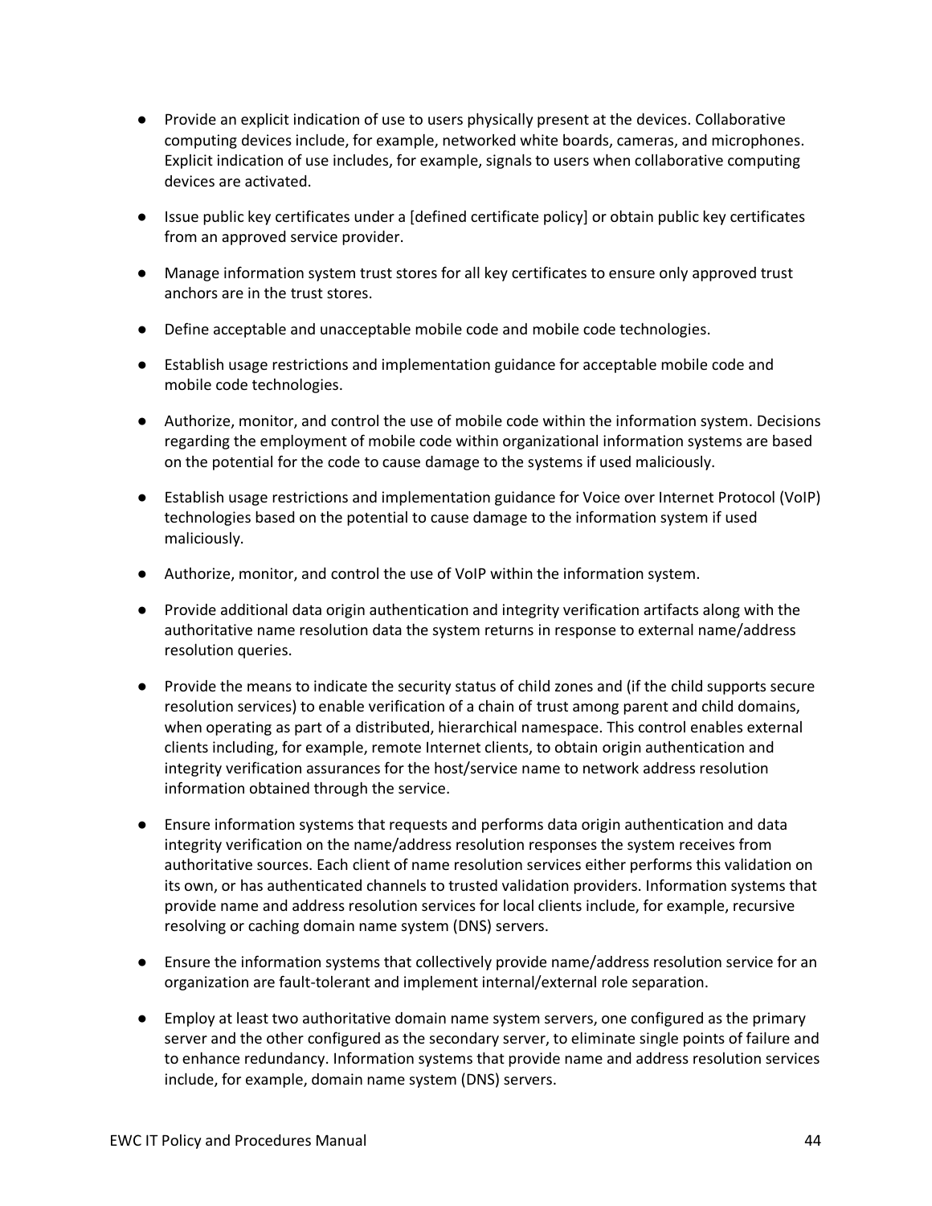- Provide an explicit indication of use to users physically present at the devices. Collaborative computing devices include, for example, networked white boards, cameras, and microphones. Explicit indication of use includes, for example, signals to users when collaborative computing devices are activated.

- Issue public key certificates under a [defined certificate policy] or obtain public key certificates from an approved service provider.

- Manage information system trust stores for all key certificates to ensure only approved trust anchors are in the trust stores.

- Define acceptable and unacceptable mobile code and mobile code technologies.

- Establish usage restrictions and implementation guidance for acceptable mobile code and mobile code technologies.

- Authorize, monitor, and control the use of mobile code within the information system. Decisions regarding the employment of mobile code within organizational information systems are based on the potential for the code to cause damage to the systems if used maliciously.

- Establish usage restrictions and implementation guidance for Voice over Internet Protocol (VoIP) technologies based on the potential to cause damage to the information system if used maliciously.

- Authorize, monitor, and control the use of VoIP within the information system.

- Provide additional data origin authentication and integrity verification artifacts along with the authoritative name resolution data the system returns in response to external name/address resolution queries.

- Provide the means to indicate the security status of child zones and (if the child supports secure resolution services) to enable verification of a chain of trust among parent and child domains, when operating as part of a distributed, hierarchical namespace. This control enables external clients including, for example, remote Internet clients, to obtain origin authentication and integrity verification assurances for the host/service name to network address resolution information obtained through the service.

- Ensure information systems that requests and performs data origin authentication and data integrity verification on the name/address resolution responses the system receives from authoritative sources. Each client of name resolution services either performs this validation on its own, or has authenticated channels to trusted validation providers. Information systems that provide name and address resolution services for local clients include, for example, recursive resolving or caching domain name system (DNS) servers.

- Ensure the information systems that collectively provide name/address resolution service for an organization are fault-tolerant and implement internal/external role separation.

- Employ at least two authoritative domain name system servers, one configured as the primary server and the other configured as the secondary server, to eliminate single points of failure and to enhance redundancy. Information systems that provide name and address resolution services include, for example, domain name system (DNS) servers.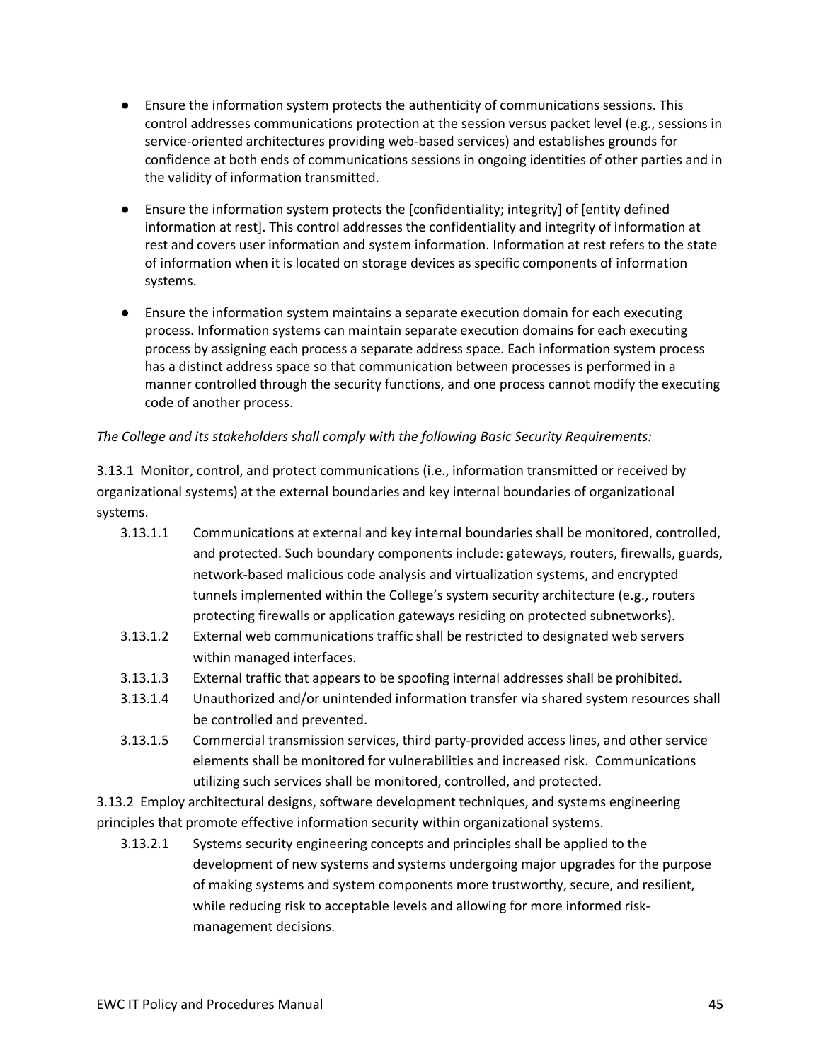- Ensure the information system protects the authenticity of communications sessions. This control addresses communications protection at the session versus packet level (e.g., sessions in service-oriented architectures providing web-based services) and establishes grounds for confidence at both ends of communications sessions in ongoing identities of other parties and in the validity of information transmitted.

- Ensure the information system protects the [confidentiality; integrity] of [entity defined information at rest]. This control addresses the confidentiality and integrity of information at rest and covers user information and system information. Information at rest refers to the state of information when it is located on storage devices as specific components of information systems.

- Ensure the information system maintains a separate execution domain for each executing process. Information systems can maintain separate execution domains for each executing process by assigning each process a separate address space. Each information system process has a distinct address space so that communication between processes is performed in a manner controlled through the security functions, and one process cannot modify the executing code of another process.

*The College and its stakeholders shall comply with the following Basic Security Requirements:*

3.13.1 Monitor, control, and protect communications (i.e., information transmitted or received by organizational systems) at the external boundaries and key internal boundaries of organizational systems.

- 3.13.1.1 Communications at external and key internal boundaries shall be monitored, controlled, and protected. Such boundary components include: gateways, routers, firewalls, guards, network-based malicious code analysis and virtualization systems, and encrypted tunnels implemented within the College's system security architecture (e.g., routers protecting firewalls or application gateways residing on protected subnetworks).
- 3.13.1.2 External web communications traffic shall be restricted to designated web servers within managed interfaces.
- 3.13.1.3 External traffic that appears to be spoofing internal addresses shall be prohibited.
- 3.13.1.4 Unauthorized and/or unintended information transfer via shared system resources shall be controlled and prevented.
- 3.13.1.5 Commercial transmission services, third party-provided access lines, and other service elements shall be monitored for vulnerabilities and increased risk. Communications utilizing such services shall be monitored, controlled, and protected.

3.13.2 Employ architectural designs, software development techniques, and systems engineering principles that promote effective information security within organizational systems.

- 3.13.2.1 Systems security engineering concepts and principles shall be applied to the development of new systems and systems undergoing major upgrades for the purpose of making systems and system components more trustworthy, secure, and resilient, while reducing risk to acceptable levels and allowing for more informed risk-management decisions.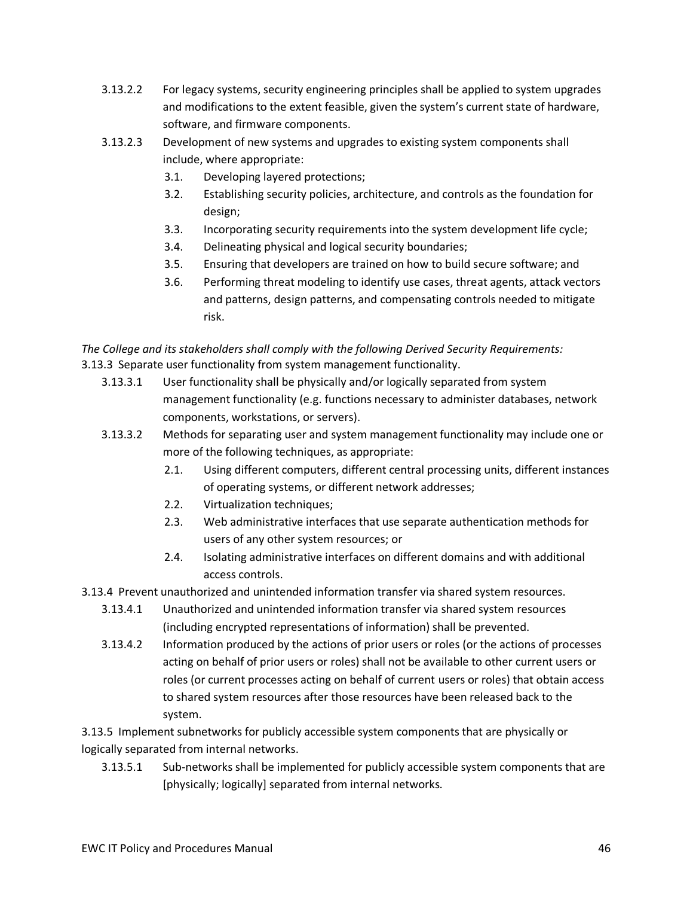3.13.2.2 For legacy systems, security engineering principles shall be applied to system upgrades and modifications to the extent feasible, given the system's current state of hardware, software, and firmware components.

3.13.2.3 Development of new systems and upgrades to existing system components shall include, where appropriate:

- 3.1. Developing layered protections;
- 3.2. Establishing security policies, architecture, and controls as the foundation for design;
- 3.3. Incorporating security requirements into the system development life cycle;
- 3.4. Delineating physical and logical security boundaries;
- 3.5. Ensuring that developers are trained on how to build secure software; and
- 3.6. Performing threat modeling to identify use cases, threat agents, attack vectors and patterns, design patterns, and compensating controls needed to mitigate risk.

*The College and its stakeholders shall comply with the following Derived Security Requirements:*

3.13.3 Separate user functionality from system management functionality.

3.13.3.1 User functionality shall be physically and/or logically separated from system management functionality (e.g. functions necessary to administer databases, network components, workstations, or servers).

3.13.3.2 Methods for separating user and system management functionality may include one or more of the following techniques, as appropriate:

- 2.1. Using different computers, different central processing units, different instances of operating systems, or different network addresses;
- 2.2. Virtualization techniques;
- 2.3. Web administrative interfaces that use separate authentication methods for users of any other system resources; or
- 2.4. Isolating administrative interfaces on different domains and with additional access controls.

3.13.4 Prevent unauthorized and unintended information transfer via shared system resources.

3.13.4.1 Unauthorized and unintended information transfer via shared system resources (including encrypted representations of information) shall be prevented.

3.13.4.2 Information produced by the actions of prior users or roles (or the actions of processes acting on behalf of prior users or roles) shall not be available to other current users or roles (or current processes acting on behalf of current users or roles) that obtain access to shared system resources after those resources have been released back to the system.

3.13.5 Implement subnetworks for publicly accessible system components that are physically or logically separated from internal networks.

3.13.5.1 Sub-networks shall be implemented for publicly accessible system components that are [physically; logically] separated from internal networks.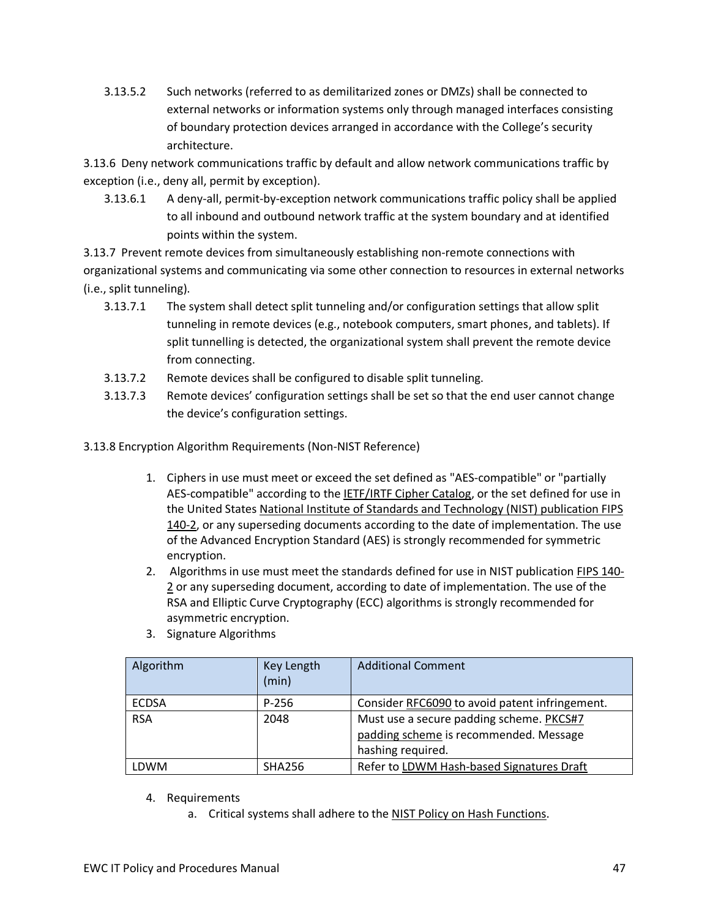3.13.5.2 Such networks (referred to as demilitarized zones or DMZs) shall be connected to external networks or information systems only through managed interfaces consisting of boundary protection devices arranged in accordance with the College's security architecture.

3.13.6 Deny network communications traffic by default and allow network communications traffic by exception (i.e., deny all, permit by exception).

3.13.6.1 A deny-all, permit-by-exception network communications traffic policy shall be applied to all inbound and outbound network traffic at the system boundary and at identified points within the system.

3.13.7 Prevent remote devices from simultaneously establishing non-remote connections with organizational systems and communicating via some other connection to resources in external networks (i.e., split tunneling).

3.13.7.1 The system shall detect split tunneling and/or configuration settings that allow split tunneling in remote devices (e.g., notebook computers, smart phones, and tablets). If split tunnelling is detected, the organizational system shall prevent the remote device from connecting.

3.13.7.2 Remote devices shall be configured to disable split tunneling.

3.13.7.3 Remote devices' configuration settings shall be set so that the end user cannot change the device's configuration settings.

3.13.8 Encryption Algorithm Requirements (Non-NIST Reference)

1. Ciphers in use must meet or exceed the set defined as "AES-compatible" or "partially AES-compatible" according to the IETF/IRTF Cipher Catalog, or the set defined for use in the United States National Institute of Standards and Technology (NIST) publication FIPS 140-2, or any superseding documents according to the date of implementation. The use of the Advanced Encryption Standard (AES) is strongly recommended for symmetric encryption.
2. Algorithms in use must meet the standards defined for use in NIST publication FIPS 140-2 or any superseding document, according to date of implementation. The use of the RSA and Elliptic Curve Cryptography (ECC) algorithms is strongly recommended for asymmetric encryption.
3. Signature Algorithms

| Algorithm | Key Length (min) | Additional Comment |
|---|---|---|
| ECDSA | P-256 | Consider RFC6090 to avoid patent infringement. |
| RSA | 2048 | Must use a secure padding scheme. PKCS#7 padding scheme is recommended. Message hashing required. |
| LDWM | SHA256 | Refer to LDWM Hash-based Signatures Draft |

4. Requirements
   a. Critical systems shall adhere to the NIST Policy on Hash Functions.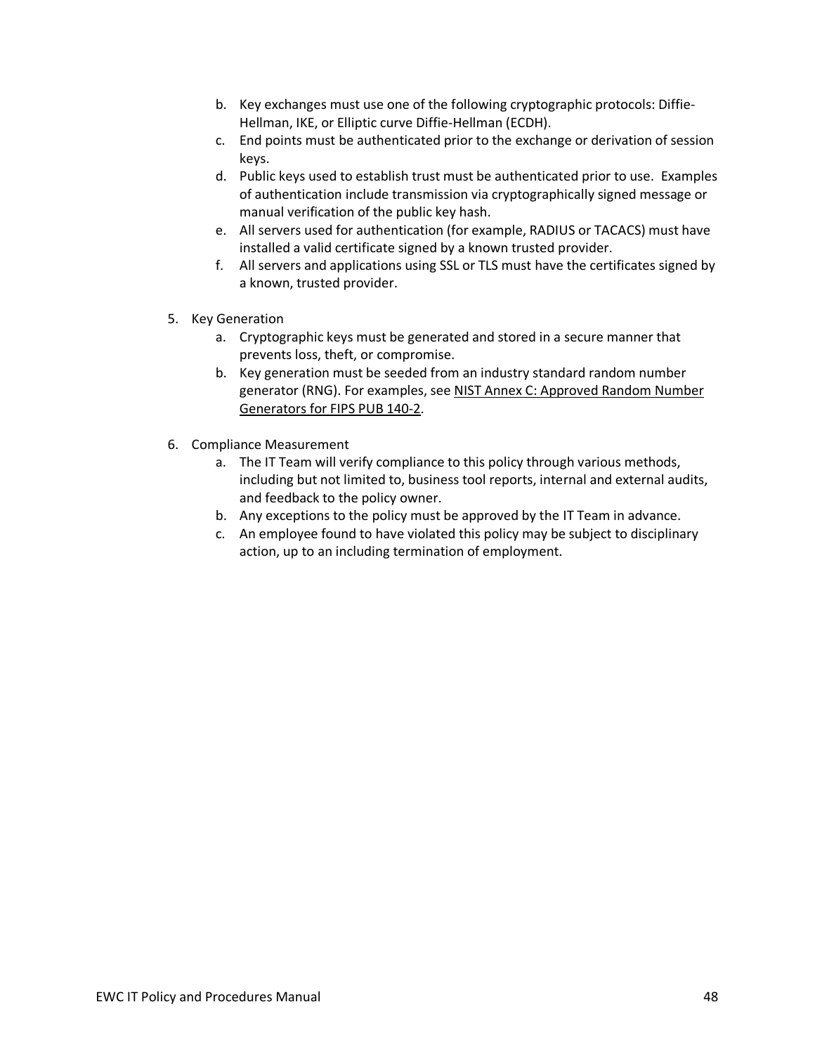b. Key exchanges must use one of the following cryptographic protocols: Diffie-Hellman, IKE, or Elliptic curve Diffie-Hellman (ECDH).
   c. End points must be authenticated prior to the exchange or derivation of session keys.
   d. Public keys used to establish trust must be authenticated prior to use. Examples of authentication include transmission via cryptographically signed message or manual verification of the public key hash.
   e. All servers used for authentication (for example, RADIUS or TACACS) must have installed a valid certificate signed by a known trusted provider.
   f. All servers and applications using SSL or TLS must have the certificates signed by a known, trusted provider.

5. Key Generation
   a. Cryptographic keys must be generated and stored in a secure manner that prevents loss, theft, or compromise.
   b. Key generation must be seeded from an industry standard random number generator (RNG). For examples, see NIST Annex C: Approved Random Number Generators for FIPS PUB 140-2.

6. Compliance Measurement
   a. The IT Team will verify compliance to this policy through various methods, including but not limited to, business tool reports, internal and external audits, and feedback to the policy owner.
   b. Any exceptions to the policy must be approved by the IT Team in advance.
   c. An employee found to have violated this policy may be subject to disciplinary action, up to an including termination of employment.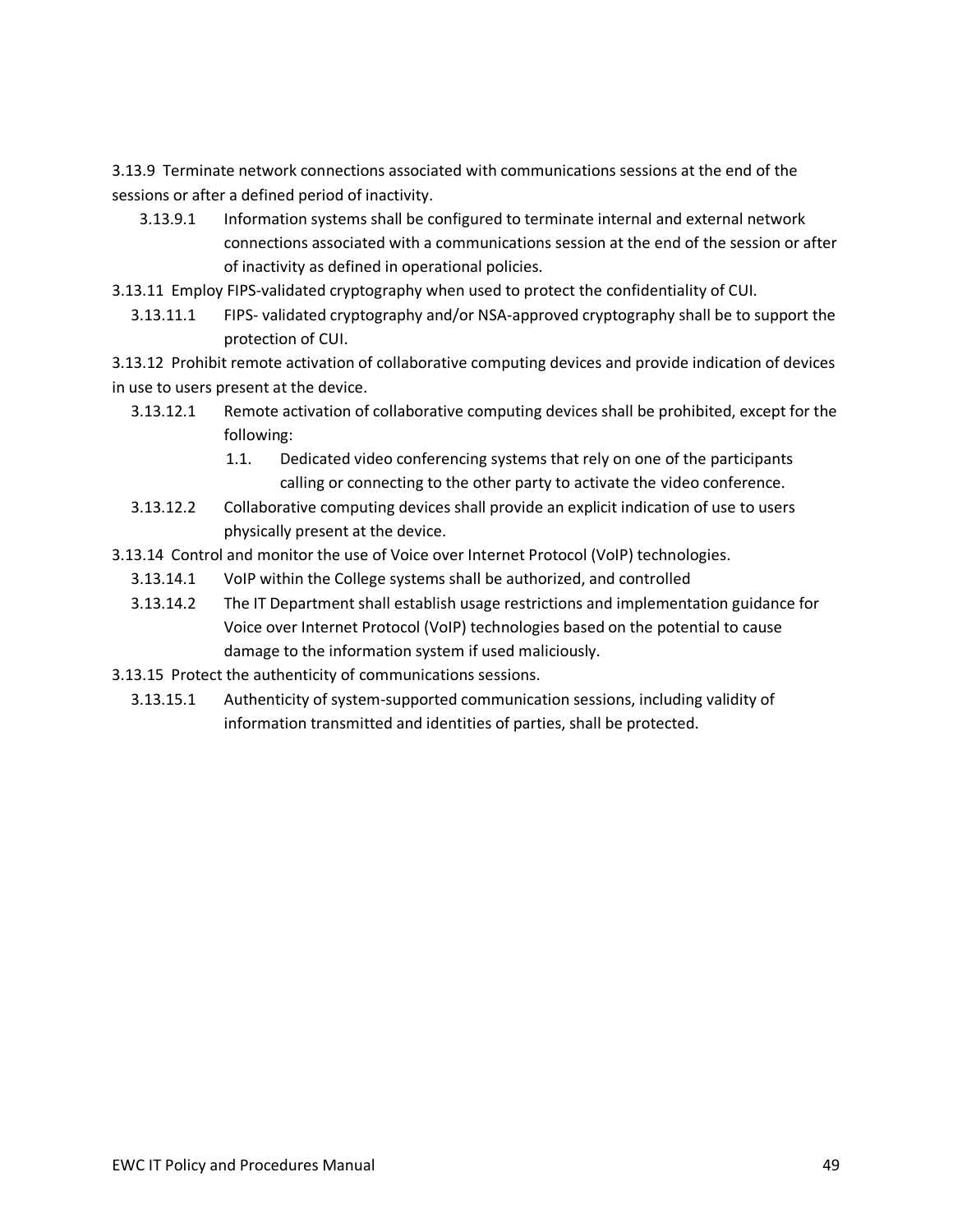3.13.9 Terminate network connections associated with communications sessions at the end of the sessions or after a defined period of inactivity.

3.13.9.1 Information systems shall be configured to terminate internal and external network connections associated with a communications session at the end of the session or after of inactivity as defined in operational policies.

3.13.11 Employ FIPS-validated cryptography when used to protect the confidentiality of CUI.

3.13.11.1 FIPS- validated cryptography and/or NSA-approved cryptography shall be to support the protection of CUI.

3.13.12 Prohibit remote activation of collaborative computing devices and provide indication of devices in use to users present at the device.

3.13.12.1 Remote activation of collaborative computing devices shall be prohibited, except for the following:

1.1. Dedicated video conferencing systems that rely on one of the participants calling or connecting to the other party to activate the video conference.

3.13.12.2 Collaborative computing devices shall provide an explicit indication of use to users physically present at the device.

3.13.14 Control and monitor the use of Voice over Internet Protocol (VoIP) technologies.

3.13.14.1 VoIP within the College systems shall be authorized, and controlled

3.13.14.2 The IT Department shall establish usage restrictions and implementation guidance for Voice over Internet Protocol (VoIP) technologies based on the potential to cause damage to the information system if used maliciously.

3.13.15 Protect the authenticity of communications sessions.

3.13.15.1 Authenticity of system-supported communication sessions, including validity of information transmitted and identities of parties, shall be protected.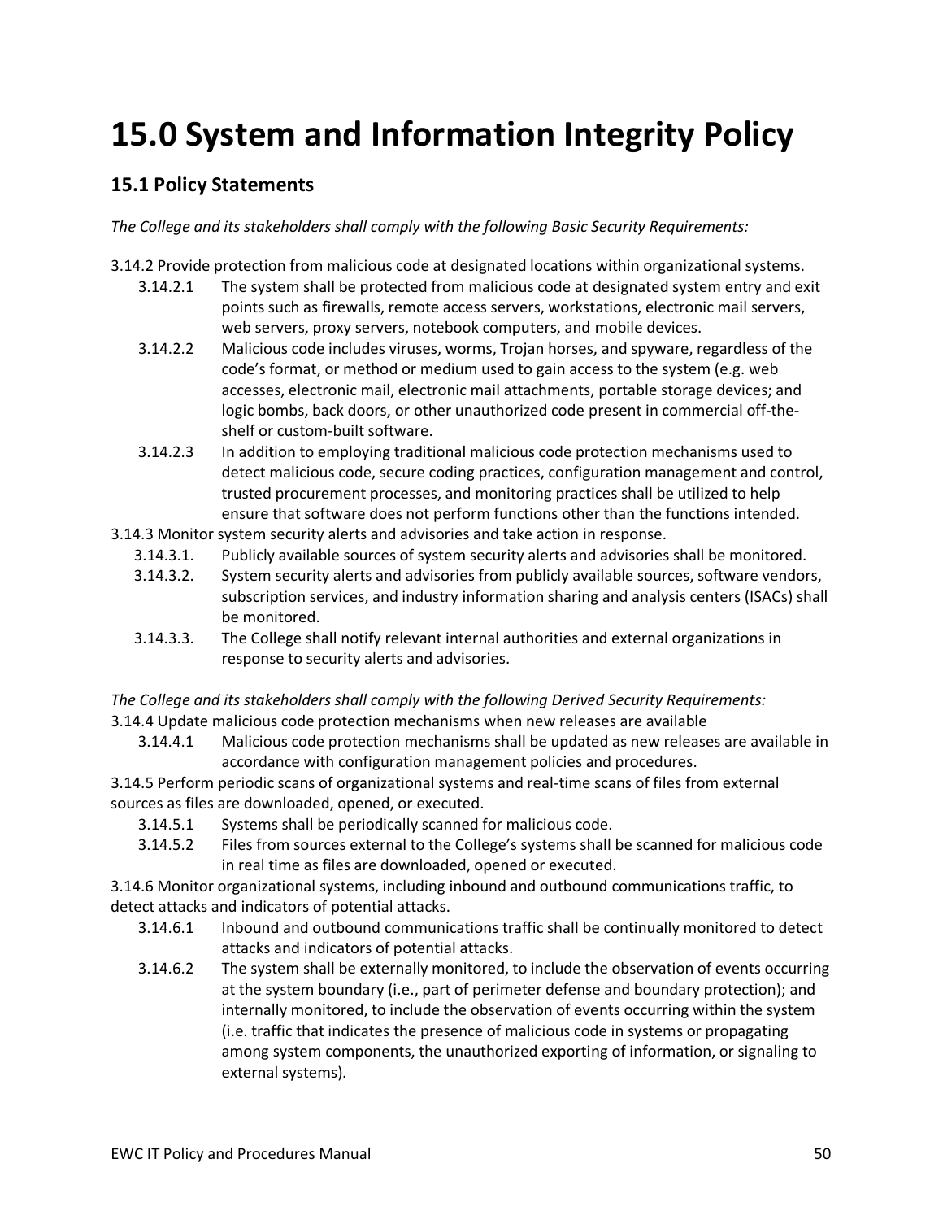# 15.0 System and Information Integrity Policy

## 15.1 Policy Statements

*The College and its stakeholders shall comply with the following Basic Security Requirements:*

3.14.2 Provide protection from malicious code at designated locations within organizational systems.

- 3.14.2.1 The system shall be protected from malicious code at designated system entry and exit points such as firewalls, remote access servers, workstations, electronic mail servers, web servers, proxy servers, notebook computers, and mobile devices.
- 3.14.2.2 Malicious code includes viruses, worms, Trojan horses, and spyware, regardless of the code's format, or method or medium used to gain access to the system (e.g. web accesses, electronic mail, electronic mail attachments, portable storage devices; and logic bombs, back doors, or other unauthorized code present in commercial off-the-shelf or custom-built software.
- 3.14.2.3 In addition to employing traditional malicious code protection mechanisms used to detect malicious code, secure coding practices, configuration management and control, trusted procurement processes, and monitoring practices shall be utilized to help ensure that software does not perform functions other than the functions intended.

3.14.3 Monitor system security alerts and advisories and take action in response.

- 3.14.3.1. Publicly available sources of system security alerts and advisories shall be monitored.
- 3.14.3.2. System security alerts and advisories from publicly available sources, software vendors, subscription services, and industry information sharing and analysis centers (ISACs) shall be monitored.
- 3.14.3.3. The College shall notify relevant internal authorities and external organizations in response to security alerts and advisories.

*The College and its stakeholders shall comply with the following Derived Security Requirements:*

3.14.4 Update malicious code protection mechanisms when new releases are available

- 3.14.4.1 Malicious code protection mechanisms shall be updated as new releases are available in accordance with configuration management policies and procedures.

3.14.5 Perform periodic scans of organizational systems and real-time scans of files from external sources as files are downloaded, opened, or executed.

- 3.14.5.1 Systems shall be periodically scanned for malicious code.
- 3.14.5.2 Files from sources external to the College's systems shall be scanned for malicious code in real time as files are downloaded, opened or executed.

3.14.6 Monitor organizational systems, including inbound and outbound communications traffic, to detect attacks and indicators of potential attacks.

- 3.14.6.1 Inbound and outbound communications traffic shall be continually monitored to detect attacks and indicators of potential attacks.
- 3.14.6.2 The system shall be externally monitored, to include the observation of events occurring at the system boundary (i.e., part of perimeter defense and boundary protection); and internally monitored, to include the observation of events occurring within the system (i.e. traffic that indicates the presence of malicious code in systems or propagating among system components, the unauthorized exporting of information, or signaling to external systems).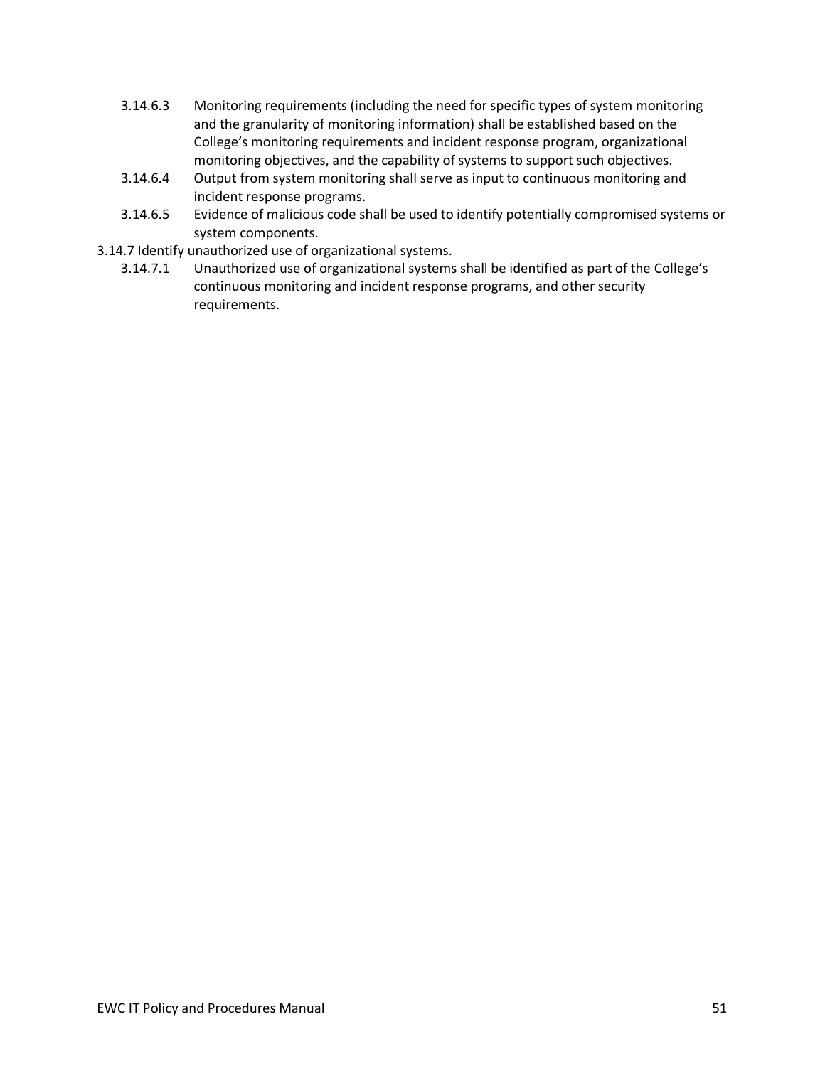3.14.6.3 Monitoring requirements (including the need for specific types of system monitoring and the granularity of monitoring information) shall be established based on the College's monitoring requirements and incident response program, organizational monitoring objectives, and the capability of systems to support such objectives.

3.14.6.4 Output from system monitoring shall serve as input to continuous monitoring and incident response programs.

3.14.6.5 Evidence of malicious code shall be used to identify potentially compromised systems or system components.

3.14.7 Identify unauthorized use of organizational systems.

3.14.7.1 Unauthorized use of organizational systems shall be identified as part of the College's continuous monitoring and incident response programs, and other security requirements.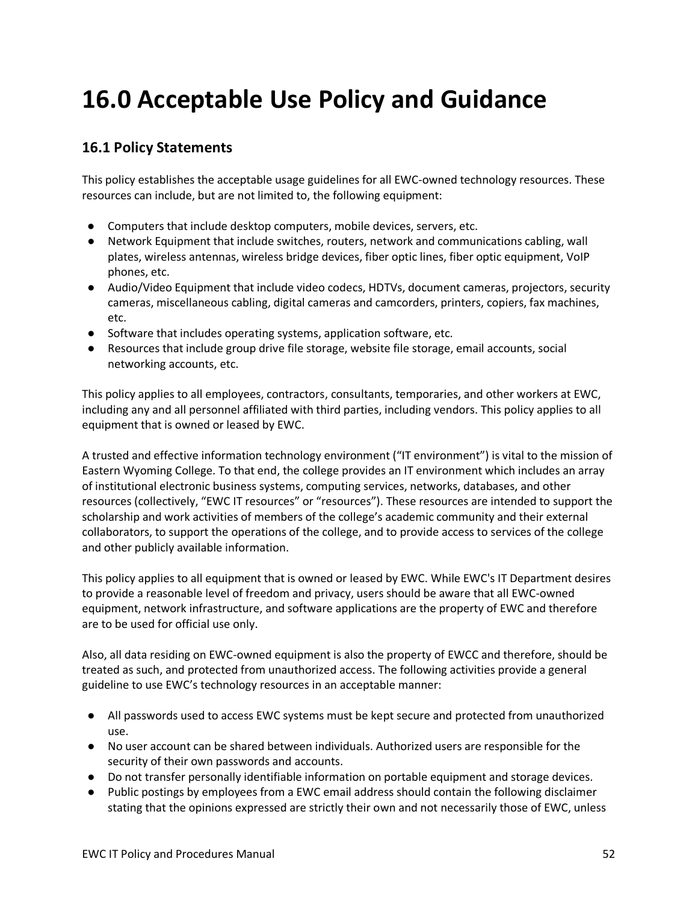# 16.0 Acceptable Use Policy and Guidance

## 16.1 Policy Statements

This policy establishes the acceptable usage guidelines for all EWC-owned technology resources. These resources can include, but are not limited to, the following equipment:

- Computers that include desktop computers, mobile devices, servers, etc.
- Network Equipment that include switches, routers, network and communications cabling, wall plates, wireless antennas, wireless bridge devices, fiber optic lines, fiber optic equipment, VoIP phones, etc.
- Audio/Video Equipment that include video codecs, HDTVs, document cameras, projectors, security cameras, miscellaneous cabling, digital cameras and camcorders, printers, copiers, fax machines, etc.
- Software that includes operating systems, application software, etc.
- Resources that include group drive file storage, website file storage, email accounts, social networking accounts, etc.

This policy applies to all employees, contractors, consultants, temporaries, and other workers at EWC, including any and all personnel affiliated with third parties, including vendors. This policy applies to all equipment that is owned or leased by EWC.

A trusted and effective information technology environment ("IT environment") is vital to the mission of Eastern Wyoming College. To that end, the college provides an IT environment which includes an array of institutional electronic business systems, computing services, networks, databases, and other resources (collectively, "EWC IT resources" or "resources"). These resources are intended to support the scholarship and work activities of members of the college's academic community and their external collaborators, to support the operations of the college, and to provide access to services of the college and other publicly available information.

This policy applies to all equipment that is owned or leased by EWC. While EWC's IT Department desires to provide a reasonable level of freedom and privacy, users should be aware that all EWC-owned equipment, network infrastructure, and software applications are the property of EWC and therefore are to be used for official use only.

Also, all data residing on EWC-owned equipment is also the property of EWCC and therefore, should be treated as such, and protected from unauthorized access. The following activities provide a general guideline to use EWC's technology resources in an acceptable manner:

- All passwords used to access EWC systems must be kept secure and protected from unauthorized use.
- No user account can be shared between individuals. Authorized users are responsible for the security of their own passwords and accounts.
- Do not transfer personally identifiable information on portable equipment and storage devices.
- Public postings by employees from a EWC email address should contain the following disclaimer stating that the opinions expressed are strictly their own and not necessarily those of EWC, unless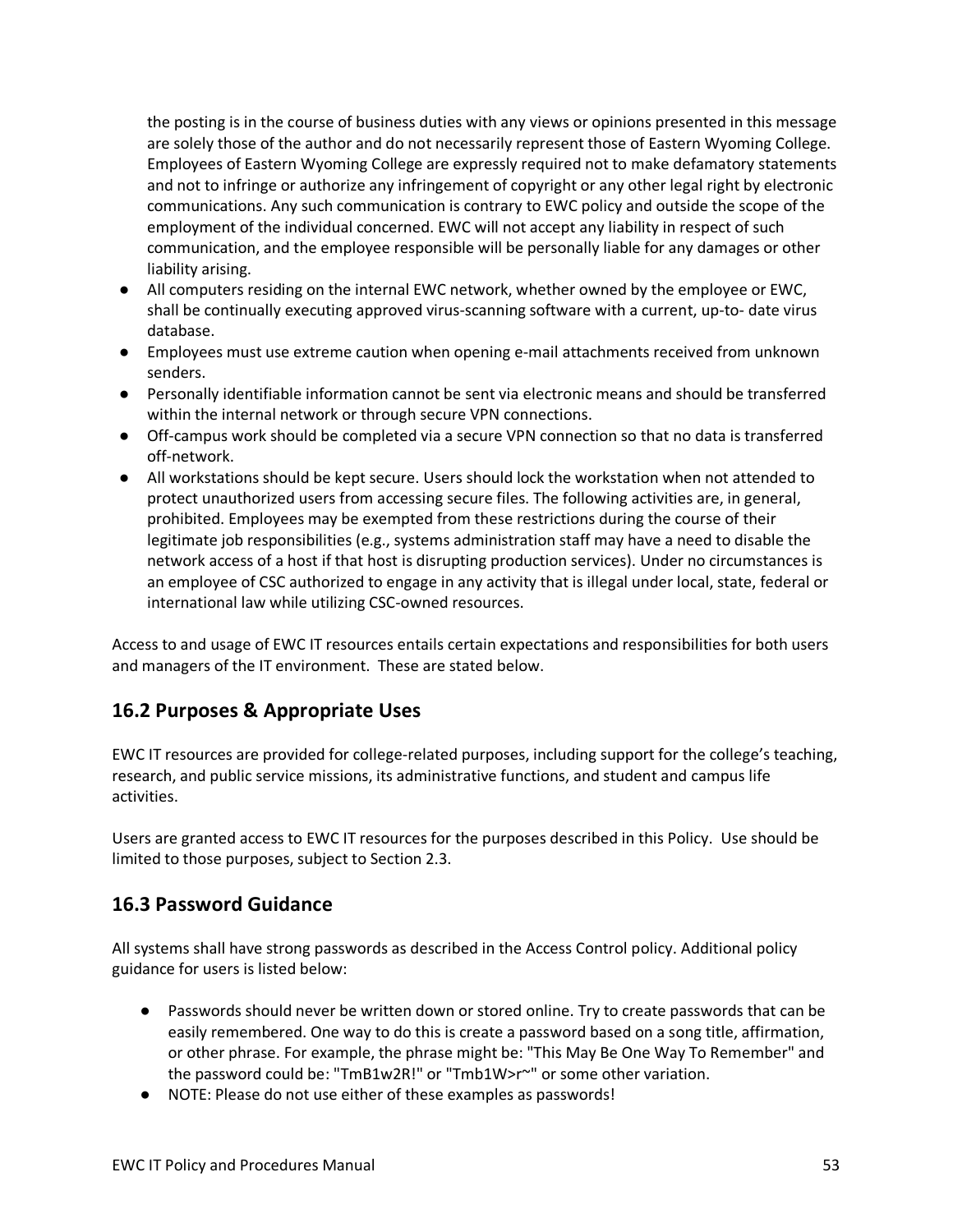the posting is in the course of business duties with any views or opinions presented in this message are solely those of the author and do not necessarily represent those of Eastern Wyoming College. Employees of Eastern Wyoming College are expressly required not to make defamatory statements and not to infringe or authorize any infringement of copyright or any other legal right by electronic communications. Any such communication is contrary to EWC policy and outside the scope of the employment of the individual concerned. EWC will not accept any liability in respect of such communication, and the employee responsible will be personally liable for any damages or other liability arising.

- All computers residing on the internal EWC network, whether owned by the employee or EWC, shall be continually executing approved virus-scanning software with a current, up-to- date virus database.
- Employees must use extreme caution when opening e-mail attachments received from unknown senders.
- Personally identifiable information cannot be sent via electronic means and should be transferred within the internal network or through secure VPN connections.
- Off-campus work should be completed via a secure VPN connection so that no data is transferred off-network.
- All workstations should be kept secure. Users should lock the workstation when not attended to protect unauthorized users from accessing secure files. The following activities are, in general, prohibited. Employees may be exempted from these restrictions during the course of their legitimate job responsibilities (e.g., systems administration staff may have a need to disable the network access of a host if that host is disrupting production services). Under no circumstances is an employee of CSC authorized to engage in any activity that is illegal under local, state, federal or international law while utilizing CSC-owned resources.

Access to and usage of EWC IT resources entails certain expectations and responsibilities for both users and managers of the IT environment. These are stated below.

## 16.2 Purposes & Appropriate Uses

EWC IT resources are provided for college-related purposes, including support for the college's teaching, research, and public service missions, its administrative functions, and student and campus life activities.

Users are granted access to EWC IT resources for the purposes described in this Policy. Use should be limited to those purposes, subject to Section 2.3.

## 16.3 Password Guidance

All systems shall have strong passwords as described in the Access Control policy. Additional policy guidance for users is listed below:

- Passwords should never be written down or stored online. Try to create passwords that can be easily remembered. One way to do this is create a password based on a song title, affirmation, or other phrase. For example, the phrase might be: "This May Be One Way To Remember" and the password could be: "TmB1w2R!" or "Tmb1W>r~" or some other variation.
- NOTE: Please do not use either of these examples as passwords!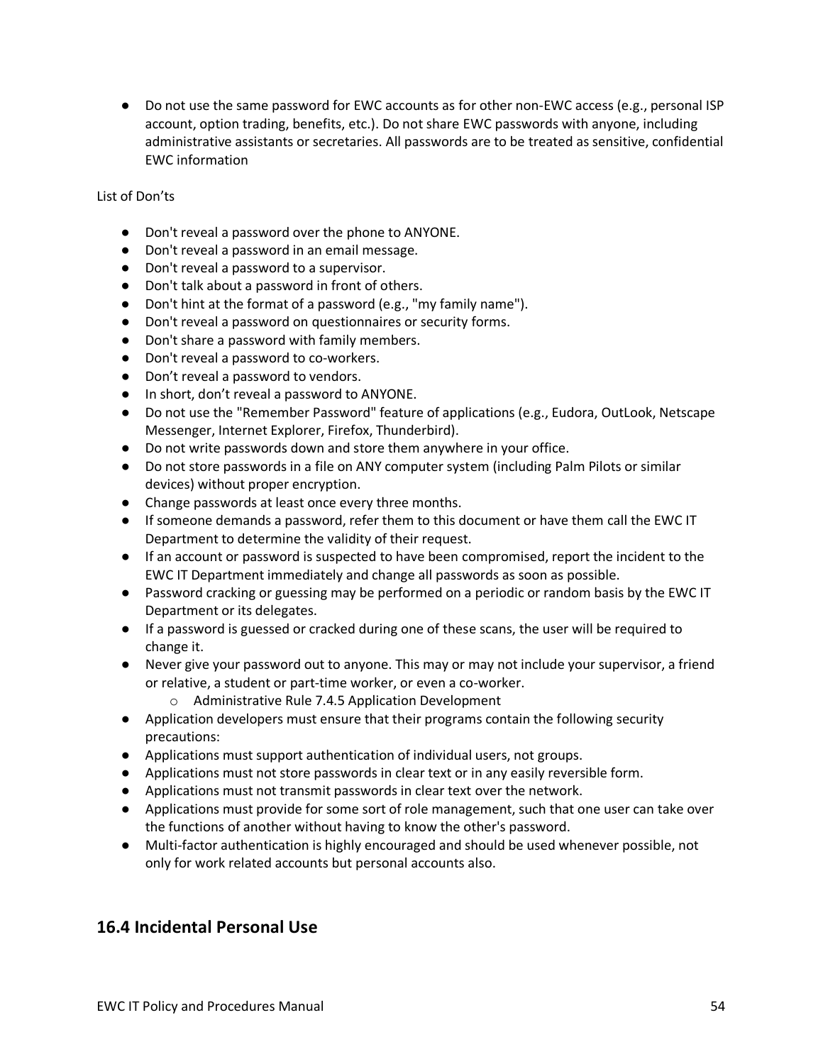- Do not use the same password for EWC accounts as for other non-EWC access (e.g., personal ISP account, option trading, benefits, etc.). Do not share EWC passwords with anyone, including administrative assistants or secretaries. All passwords are to be treated as sensitive, confidential EWC information

List of Don'ts

- Don't reveal a password over the phone to ANYONE.
- Don't reveal a password in an email message.
- Don't reveal a password to a supervisor.
- Don't talk about a password in front of others.
- Don't hint at the format of a password (e.g., "my family name").
- Don't reveal a password on questionnaires or security forms.
- Don't share a password with family members.
- Don't reveal a password to co-workers.
- Don't reveal a password to vendors.
- In short, don't reveal a password to ANYONE.
- Do not use the "Remember Password" feature of applications (e.g., Eudora, OutLook, Netscape Messenger, Internet Explorer, Firefox, Thunderbird).
- Do not write passwords down and store them anywhere in your office.
- Do not store passwords in a file on ANY computer system (including Palm Pilots or similar devices) without proper encryption.
- Change passwords at least once every three months.
- If someone demands a password, refer them to this document or have them call the EWC IT Department to determine the validity of their request.
- If an account or password is suspected to have been compromised, report the incident to the EWC IT Department immediately and change all passwords as soon as possible.
- Password cracking or guessing may be performed on a periodic or random basis by the EWC IT Department or its delegates.
- If a password is guessed or cracked during one of these scans, the user will be required to change it.
- Never give your password out to anyone. This may or may not include your supervisor, a friend or relative, a student or part-time worker, or even a co-worker.
    - Administrative Rule 7.4.5 Application Development
- Application developers must ensure that their programs contain the following security precautions:
- Applications must support authentication of individual users, not groups.
- Applications must not store passwords in clear text or in any easily reversible form.
- Applications must not transmit passwords in clear text over the network.
- Applications must provide for some sort of role management, such that one user can take over the functions of another without having to know the other's password.
- Multi-factor authentication is highly encouraged and should be used whenever possible, not only for work related accounts but personal accounts also.

## 16.4 Incidental Personal Use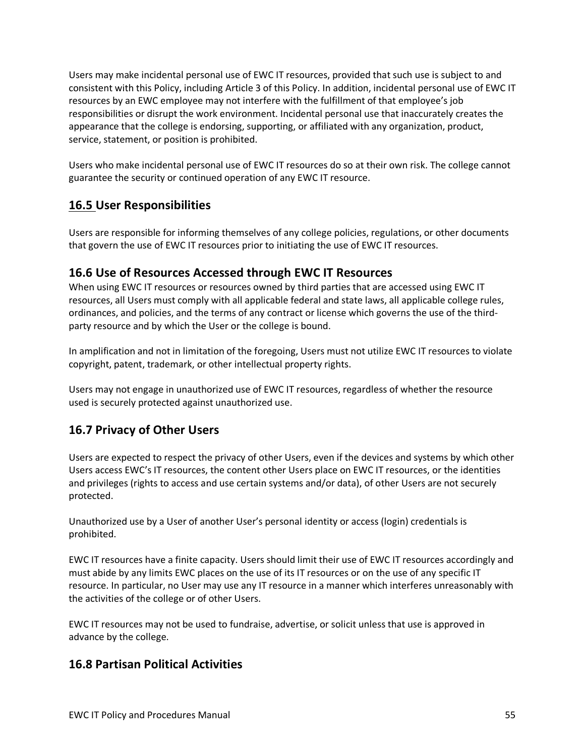Users may make incidental personal use of EWC IT resources, provided that such use is subject to and consistent with this Policy, including Article 3 of this Policy. In addition, incidental personal use of EWC IT resources by an EWC employee may not interfere with the fulfillment of that employee's job responsibilities or disrupt the work environment. Incidental personal use that inaccurately creates the appearance that the college is endorsing, supporting, or affiliated with any organization, product, service, statement, or position is prohibited.

Users who make incidental personal use of EWC IT resources do so at their own risk. The college cannot guarantee the security or continued operation of any EWC IT resource.

## 16.5 User Responsibilities

Users are responsible for informing themselves of any college policies, regulations, or other documents that govern the use of EWC IT resources prior to initiating the use of EWC IT resources.

## 16.6 Use of Resources Accessed through EWC IT Resources

When using EWC IT resources or resources owned by third parties that are accessed using EWC IT resources, all Users must comply with all applicable federal and state laws, all applicable college rules, ordinances, and policies, and the terms of any contract or license which governs the use of the third-party resource and by which the User or the college is bound.

In amplification and not in limitation of the foregoing, Users must not utilize EWC IT resources to violate copyright, patent, trademark, or other intellectual property rights.

Users may not engage in unauthorized use of EWC IT resources, regardless of whether the resource used is securely protected against unauthorized use.

## 16.7 Privacy of Other Users

Users are expected to respect the privacy of other Users, even if the devices and systems by which other Users access EWC's IT resources, the content other Users place on EWC IT resources, or the identities and privileges (rights to access and use certain systems and/or data), of other Users are not securely protected.

Unauthorized use by a User of another User's personal identity or access (login) credentials is prohibited.

EWC IT resources have a finite capacity. Users should limit their use of EWC IT resources accordingly and must abide by any limits EWC places on the use of its IT resources or on the use of any specific IT resource. In particular, no User may use any IT resource in a manner which interferes unreasonably with the activities of the college or of other Users.

EWC IT resources may not be used to fundraise, advertise, or solicit unless that use is approved in advance by the college.

## 16.8 Partisan Political Activities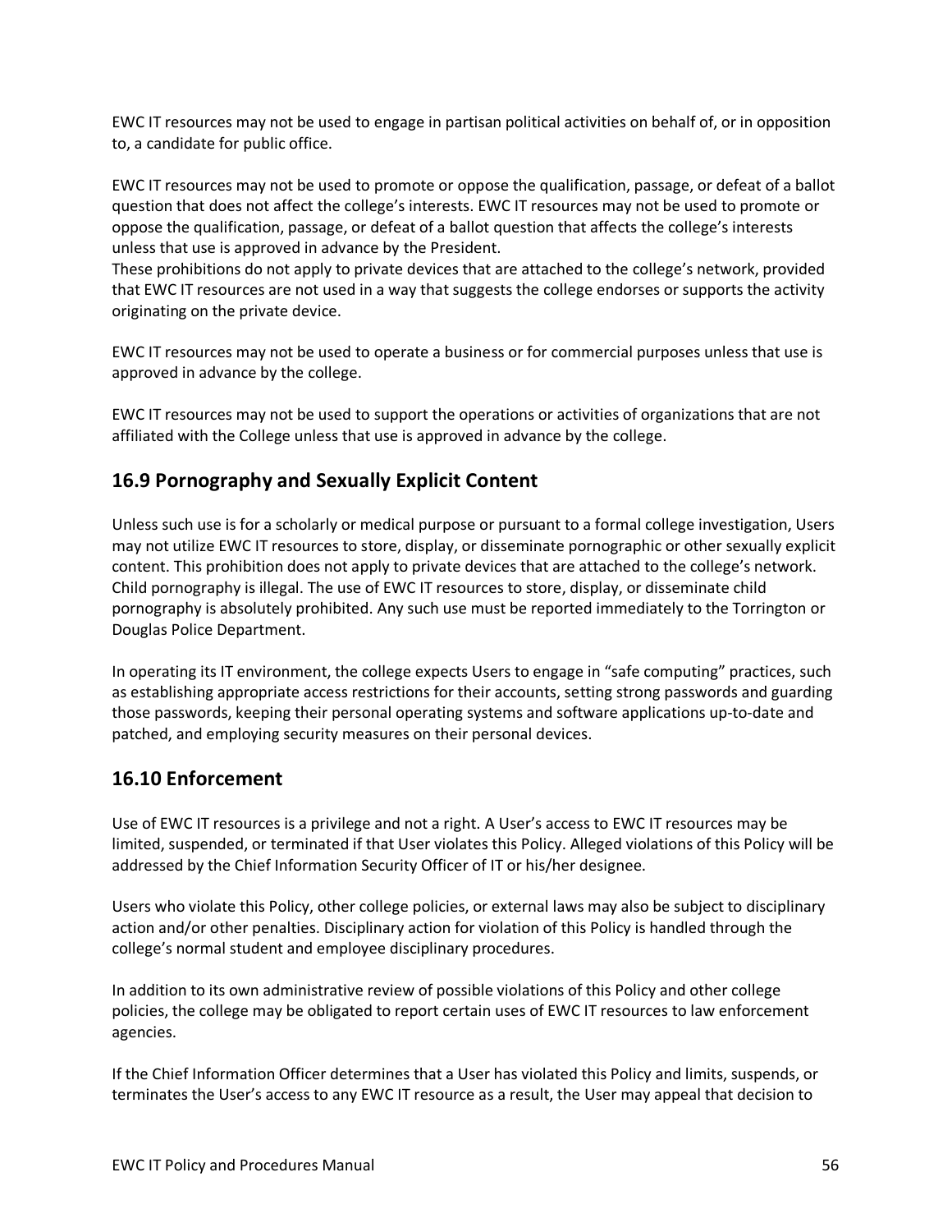EWC IT resources may not be used to engage in partisan political activities on behalf of, or in opposition to, a candidate for public office.

EWC IT resources may not be used to promote or oppose the qualification, passage, or defeat of a ballot question that does not affect the college's interests. EWC IT resources may not be used to promote or oppose the qualification, passage, or defeat of a ballot question that affects the college's interests unless that use is approved in advance by the President.
These prohibitions do not apply to private devices that are attached to the college's network, provided that EWC IT resources are not used in a way that suggests the college endorses or supports the activity originating on the private device.

EWC IT resources may not be used to operate a business or for commercial purposes unless that use is approved in advance by the college.

EWC IT resources may not be used to support the operations or activities of organizations that are not affiliated with the College unless that use is approved in advance by the college.

## 16.9 Pornography and Sexually Explicit Content

Unless such use is for a scholarly or medical purpose or pursuant to a formal college investigation, Users may not utilize EWC IT resources to store, display, or disseminate pornographic or other sexually explicit content. This prohibition does not apply to private devices that are attached to the college's network. Child pornography is illegal. The use of EWC IT resources to store, display, or disseminate child pornography is absolutely prohibited. Any such use must be reported immediately to the Torrington or Douglas Police Department.

In operating its IT environment, the college expects Users to engage in "safe computing" practices, such as establishing appropriate access restrictions for their accounts, setting strong passwords and guarding those passwords, keeping their personal operating systems and software applications up-to-date and patched, and employing security measures on their personal devices.

## 16.10 Enforcement

Use of EWC IT resources is a privilege and not a right. A User's access to EWC IT resources may be limited, suspended, or terminated if that User violates this Policy. Alleged violations of this Policy will be addressed by the Chief Information Security Officer of IT or his/her designee.

Users who violate this Policy, other college policies, or external laws may also be subject to disciplinary action and/or other penalties. Disciplinary action for violation of this Policy is handled through the college's normal student and employee disciplinary procedures.

In addition to its own administrative review of possible violations of this Policy and other college policies, the college may be obligated to report certain uses of EWC IT resources to law enforcement agencies.

If the Chief Information Officer determines that a User has violated this Policy and limits, suspends, or terminates the User's access to any EWC IT resource as a result, the User may appeal that decision to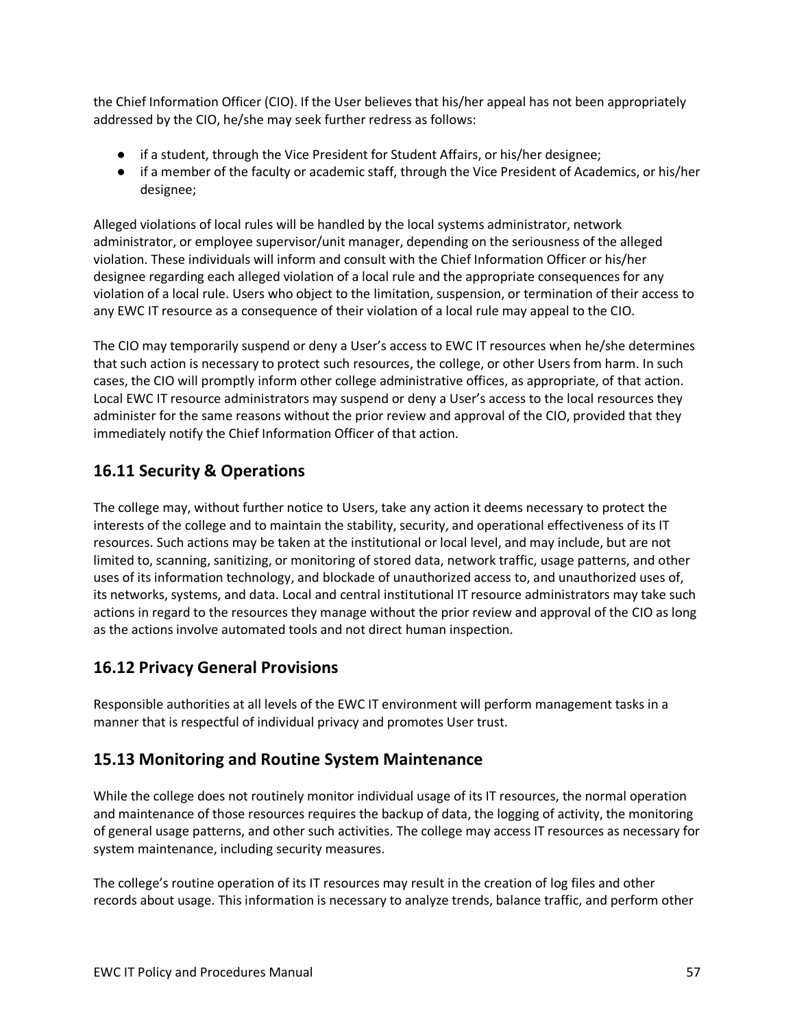the Chief Information Officer (CIO). If the User believes that his/her appeal has not been appropriately addressed by the CIO, he/she may seek further redress as follows:

- if a student, through the Vice President for Student Affairs, or his/her designee;
- if a member of the faculty or academic staff, through the Vice President of Academics, or his/her designee;

Alleged violations of local rules will be handled by the local systems administrator, network administrator, or employee supervisor/unit manager, depending on the seriousness of the alleged violation. These individuals will inform and consult with the Chief Information Officer or his/her designee regarding each alleged violation of a local rule and the appropriate consequences for any violation of a local rule. Users who object to the limitation, suspension, or termination of their access to any EWC IT resource as a consequence of their violation of a local rule may appeal to the CIO.

The CIO may temporarily suspend or deny a User's access to EWC IT resources when he/she determines that such action is necessary to protect such resources, the college, or other Users from harm. In such cases, the CIO will promptly inform other college administrative offices, as appropriate, of that action. Local EWC IT resource administrators may suspend or deny a User's access to the local resources they administer for the same reasons without the prior review and approval of the CIO, provided that they immediately notify the Chief Information Officer of that action.

## 16.11 Security & Operations

The college may, without further notice to Users, take any action it deems necessary to protect the interests of the college and to maintain the stability, security, and operational effectiveness of its IT resources. Such actions may be taken at the institutional or local level, and may include, but are not limited to, scanning, sanitizing, or monitoring of stored data, network traffic, usage patterns, and other uses of its information technology, and blockade of unauthorized access to, and unauthorized uses of, its networks, systems, and data. Local and central institutional IT resource administrators may take such actions in regard to the resources they manage without the prior review and approval of the CIO as long as the actions involve automated tools and not direct human inspection.

## 16.12 Privacy General Provisions

Responsible authorities at all levels of the EWC IT environment will perform management tasks in a manner that is respectful of individual privacy and promotes User trust.

## 15.13 Monitoring and Routine System Maintenance

While the college does not routinely monitor individual usage of its IT resources, the normal operation and maintenance of those resources requires the backup of data, the logging of activity, the monitoring of general usage patterns, and other such activities. The college may access IT resources as necessary for system maintenance, including security measures.

The college's routine operation of its IT resources may result in the creation of log files and other records about usage. This information is necessary to analyze trends, balance traffic, and perform other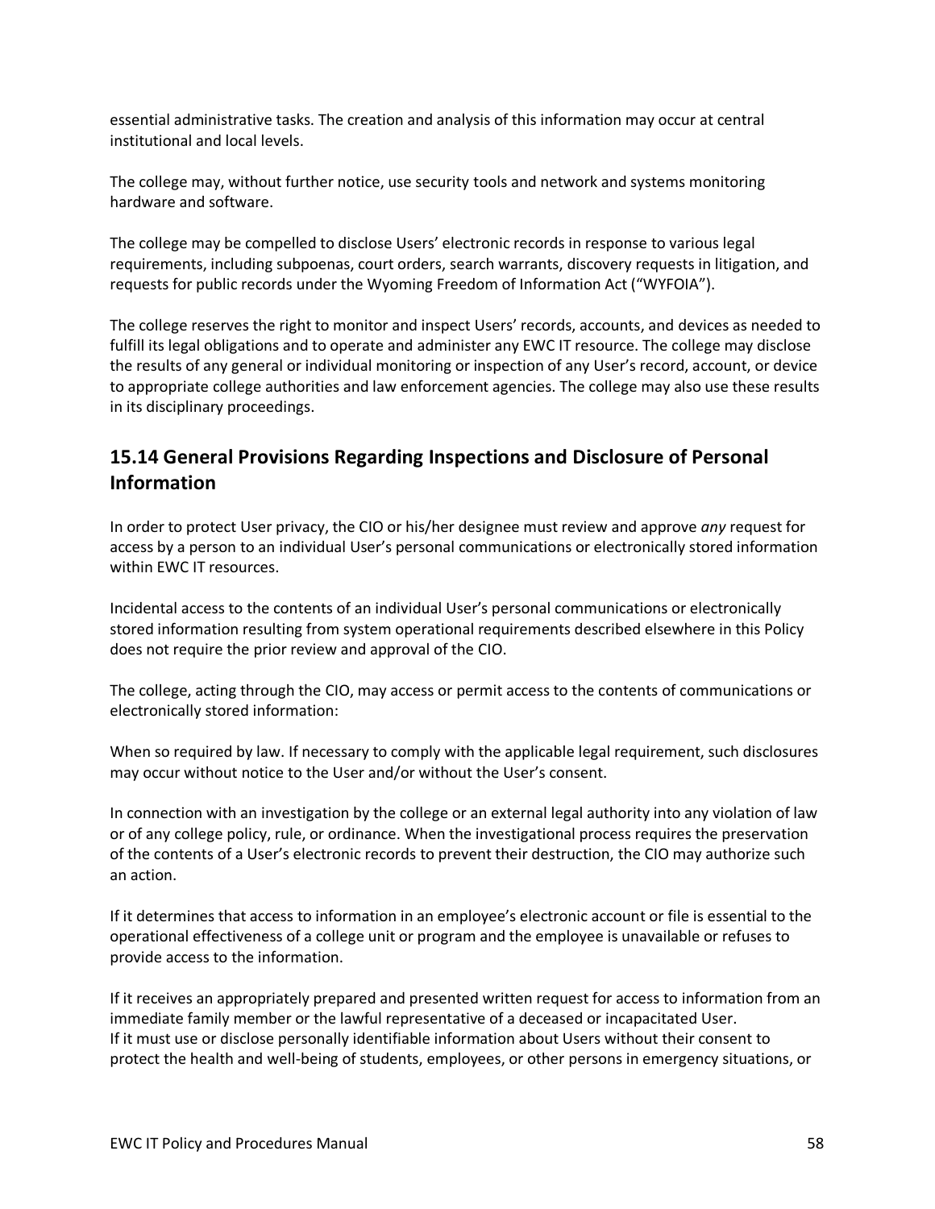essential administrative tasks. The creation and analysis of this information may occur at central institutional and local levels.

The college may, without further notice, use security tools and network and systems monitoring hardware and software.

The college may be compelled to disclose Users' electronic records in response to various legal requirements, including subpoenas, court orders, search warrants, discovery requests in litigation, and requests for public records under the Wyoming Freedom of Information Act ("WYFOIA").

The college reserves the right to monitor and inspect Users' records, accounts, and devices as needed to fulfill its legal obligations and to operate and administer any EWC IT resource. The college may disclose the results of any general or individual monitoring or inspection of any User's record, account, or device to appropriate college authorities and law enforcement agencies. The college may also use these results in its disciplinary proceedings.

## 15.14 General Provisions Regarding Inspections and Disclosure of Personal Information

In order to protect User privacy, the CIO or his/her designee must review and approve *any* request for access by a person to an individual User's personal communications or electronically stored information within EWC IT resources.

Incidental access to the contents of an individual User's personal communications or electronically stored information resulting from system operational requirements described elsewhere in this Policy does not require the prior review and approval of the CIO.

The college, acting through the CIO, may access or permit access to the contents of communications or electronically stored information:

When so required by law. If necessary to comply with the applicable legal requirement, such disclosures may occur without notice to the User and/or without the User's consent.

In connection with an investigation by the college or an external legal authority into any violation of law or of any college policy, rule, or ordinance. When the investigational process requires the preservation of the contents of a User's electronic records to prevent their destruction, the CIO may authorize such an action.

If it determines that access to information in an employee's electronic account or file is essential to the operational effectiveness of a college unit or program and the employee is unavailable or refuses to provide access to the information.

If it receives an appropriately prepared and presented written request for access to information from an immediate family member or the lawful representative of a deceased or incapacitated User.
If it must use or disclose personally identifiable information about Users without their consent to protect the health and well-being of students, employees, or other persons in emergency situations, or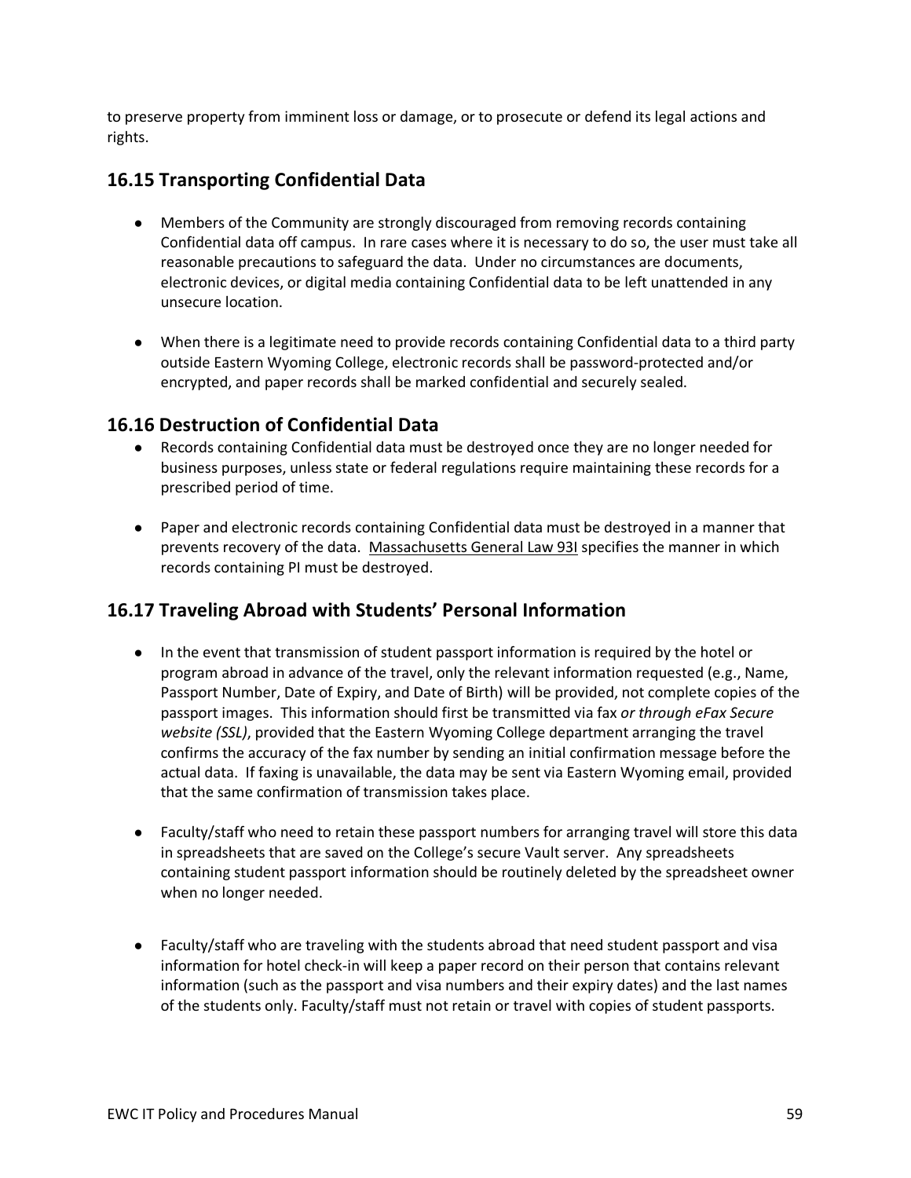to preserve property from imminent loss or damage, or to prosecute or defend its legal actions and rights.

## 16.15 Transporting Confidential Data

- Members of the Community are strongly discouraged from removing records containing Confidential data off campus. In rare cases where it is necessary to do so, the user must take all reasonable precautions to safeguard the data. Under no circumstances are documents, electronic devices, or digital media containing Confidential data to be left unattended in any unsecure location.

- When there is a legitimate need to provide records containing Confidential data to a third party outside Eastern Wyoming College, electronic records shall be password-protected and/or encrypted, and paper records shall be marked confidential and securely sealed.

## 16.16 Destruction of Confidential Data

- Records containing Confidential data must be destroyed once they are no longer needed for business purposes, unless state or federal regulations require maintaining these records for a prescribed period of time.

- Paper and electronic records containing Confidential data must be destroyed in a manner that prevents recovery of the data. Massachusetts General Law 93I specifies the manner in which records containing PI must be destroyed.

## 16.17 Traveling Abroad with Students' Personal Information

- In the event that transmission of student passport information is required by the hotel or program abroad in advance of the travel, only the relevant information requested (e.g., Name, Passport Number, Date of Expiry, and Date of Birth) will be provided, not complete copies of the passport images. This information should first be transmitted via fax *or through eFax Secure website (SSL)*, provided that the Eastern Wyoming College department arranging the travel confirms the accuracy of the fax number by sending an initial confirmation message before the actual data. If faxing is unavailable, the data may be sent via Eastern Wyoming email, provided that the same confirmation of transmission takes place.

- Faculty/staff who need to retain these passport numbers for arranging travel will store this data in spreadsheets that are saved on the College's secure Vault server. Any spreadsheets containing student passport information should be routinely deleted by the spreadsheet owner when no longer needed.

- Faculty/staff who are traveling with the students abroad that need student passport and visa information for hotel check-in will keep a paper record on their person that contains relevant information (such as the passport and visa numbers and their expiry dates) and the last names of the students only. Faculty/staff must not retain or travel with copies of student passports.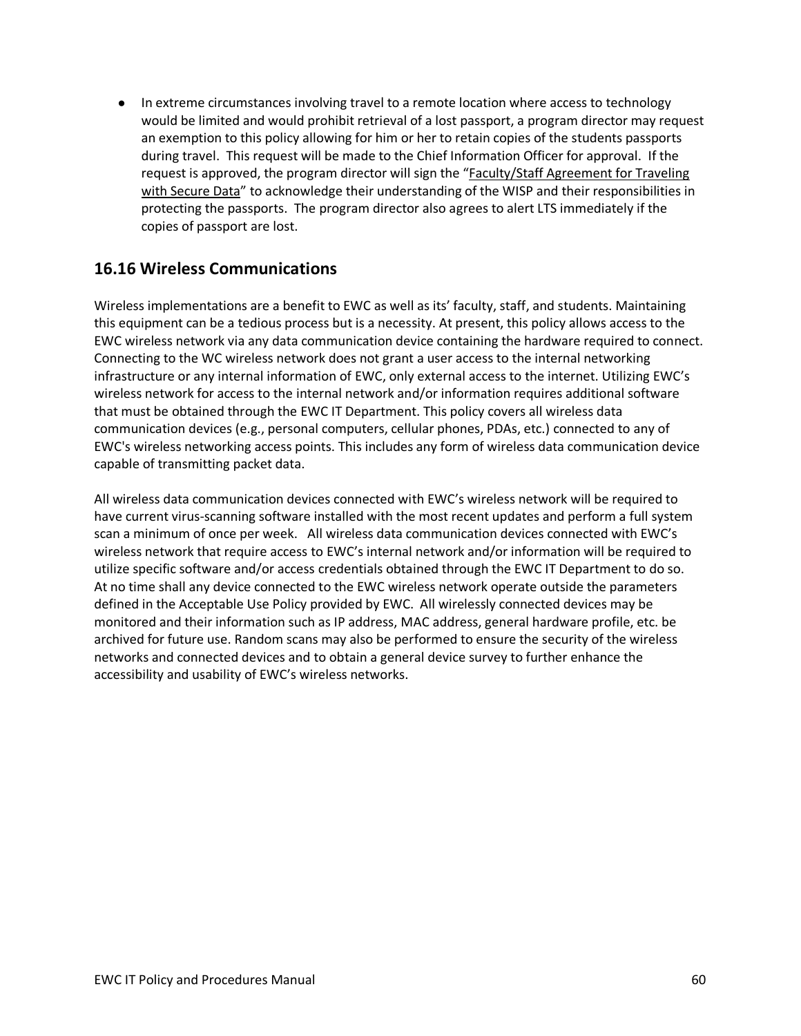- In extreme circumstances involving travel to a remote location where access to technology would be limited and would prohibit retrieval of a lost passport, a program director may request an exemption to this policy allowing for him or her to retain copies of the students passports during travel. This request will be made to the Chief Information Officer for approval. If the request is approved, the program director will sign the "Faculty/Staff Agreement for Traveling with Secure Data" to acknowledge their understanding of the WISP and their responsibilities in protecting the passports. The program director also agrees to alert LTS immediately if the copies of passport are lost.

## 16.16 Wireless Communications

Wireless implementations are a benefit to EWC as well as its' faculty, staff, and students. Maintaining this equipment can be a tedious process but is a necessity. At present, this policy allows access to the EWC wireless network via any data communication device containing the hardware required to connect. Connecting to the WC wireless network does not grant a user access to the internal networking infrastructure or any internal information of EWC, only external access to the internet. Utilizing EWC's wireless network for access to the internal network and/or information requires additional software that must be obtained through the EWC IT Department. This policy covers all wireless data communication devices (e.g., personal computers, cellular phones, PDAs, etc.) connected to any of EWC's wireless networking access points. This includes any form of wireless data communication device capable of transmitting packet data.

All wireless data communication devices connected with EWC's wireless network will be required to have current virus-scanning software installed with the most recent updates and perform a full system scan a minimum of once per week. All wireless data communication devices connected with EWC's wireless network that require access to EWC's internal network and/or information will be required to utilize specific software and/or access credentials obtained through the EWC IT Department to do so. At no time shall any device connected to the EWC wireless network operate outside the parameters defined in the Acceptable Use Policy provided by EWC. All wirelessly connected devices may be monitored and their information such as IP address, MAC address, general hardware profile, etc. be archived for future use. Random scans may also be performed to ensure the security of the wireless networks and connected devices and to obtain a general device survey to further enhance the accessibility and usability of EWC's wireless networks.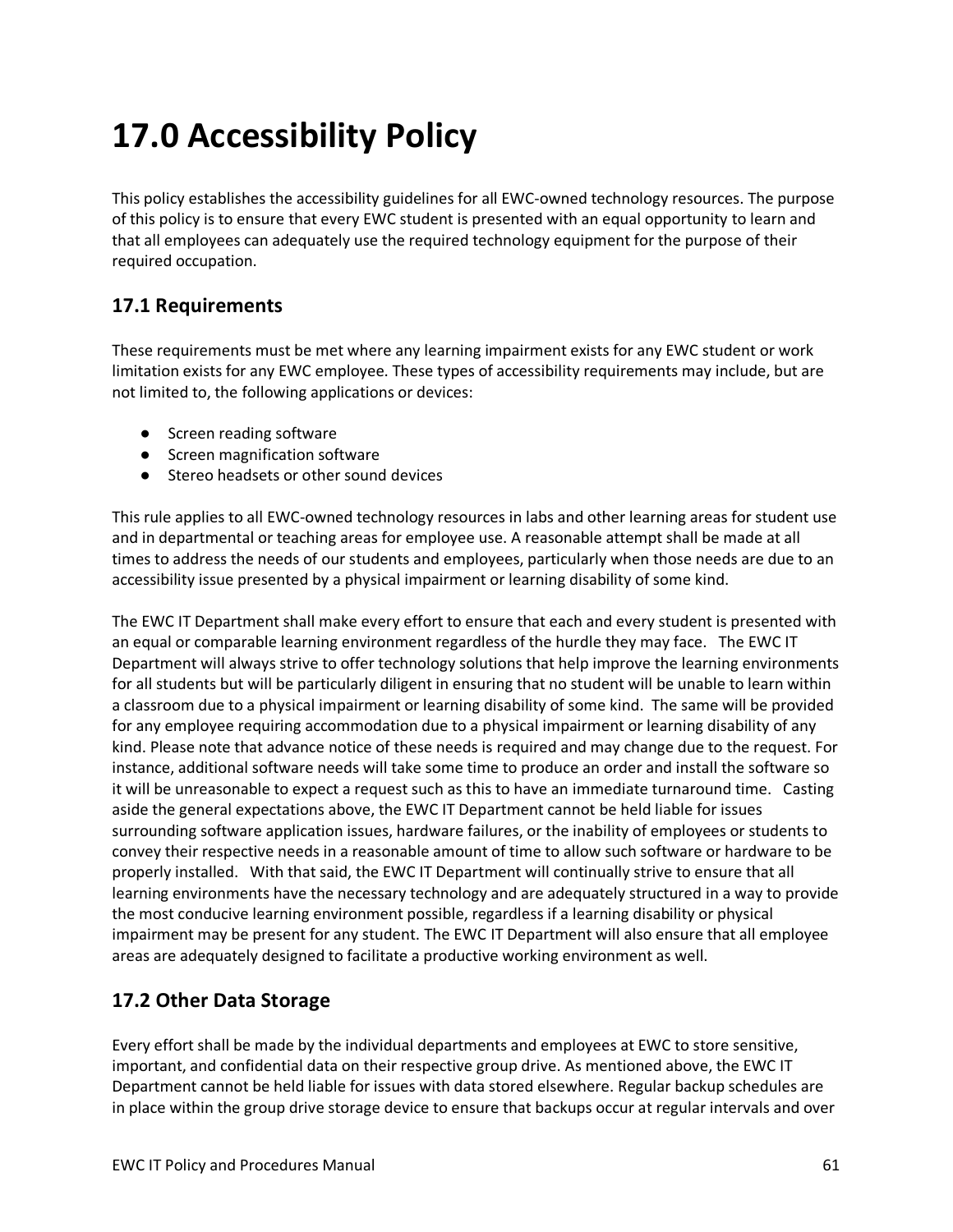# 17.0 Accessibility Policy

This policy establishes the accessibility guidelines for all EWC-owned technology resources. The purpose of this policy is to ensure that every EWC student is presented with an equal opportunity to learn and that all employees can adequately use the required technology equipment for the purpose of their required occupation.

## 17.1 Requirements

These requirements must be met where any learning impairment exists for any EWC student or work limitation exists for any EWC employee. These types of accessibility requirements may include, but are not limited to, the following applications or devices:

- Screen reading software
- Screen magnification software
- Stereo headsets or other sound devices

This rule applies to all EWC-owned technology resources in labs and other learning areas for student use and in departmental or teaching areas for employee use. A reasonable attempt shall be made at all times to address the needs of our students and employees, particularly when those needs are due to an accessibility issue presented by a physical impairment or learning disability of some kind.

The EWC IT Department shall make every effort to ensure that each and every student is presented with an equal or comparable learning environment regardless of the hurdle they may face. The EWC IT Department will always strive to offer technology solutions that help improve the learning environments for all students but will be particularly diligent in ensuring that no student will be unable to learn within a classroom due to a physical impairment or learning disability of some kind. The same will be provided for any employee requiring accommodation due to a physical impairment or learning disability of any kind. Please note that advance notice of these needs is required and may change due to the request. For instance, additional software needs will take some time to produce an order and install the software so it will be unreasonable to expect a request such as this to have an immediate turnaround time. Casting aside the general expectations above, the EWC IT Department cannot be held liable for issues surrounding software application issues, hardware failures, or the inability of employees or students to convey their respective needs in a reasonable amount of time to allow such software or hardware to be properly installed. With that said, the EWC IT Department will continually strive to ensure that all learning environments have the necessary technology and are adequately structured in a way to provide the most conducive learning environment possible, regardless if a learning disability or physical impairment may be present for any student. The EWC IT Department will also ensure that all employee areas are adequately designed to facilitate a productive working environment as well.

## 17.2 Other Data Storage

Every effort shall be made by the individual departments and employees at EWC to store sensitive, important, and confidential data on their respective group drive. As mentioned above, the EWC IT Department cannot be held liable for issues with data stored elsewhere. Regular backup schedules are in place within the group drive storage device to ensure that backups occur at regular intervals and over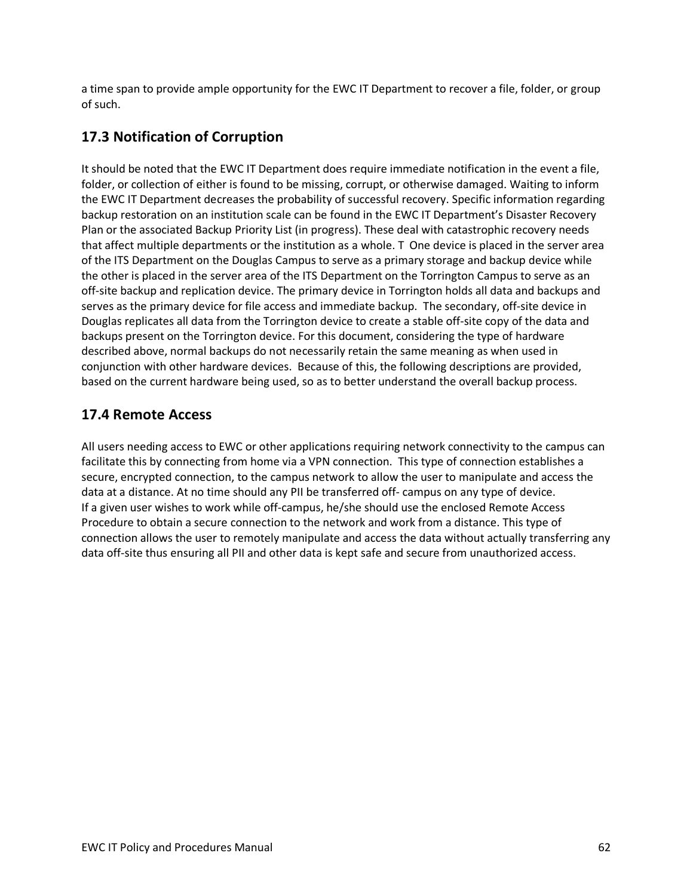a time span to provide ample opportunity for the EWC IT Department to recover a file, folder, or group of such.

## 17.3 Notification of Corruption

It should be noted that the EWC IT Department does require immediate notification in the event a file, folder, or collection of either is found to be missing, corrupt, or otherwise damaged. Waiting to inform the EWC IT Department decreases the probability of successful recovery. Specific information regarding backup restoration on an institution scale can be found in the EWC IT Department's Disaster Recovery Plan or the associated Backup Priority List (in progress). These deal with catastrophic recovery needs that affect multiple departments or the institution as a whole. T One device is placed in the server area of the ITS Department on the Douglas Campus to serve as a primary storage and backup device while the other is placed in the server area of the ITS Department on the Torrington Campus to serve as an off-site backup and replication device. The primary device in Torrington holds all data and backups and serves as the primary device for file access and immediate backup. The secondary, off-site device in Douglas replicates all data from the Torrington device to create a stable off-site copy of the data and backups present on the Torrington device. For this document, considering the type of hardware described above, normal backups do not necessarily retain the same meaning as when used in conjunction with other hardware devices. Because of this, the following descriptions are provided, based on the current hardware being used, so as to better understand the overall backup process.

## 17.4 Remote Access

All users needing access to EWC or other applications requiring network connectivity to the campus can facilitate this by connecting from home via a VPN connection. This type of connection establishes a secure, encrypted connection, to the campus network to allow the user to manipulate and access the data at a distance. At no time should any PII be transferred off- campus on any type of device.
If a given user wishes to work while off-campus, he/she should use the enclosed Remote Access Procedure to obtain a secure connection to the network and work from a distance. This type of connection allows the user to remotely manipulate and access the data without actually transferring any data off-site thus ensuring all PII and other data is kept safe and secure from unauthorized access.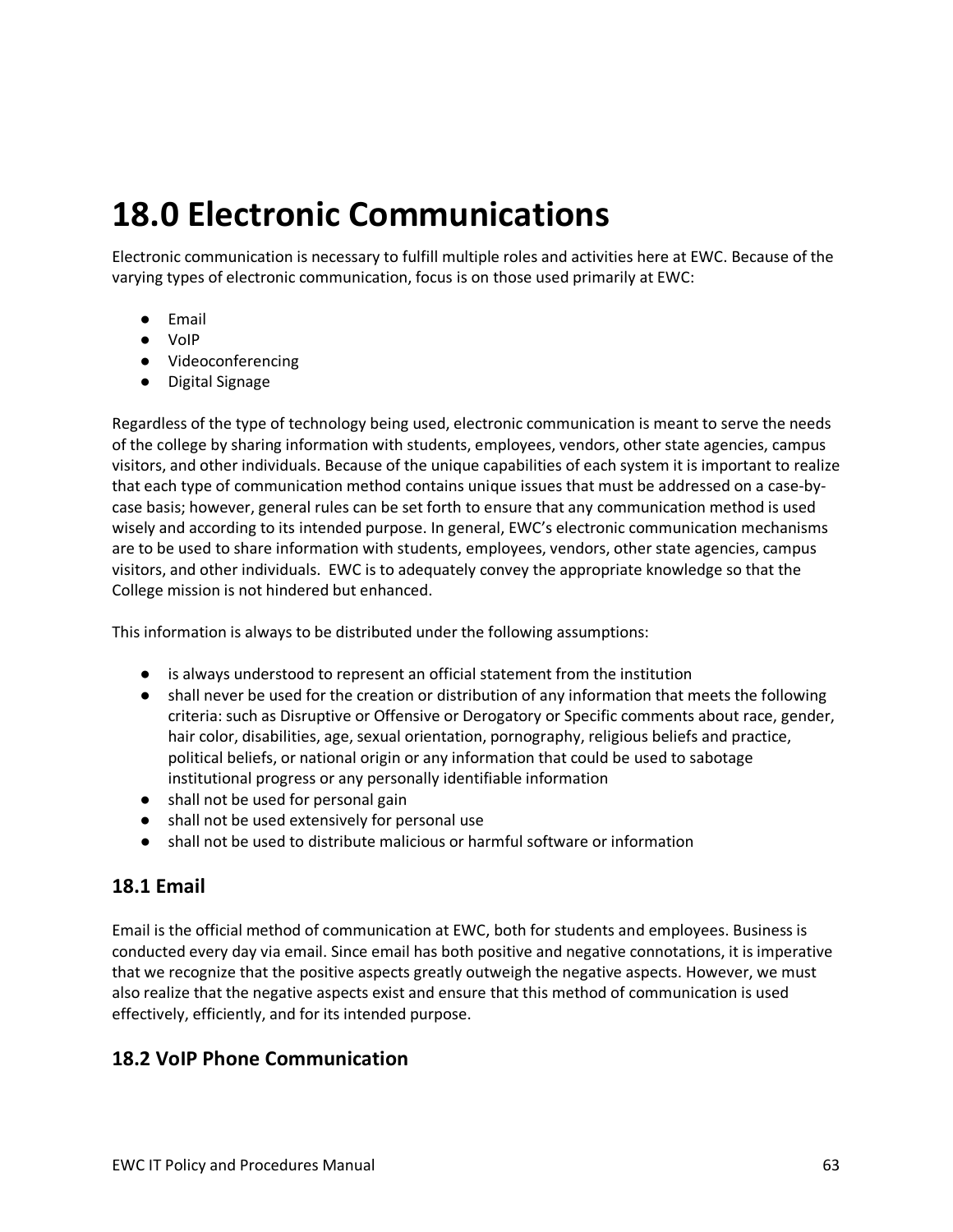# 18.0 Electronic Communications

Electronic communication is necessary to fulfill multiple roles and activities here at EWC. Because of the varying types of electronic communication, focus is on those used primarily at EWC:

- Email
- VoIP
- Videoconferencing
- Digital Signage

Regardless of the type of technology being used, electronic communication is meant to serve the needs of the college by sharing information with students, employees, vendors, other state agencies, campus visitors, and other individuals. Because of the unique capabilities of each system it is important to realize that each type of communication method contains unique issues that must be addressed on a case-by-case basis; however, general rules can be set forth to ensure that any communication method is used wisely and according to its intended purpose. In general, EWC's electronic communication mechanisms are to be used to share information with students, employees, vendors, other state agencies, campus visitors, and other individuals. EWC is to adequately convey the appropriate knowledge so that the College mission is not hindered but enhanced.

This information is always to be distributed under the following assumptions:

- is always understood to represent an official statement from the institution
- shall never be used for the creation or distribution of any information that meets the following criteria: such as Disruptive or Offensive or Derogatory or Specific comments about race, gender, hair color, disabilities, age, sexual orientation, pornography, religious beliefs and practice, political beliefs, or national origin or any information that could be used to sabotage institutional progress or any personally identifiable information
- shall not be used for personal gain
- shall not be used extensively for personal use
- shall not be used to distribute malicious or harmful software or information

## 18.1 Email

Email is the official method of communication at EWC, both for students and employees. Business is conducted every day via email. Since email has both positive and negative connotations, it is imperative that we recognize that the positive aspects greatly outweigh the negative aspects. However, we must also realize that the negative aspects exist and ensure that this method of communication is used effectively, efficiently, and for its intended purpose.

## 18.2 VoIP Phone Communication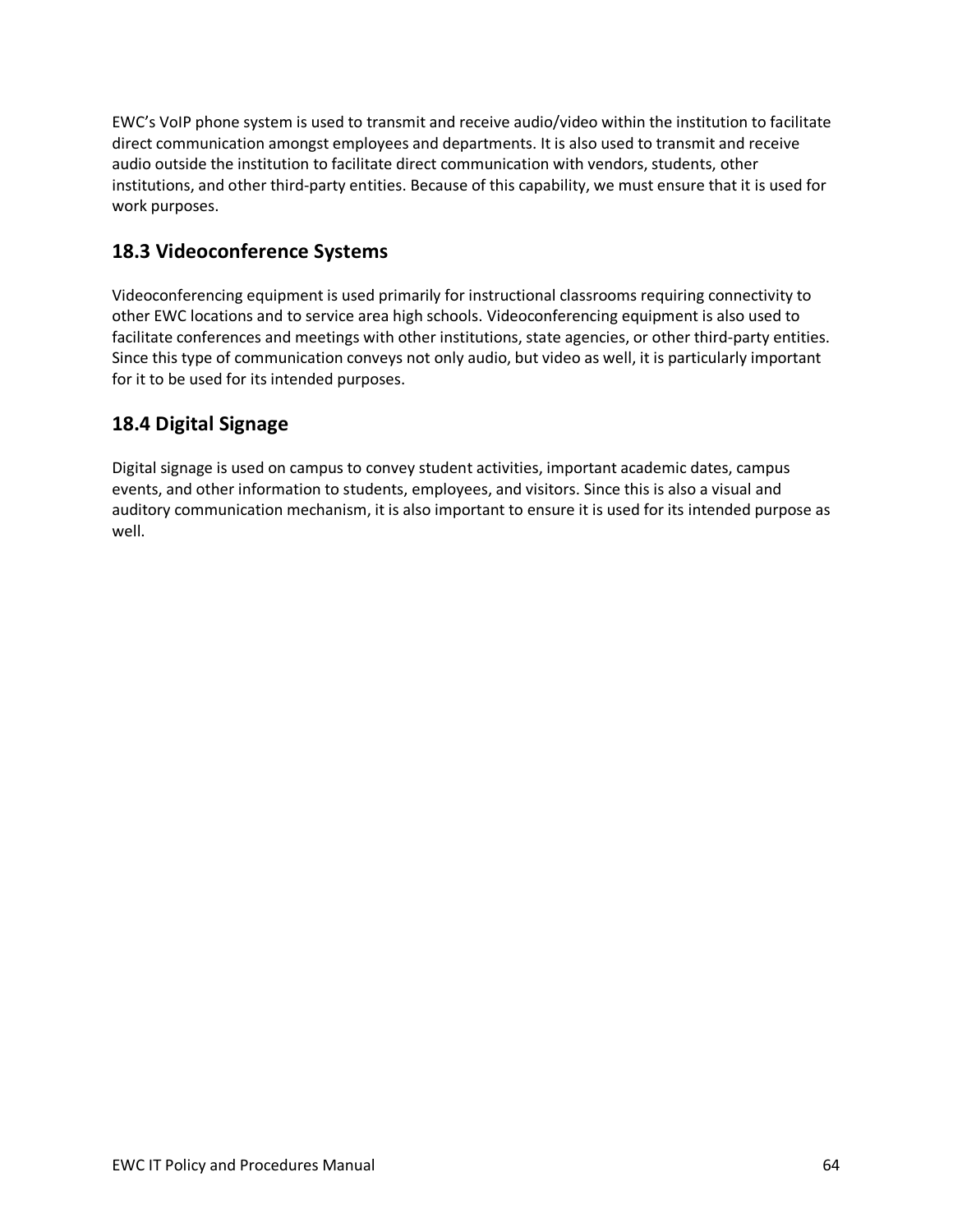EWC's VoIP phone system is used to transmit and receive audio/video within the institution to facilitate direct communication amongst employees and departments. It is also used to transmit and receive audio outside the institution to facilitate direct communication with vendors, students, other institutions, and other third-party entities. Because of this capability, we must ensure that it is used for work purposes.

## 18.3 Videoconference Systems

Videoconferencing equipment is used primarily for instructional classrooms requiring connectivity to other EWC locations and to service area high schools. Videoconferencing equipment is also used to facilitate conferences and meetings with other institutions, state agencies, or other third-party entities. Since this type of communication conveys not only audio, but video as well, it is particularly important for it to be used for its intended purposes.

## 18.4 Digital Signage

Digital signage is used on campus to convey student activities, important academic dates, campus events, and other information to students, employees, and visitors. Since this is also a visual and auditory communication mechanism, it is also important to ensure it is used for its intended purpose as well.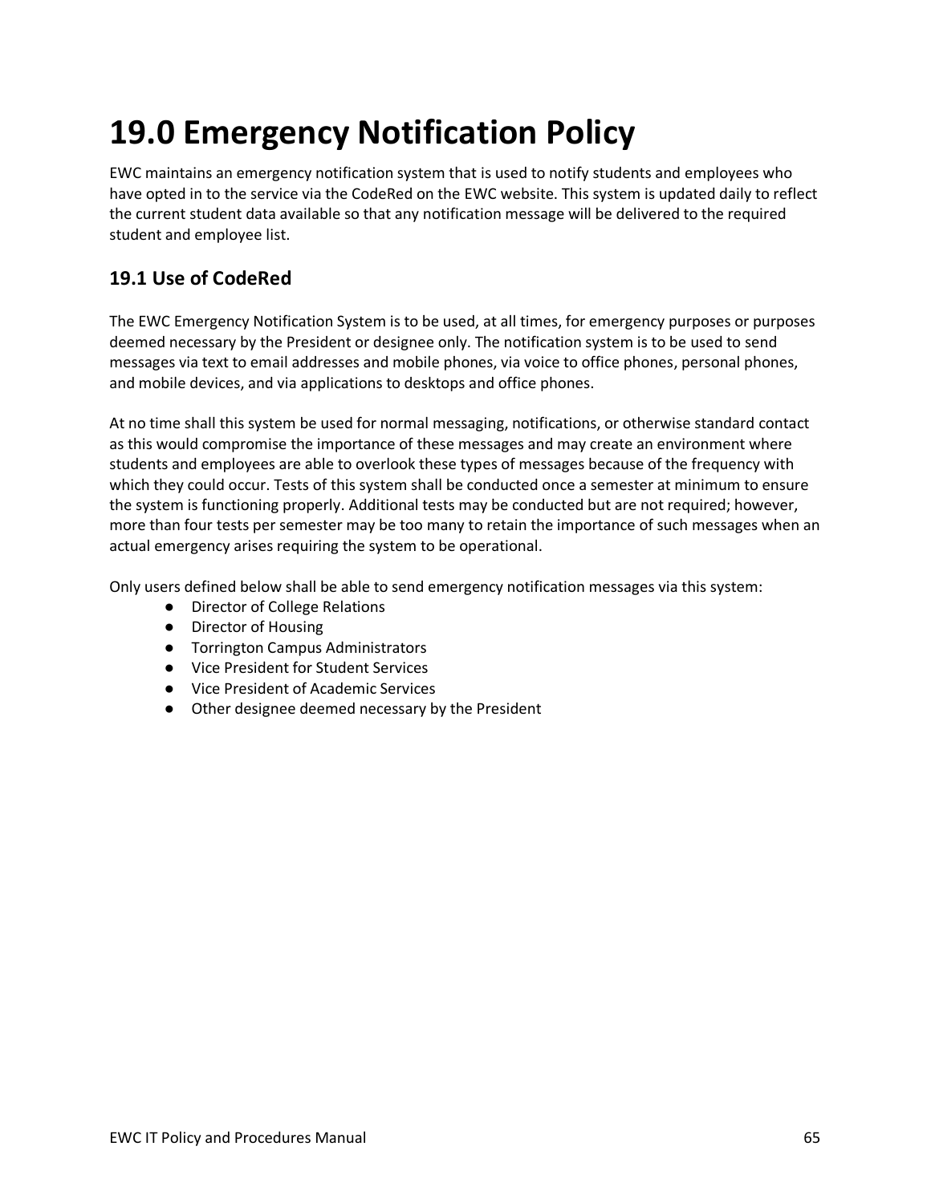# 19.0 Emergency Notification Policy

EWC maintains an emergency notification system that is used to notify students and employees who have opted in to the service via the CodeRed on the EWC website. This system is updated daily to reflect the current student data available so that any notification message will be delivered to the required student and employee list.

## 19.1 Use of CodeRed

The EWC Emergency Notification System is to be used, at all times, for emergency purposes or purposes deemed necessary by the President or designee only. The notification system is to be used to send messages via text to email addresses and mobile phones, via voice to office phones, personal phones, and mobile devices, and via applications to desktops and office phones.

At no time shall this system be used for normal messaging, notifications, or otherwise standard contact as this would compromise the importance of these messages and may create an environment where students and employees are able to overlook these types of messages because of the frequency with which they could occur. Tests of this system shall be conducted once a semester at minimum to ensure the system is functioning properly. Additional tests may be conducted but are not required; however, more than four tests per semester may be too many to retain the importance of such messages when an actual emergency arises requiring the system to be operational.

Only users defined below shall be able to send emergency notification messages via this system:

- Director of College Relations
- Director of Housing
- Torrington Campus Administrators
- Vice President for Student Services
- Vice President of Academic Services
- Other designee deemed necessary by the President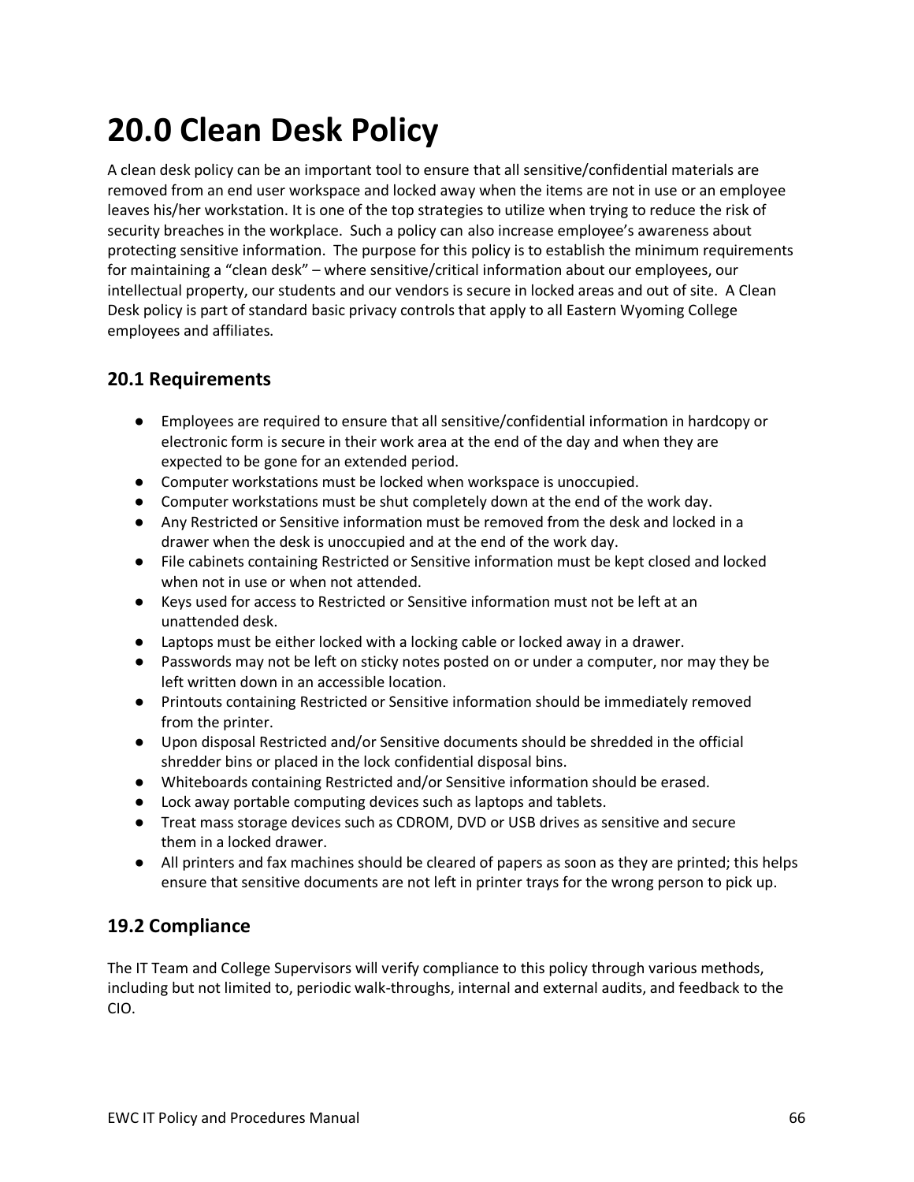# 20.0 Clean Desk Policy

A clean desk policy can be an important tool to ensure that all sensitive/confidential materials are removed from an end user workspace and locked away when the items are not in use or an employee leaves his/her workstation. It is one of the top strategies to utilize when trying to reduce the risk of security breaches in the workplace. Such a policy can also increase employee's awareness about protecting sensitive information. The purpose for this policy is to establish the minimum requirements for maintaining a "clean desk" – where sensitive/critical information about our employees, our intellectual property, our students and our vendors is secure in locked areas and out of site. A Clean Desk policy is part of standard basic privacy controls that apply to all Eastern Wyoming College employees and affiliates.

## 20.1 Requirements

- Employees are required to ensure that all sensitive/confidential information in hardcopy or electronic form is secure in their work area at the end of the day and when they are expected to be gone for an extended period.
- Computer workstations must be locked when workspace is unoccupied.
- Computer workstations must be shut completely down at the end of the work day.
- Any Restricted or Sensitive information must be removed from the desk and locked in a drawer when the desk is unoccupied and at the end of the work day.
- File cabinets containing Restricted or Sensitive information must be kept closed and locked when not in use or when not attended.
- Keys used for access to Restricted or Sensitive information must not be left at an unattended desk.
- Laptops must be either locked with a locking cable or locked away in a drawer.
- Passwords may not be left on sticky notes posted on or under a computer, nor may they be left written down in an accessible location.
- Printouts containing Restricted or Sensitive information should be immediately removed from the printer.
- Upon disposal Restricted and/or Sensitive documents should be shredded in the official shredder bins or placed in the lock confidential disposal bins.
- Whiteboards containing Restricted and/or Sensitive information should be erased.
- Lock away portable computing devices such as laptops and tablets.
- Treat mass storage devices such as CDROM, DVD or USB drives as sensitive and secure them in a locked drawer.
- All printers and fax machines should be cleared of papers as soon as they are printed; this helps ensure that sensitive documents are not left in printer trays for the wrong person to pick up.

## 19.2 Compliance

The IT Team and College Supervisors will verify compliance to this policy through various methods, including but not limited to, periodic walk-throughs, internal and external audits, and feedback to the CIO.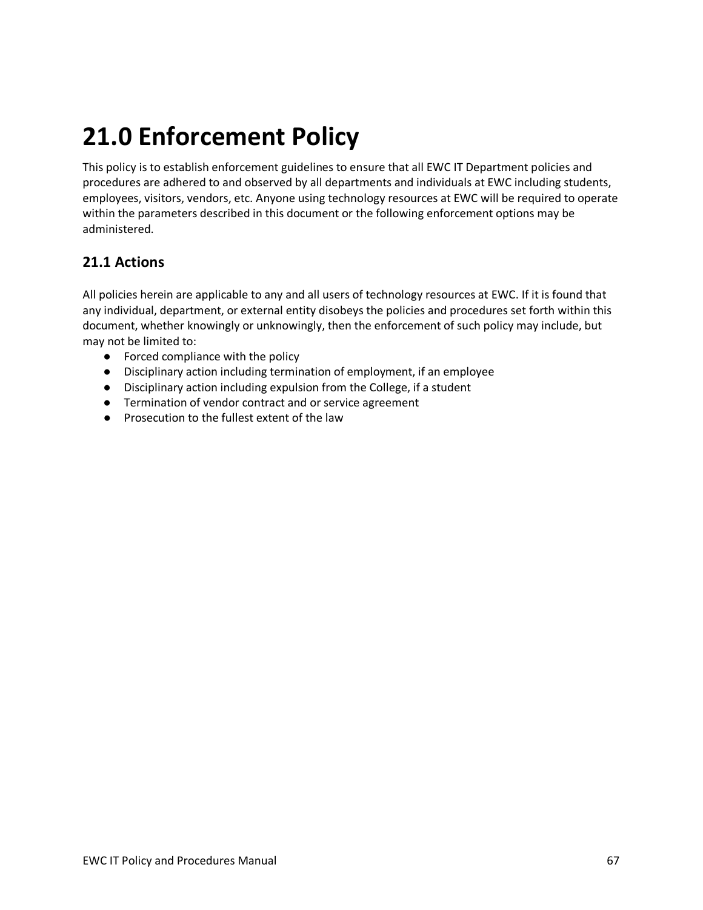# 21.0 Enforcement Policy

This policy is to establish enforcement guidelines to ensure that all EWC IT Department policies and procedures are adhered to and observed by all departments and individuals at EWC including students, employees, visitors, vendors, etc. Anyone using technology resources at EWC will be required to operate within the parameters described in this document or the following enforcement options may be administered.

## 21.1 Actions

All policies herein are applicable to any and all users of technology resources at EWC. If it is found that any individual, department, or external entity disobeys the policies and procedures set forth within this document, whether knowingly or unknowingly, then the enforcement of such policy may include, but may not be limited to:

- Forced compliance with the policy
- Disciplinary action including termination of employment, if an employee
- Disciplinary action including expulsion from the College, if a student
- Termination of vendor contract and or service agreement
- Prosecution to the fullest extent of the law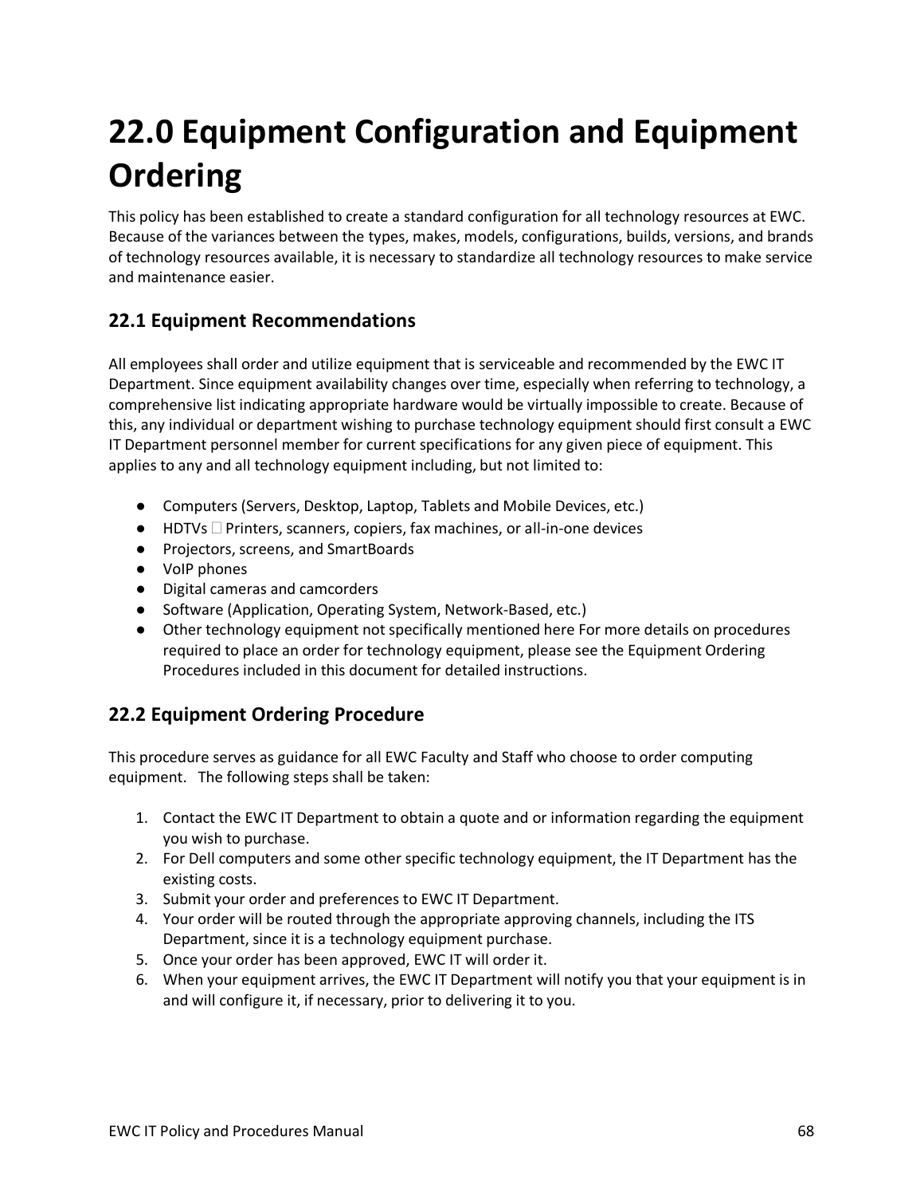# 22.0 Equipment Configuration and Equipment Ordering

This policy has been established to create a standard configuration for all technology resources at EWC. Because of the variances between the types, makes, models, configurations, builds, versions, and brands of technology resources available, it is necessary to standardize all technology resources to make service and maintenance easier.

## 22.1 Equipment Recommendations

All employees shall order and utilize equipment that is serviceable and recommended by the EWC IT Department. Since equipment availability changes over time, especially when referring to technology, a comprehensive list indicating appropriate hardware would be virtually impossible to create. Because of this, any individual or department wishing to purchase technology equipment should first consult a EWC IT Department personnel member for current specifications for any given piece of equipment. This applies to any and all technology equipment including, but not limited to:

- Computers (Servers, Desktop, Laptop, Tablets and Mobile Devices, etc.)
- HDTVs  Printers, scanners, copiers, fax machines, or all-in-one devices
- Projectors, screens, and SmartBoards
- VoIP phones
- Digital cameras and camcorders
- Software (Application, Operating System, Network-Based, etc.)
- Other technology equipment not specifically mentioned here For more details on procedures required to place an order for technology equipment, please see the Equipment Ordering Procedures included in this document for detailed instructions.

## 22.2 Equipment Ordering Procedure

This procedure serves as guidance for all EWC Faculty and Staff who choose to order computing equipment. The following steps shall be taken:

1. Contact the EWC IT Department to obtain a quote and or information regarding the equipment you wish to purchase.
2. For Dell computers and some other specific technology equipment, the IT Department has the existing costs.
3. Submit your order and preferences to EWC IT Department.
4. Your order will be routed through the appropriate approving channels, including the ITS Department, since it is a technology equipment purchase.
5. Once your order has been approved, EWC IT will order it.
6. When your equipment arrives, the EWC IT Department will notify you that your equipment is in and will configure it, if necessary, prior to delivering it to you.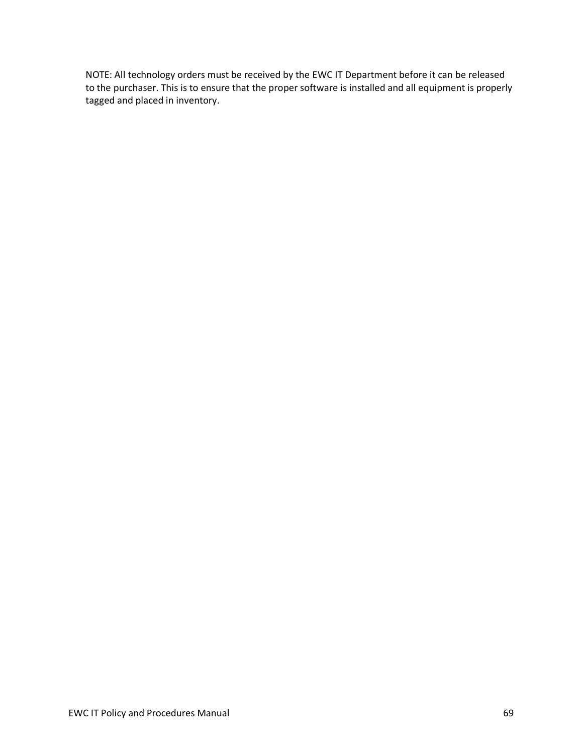NOTE: All technology orders must be received by the EWC IT Department before it can be released to the purchaser. This is to ensure that the proper software is installed and all equipment is properly tagged and placed in inventory.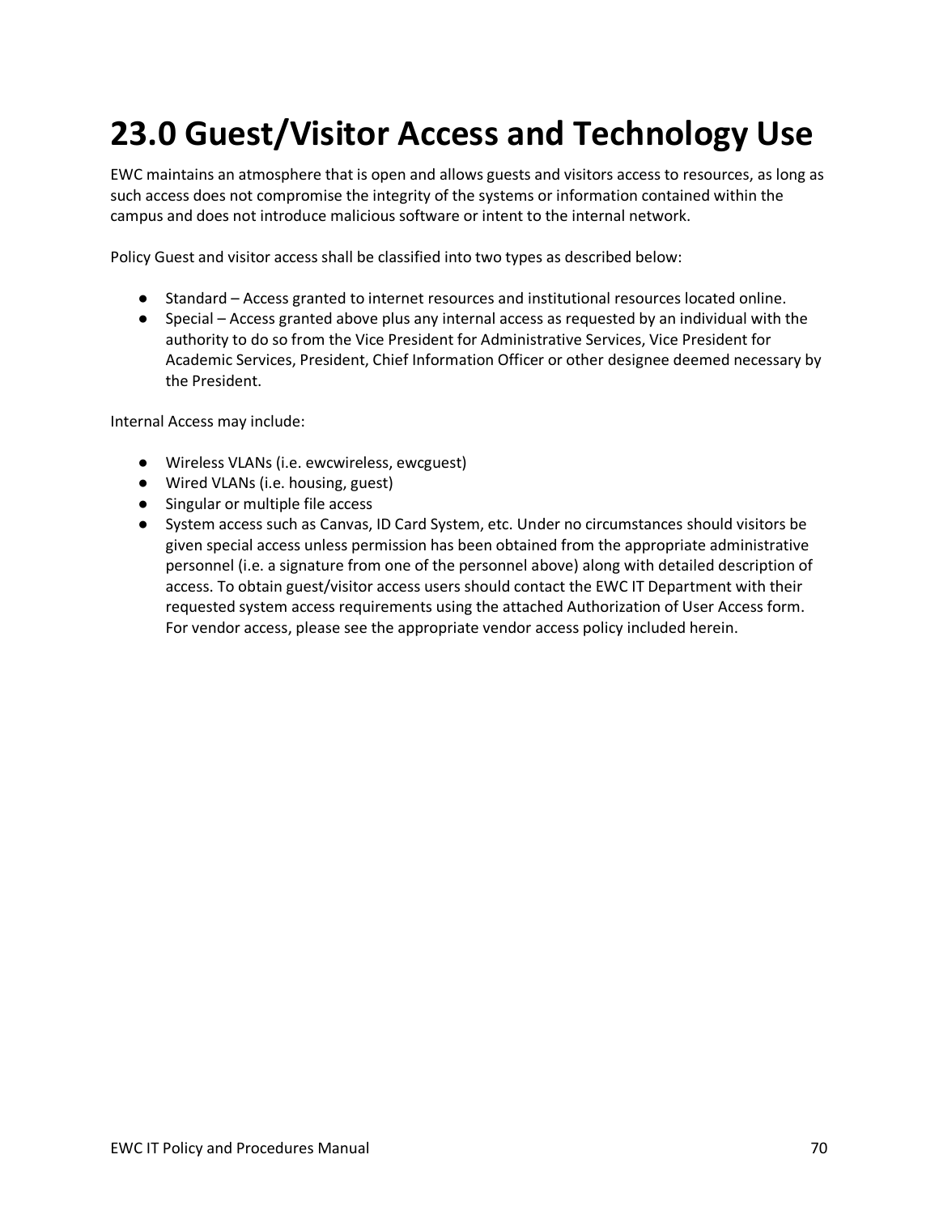# 23.0 Guest/Visitor Access and Technology Use

EWC maintains an atmosphere that is open and allows guests and visitors access to resources, as long as such access does not compromise the integrity of the systems or information contained within the campus and does not introduce malicious software or intent to the internal network.

Policy Guest and visitor access shall be classified into two types as described below:

- Standard – Access granted to internet resources and institutional resources located online.
- Special – Access granted above plus any internal access as requested by an individual with the authority to do so from the Vice President for Administrative Services, Vice President for Academic Services, President, Chief Information Officer or other designee deemed necessary by the President.

Internal Access may include:

- Wireless VLANs (i.e. ewcwireless, ewcguest)
- Wired VLANs (i.e. housing, guest)
- Singular or multiple file access
- System access such as Canvas, ID Card System, etc. Under no circumstances should visitors be given special access unless permission has been obtained from the appropriate administrative personnel (i.e. a signature from one of the personnel above) along with detailed description of access. To obtain guest/visitor access users should contact the EWC IT Department with their requested system access requirements using the attached Authorization of User Access form. For vendor access, please see the appropriate vendor access policy included herein.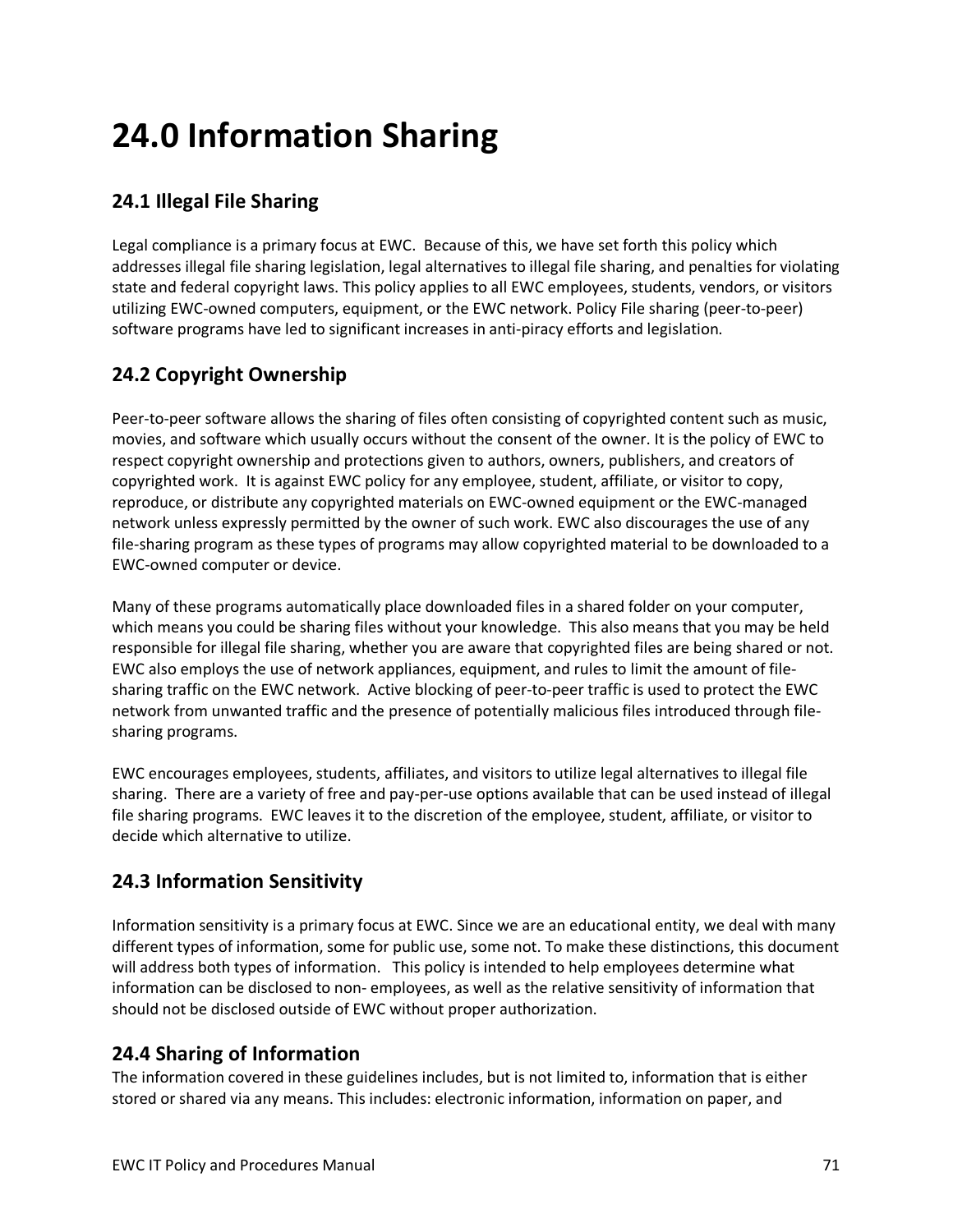# 24.0 Information Sharing

## 24.1 Illegal File Sharing

Legal compliance is a primary focus at EWC. Because of this, we have set forth this policy which addresses illegal file sharing legislation, legal alternatives to illegal file sharing, and penalties for violating state and federal copyright laws. This policy applies to all EWC employees, students, vendors, or visitors utilizing EWC-owned computers, equipment, or the EWC network. Policy File sharing (peer-to-peer) software programs have led to significant increases in anti-piracy efforts and legislation.

## 24.2 Copyright Ownership

Peer-to-peer software allows the sharing of files often consisting of copyrighted content such as music, movies, and software which usually occurs without the consent of the owner. It is the policy of EWC to respect copyright ownership and protections given to authors, owners, publishers, and creators of copyrighted work. It is against EWC policy for any employee, student, affiliate, or visitor to copy, reproduce, or distribute any copyrighted materials on EWC-owned equipment or the EWC-managed network unless expressly permitted by the owner of such work. EWC also discourages the use of any file-sharing program as these types of programs may allow copyrighted material to be downloaded to a EWC-owned computer or device.

Many of these programs automatically place downloaded files in a shared folder on your computer, which means you could be sharing files without your knowledge. This also means that you may be held responsible for illegal file sharing, whether you are aware that copyrighted files are being shared or not. EWC also employs the use of network appliances, equipment, and rules to limit the amount of file-sharing traffic on the EWC network. Active blocking of peer-to-peer traffic is used to protect the EWC network from unwanted traffic and the presence of potentially malicious files introduced through file-sharing programs.

EWC encourages employees, students, affiliates, and visitors to utilize legal alternatives to illegal file sharing. There are a variety of free and pay-per-use options available that can be used instead of illegal file sharing programs. EWC leaves it to the discretion of the employee, student, affiliate, or visitor to decide which alternative to utilize.

## 24.3 Information Sensitivity

Information sensitivity is a primary focus at EWC. Since we are an educational entity, we deal with many different types of information, some for public use, some not. To make these distinctions, this document will address both types of information. This policy is intended to help employees determine what information can be disclosed to non- employees, as well as the relative sensitivity of information that should not be disclosed outside of EWC without proper authorization.

## 24.4 Sharing of Information

The information covered in these guidelines includes, but is not limited to, information that is either stored or shared via any means. This includes: electronic information, information on paper, and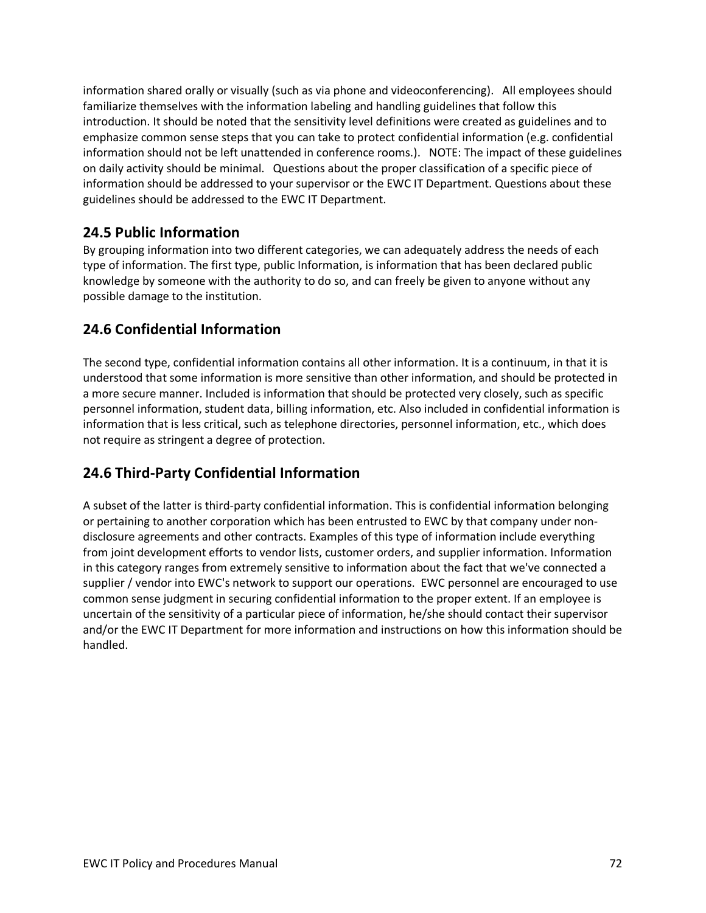information shared orally or visually (such as via phone and videoconferencing). All employees should familiarize themselves with the information labeling and handling guidelines that follow this introduction. It should be noted that the sensitivity level definitions were created as guidelines and to emphasize common sense steps that you can take to protect confidential information (e.g. confidential information should not be left unattended in conference rooms.). NOTE: The impact of these guidelines on daily activity should be minimal. Questions about the proper classification of a specific piece of information should be addressed to your supervisor or the EWC IT Department. Questions about these guidelines should be addressed to the EWC IT Department.

## 24.5 Public Information

By grouping information into two different categories, we can adequately address the needs of each type of information. The first type, public Information, is information that has been declared public knowledge by someone with the authority to do so, and can freely be given to anyone without any possible damage to the institution.

## 24.6 Confidential Information

The second type, confidential information contains all other information. It is a continuum, in that it is understood that some information is more sensitive than other information, and should be protected in a more secure manner. Included is information that should be protected very closely, such as specific personnel information, student data, billing information, etc. Also included in confidential information is information that is less critical, such as telephone directories, personnel information, etc., which does not require as stringent a degree of protection.

## 24.6 Third-Party Confidential Information

A subset of the latter is third-party confidential information. This is confidential information belonging or pertaining to another corporation which has been entrusted to EWC by that company under non-disclosure agreements and other contracts. Examples of this type of information include everything from joint development efforts to vendor lists, customer orders, and supplier information. Information in this category ranges from extremely sensitive to information about the fact that we've connected a supplier / vendor into EWC's network to support our operations. EWC personnel are encouraged to use common sense judgment in securing confidential information to the proper extent. If an employee is uncertain of the sensitivity of a particular piece of information, he/she should contact their supervisor and/or the EWC IT Department for more information and instructions on how this information should be handled.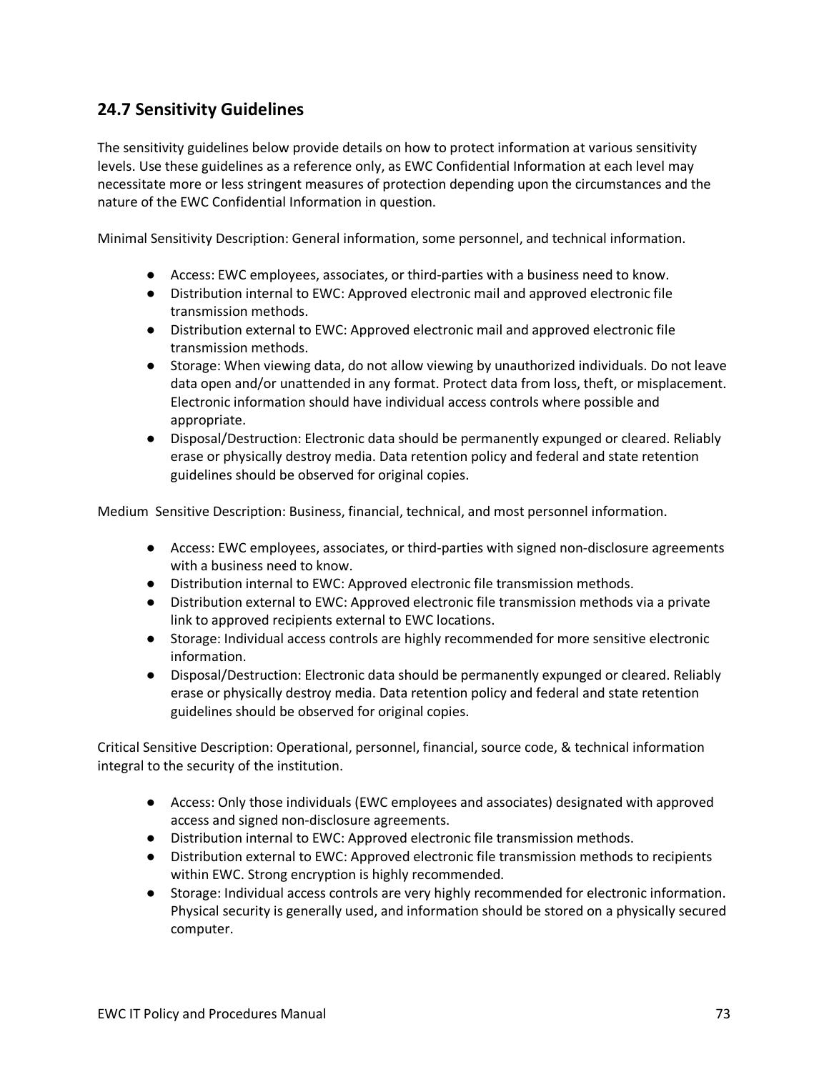## 24.7 Sensitivity Guidelines

The sensitivity guidelines below provide details on how to protect information at various sensitivity levels. Use these guidelines as a reference only, as EWC Confidential Information at each level may necessitate more or less stringent measures of protection depending upon the circumstances and the nature of the EWC Confidential Information in question.

Minimal Sensitivity Description: General information, some personnel, and technical information.

- Access: EWC employees, associates, or third-parties with a business need to know.
- Distribution internal to EWC: Approved electronic mail and approved electronic file transmission methods.
- Distribution external to EWC: Approved electronic mail and approved electronic file transmission methods.
- Storage: When viewing data, do not allow viewing by unauthorized individuals. Do not leave data open and/or unattended in any format. Protect data from loss, theft, or misplacement. Electronic information should have individual access controls where possible and appropriate.
- Disposal/Destruction: Electronic data should be permanently expunged or cleared. Reliably erase or physically destroy media. Data retention policy and federal and state retention guidelines should be observed for original copies.

Medium Sensitive Description: Business, financial, technical, and most personnel information.

- Access: EWC employees, associates, or third-parties with signed non-disclosure agreements with a business need to know.
- Distribution internal to EWC: Approved electronic file transmission methods.
- Distribution external to EWC: Approved electronic file transmission methods via a private link to approved recipients external to EWC locations.
- Storage: Individual access controls are highly recommended for more sensitive electronic information.
- Disposal/Destruction: Electronic data should be permanently expunged or cleared. Reliably erase or physically destroy media. Data retention policy and federal and state retention guidelines should be observed for original copies.

Critical Sensitive Description: Operational, personnel, financial, source code, & technical information integral to the security of the institution.

- Access: Only those individuals (EWC employees and associates) designated with approved access and signed non-disclosure agreements.
- Distribution internal to EWC: Approved electronic file transmission methods.
- Distribution external to EWC: Approved electronic file transmission methods to recipients within EWC. Strong encryption is highly recommended.
- Storage: Individual access controls are very highly recommended for electronic information. Physical security is generally used, and information should be stored on a physically secured computer.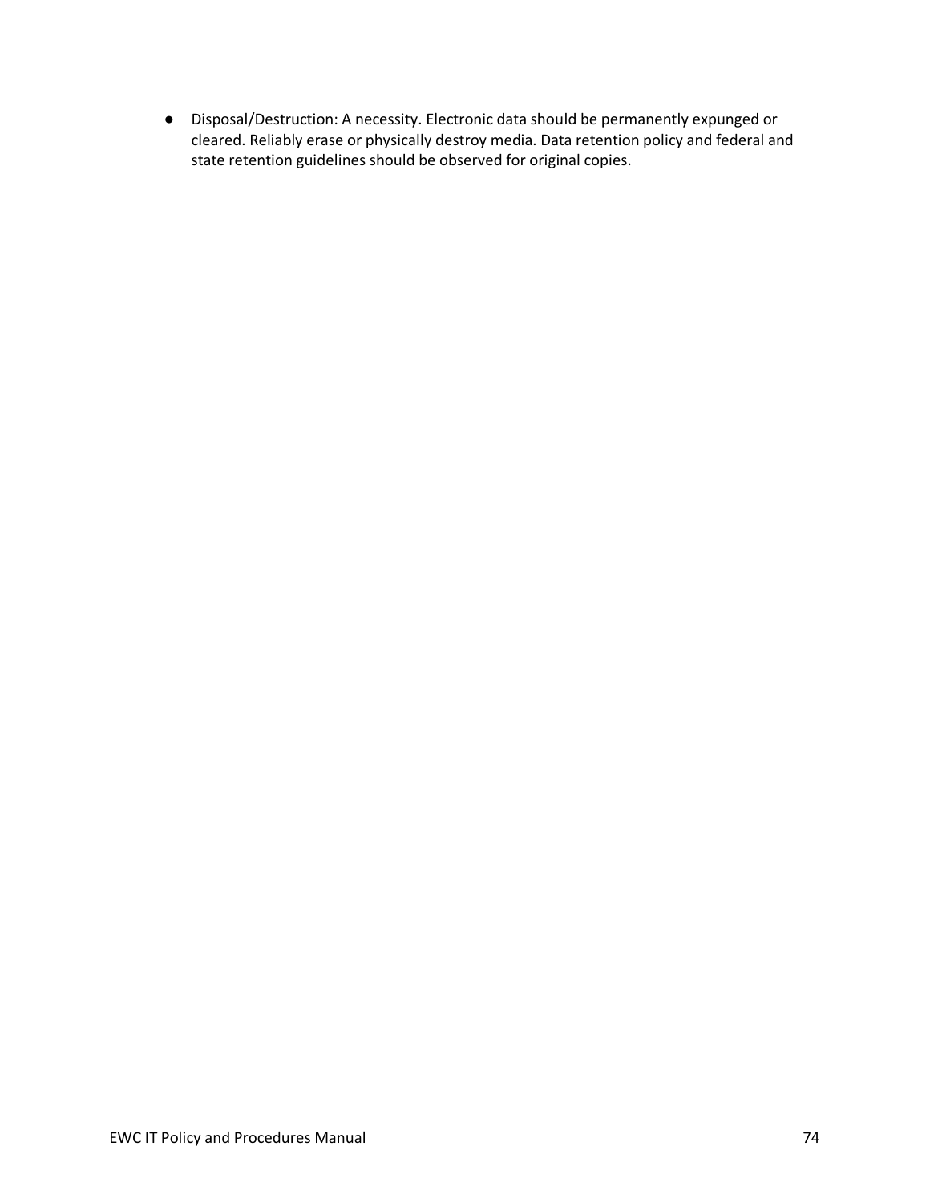- Disposal/Destruction: A necessity. Electronic data should be permanently expunged or cleared. Reliably erase or physically destroy media. Data retention policy and federal and state retention guidelines should be observed for original copies.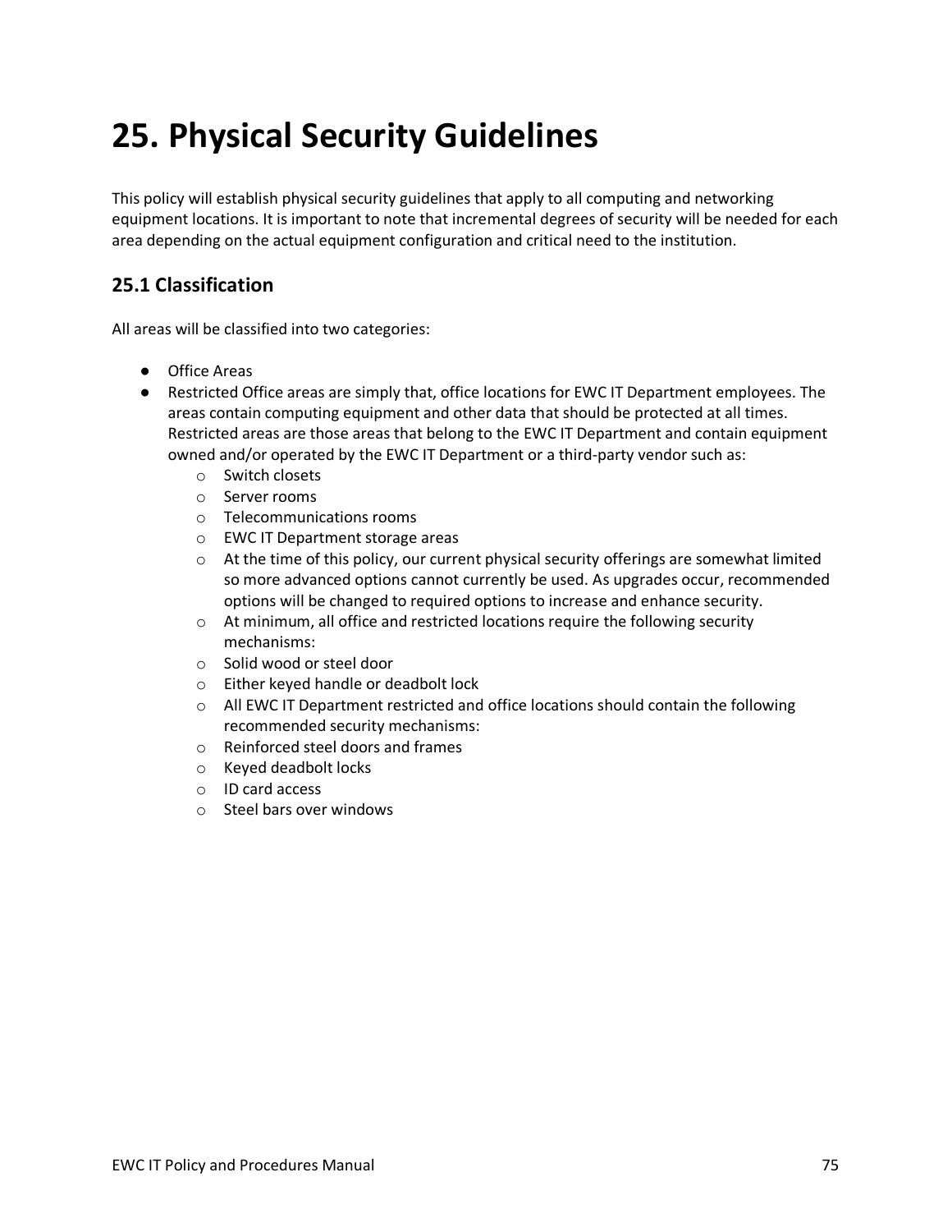# 25. Physical Security Guidelines

This policy will establish physical security guidelines that apply to all computing and networking equipment locations. It is important to note that incremental degrees of security will be needed for each area depending on the actual equipment configuration and critical need to the institution.

## 25.1 Classification

All areas will be classified into two categories:

- Office Areas
- Restricted Office areas are simply that, office locations for EWC IT Department employees. The areas contain computing equipment and other data that should be protected at all times. Restricted areas are those areas that belong to the EWC IT Department and contain equipment owned and/or operated by the EWC IT Department or a third-party vendor such as:
    - Switch closets
    - Server rooms
    - Telecommunications rooms
    - EWC IT Department storage areas
    - At the time of this policy, our current physical security offerings are somewhat limited so more advanced options cannot currently be used. As upgrades occur, recommended options will be changed to required options to increase and enhance security.
    - At minimum, all office and restricted locations require the following security mechanisms:
    - Solid wood or steel door
    - Either keyed handle or deadbolt lock
    - All EWC IT Department restricted and office locations should contain the following recommended security mechanisms:
    - Reinforced steel doors and frames
    - Keyed deadbolt locks
    - ID card access
    - Steel bars over windows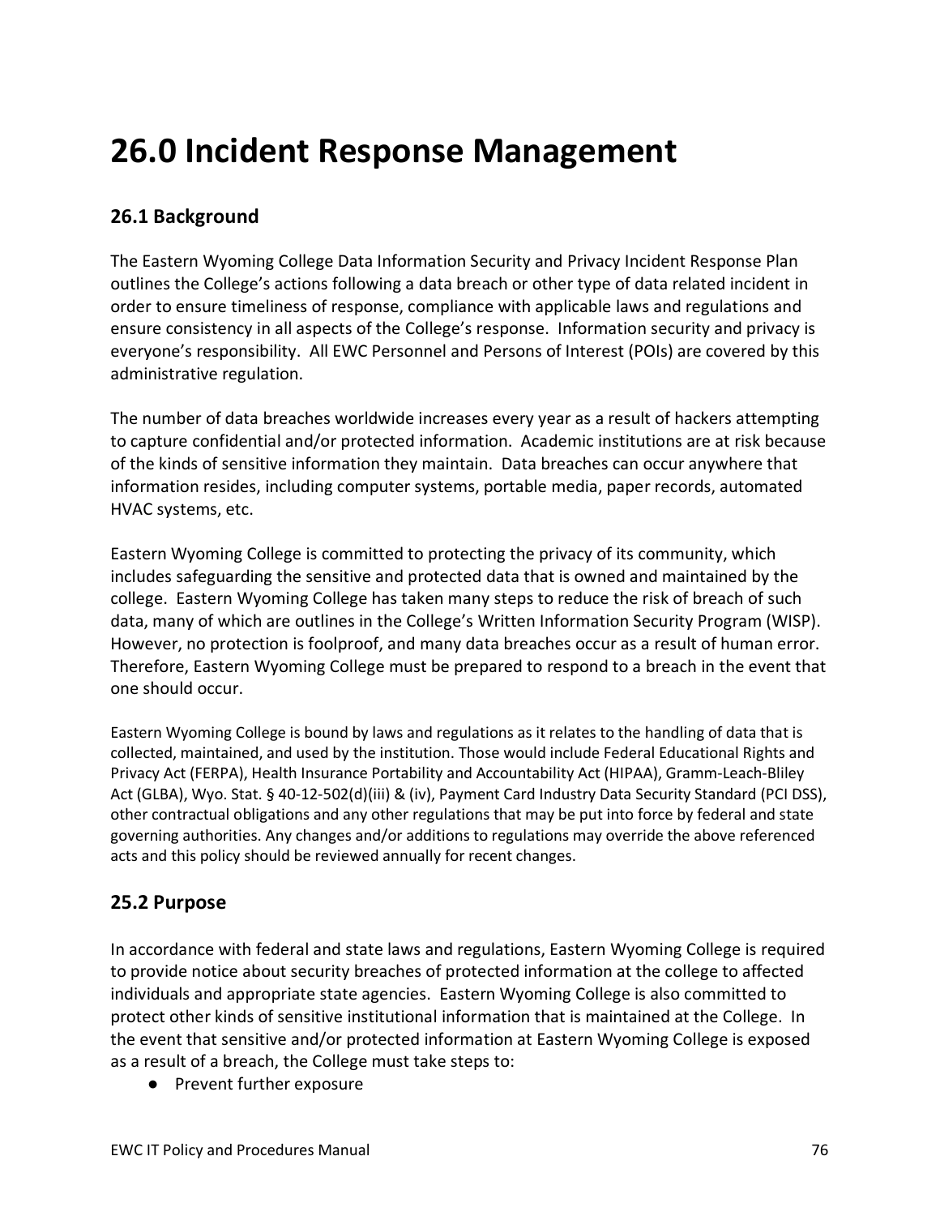# 26.0 Incident Response Management

## 26.1 Background

The Eastern Wyoming College Data Information Security and Privacy Incident Response Plan outlines the College's actions following a data breach or other type of data related incident in order to ensure timeliness of response, compliance with applicable laws and regulations and ensure consistency in all aspects of the College's response. Information security and privacy is everyone's responsibility. All EWC Personnel and Persons of Interest (POIs) are covered by this administrative regulation.

The number of data breaches worldwide increases every year as a result of hackers attempting to capture confidential and/or protected information. Academic institutions are at risk because of the kinds of sensitive information they maintain. Data breaches can occur anywhere that information resides, including computer systems, portable media, paper records, automated HVAC systems, etc.

Eastern Wyoming College is committed to protecting the privacy of its community, which includes safeguarding the sensitive and protected data that is owned and maintained by the college. Eastern Wyoming College has taken many steps to reduce the risk of breach of such data, many of which are outlines in the College's Written Information Security Program (WISP). However, no protection is foolproof, and many data breaches occur as a result of human error. Therefore, Eastern Wyoming College must be prepared to respond to a breach in the event that one should occur.

Eastern Wyoming College is bound by laws and regulations as it relates to the handling of data that is collected, maintained, and used by the institution. Those would include Federal Educational Rights and Privacy Act (FERPA), Health Insurance Portability and Accountability Act (HIPAA), Gramm-Leach-Bliley Act (GLBA), Wyo. Stat. § 40-12-502(d)(iii) & (iv), Payment Card Industry Data Security Standard (PCI DSS), other contractual obligations and any other regulations that may be put into force by federal and state governing authorities. Any changes and/or additions to regulations may override the above referenced acts and this policy should be reviewed annually for recent changes.

## 25.2 Purpose

In accordance with federal and state laws and regulations, Eastern Wyoming College is required to provide notice about security breaches of protected information at the college to affected individuals and appropriate state agencies. Eastern Wyoming College is also committed to protect other kinds of sensitive institutional information that is maintained at the College. In the event that sensitive and/or protected information at Eastern Wyoming College is exposed as a result of a breach, the College must take steps to:

- Prevent further exposure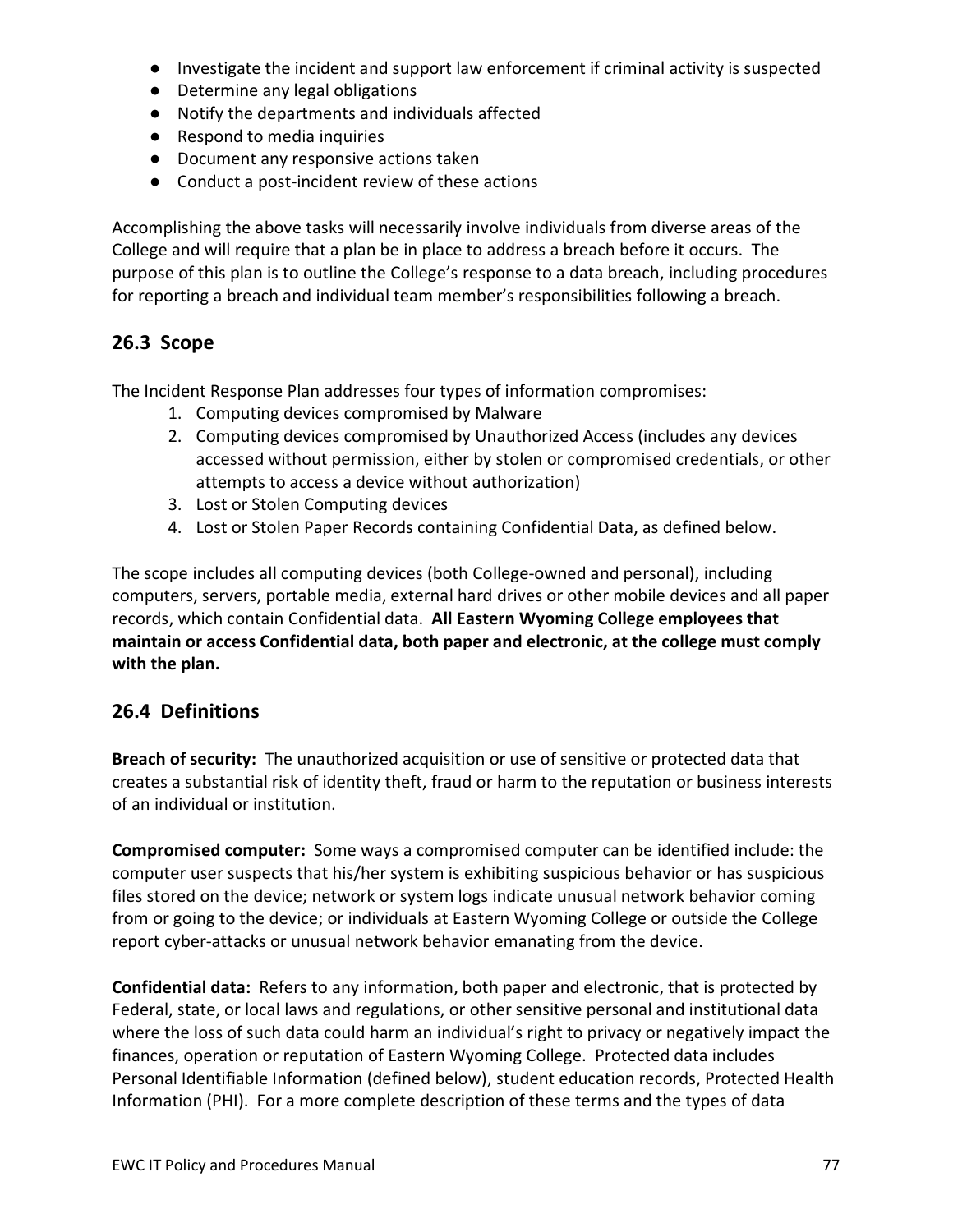- Investigate the incident and support law enforcement if criminal activity is suspected
- Determine any legal obligations
- Notify the departments and individuals affected
- Respond to media inquiries
- Document any responsive actions taken
- Conduct a post-incident review of these actions

Accomplishing the above tasks will necessarily involve individuals from diverse areas of the College and will require that a plan be in place to address a breach before it occurs. The purpose of this plan is to outline the College's response to a data breach, including procedures for reporting a breach and individual team member's responsibilities following a breach.

## 26.3 Scope

The Incident Response Plan addresses four types of information compromises:

1. Computing devices compromised by Malware
2. Computing devices compromised by Unauthorized Access (includes any devices accessed without permission, either by stolen or compromised credentials, or other attempts to access a device without authorization)
3. Lost or Stolen Computing devices
4. Lost or Stolen Paper Records containing Confidential Data, as defined below.

The scope includes all computing devices (both College-owned and personal), including computers, servers, portable media, external hard drives or other mobile devices and all paper records, which contain Confidential data. **All Eastern Wyoming College employees that maintain or access Confidential data, both paper and electronic, at the college must comply with the plan.**

## 26.4 Definitions

**Breach of security:** The unauthorized acquisition or use of sensitive or protected data that creates a substantial risk of identity theft, fraud or harm to the reputation or business interests of an individual or institution.

**Compromised computer:** Some ways a compromised computer can be identified include: the computer user suspects that his/her system is exhibiting suspicious behavior or has suspicious files stored on the device; network or system logs indicate unusual network behavior coming from or going to the device; or individuals at Eastern Wyoming College or outside the College report cyber-attacks or unusual network behavior emanating from the device.

**Confidential data:** Refers to any information, both paper and electronic, that is protected by Federal, state, or local laws and regulations, or other sensitive personal and institutional data where the loss of such data could harm an individual's right to privacy or negatively impact the finances, operation or reputation of Eastern Wyoming College. Protected data includes Personal Identifiable Information (defined below), student education records, Protected Health Information (PHI). For a more complete description of these terms and the types of data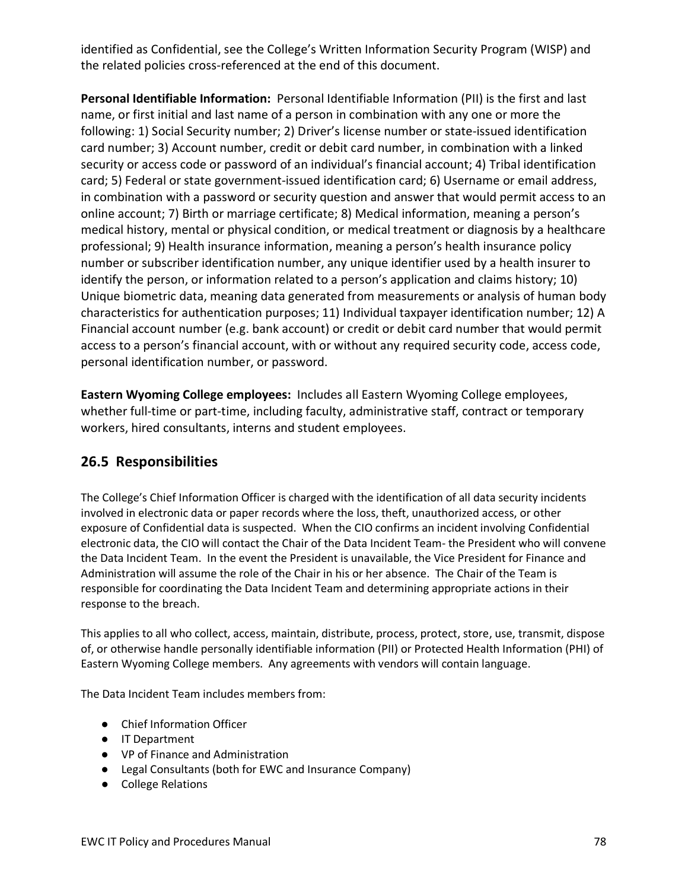identified as Confidential, see the College's Written Information Security Program (WISP) and the related policies cross-referenced at the end of this document.

**Personal Identifiable Information:** Personal Identifiable Information (PII) is the first and last name, or first initial and last name of a person in combination with any one or more the following: 1) Social Security number; 2) Driver's license number or state-issued identification card number; 3) Account number, credit or debit card number, in combination with a linked security or access code or password of an individual's financial account; 4) Tribal identification card; 5) Federal or state government-issued identification card; 6) Username or email address, in combination with a password or security question and answer that would permit access to an online account; 7) Birth or marriage certificate; 8) Medical information, meaning a person's medical history, mental or physical condition, or medical treatment or diagnosis by a healthcare professional; 9) Health insurance information, meaning a person's health insurance policy number or subscriber identification number, any unique identifier used by a health insurer to identify the person, or information related to a person's application and claims history; 10) Unique biometric data, meaning data generated from measurements or analysis of human body characteristics for authentication purposes; 11) Individual taxpayer identification number; 12) A Financial account number (e.g. bank account) or credit or debit card number that would permit access to a person's financial account, with or without any required security code, access code, personal identification number, or password.

**Eastern Wyoming College employees:** Includes all Eastern Wyoming College employees, whether full-time or part-time, including faculty, administrative staff, contract or temporary workers, hired consultants, interns and student employees.

## 26.5 Responsibilities

The College's Chief Information Officer is charged with the identification of all data security incidents involved in electronic data or paper records where the loss, theft, unauthorized access, or other exposure of Confidential data is suspected. When the CIO confirms an incident involving Confidential electronic data, the CIO will contact the Chair of the Data Incident Team- the President who will convene the Data Incident Team. In the event the President is unavailable, the Vice President for Finance and Administration will assume the role of the Chair in his or her absence. The Chair of the Team is responsible for coordinating the Data Incident Team and determining appropriate actions in their response to the breach.

This applies to all who collect, access, maintain, distribute, process, protect, store, use, transmit, dispose of, or otherwise handle personally identifiable information (PII) or Protected Health Information (PHI) of Eastern Wyoming College members. Any agreements with vendors will contain language.

The Data Incident Team includes members from:

- Chief Information Officer
- IT Department
- VP of Finance and Administration
- Legal Consultants (both for EWC and Insurance Company)
- College Relations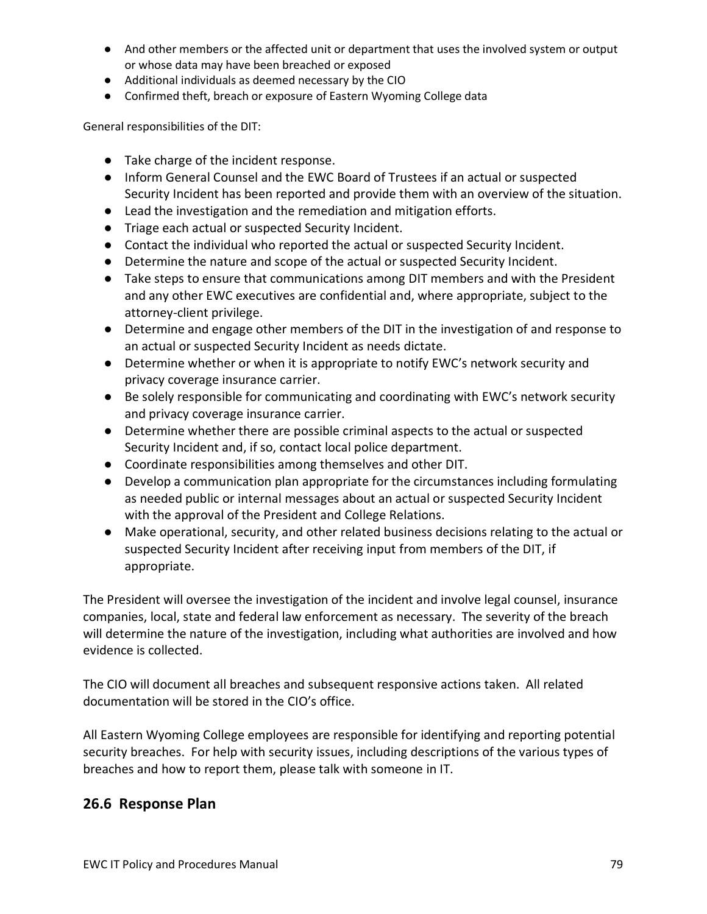- And other members or the affected unit or department that uses the involved system or output or whose data may have been breached or exposed
- Additional individuals as deemed necessary by the CIO
- Confirmed theft, breach or exposure of Eastern Wyoming College data

General responsibilities of the DIT:

- Take charge of the incident response.
- Inform General Counsel and the EWC Board of Trustees if an actual or suspected Security Incident has been reported and provide them with an overview of the situation.
- Lead the investigation and the remediation and mitigation efforts.
- Triage each actual or suspected Security Incident.
- Contact the individual who reported the actual or suspected Security Incident.
- Determine the nature and scope of the actual or suspected Security Incident.
- Take steps to ensure that communications among DIT members and with the President and any other EWC executives are confidential and, where appropriate, subject to the attorney-client privilege.
- Determine and engage other members of the DIT in the investigation of and response to an actual or suspected Security Incident as needs dictate.
- Determine whether or when it is appropriate to notify EWC's network security and privacy coverage insurance carrier.
- Be solely responsible for communicating and coordinating with EWC's network security and privacy coverage insurance carrier.
- Determine whether there are possible criminal aspects to the actual or suspected Security Incident and, if so, contact local police department.
- Coordinate responsibilities among themselves and other DIT.
- Develop a communication plan appropriate for the circumstances including formulating as needed public or internal messages about an actual or suspected Security Incident with the approval of the President and College Relations.
- Make operational, security, and other related business decisions relating to the actual or suspected Security Incident after receiving input from members of the DIT, if appropriate.

The President will oversee the investigation of the incident and involve legal counsel, insurance companies, local, state and federal law enforcement as necessary. The severity of the breach will determine the nature of the investigation, including what authorities are involved and how evidence is collected.

The CIO will document all breaches and subsequent responsive actions taken. All related documentation will be stored in the CIO's office.

All Eastern Wyoming College employees are responsible for identifying and reporting potential security breaches. For help with security issues, including descriptions of the various types of breaches and how to report them, please talk with someone in IT.

## 26.6 Response Plan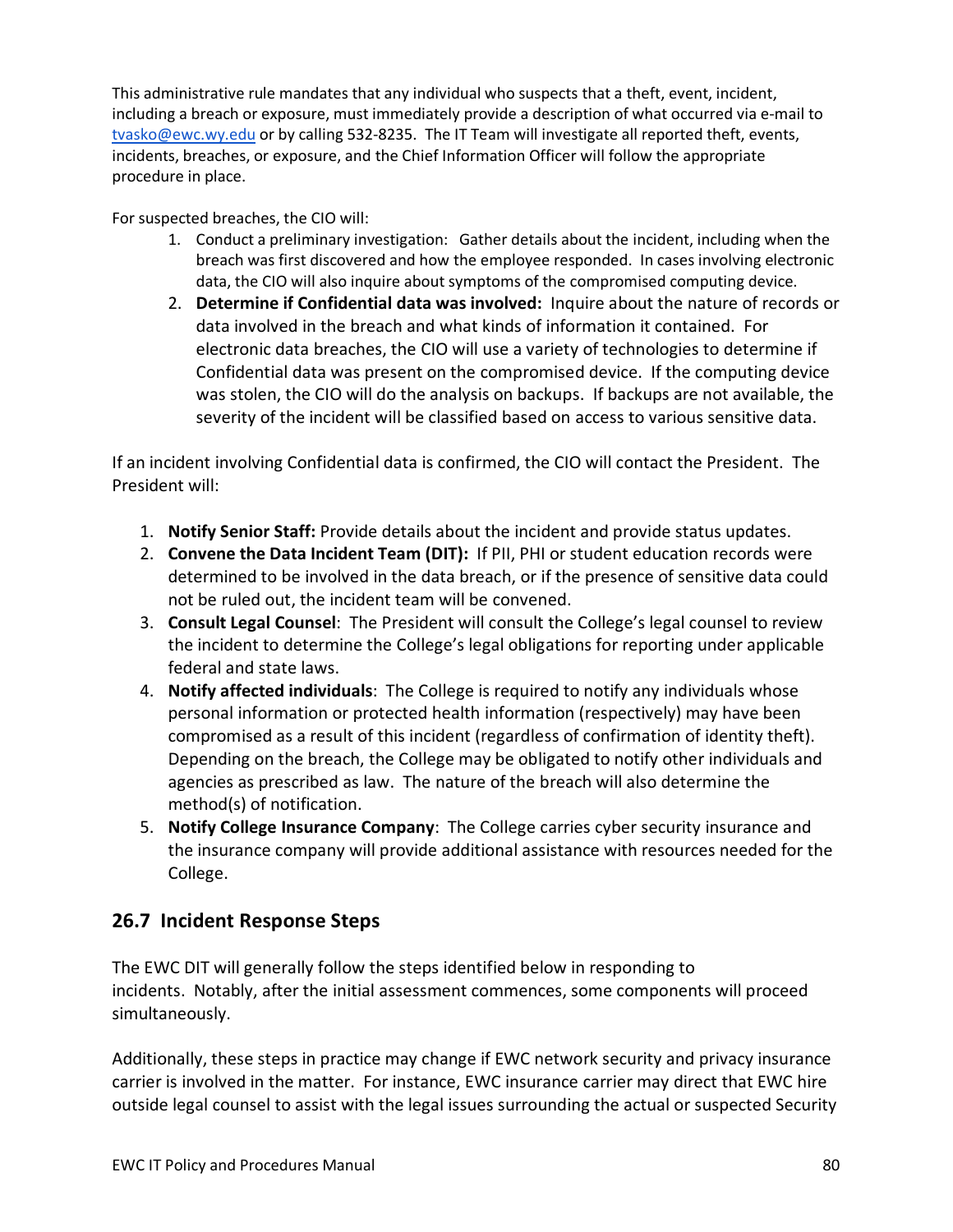This administrative rule mandates that any individual who suspects that a theft, event, incident, including a breach or exposure, must immediately provide a description of what occurred via e-mail to tvasko@ewc.wy.edu or by calling 532-8235. The IT Team will investigate all reported theft, events, incidents, breaches, or exposure, and the Chief Information Officer will follow the appropriate procedure in place.

For suspected breaches, the CIO will:

1. Conduct a preliminary investigation: Gather details about the incident, including when the breach was first discovered and how the employee responded. In cases involving electronic data, the CIO will also inquire about symptoms of the compromised computing device.
2. **Determine if Confidential data was involved:** Inquire about the nature of records or data involved in the breach and what kinds of information it contained. For electronic data breaches, the CIO will use a variety of technologies to determine if Confidential data was present on the compromised device. If the computing device was stolen, the CIO will do the analysis on backups. If backups are not available, the severity of the incident will be classified based on access to various sensitive data.

If an incident involving Confidential data is confirmed, the CIO will contact the President. The President will:

1. **Notify Senior Staff:** Provide details about the incident and provide status updates.
2. **Convene the Data Incident Team (DIT):** If PII, PHI or student education records were determined to be involved in the data breach, or if the presence of sensitive data could not be ruled out, the incident team will be convened.
3. **Consult Legal Counsel**: The President will consult the College's legal counsel to review the incident to determine the College's legal obligations for reporting under applicable federal and state laws.
4. **Notify affected individuals**: The College is required to notify any individuals whose personal information or protected health information (respectively) may have been compromised as a result of this incident (regardless of confirmation of identity theft). Depending on the breach, the College may be obligated to notify other individuals and agencies as prescribed as law. The nature of the breach will also determine the method(s) of notification.
5. **Notify College Insurance Company**: The College carries cyber security insurance and the insurance company will provide additional assistance with resources needed for the College.

## 26.7 Incident Response Steps

The EWC DIT will generally follow the steps identified below in responding to incidents. Notably, after the initial assessment commences, some components will proceed simultaneously.

Additionally, these steps in practice may change if EWC network security and privacy insurance carrier is involved in the matter. For instance, EWC insurance carrier may direct that EWC hire outside legal counsel to assist with the legal issues surrounding the actual or suspected Security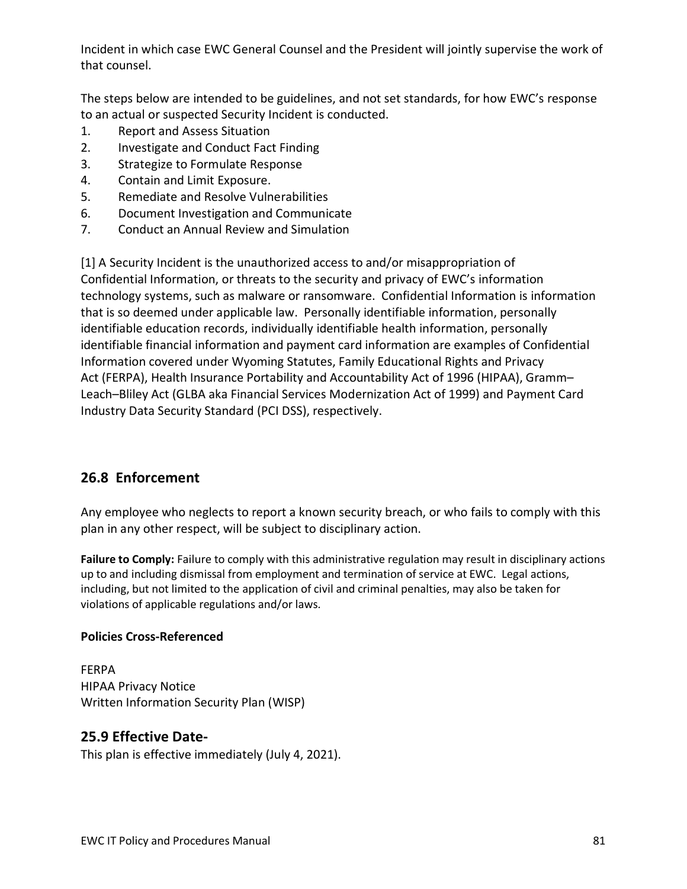Incident in which case EWC General Counsel and the President will jointly supervise the work of that counsel.

The steps below are intended to be guidelines, and not set standards, for how EWC's response to an actual or suspected Security Incident is conducted.

1. Report and Assess Situation
2. Investigate and Conduct Fact Finding
3. Strategize to Formulate Response
4. Contain and Limit Exposure.
5. Remediate and Resolve Vulnerabilities
6. Document Investigation and Communicate
7. Conduct an Annual Review and Simulation

[1] A Security Incident is the unauthorized access to and/or misappropriation of Confidential Information, or threats to the security and privacy of EWC's information technology systems, such as malware or ransomware. Confidential Information is information that is so deemed under applicable law. Personally identifiable information, personally identifiable education records, individually identifiable health information, personally identifiable financial information and payment card information are examples of Confidential Information covered under Wyoming Statutes, Family Educational Rights and Privacy Act (FERPA), Health Insurance Portability and Accountability Act of 1996 (HIPAA), Gramm–Leach–Bliley Act (GLBA aka Financial Services Modernization Act of 1999) and Payment Card Industry Data Security Standard (PCI DSS), respectively.

## 26.8 Enforcement

Any employee who neglects to report a known security breach, or who fails to comply with this plan in any other respect, will be subject to disciplinary action.

**Failure to Comply:** Failure to comply with this administrative regulation may result in disciplinary actions up to and including dismissal from employment and termination of service at EWC. Legal actions, including, but not limited to the application of civil and criminal penalties, may also be taken for violations of applicable regulations and/or laws.

**Policies Cross-Referenced**

FERPA
HIPAA Privacy Notice
Written Information Security Plan (WISP)

## 25.9 Effective Date-

This plan is effective immediately (July 4, 2021).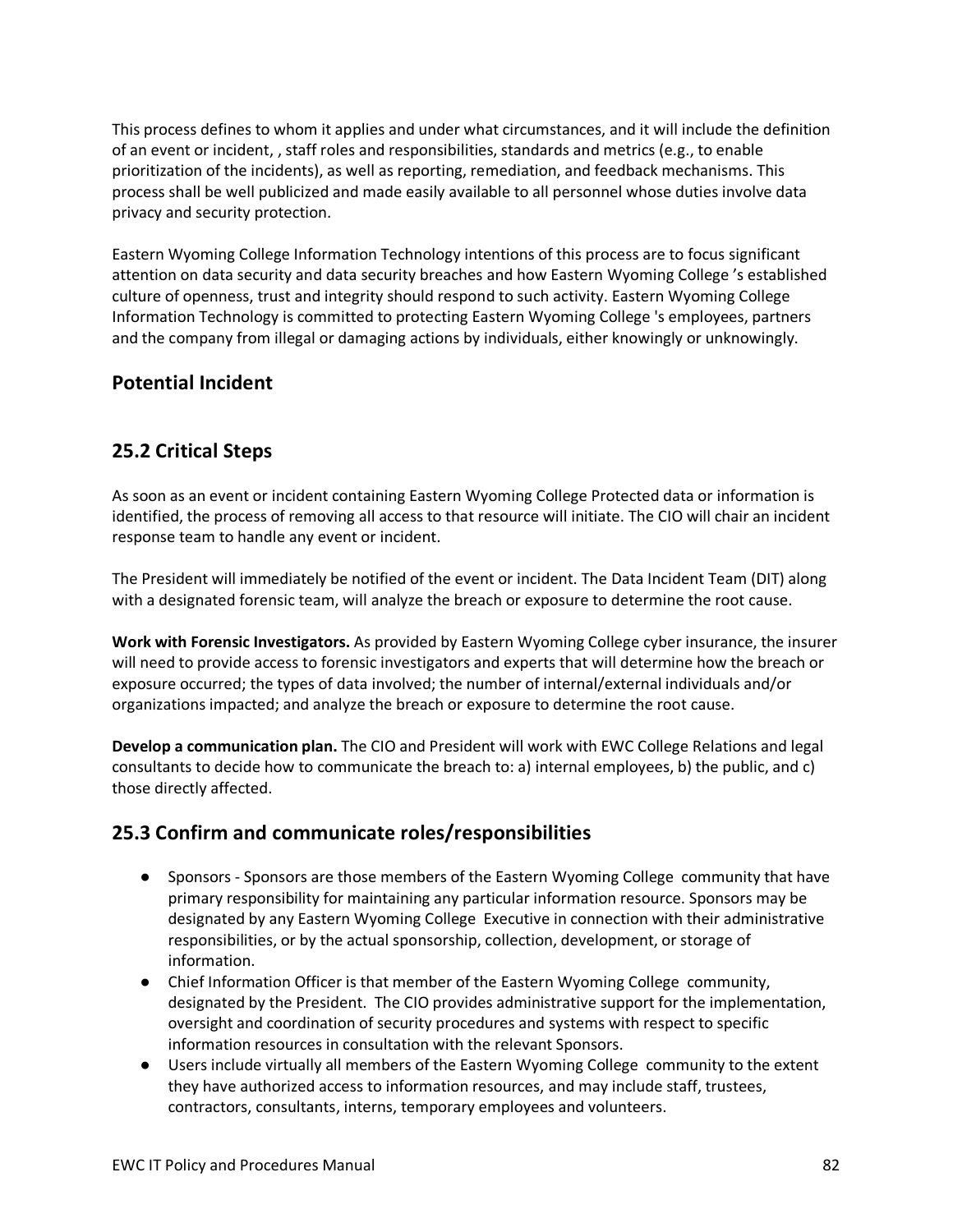This process defines to whom it applies and under what circumstances, and it will include the definition of an event or incident, , staff roles and responsibilities, standards and metrics (e.g., to enable prioritization of the incidents), as well as reporting, remediation, and feedback mechanisms. This process shall be well publicized and made easily available to all personnel whose duties involve data privacy and security protection.

Eastern Wyoming College Information Technology intentions of this process are to focus significant attention on data security and data security breaches and how Eastern Wyoming College 's established culture of openness, trust and integrity should respond to such activity. Eastern Wyoming College Information Technology is committed to protecting Eastern Wyoming College 's employees, partners and the company from illegal or damaging actions by individuals, either knowingly or unknowingly.

## Potential Incident

## 25.2 Critical Steps

As soon as an event or incident containing Eastern Wyoming College Protected data or information is identified, the process of removing all access to that resource will initiate. The CIO will chair an incident response team to handle any event or incident.

The President will immediately be notified of the event or incident. The Data Incident Team (DIT) along with a designated forensic team, will analyze the breach or exposure to determine the root cause.

**Work with Forensic Investigators.** As provided by Eastern Wyoming College cyber insurance, the insurer will need to provide access to forensic investigators and experts that will determine how the breach or exposure occurred; the types of data involved; the number of internal/external individuals and/or organizations impacted; and analyze the breach or exposure to determine the root cause.

**Develop a communication plan.** The CIO and President will work with EWC College Relations and legal consultants to decide how to communicate the breach to: a) internal employees, b) the public, and c) those directly affected.

## 25.3 Confirm and communicate roles/responsibilities

- Sponsors - Sponsors are those members of the Eastern Wyoming College community that have primary responsibility for maintaining any particular information resource. Sponsors may be designated by any Eastern Wyoming College Executive in connection with their administrative responsibilities, or by the actual sponsorship, collection, development, or storage of information.
- Chief Information Officer is that member of the Eastern Wyoming College community, designated by the President. The CIO provides administrative support for the implementation, oversight and coordination of security procedures and systems with respect to specific information resources in consultation with the relevant Sponsors.
- Users include virtually all members of the Eastern Wyoming College community to the extent they have authorized access to information resources, and may include staff, trustees, contractors, consultants, interns, temporary employees and volunteers.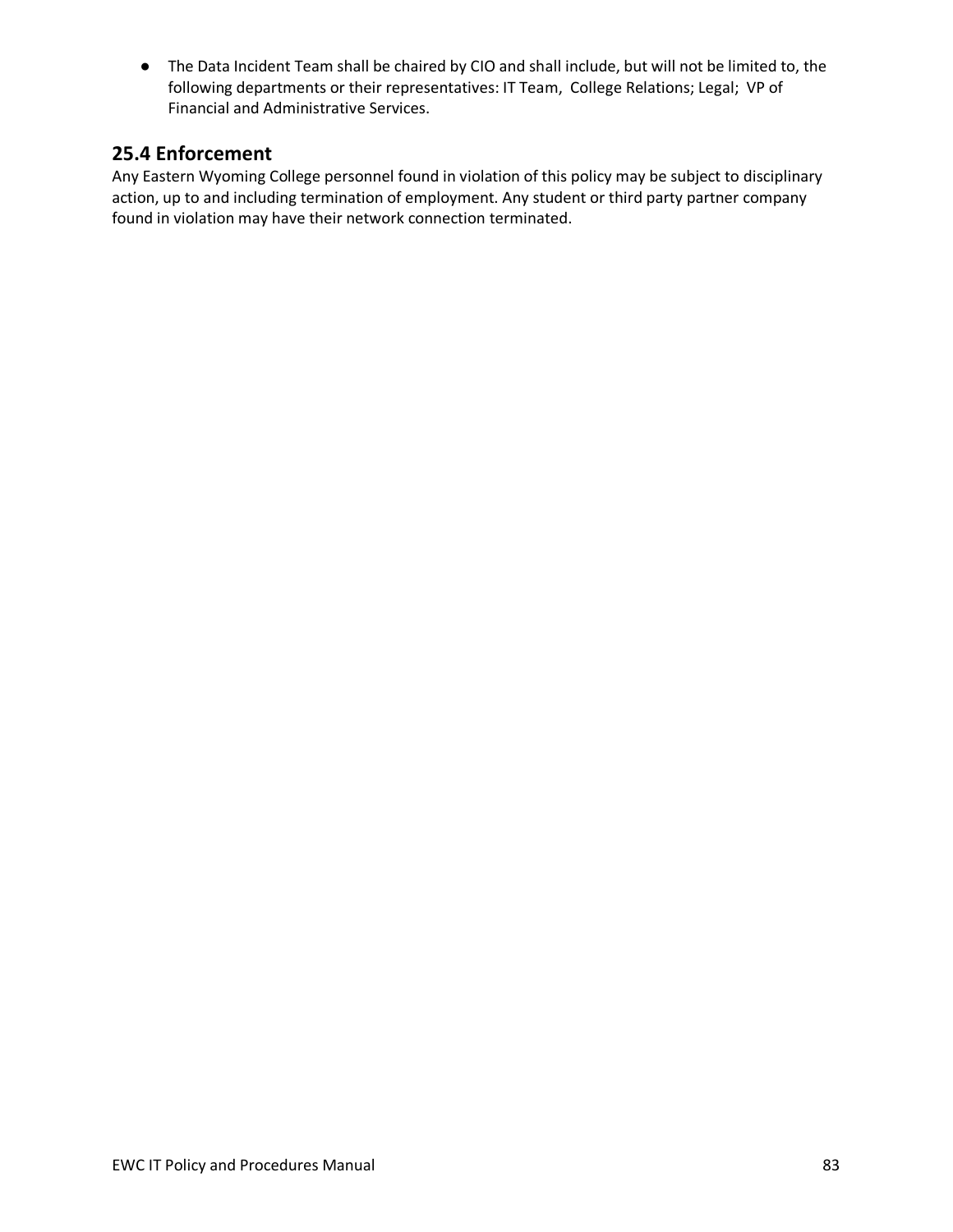- The Data Incident Team shall be chaired by CIO and shall include, but will not be limited to, the following departments or their representatives: IT Team,  College Relations; Legal;  VP of Financial and Administrative Services.

## 25.4 Enforcement

Any Eastern Wyoming College personnel found in violation of this policy may be subject to disciplinary action, up to and including termination of employment. Any student or third party partner company found in violation may have their network connection terminated.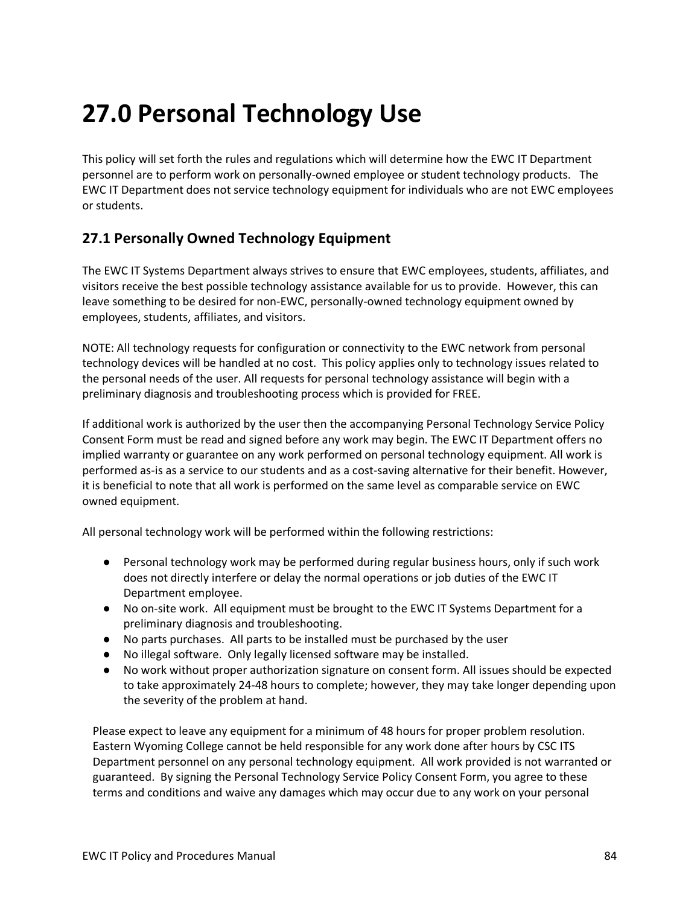# 27.0 Personal Technology Use

This policy will set forth the rules and regulations which will determine how the EWC IT Department personnel are to perform work on personally-owned employee or student technology products. The EWC IT Department does not service technology equipment for individuals who are not EWC employees or students.

## 27.1 Personally Owned Technology Equipment

The EWC IT Systems Department always strives to ensure that EWC employees, students, affiliates, and visitors receive the best possible technology assistance available for us to provide. However, this can leave something to be desired for non-EWC, personally-owned technology equipment owned by employees, students, affiliates, and visitors.

NOTE: All technology requests for configuration or connectivity to the EWC network from personal technology devices will be handled at no cost. This policy applies only to technology issues related to the personal needs of the user. All requests for personal technology assistance will begin with a preliminary diagnosis and troubleshooting process which is provided for FREE.

If additional work is authorized by the user then the accompanying Personal Technology Service Policy Consent Form must be read and signed before any work may begin. The EWC IT Department offers no implied warranty or guarantee on any work performed on personal technology equipment. All work is performed as-is as a service to our students and as a cost-saving alternative for their benefit. However, it is beneficial to note that all work is performed on the same level as comparable service on EWC owned equipment.

All personal technology work will be performed within the following restrictions:

- Personal technology work may be performed during regular business hours, only if such work does not directly interfere or delay the normal operations or job duties of the EWC IT Department employee.
- No on-site work. All equipment must be brought to the EWC IT Systems Department for a preliminary diagnosis and troubleshooting.
- No parts purchases. All parts to be installed must be purchased by the user
- No illegal software. Only legally licensed software may be installed.
- No work without proper authorization signature on consent form. All issues should be expected to take approximately 24-48 hours to complete; however, they may take longer depending upon the severity of the problem at hand.

Please expect to leave any equipment for a minimum of 48 hours for proper problem resolution. Eastern Wyoming College cannot be held responsible for any work done after hours by CSC ITS Department personnel on any personal technology equipment. All work provided is not warranted or guaranteed. By signing the Personal Technology Service Policy Consent Form, you agree to these terms and conditions and waive any damages which may occur due to any work on your personal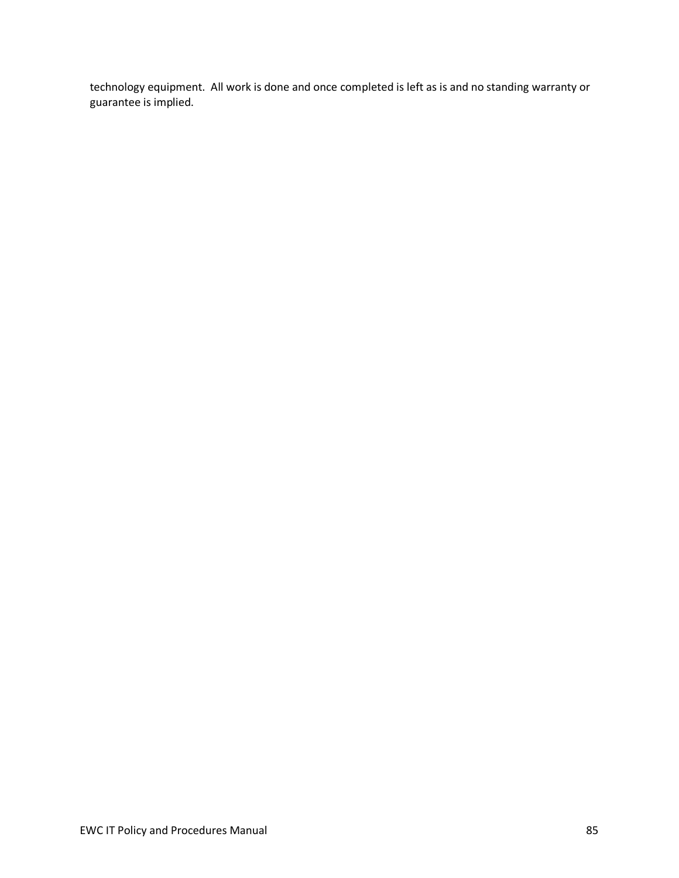technology equipment. All work is done and once completed is left as is and no standing warranty or guarantee is implied.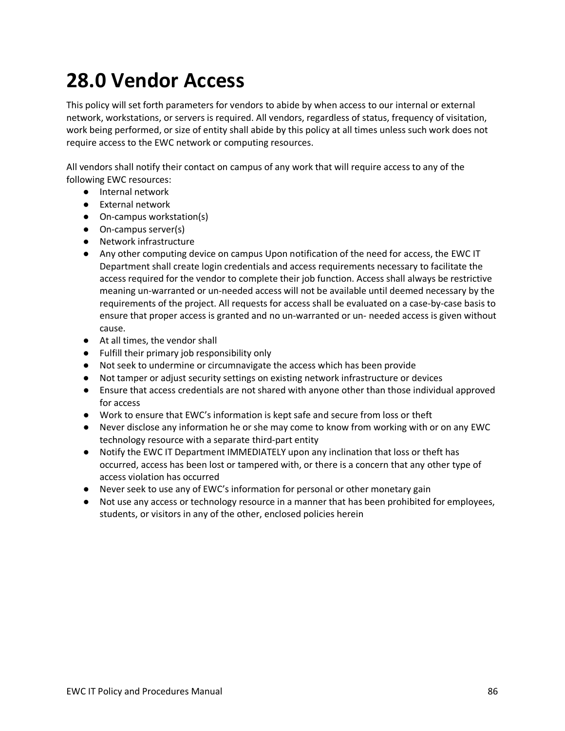# 28.0 Vendor Access

This policy will set forth parameters for vendors to abide by when access to our internal or external network, workstations, or servers is required. All vendors, regardless of status, frequency of visitation, work being performed, or size of entity shall abide by this policy at all times unless such work does not require access to the EWC network or computing resources.

All vendors shall notify their contact on campus of any work that will require access to any of the following EWC resources:

- Internal network
- External network
- On-campus workstation(s)
- On-campus server(s)
- Network infrastructure
- Any other computing device on campus Upon notification of the need for access, the EWC IT Department shall create login credentials and access requirements necessary to facilitate the access required for the vendor to complete their job function. Access shall always be restrictive meaning un-warranted or un-needed access will not be available until deemed necessary by the requirements of the project. All requests for access shall be evaluated on a case-by-case basis to ensure that proper access is granted and no un-warranted or un- needed access is given without cause.
- At all times, the vendor shall
- Fulfill their primary job responsibility only
- Not seek to undermine or circumnavigate the access which has been provide
- Not tamper or adjust security settings on existing network infrastructure or devices
- Ensure that access credentials are not shared with anyone other than those individual approved for access
- Work to ensure that EWC's information is kept safe and secure from loss or theft
- Never disclose any information he or she may come to know from working with or on any EWC technology resource with a separate third-part entity
- Notify the EWC IT Department IMMEDIATELY upon any inclination that loss or theft has occurred, access has been lost or tampered with, or there is a concern that any other type of access violation has occurred
- Never seek to use any of EWC's information for personal or other monetary gain
- Not use any access or technology resource in a manner that has been prohibited for employees, students, or visitors in any of the other, enclosed policies herein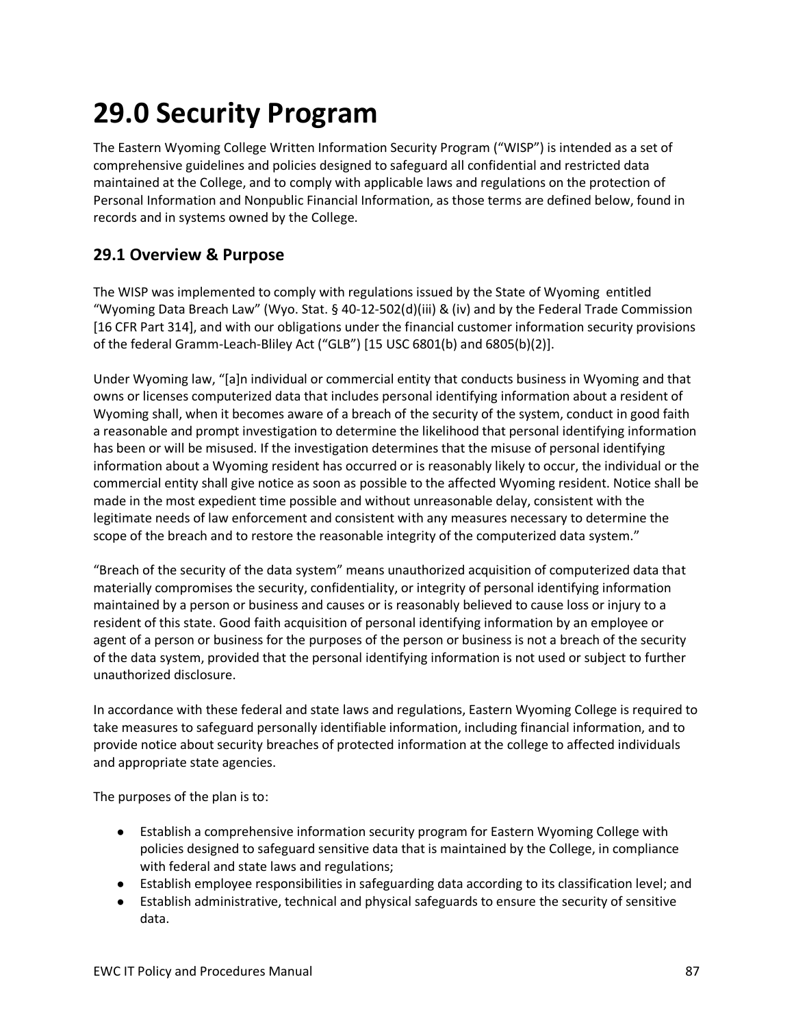# 29.0 Security Program

The Eastern Wyoming College Written Information Security Program ("WISP") is intended as a set of comprehensive guidelines and policies designed to safeguard all confidential and restricted data maintained at the College, and to comply with applicable laws and regulations on the protection of Personal Information and Nonpublic Financial Information, as those terms are defined below, found in records and in systems owned by the College.

## 29.1 Overview & Purpose

The WISP was implemented to comply with regulations issued by the State of Wyoming entitled "Wyoming Data Breach Law" (Wyo. Stat. § 40-12-502(d)(iii) & (iv) and by the Federal Trade Commission [16 CFR Part 314], and with our obligations under the financial customer information security provisions of the federal Gramm-Leach-Bliley Act ("GLB") [15 USC 6801(b) and 6805(b)(2)].

Under Wyoming law, "[a]n individual or commercial entity that conducts business in Wyoming and that owns or licenses computerized data that includes personal identifying information about a resident of Wyoming shall, when it becomes aware of a breach of the security of the system, conduct in good faith a reasonable and prompt investigation to determine the likelihood that personal identifying information has been or will be misused. If the investigation determines that the misuse of personal identifying information about a Wyoming resident has occurred or is reasonably likely to occur, the individual or the commercial entity shall give notice as soon as possible to the affected Wyoming resident. Notice shall be made in the most expedient time possible and without unreasonable delay, consistent with the legitimate needs of law enforcement and consistent with any measures necessary to determine the scope of the breach and to restore the reasonable integrity of the computerized data system."

"Breach of the security of the data system" means unauthorized acquisition of computerized data that materially compromises the security, confidentiality, or integrity of personal identifying information maintained by a person or business and causes or is reasonably believed to cause loss or injury to a resident of this state. Good faith acquisition of personal identifying information by an employee or agent of a person or business for the purposes of the person or business is not a breach of the security of the data system, provided that the personal identifying information is not used or subject to further unauthorized disclosure.

In accordance with these federal and state laws and regulations, Eastern Wyoming College is required to take measures to safeguard personally identifiable information, including financial information, and to provide notice about security breaches of protected information at the college to affected individuals and appropriate state agencies.

The purposes of the plan is to:

- Establish a comprehensive information security program for Eastern Wyoming College with policies designed to safeguard sensitive data that is maintained by the College, in compliance with federal and state laws and regulations;
- Establish employee responsibilities in safeguarding data according to its classification level; and
- Establish administrative, technical and physical safeguards to ensure the security of sensitive data.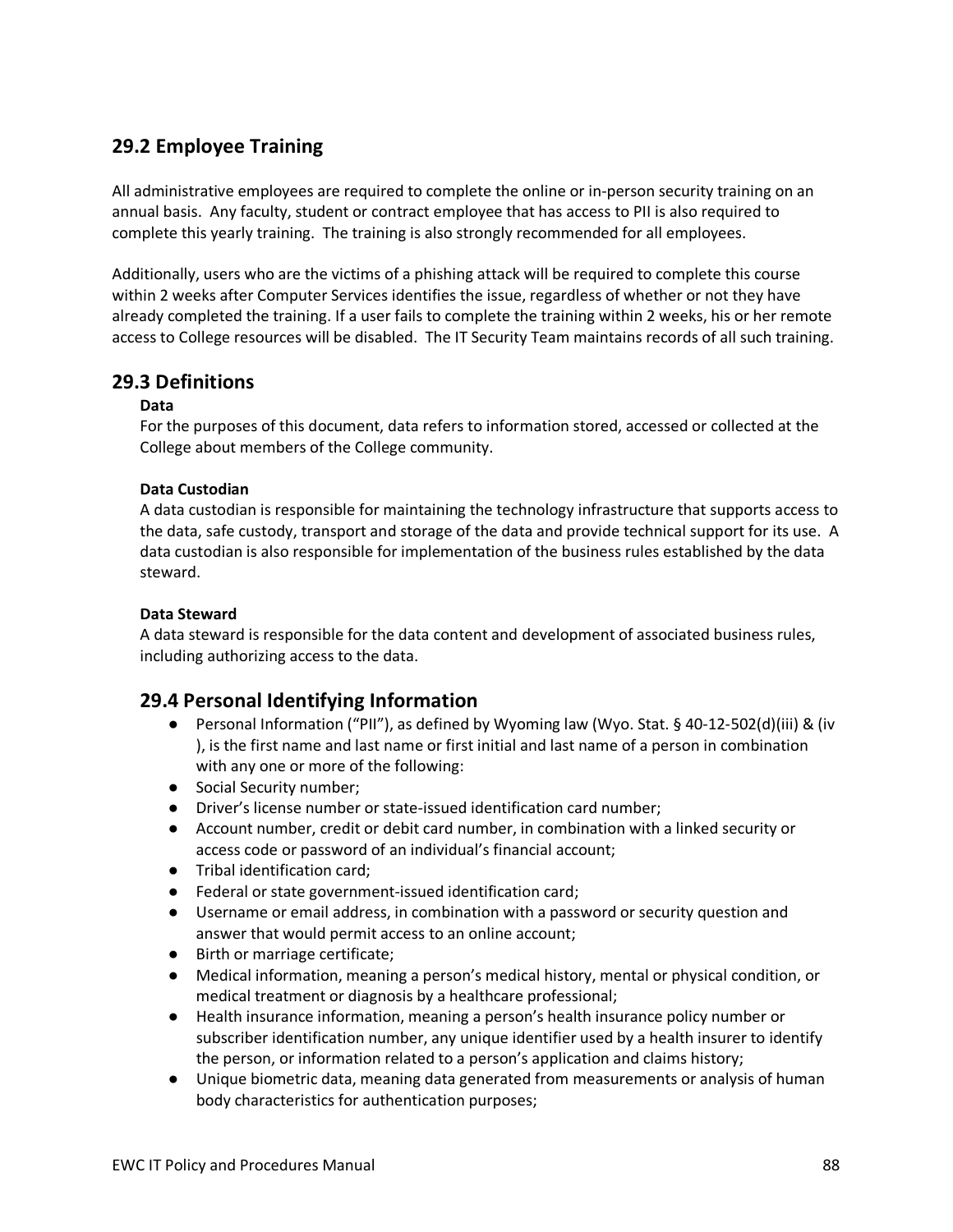## 29.2 Employee Training

All administrative employees are required to complete the online or in-person security training on an annual basis. Any faculty, student or contract employee that has access to PII is also required to complete this yearly training. The training is also strongly recommended for all employees.

Additionally, users who are the victims of a phishing attack will be required to complete this course within 2 weeks after Computer Services identifies the issue, regardless of whether or not they have already completed the training. If a user fails to complete the training within 2 weeks, his or her remote access to College resources will be disabled. The IT Security Team maintains records of all such training.

## 29.3 Definitions

**Data**

For the purposes of this document, data refers to information stored, accessed or collected at the College about members of the College community.

**Data Custodian**

A data custodian is responsible for maintaining the technology infrastructure that supports access to the data, safe custody, transport and storage of the data and provide technical support for its use. A data custodian is also responsible for implementation of the business rules established by the data steward.

**Data Steward**

A data steward is responsible for the data content and development of associated business rules, including authorizing access to the data.

## 29.4 Personal Identifying Information

- Personal Information ("PII"), as defined by Wyoming law (Wyo. Stat. § 40-12-502(d)(iii) & (iv ), is the first name and last name or first initial and last name of a person in combination with any one or more of the following:
- Social Security number;
- Driver's license number or state-issued identification card number;
- Account number, credit or debit card number, in combination with a linked security or access code or password of an individual's financial account;
- Tribal identification card;
- Federal or state government-issued identification card;
- Username or email address, in combination with a password or security question and answer that would permit access to an online account;
- Birth or marriage certificate;
- Medical information, meaning a person's medical history, mental or physical condition, or medical treatment or diagnosis by a healthcare professional;
- Health insurance information, meaning a person's health insurance policy number or subscriber identification number, any unique identifier used by a health insurer to identify the person, or information related to a person's application and claims history;
- Unique biometric data, meaning data generated from measurements or analysis of human body characteristics for authentication purposes;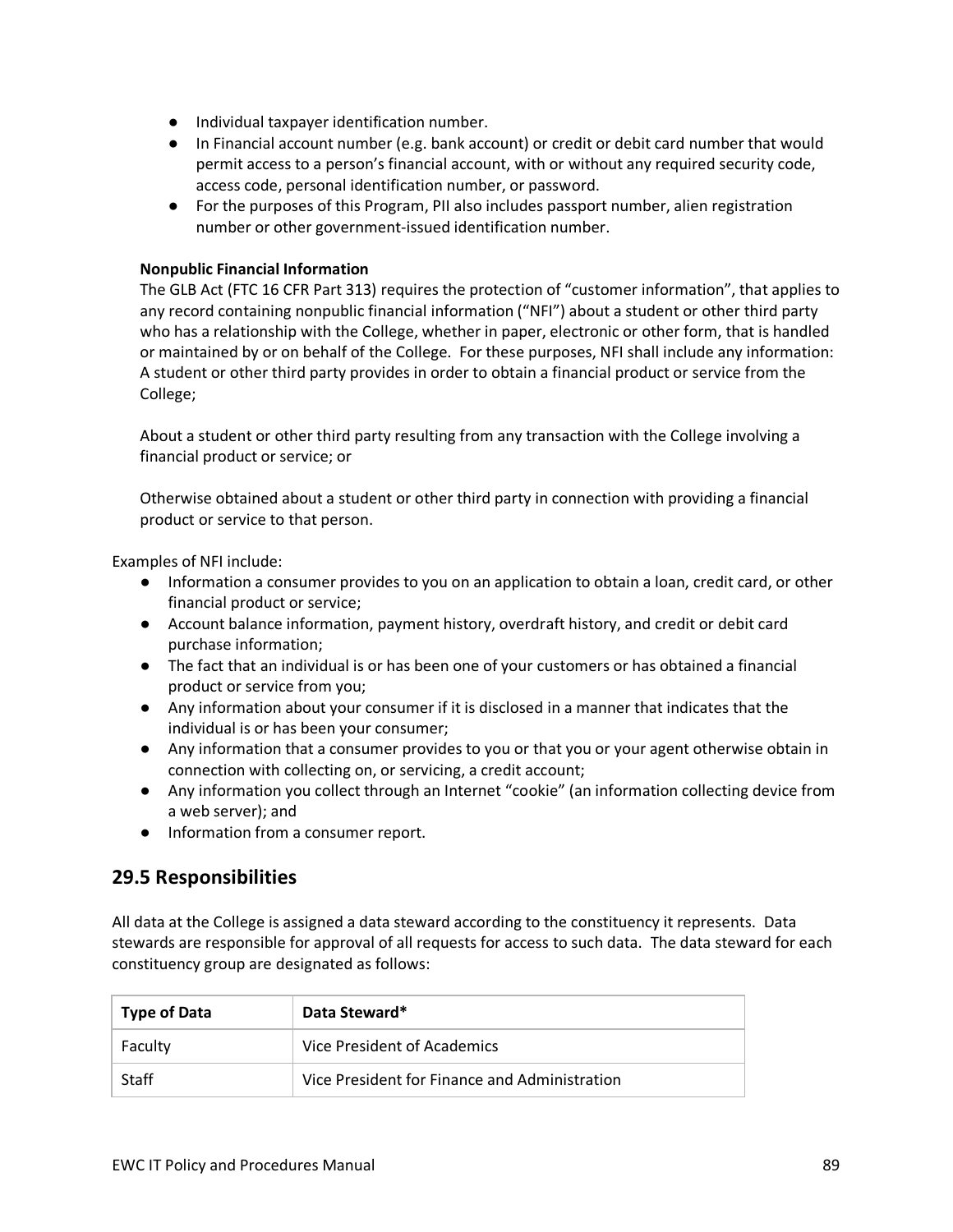- Individual taxpayer identification number.
- In Financial account number (e.g. bank account) or credit or debit card number that would permit access to a person's financial account, with or without any required security code, access code, personal identification number, or password.
- For the purposes of this Program, PII also includes passport number, alien registration number or other government-issued identification number.

**Nonpublic Financial Information**

The GLB Act (FTC 16 CFR Part 313) requires the protection of "customer information", that applies to any record containing nonpublic financial information ("NFI") about a student or other third party who has a relationship with the College, whether in paper, electronic or other form, that is handled or maintained by or on behalf of the College. For these purposes, NFI shall include any information: A student or other third party provides in order to obtain a financial product or service from the College;

About a student or other third party resulting from any transaction with the College involving a financial product or service; or

Otherwise obtained about a student or other third party in connection with providing a financial product or service to that person.

Examples of NFI include:

- Information a consumer provides to you on an application to obtain a loan, credit card, or other financial product or service;
- Account balance information, payment history, overdraft history, and credit or debit card purchase information;
- The fact that an individual is or has been one of your customers or has obtained a financial product or service from you;
- Any information about your consumer if it is disclosed in a manner that indicates that the individual is or has been your consumer;
- Any information that a consumer provides to you or that you or your agent otherwise obtain in connection with collecting on, or servicing, a credit account;
- Any information you collect through an Internet "cookie" (an information collecting device from a web server); and
- Information from a consumer report.

## 29.5 Responsibilities

All data at the College is assigned a data steward according to the constituency it represents. Data stewards are responsible for approval of all requests for access to such data. The data steward for each constituency group are designated as follows:

| Type of Data | Data Steward* |
|---|---|
| Faculty | Vice President of Academics |
| Staff | Vice President for Finance and Administration |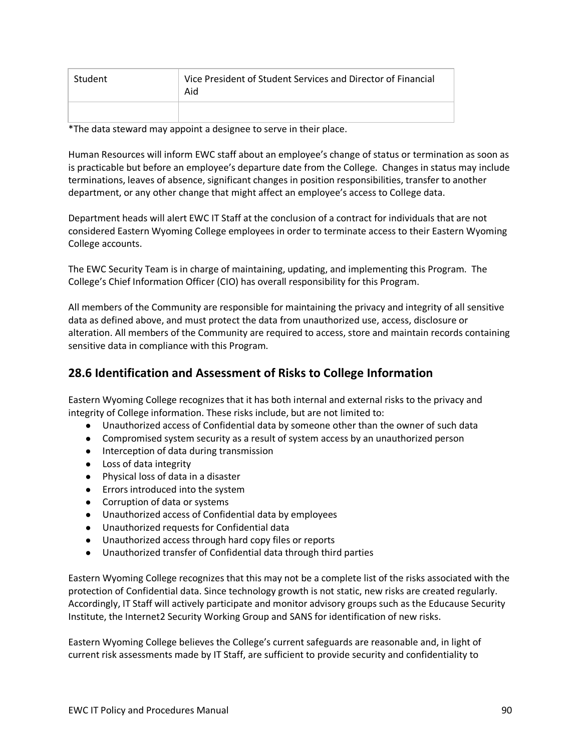| | |
|---|---|
| Student | Vice President of Student Services and Director of Financial Aid |
| | |

*The data steward may appoint a designee to serve in their place.

Human Resources will inform EWC staff about an employee's change of status or termination as soon as is practicable but before an employee's departure date from the College. Changes in status may include terminations, leaves of absence, significant changes in position responsibilities, transfer to another department, or any other change that might affect an employee's access to College data.

Department heads will alert EWC IT Staff at the conclusion of a contract for individuals that are not considered Eastern Wyoming College employees in order to terminate access to their Eastern Wyoming College accounts.

The EWC Security Team is in charge of maintaining, updating, and implementing this Program. The College's Chief Information Officer (CIO) has overall responsibility for this Program.

All members of the Community are responsible for maintaining the privacy and integrity of all sensitive data as defined above, and must protect the data from unauthorized use, access, disclosure or alteration. All members of the Community are required to access, store and maintain records containing sensitive data in compliance with this Program.

## 28.6 Identification and Assessment of Risks to College Information

Eastern Wyoming College recognizes that it has both internal and external risks to the privacy and integrity of College information. These risks include, but are not limited to:

- Unauthorized access of Confidential data by someone other than the owner of such data
- Compromised system security as a result of system access by an unauthorized person
- Interception of data during transmission
- Loss of data integrity
- Physical loss of data in a disaster
- Errors introduced into the system
- Corruption of data or systems
- Unauthorized access of Confidential data by employees
- Unauthorized requests for Confidential data
- Unauthorized access through hard copy files or reports
- Unauthorized transfer of Confidential data through third parties

Eastern Wyoming College recognizes that this may not be a complete list of the risks associated with the protection of Confidential data. Since technology growth is not static, new risks are created regularly. Accordingly, IT Staff will actively participate and monitor advisory groups such as the Educause Security Institute, the Internet2 Security Working Group and SANS for identification of new risks.

Eastern Wyoming College believes the College's current safeguards are reasonable and, in light of current risk assessments made by IT Staff, are sufficient to provide security and confidentiality to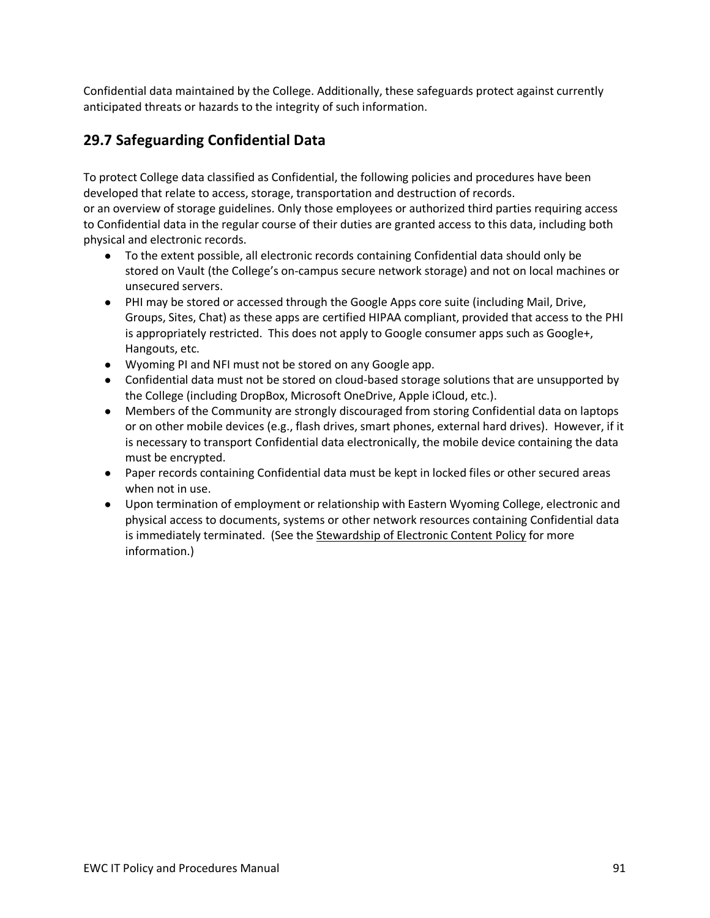Confidential data maintained by the College. Additionally, these safeguards protect against currently anticipated threats or hazards to the integrity of such information.

## 29.7 Safeguarding Confidential Data

To protect College data classified as Confidential, the following policies and procedures have been developed that relate to access, storage, transportation and destruction of records.
or an overview of storage guidelines. Only those employees or authorized third parties requiring access to Confidential data in the regular course of their duties are granted access to this data, including both physical and electronic records.

- To the extent possible, all electronic records containing Confidential data should only be stored on Vault (the College's on-campus secure network storage) and not on local machines or unsecured servers.
- PHI may be stored or accessed through the Google Apps core suite (including Mail, Drive, Groups, Sites, Chat) as these apps are certified HIPAA compliant, provided that access to the PHI is appropriately restricted. This does not apply to Google consumer apps such as Google+, Hangouts, etc.
- Wyoming PI and NFI must not be stored on any Google app.
- Confidential data must not be stored on cloud-based storage solutions that are unsupported by the College (including DropBox, Microsoft OneDrive, Apple iCloud, etc.).
- Members of the Community are strongly discouraged from storing Confidential data on laptops or on other mobile devices (e.g., flash drives, smart phones, external hard drives). However, if it is necessary to transport Confidential data electronically, the mobile device containing the data must be encrypted.
- Paper records containing Confidential data must be kept in locked files or other secured areas when not in use.
- Upon termination of employment or relationship with Eastern Wyoming College, electronic and physical access to documents, systems or other network resources containing Confidential data is immediately terminated. (See the Stewardship of Electronic Content Policy for more information.)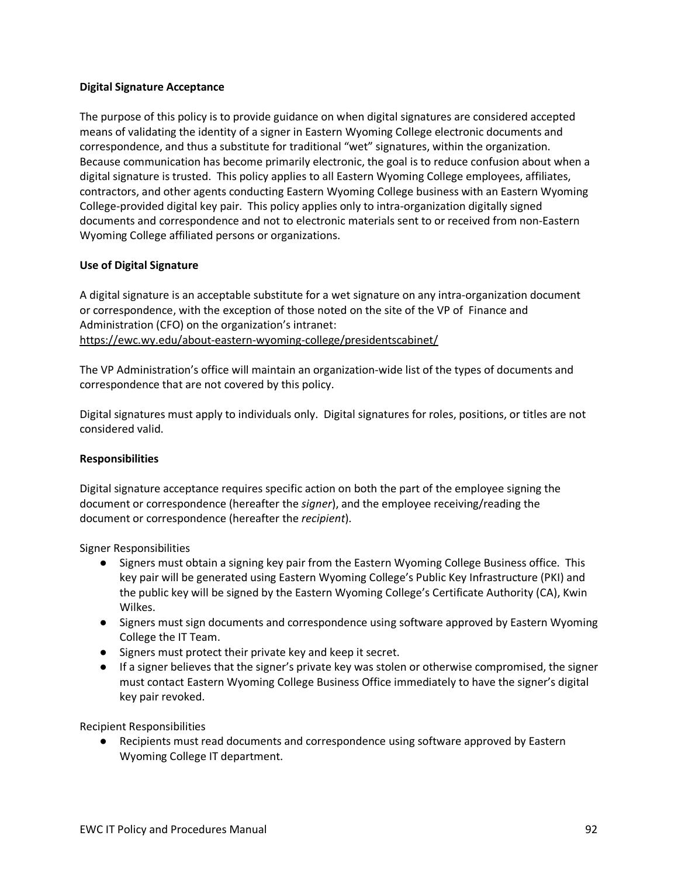**Digital Signature Acceptance**

The purpose of this policy is to provide guidance on when digital signatures are considered accepted means of validating the identity of a signer in Eastern Wyoming College electronic documents and correspondence, and thus a substitute for traditional "wet" signatures, within the organization. Because communication has become primarily electronic, the goal is to reduce confusion about when a digital signature is trusted. This policy applies to all Eastern Wyoming College employees, affiliates, contractors, and other agents conducting Eastern Wyoming College business with an Eastern Wyoming College-provided digital key pair. This policy applies only to intra-organization digitally signed documents and correspondence and not to electronic materials sent to or received from non-Eastern Wyoming College affiliated persons or organizations.

**Use of Digital Signature**

A digital signature is an acceptable substitute for a wet signature on any intra-organization document or correspondence, with the exception of those noted on the site of the VP of Finance and Administration (CFO) on the organization's intranet:
https://ewc.wy.edu/about-eastern-wyoming-college/presidentscabinet/

The VP Administration's office will maintain an organization-wide list of the types of documents and correspondence that are not covered by this policy.

Digital signatures must apply to individuals only. Digital signatures for roles, positions, or titles are not considered valid.

**Responsibilities**

Digital signature acceptance requires specific action on both the part of the employee signing the document or correspondence (hereafter the *signer*), and the employee receiving/reading the document or correspondence (hereafter the *recipient*).

Signer Responsibilities

- Signers must obtain a signing key pair from the Eastern Wyoming College Business office. This key pair will be generated using Eastern Wyoming College's Public Key Infrastructure (PKI) and the public key will be signed by the Eastern Wyoming College's Certificate Authority (CA), Kwin Wilkes.
- Signers must sign documents and correspondence using software approved by Eastern Wyoming College the IT Team.
- Signers must protect their private key and keep it secret.
- If a signer believes that the signer's private key was stolen or otherwise compromised, the signer must contact Eastern Wyoming College Business Office immediately to have the signer's digital key pair revoked.

Recipient Responsibilities

- Recipients must read documents and correspondence using software approved by Eastern Wyoming College IT department.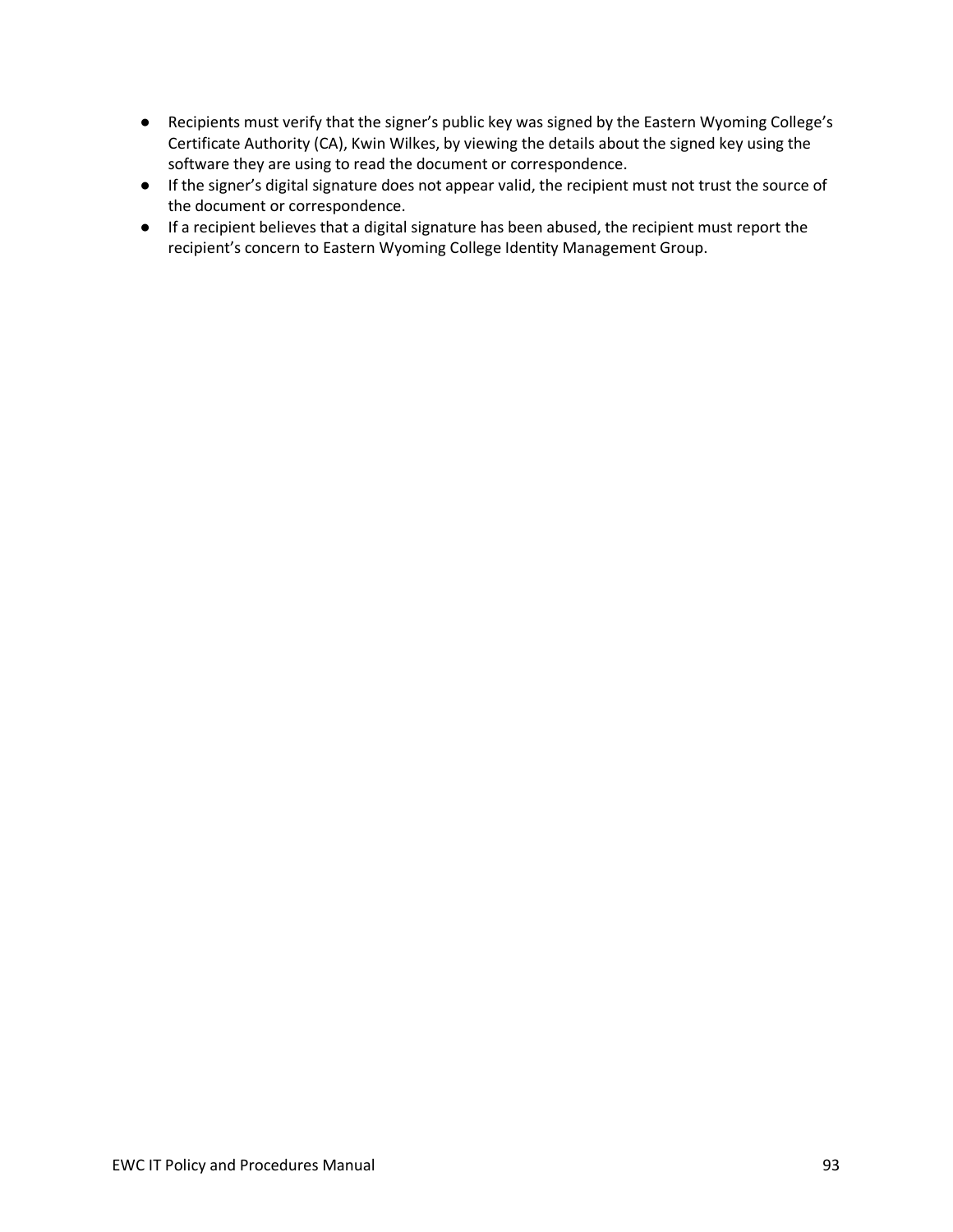- Recipients must verify that the signer's public key was signed by the Eastern Wyoming College's Certificate Authority (CA), Kwin Wilkes, by viewing the details about the signed key using the software they are using to read the document or correspondence.
- If the signer's digital signature does not appear valid, the recipient must not trust the source of the document or correspondence.
- If a recipient believes that a digital signature has been abused, the recipient must report the recipient's concern to Eastern Wyoming College Identity Management Group.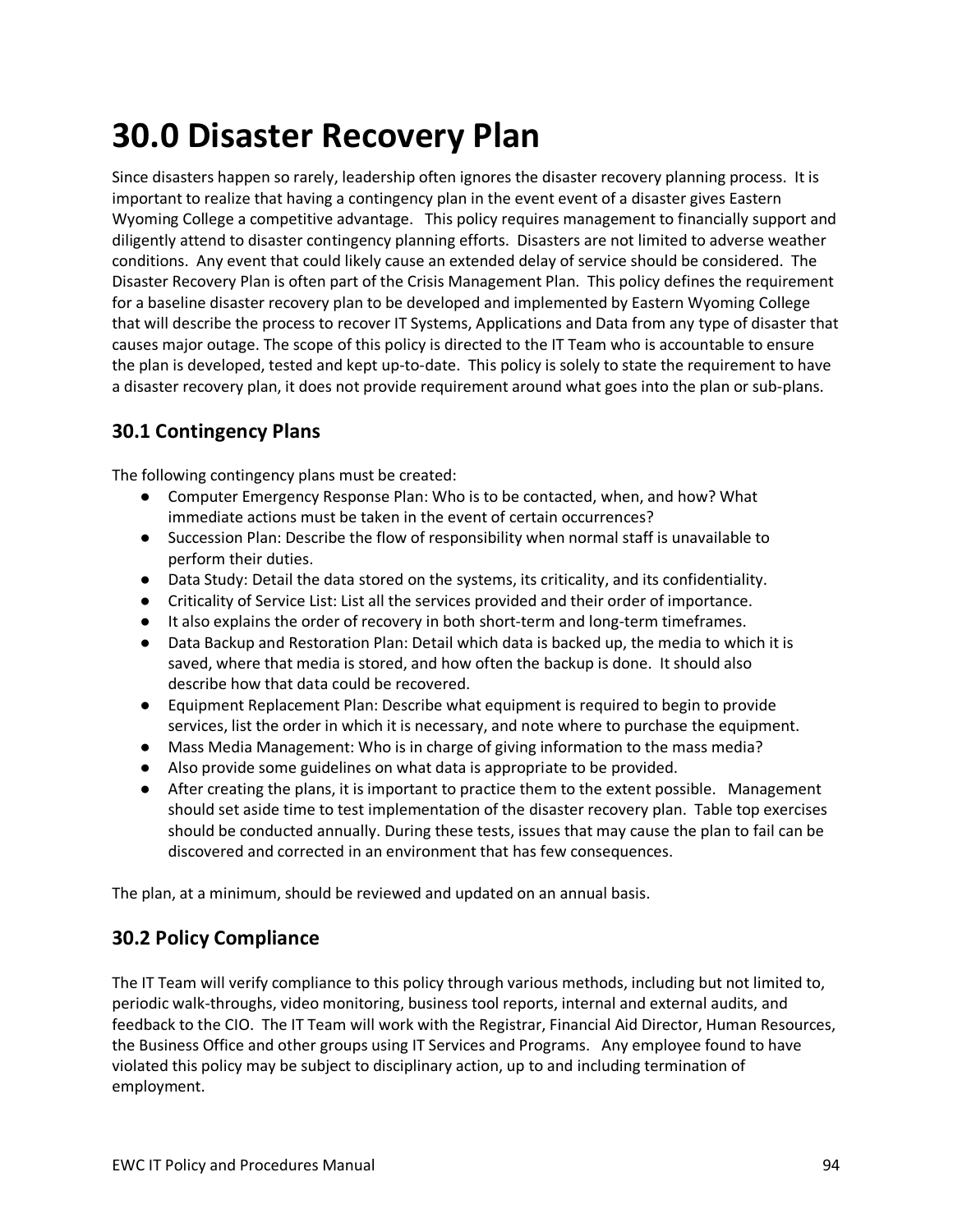# 30.0 Disaster Recovery Plan

Since disasters happen so rarely, leadership often ignores the disaster recovery planning process. It is important to realize that having a contingency plan in the event event of a disaster gives Eastern Wyoming College a competitive advantage. This policy requires management to financially support and diligently attend to disaster contingency planning efforts. Disasters are not limited to adverse weather conditions. Any event that could likely cause an extended delay of service should be considered. The Disaster Recovery Plan is often part of the Crisis Management Plan. This policy defines the requirement for a baseline disaster recovery plan to be developed and implemented by Eastern Wyoming College that will describe the process to recover IT Systems, Applications and Data from any type of disaster that causes major outage. The scope of this policy is directed to the IT Team who is accountable to ensure the plan is developed, tested and kept up-to-date. This policy is solely to state the requirement to have a disaster recovery plan, it does not provide requirement around what goes into the plan or sub-plans.

## 30.1 Contingency Plans

The following contingency plans must be created:

- Computer Emergency Response Plan: Who is to be contacted, when, and how? What immediate actions must be taken in the event of certain occurrences?
- Succession Plan: Describe the flow of responsibility when normal staff is unavailable to perform their duties.
- Data Study: Detail the data stored on the systems, its criticality, and its confidentiality.
- Criticality of Service List: List all the services provided and their order of importance.
- It also explains the order of recovery in both short-term and long-term timeframes.
- Data Backup and Restoration Plan: Detail which data is backed up, the media to which it is saved, where that media is stored, and how often the backup is done. It should also describe how that data could be recovered.
- Equipment Replacement Plan: Describe what equipment is required to begin to provide services, list the order in which it is necessary, and note where to purchase the equipment.
- Mass Media Management: Who is in charge of giving information to the mass media?
- Also provide some guidelines on what data is appropriate to be provided.
- After creating the plans, it is important to practice them to the extent possible. Management should set aside time to test implementation of the disaster recovery plan. Table top exercises should be conducted annually. During these tests, issues that may cause the plan to fail can be discovered and corrected in an environment that has few consequences.

The plan, at a minimum, should be reviewed and updated on an annual basis.

## 30.2 Policy Compliance

The IT Team will verify compliance to this policy through various methods, including but not limited to, periodic walk-throughs, video monitoring, business tool reports, internal and external audits, and feedback to the CIO. The IT Team will work with the Registrar, Financial Aid Director, Human Resources, the Business Office and other groups using IT Services and Programs. Any employee found to have violated this policy may be subject to disciplinary action, up to and including termination of employment.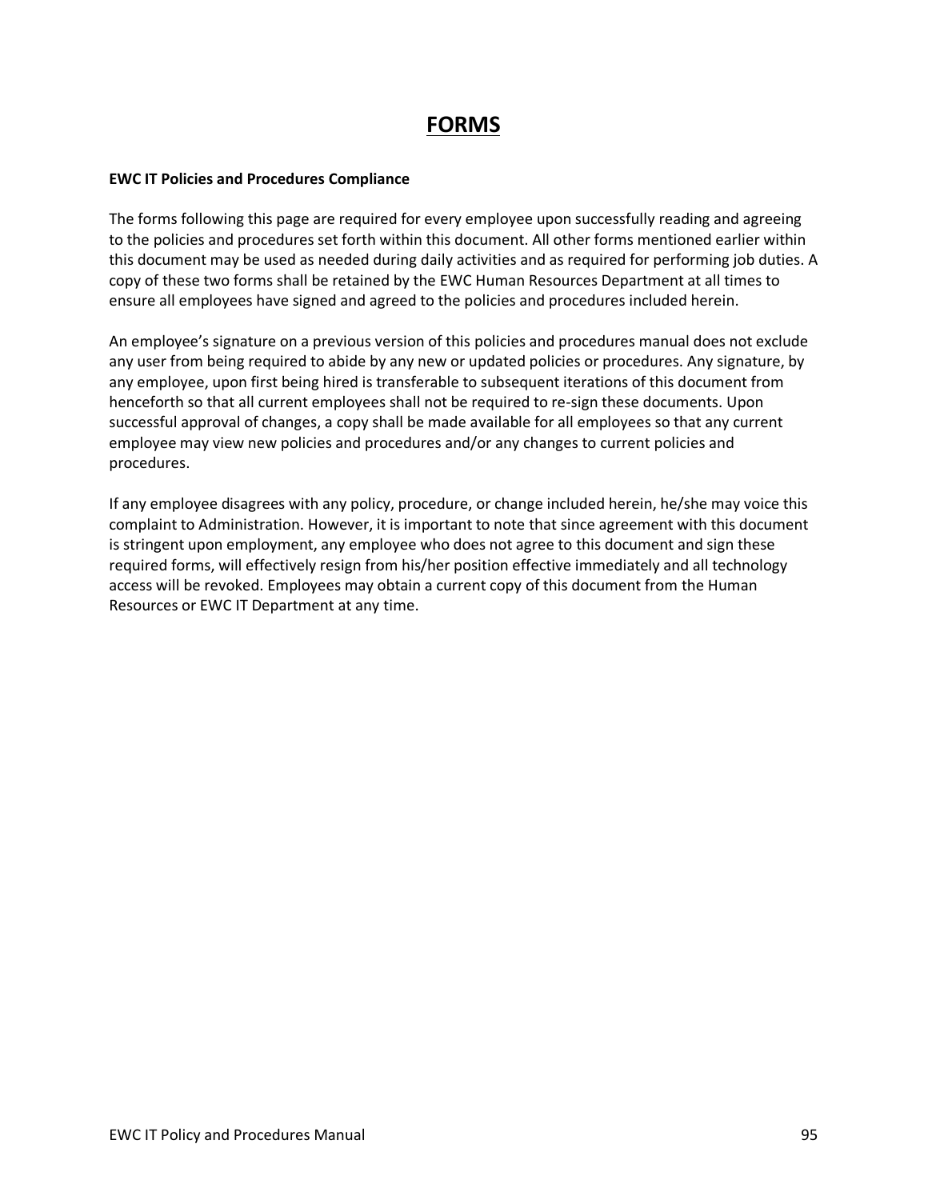# FORMS

**EWC IT Policies and Procedures Compliance**

The forms following this page are required for every employee upon successfully reading and agreeing to the policies and procedures set forth within this document. All other forms mentioned earlier within this document may be used as needed during daily activities and as required for performing job duties. A copy of these two forms shall be retained by the EWC Human Resources Department at all times to ensure all employees have signed and agreed to the policies and procedures included herein.

An employee's signature on a previous version of this policies and procedures manual does not exclude any user from being required to abide by any new or updated policies or procedures. Any signature, by any employee, upon first being hired is transferable to subsequent iterations of this document from henceforth so that all current employees shall not be required to re-sign these documents. Upon successful approval of changes, a copy shall be made available for all employees so that any current employee may view new policies and procedures and/or any changes to current policies and procedures.

If any employee disagrees with any policy, procedure, or change included herein, he/she may voice this complaint to Administration. However, it is important to note that since agreement with this document is stringent upon employment, any employee who does not agree to this document and sign these required forms, will effectively resign from his/her position effective immediately and all technology access will be revoked. Employees may obtain a current copy of this document from the Human Resources or EWC IT Department at any time.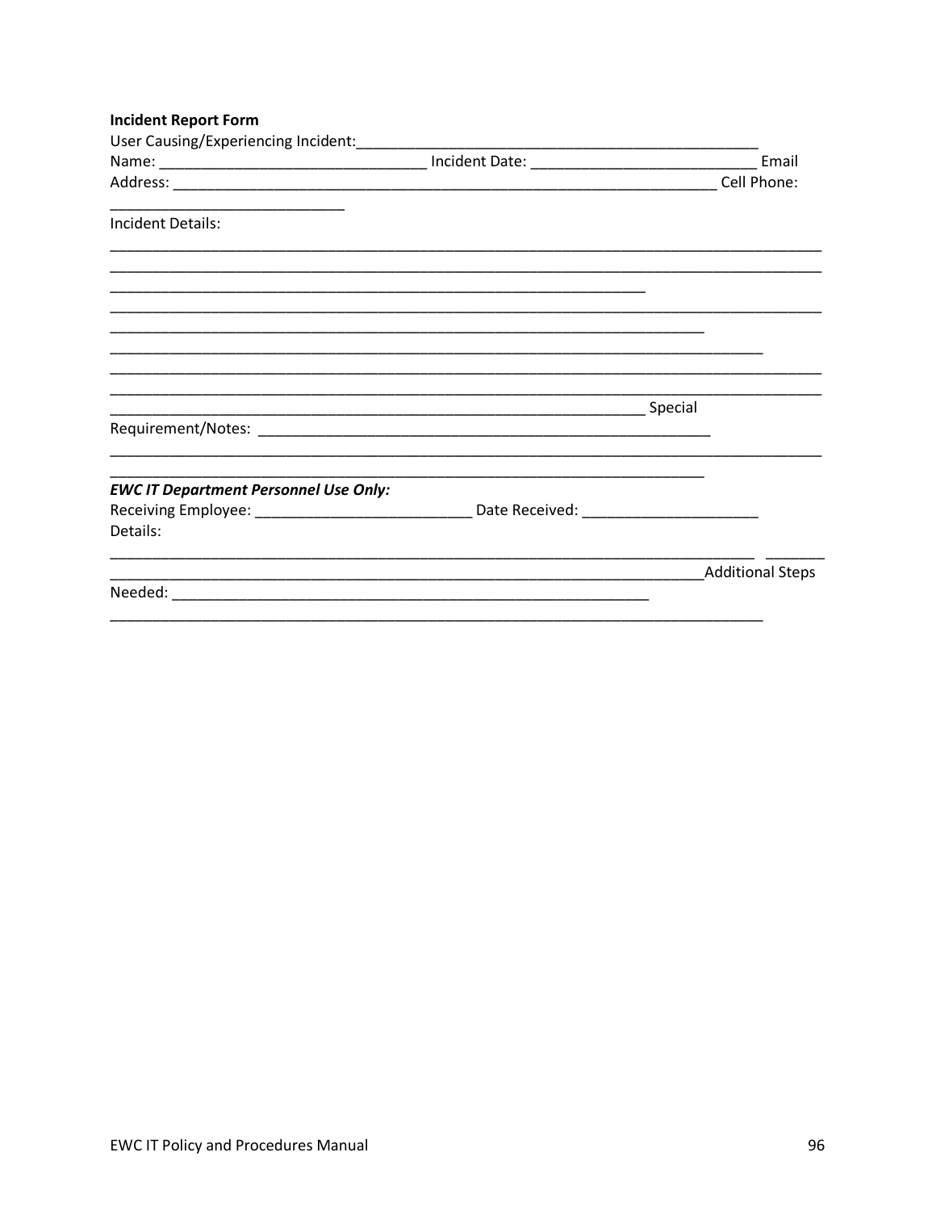**Incident Report Form**

User Causing/Experiencing Incident:_______________________________________________

Name: ________________________________ Incident Date: ___________________________ Email Address: ____________________________________________________________________ Cell Phone: ____________________________

Incident Details:

________________________________________________________________________________________
________________________________________________________________________________________
____________________________________________________________________
________________________________________________________________________________________
___________________________________________________________________________
__________________________________________________________________________________
________________________________________________________________________________________
________________________________________________________________________________________
____________________________________________________________________ Special Requirement/Notes: _________________________________________________________
________________________________________________________________________________________
___________________________________________________________________________

***EWC IT Department Personnel Use Only:***

Receiving Employee: ___________________________ Date Received: ______________________

Details:

________________________________________________________________________________ _______
_________________________________________________________________________Additional Steps Needed: ______________________________________________________________
__________________________________________________________________________________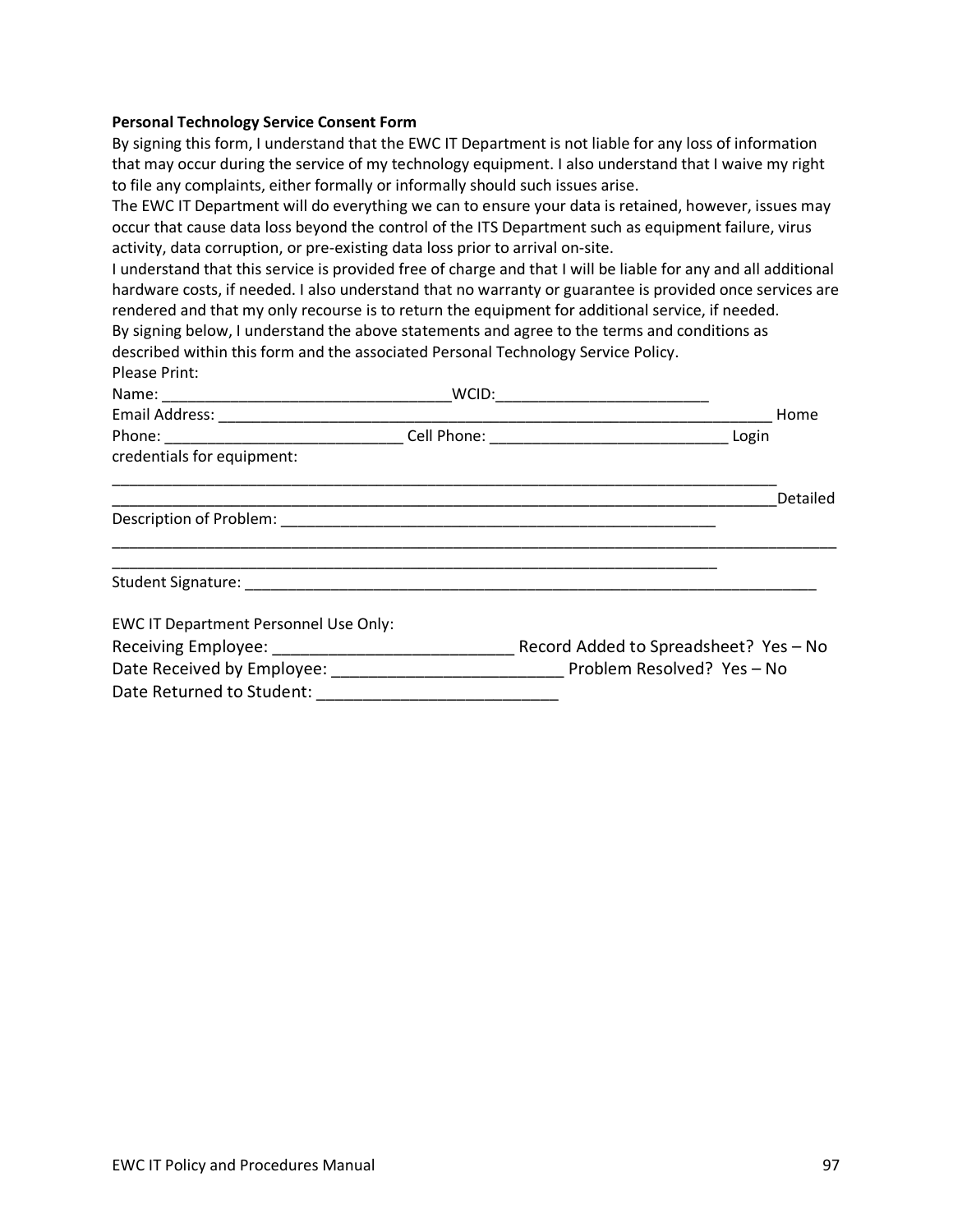**Personal Technology Service Consent Form**

By signing this form, I understand that the EWC IT Department is not liable for any loss of information that may occur during the service of my technology equipment. I also understand that I waive my right to file any complaints, either formally or informally should such issues arise.

The EWC IT Department will do everything we can to ensure your data is retained, however, issues may occur that cause data loss beyond the control of the ITS Department such as equipment failure, virus activity, data corruption, or pre-existing data loss prior to arrival on-site.

I understand that this service is provided free of charge and that I will be liable for any and all additional hardware costs, if needed. I also understand that no warranty or guarantee is provided once services are rendered and that my only recourse is to return the equipment for additional service, if needed.

By signing below, I understand the above statements and agree to the terms and conditions as described within this form and the associated Personal Technology Service Policy.

Please Print:

Name: _________________________________WCID:_________________________

Email Address: _________________________________________________________________ Home Phone: ____________________________ Cell Phone: ____________________________ Login credentials for equipment:

________________________________________________________________________________

________________________________________________________________________________Detailed Description of Problem: ______________________________________________________

_________________________________________________________________________________________

__________________________________________________________________________

Student Signature: ______________________________________________________________________

EWC IT Department Personnel Use Only:

Receiving Employee: __________________________ Record Added to Spreadsheet? Yes – No

Date Received by Employee: _________________________ Problem Resolved? Yes – No

Date Returned to Student: __________________________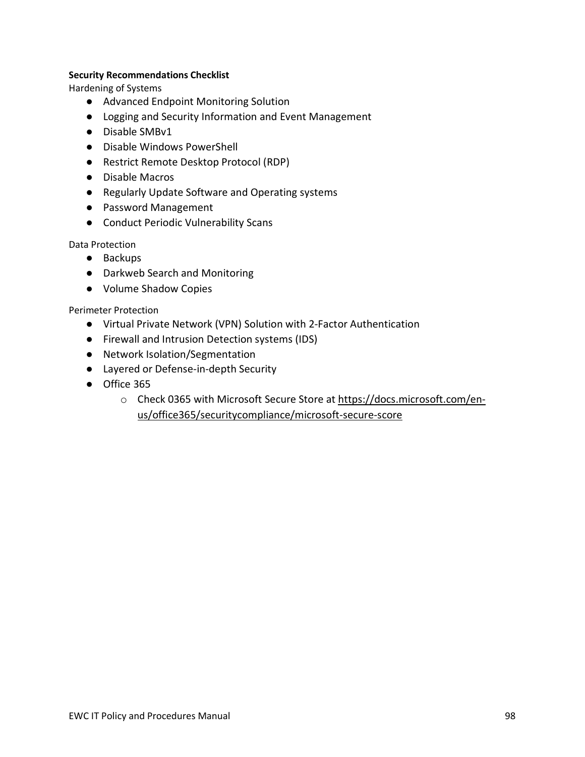**Security Recommendations Checklist**

Hardening of Systems

- Advanced Endpoint Monitoring Solution
- Logging and Security Information and Event Management
- Disable SMBv1
- Disable Windows PowerShell
- Restrict Remote Desktop Protocol (RDP)
- Disable Macros
- Regularly Update Software and Operating systems
- Password Management
- Conduct Periodic Vulnerability Scans

Data Protection

- Backups
- Darkweb Search and Monitoring
- Volume Shadow Copies

Perimeter Protection

- Virtual Private Network (VPN) Solution with 2-Factor Authentication
- Firewall and Intrusion Detection systems (IDS)
- Network Isolation/Segmentation
- Layered or Defense-in-depth Security
- Office 365
  - Check 0365 with Microsoft Secure Store at https://docs.microsoft.com/en-us/office365/securitycompliance/microsoft-secure-score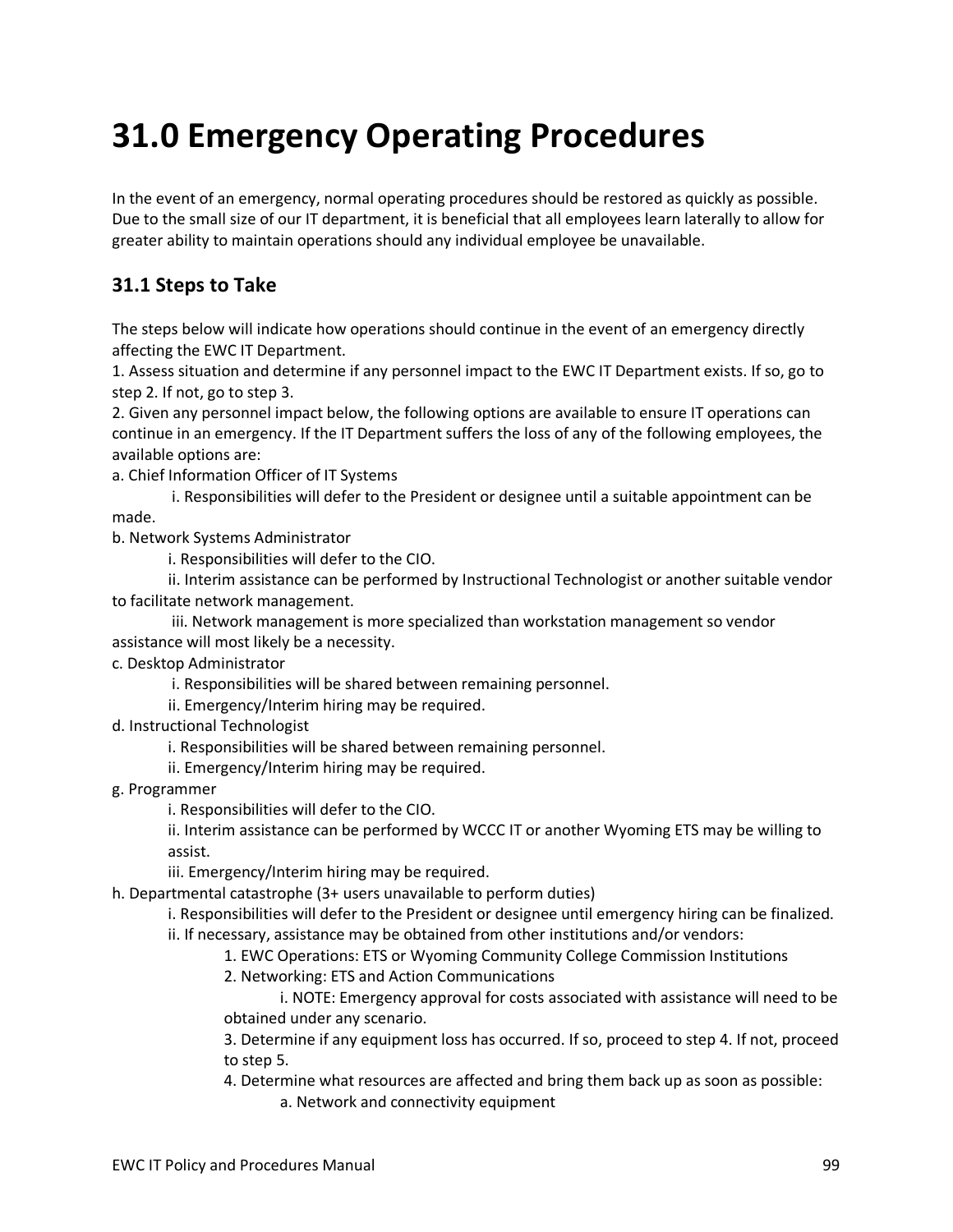# 31.0 Emergency Operating Procedures

In the event of an emergency, normal operating procedures should be restored as quickly as possible. Due to the small size of our IT department, it is beneficial that all employees learn laterally to allow for greater ability to maintain operations should any individual employee be unavailable.

## 31.1 Steps to Take

The steps below will indicate how operations should continue in the event of an emergency directly affecting the EWC IT Department.

1. Assess situation and determine if any personnel impact to the EWC IT Department exists. If so, go to step 2. If not, go to step 3.
2. Given any personnel impact below, the following options are available to ensure IT operations can continue in an emergency. If the IT Department suffers the loss of any of the following employees, the available options are:

a. Chief Information Officer of IT Systems
- i. Responsibilities will defer to the President or designee until a suitable appointment can be made.

b. Network Systems Administrator
- i. Responsibilities will defer to the CIO.
- ii. Interim assistance can be performed by Instructional Technologist or another suitable vendor to facilitate network management.
- iii. Network management is more specialized than workstation management so vendor assistance will most likely be a necessity.

c. Desktop Administrator
- i. Responsibilities will be shared between remaining personnel.
- ii. Emergency/Interim hiring may be required.

d. Instructional Technologist
- i. Responsibilities will be shared between remaining personnel.
- ii. Emergency/Interim hiring may be required.

g. Programmer
- i. Responsibilities will defer to the CIO.
- ii. Interim assistance can be performed by WCCC IT or another Wyoming ETS may be willing to assist.
- iii. Emergency/Interim hiring may be required.

h. Departmental catastrophe (3+ users unavailable to perform duties)
- i. Responsibilities will defer to the President or designee until emergency hiring can be finalized.
- ii. If necessary, assistance may be obtained from other institutions and/or vendors:
  1. EWC Operations: ETS or Wyoming Community College Commission Institutions
  2. Networking: ETS and Action Communications
     - i. NOTE: Emergency approval for costs associated with assistance will need to be obtained under any scenario.
  3. Determine if any equipment loss has occurred. If so, proceed to step 4. If not, proceed to step 5.
  4. Determine what resources are affected and bring them back up as soon as possible:
     - a. Network and connectivity equipment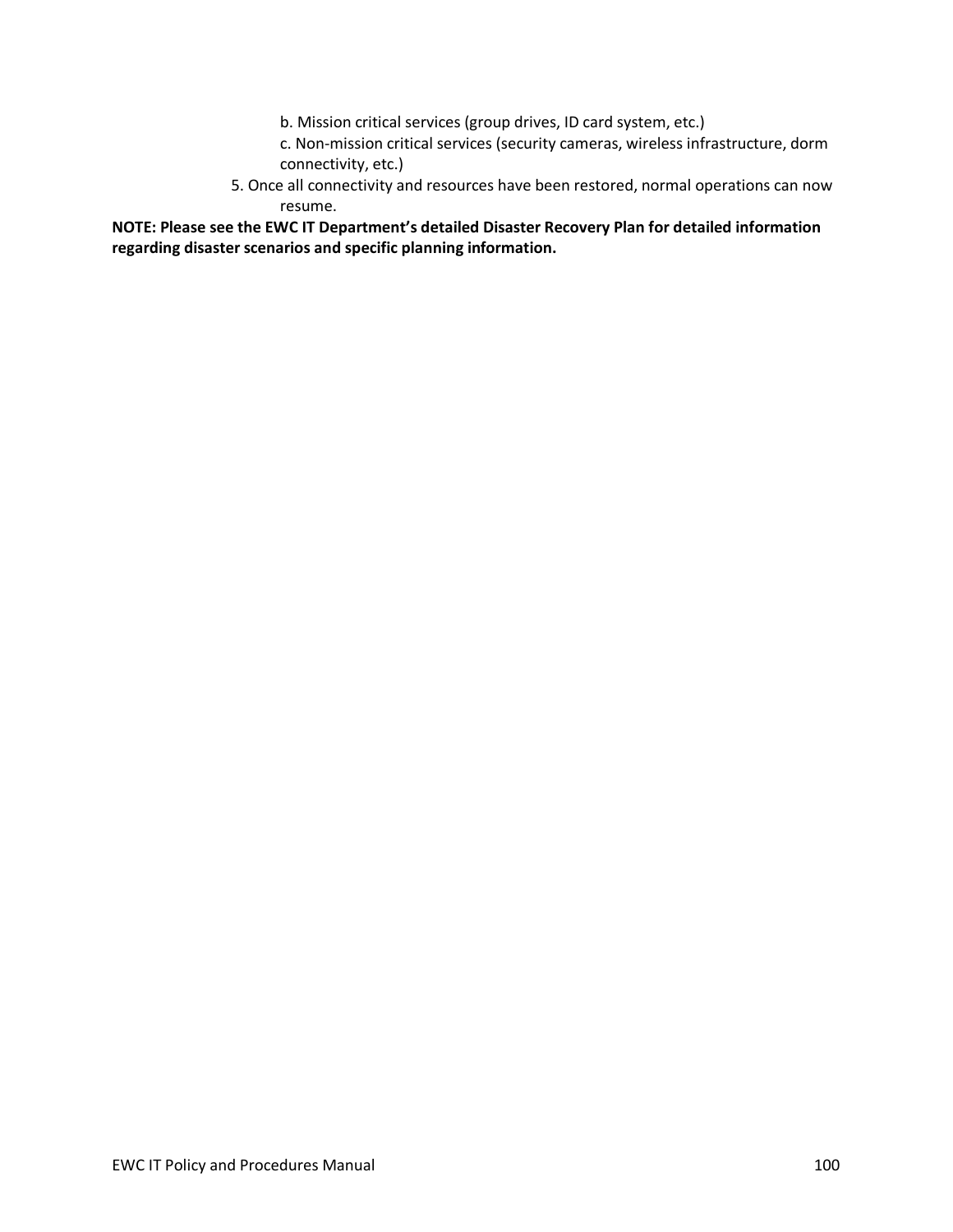b. Mission critical services (group drives, ID card system, etc.)
   c. Non-mission critical services (security cameras, wireless infrastructure, dorm connectivity, etc.)

5. Once all connectivity and resources have been restored, normal operations can now resume.

**NOTE: Please see the EWC IT Department's detailed Disaster Recovery Plan for detailed information regarding disaster scenarios and specific planning information.**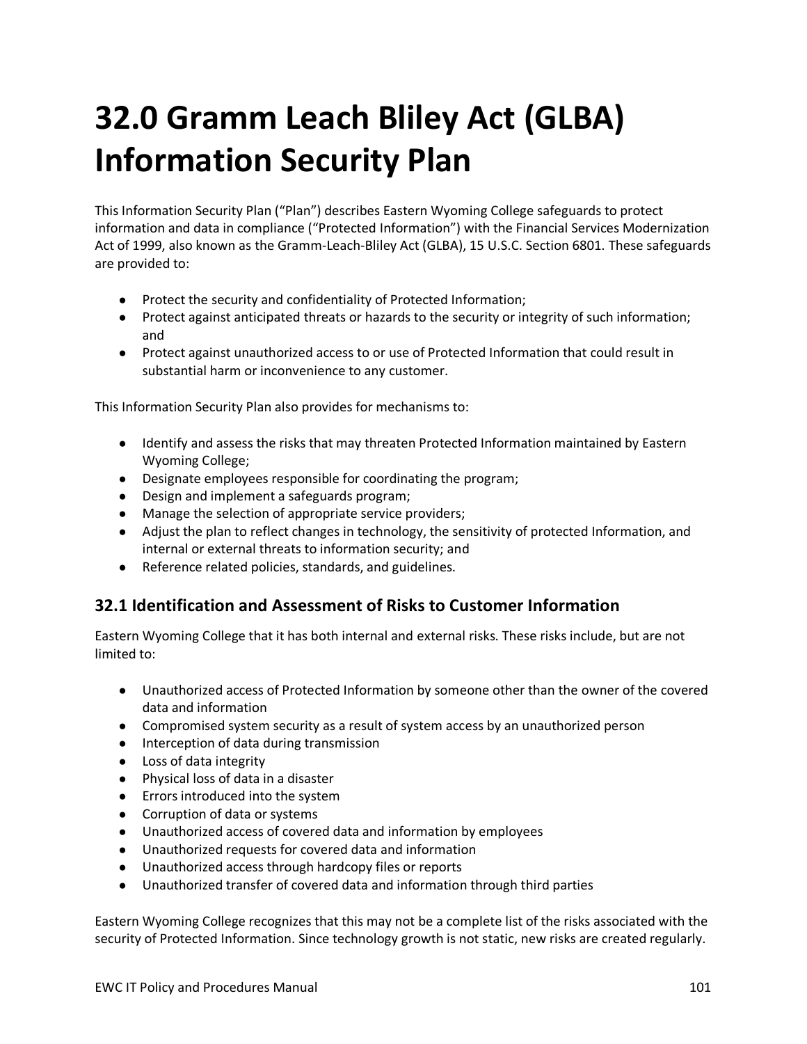# 32.0 Gramm Leach Bliley Act (GLBA) Information Security Plan

This Information Security Plan ("Plan") describes Eastern Wyoming College safeguards to protect information and data in compliance ("Protected Information") with the Financial Services Modernization Act of 1999, also known as the Gramm-Leach-Bliley Act (GLBA), 15 U.S.C. Section 6801. These safeguards are provided to:

- Protect the security and confidentiality of Protected Information;
- Protect against anticipated threats or hazards to the security or integrity of such information; and
- Protect against unauthorized access to or use of Protected Information that could result in substantial harm or inconvenience to any customer.

This Information Security Plan also provides for mechanisms to:

- Identify and assess the risks that may threaten Protected Information maintained by Eastern Wyoming College;
- Designate employees responsible for coordinating the program;
- Design and implement a safeguards program;
- Manage the selection of appropriate service providers;
- Adjust the plan to reflect changes in technology, the sensitivity of protected Information, and internal or external threats to information security; and
- Reference related policies, standards, and guidelines.

## 32.1 Identification and Assessment of Risks to Customer Information

Eastern Wyoming College that it has both internal and external risks. These risks include, but are not limited to:

- Unauthorized access of Protected Information by someone other than the owner of the covered data and information
- Compromised system security as a result of system access by an unauthorized person
- Interception of data during transmission
- Loss of data integrity
- Physical loss of data in a disaster
- Errors introduced into the system
- Corruption of data or systems
- Unauthorized access of covered data and information by employees
- Unauthorized requests for covered data and information
- Unauthorized access through hardcopy files or reports
- Unauthorized transfer of covered data and information through third parties

Eastern Wyoming College recognizes that this may not be a complete list of the risks associated with the security of Protected Information. Since technology growth is not static, new risks are created regularly.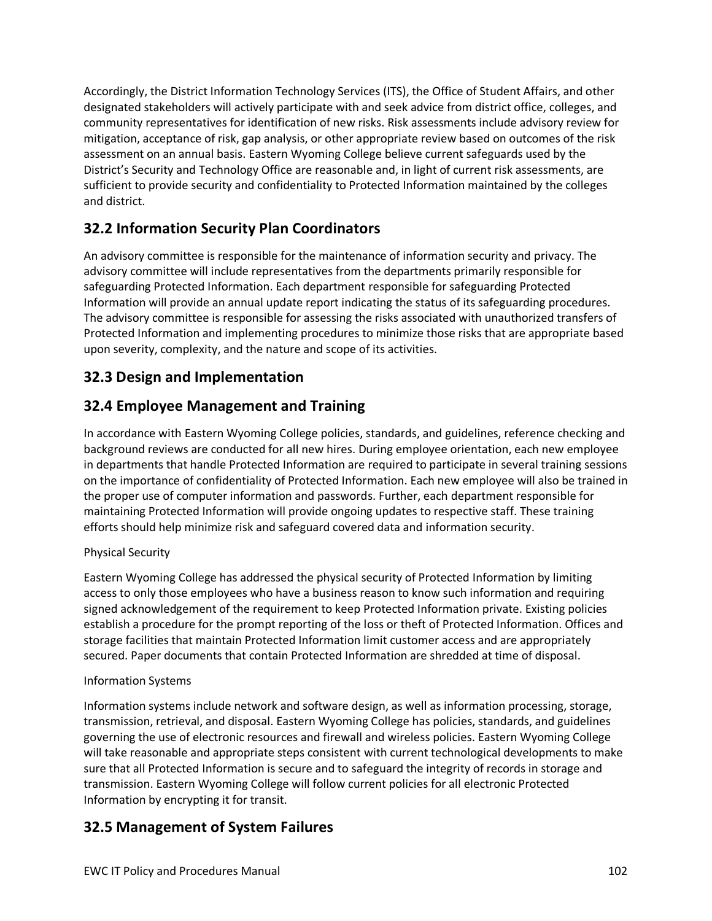Accordingly, the District Information Technology Services (ITS), the Office of Student Affairs, and other designated stakeholders will actively participate with and seek advice from district office, colleges, and community representatives for identification of new risks. Risk assessments include advisory review for mitigation, acceptance of risk, gap analysis, or other appropriate review based on outcomes of the risk assessment on an annual basis. Eastern Wyoming College believe current safeguards used by the District's Security and Technology Office are reasonable and, in light of current risk assessments, are sufficient to provide security and confidentiality to Protected Information maintained by the colleges and district.

## 32.2 Information Security Plan Coordinators

An advisory committee is responsible for the maintenance of information security and privacy. The advisory committee will include representatives from the departments primarily responsible for safeguarding Protected Information. Each department responsible for safeguarding Protected Information will provide an annual update report indicating the status of its safeguarding procedures. The advisory committee is responsible for assessing the risks associated with unauthorized transfers of Protected Information and implementing procedures to minimize those risks that are appropriate based upon severity, complexity, and the nature and scope of its activities.

## 32.3 Design and Implementation

## 32.4 Employee Management and Training

In accordance with Eastern Wyoming College policies, standards, and guidelines, reference checking and background reviews are conducted for all new hires. During employee orientation, each new employee in departments that handle Protected Information are required to participate in several training sessions on the importance of confidentiality of Protected Information. Each new employee will also be trained in the proper use of computer information and passwords. Further, each department responsible for maintaining Protected Information will provide ongoing updates to respective staff. These training efforts should help minimize risk and safeguard covered data and information security.

Physical Security

Eastern Wyoming College has addressed the physical security of Protected Information by limiting access to only those employees who have a business reason to know such information and requiring signed acknowledgement of the requirement to keep Protected Information private. Existing policies establish a procedure for the prompt reporting of the loss or theft of Protected Information. Offices and storage facilities that maintain Protected Information limit customer access and are appropriately secured. Paper documents that contain Protected Information are shredded at time of disposal.

Information Systems

Information systems include network and software design, as well as information processing, storage, transmission, retrieval, and disposal. Eastern Wyoming College has policies, standards, and guidelines governing the use of electronic resources and firewall and wireless policies. Eastern Wyoming College will take reasonable and appropriate steps consistent with current technological developments to make sure that all Protected Information is secure and to safeguard the integrity of records in storage and transmission. Eastern Wyoming College will follow current policies for all electronic Protected Information by encrypting it for transit.

## 32.5 Management of System Failures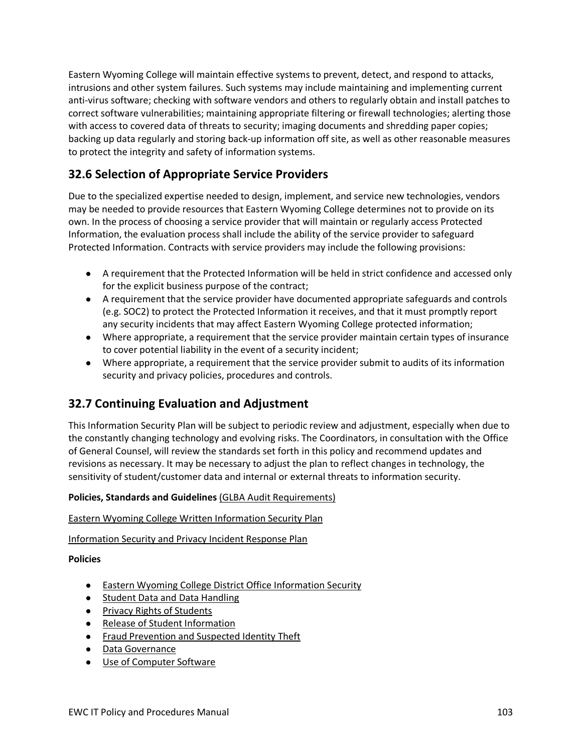Eastern Wyoming College will maintain effective systems to prevent, detect, and respond to attacks, intrusions and other system failures. Such systems may include maintaining and implementing current anti-virus software; checking with software vendors and others to regularly obtain and install patches to correct software vulnerabilities; maintaining appropriate filtering or firewall technologies; alerting those with access to covered data of threats to security; imaging documents and shredding paper copies; backing up data regularly and storing back-up information off site, as well as other reasonable measures to protect the integrity and safety of information systems.

## 32.6 Selection of Appropriate Service Providers

Due to the specialized expertise needed to design, implement, and service new technologies, vendors may be needed to provide resources that Eastern Wyoming College determines not to provide on its own. In the process of choosing a service provider that will maintain or regularly access Protected Information, the evaluation process shall include the ability of the service provider to safeguard Protected Information. Contracts with service providers may include the following provisions:

- A requirement that the Protected Information will be held in strict confidence and accessed only for the explicit business purpose of the contract;
- A requirement that the service provider have documented appropriate safeguards and controls (e.g. SOC2) to protect the Protected Information it receives, and that it must promptly report any security incidents that may affect Eastern Wyoming College protected information;
- Where appropriate, a requirement that the service provider maintain certain types of insurance to cover potential liability in the event of a security incident;
- Where appropriate, a requirement that the service provider submit to audits of its information security and privacy policies, procedures and controls.

## 32.7 Continuing Evaluation and Adjustment

This Information Security Plan will be subject to periodic review and adjustment, especially when due to the constantly changing technology and evolving risks. The Coordinators, in consultation with the Office of General Counsel, will review the standards set forth in this policy and recommend updates and revisions as necessary. It may be necessary to adjust the plan to reflect changes in technology, the sensitivity of student/customer data and internal or external threats to information security.

**Policies, Standards and Guidelines** (GLBA Audit Requirements)

Eastern Wyoming College Written Information Security Plan

Information Security and Privacy Incident Response Plan

**Policies**

- Eastern Wyoming College District Office Information Security
- Student Data and Data Handling
- Privacy Rights of Students
- Release of Student Information
- Fraud Prevention and Suspected Identity Theft
- Data Governance
- Use of Computer Software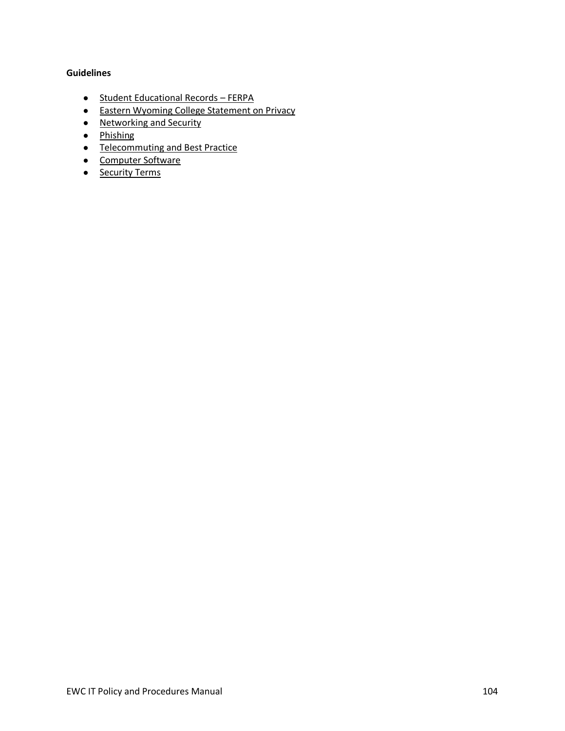**Guidelines**

- Student Educational Records – FERPA
- Eastern Wyoming College Statement on Privacy
- Networking and Security
- Phishing
- Telecommuting and Best Practice
- Computer Software
- Security Terms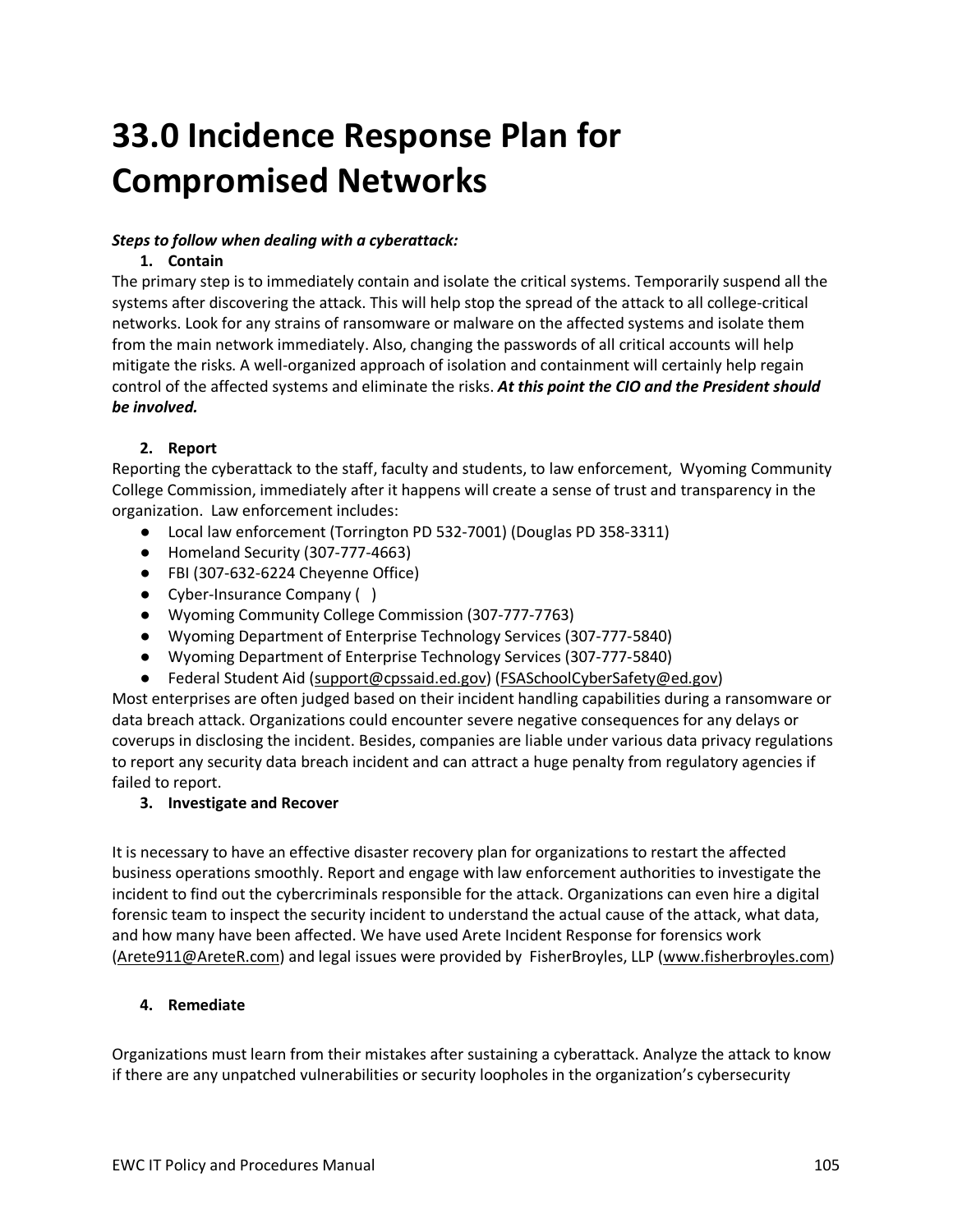# 33.0 Incidence Response Plan for Compromised Networks

***Steps to follow when dealing with a cyberattack:***

1. **Contain**

The primary step is to immediately contain and isolate the critical systems. Temporarily suspend all the systems after discovering the attack. This will help stop the spread of the attack to all college-critical networks. Look for any strains of ransomware or malware on the affected systems and isolate them from the main network immediately. Also, changing the passwords of all critical accounts will help mitigate the risks. A well-organized approach of isolation and containment will certainly help regain control of the affected systems and eliminate the risks. ***At this point the CIO and the President should be involved.***

2. **Report**

Reporting the cyberattack to the staff, faculty and students, to law enforcement, Wyoming Community College Commission, immediately after it happens will create a sense of trust and transparency in the organization. Law enforcement includes:

- Local law enforcement (Torrington PD 532-7001) (Douglas PD 358-3311)
- Homeland Security (307-777-4663)
- FBI (307-632-6224 Cheyenne Office)
- Cyber-Insurance Company ( )
- Wyoming Community College Commission (307-777-7763)
- Wyoming Department of Enterprise Technology Services (307-777-5840)
- Wyoming Department of Enterprise Technology Services (307-777-5840)
- Federal Student Aid (support@cpssaid.ed.gov) (FSASchoolCyberSafety@ed.gov)

Most enterprises are often judged based on their incident handling capabilities during a ransomware or data breach attack. Organizations could encounter severe negative consequences for any delays or coverups in disclosing the incident. Besides, companies are liable under various data privacy regulations to report any security data breach incident and can attract a huge penalty from regulatory agencies if failed to report.

3. **Investigate and Recover**

It is necessary to have an effective disaster recovery plan for organizations to restart the affected business operations smoothly. Report and engage with law enforcement authorities to investigate the incident to find out the cybercriminals responsible for the attack. Organizations can even hire a digital forensic team to inspect the security incident to understand the actual cause of the attack, what data, and how many have been affected. We have used Arete Incident Response for forensics work (Arete911@AreteR.com) and legal issues were provided by FisherBroyles, LLP (www.fisherbroyles.com)

4. **Remediate**

Organizations must learn from their mistakes after sustaining a cyberattack. Analyze the attack to know if there are any unpatched vulnerabilities or security loopholes in the organization's cybersecurity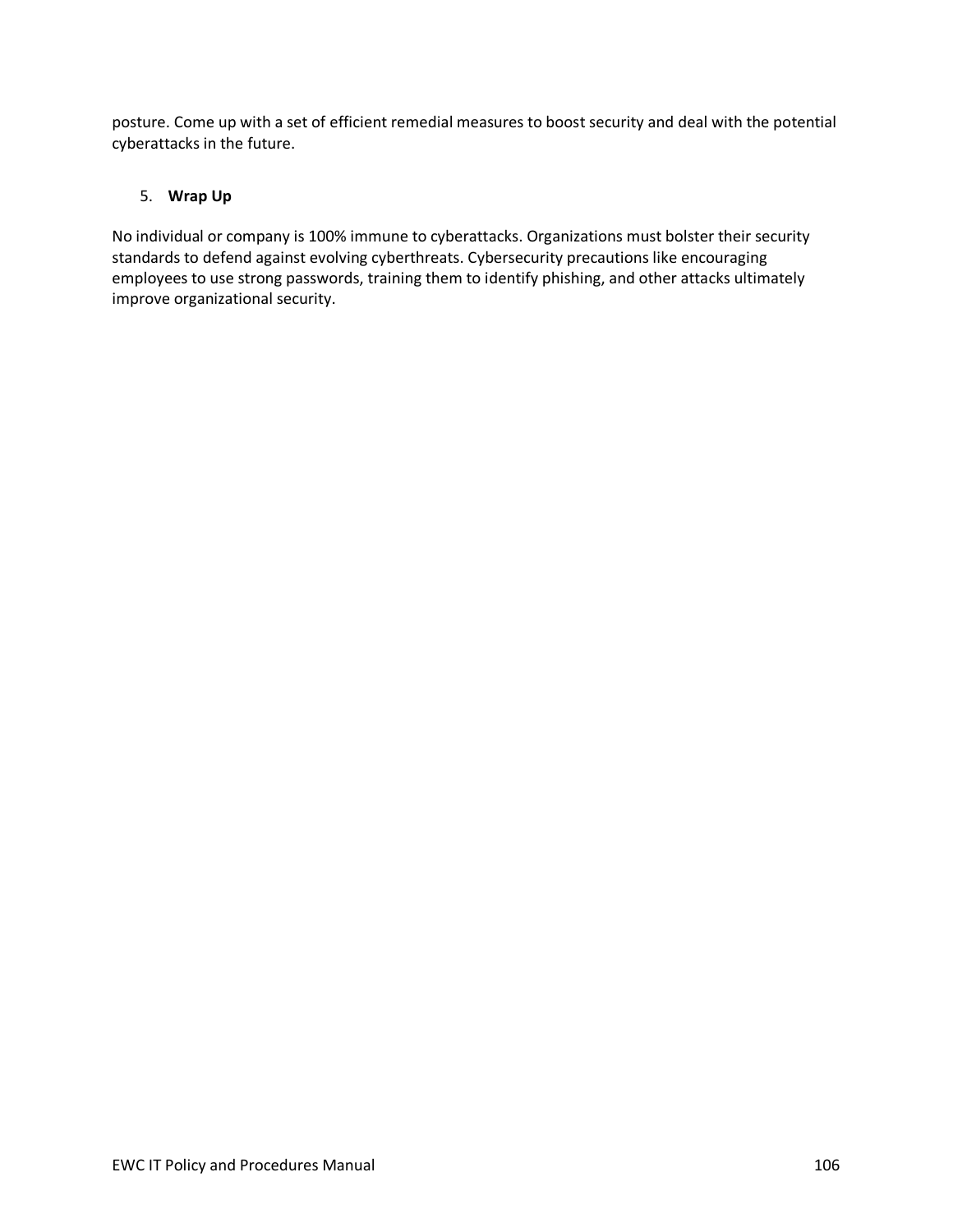posture. Come up with a set of efficient remedial measures to boost security and deal with the potential cyberattacks in the future.

5. **Wrap Up**

No individual or company is 100% immune to cyberattacks. Organizations must bolster their security standards to defend against evolving cyberthreats. Cybersecurity precautions like encouraging employees to use strong passwords, training them to identify phishing, and other attacks ultimately improve organizational security.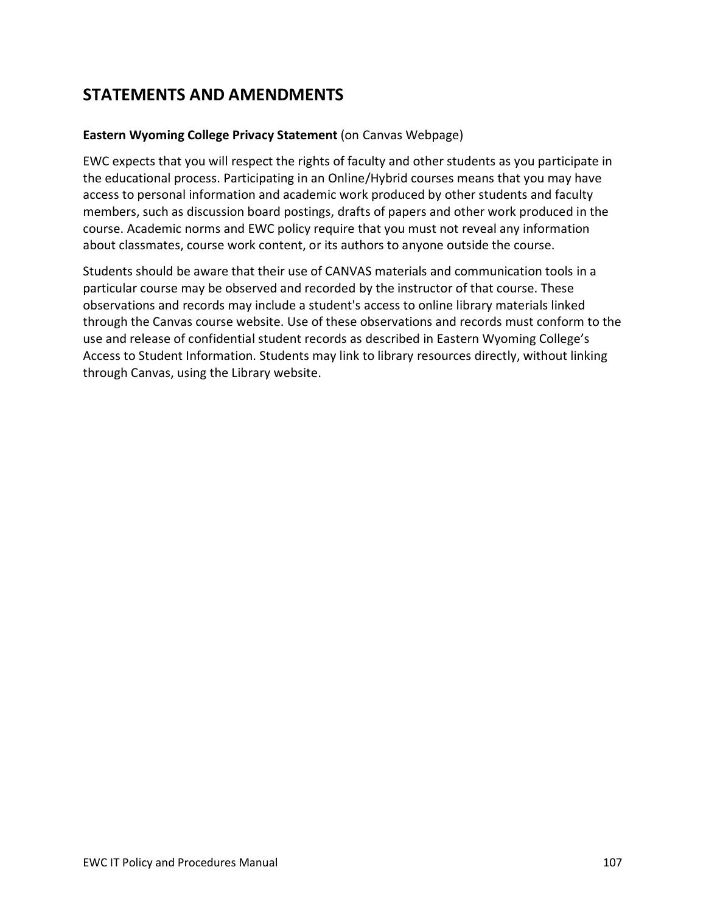## STATEMENTS AND AMENDMENTS

**Eastern Wyoming College Privacy Statement** (on Canvas Webpage)

EWC expects that you will respect the rights of faculty and other students as you participate in the educational process. Participating in an Online/Hybrid courses means that you may have access to personal information and academic work produced by other students and faculty members, such as discussion board postings, drafts of papers and other work produced in the course. Academic norms and EWC policy require that you must not reveal any information about classmates, course work content, or its authors to anyone outside the course.

Students should be aware that their use of CANVAS materials and communication tools in a particular course may be observed and recorded by the instructor of that course. These observations and records may include a student's access to online library materials linked through the Canvas course website. Use of these observations and records must conform to the use and release of confidential student records as described in Eastern Wyoming College's Access to Student Information. Students may link to library resources directly, without linking through Canvas, using the Library website.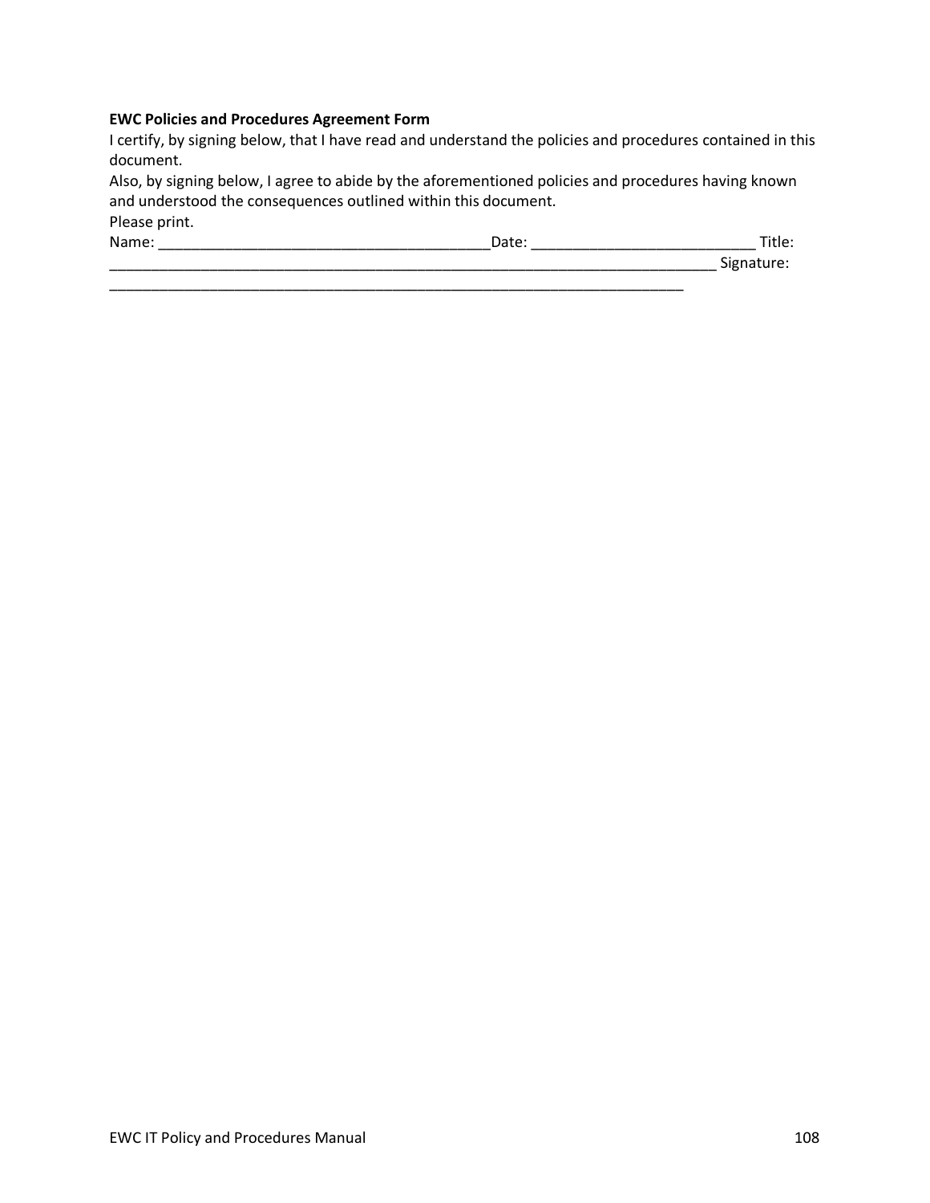**EWC Policies and Procedures Agreement Form**

I certify, by signing below, that I have read and understand the policies and procedures contained in this document.

Also, by signing below, I agree to abide by the aforementioned policies and procedures having known and understood the consequences outlined within this document.

Please print.

Name: ________________________________________Date: ___________________________ Title: ________________________________________________________________________ Signature: ______________________________________________________________________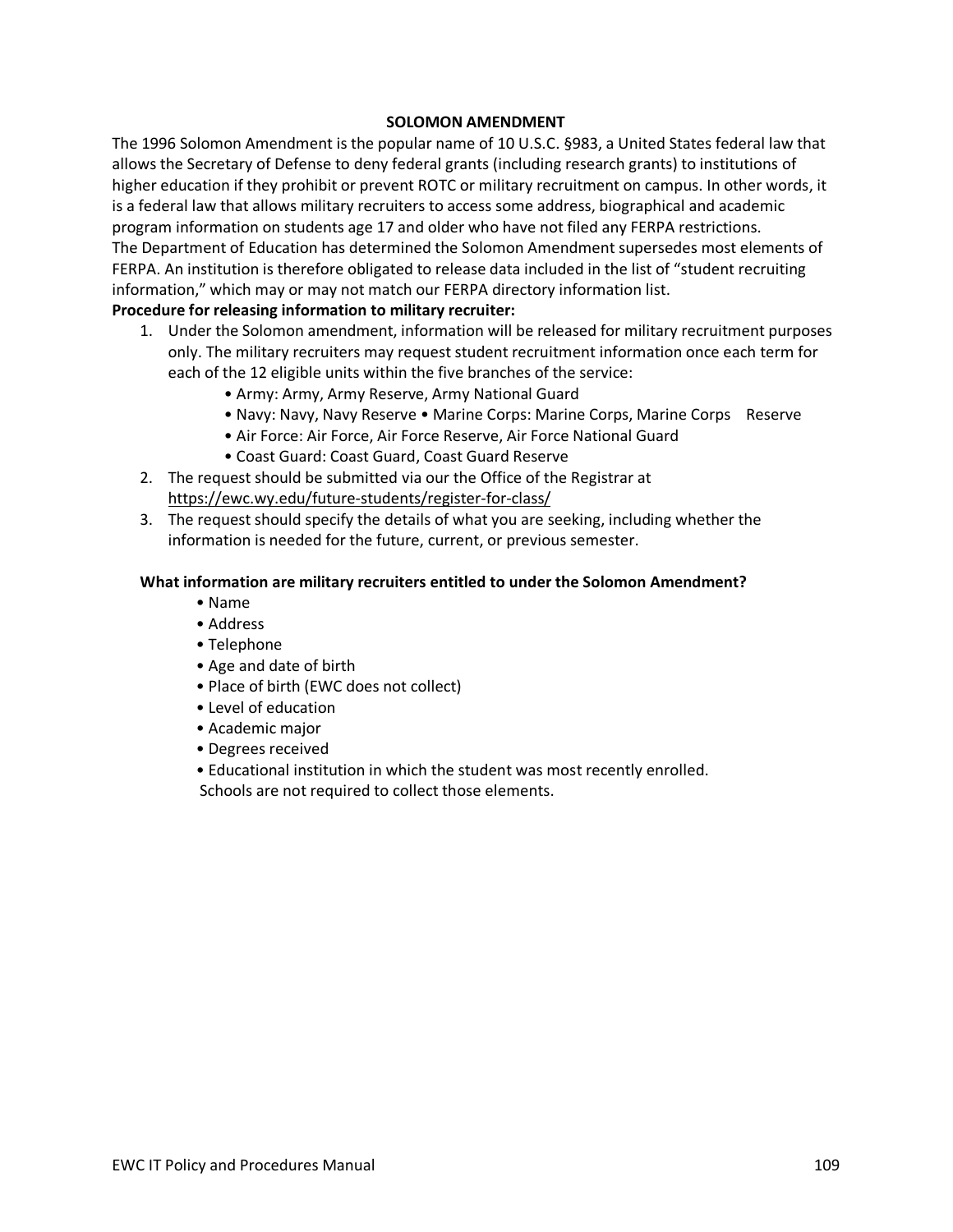## SOLOMON AMENDMENT

The 1996 Solomon Amendment is the popular name of 10 U.S.C. §983, a United States federal law that allows the Secretary of Defense to deny federal grants (including research grants) to institutions of higher education if they prohibit or prevent ROTC or military recruitment on campus. In other words, it is a federal law that allows military recruiters to access some address, biographical and academic program information on students age 17 and older who have not filed any FERPA restrictions.
The Department of Education has determined the Solomon Amendment supersedes most elements of FERPA. An institution is therefore obligated to release data included in the list of "student recruiting information," which may or may not match our FERPA directory information list.

**Procedure for releasing information to military recruiter:**

1. Under the Solomon amendment, information will be released for military recruitment purposes only. The military recruiters may request student recruitment information once each term for each of the 12 eligible units within the five branches of the service:
   - Army: Army, Army Reserve, Army National Guard
   - Navy: Navy, Navy Reserve • Marine Corps: Marine Corps, Marine Corps Reserve
   - Air Force: Air Force, Air Force Reserve, Air Force National Guard
   - Coast Guard: Coast Guard, Coast Guard Reserve
2. The request should be submitted via our the Office of the Registrar at https://ewc.wy.edu/future-students/register-for-class/
3. The request should specify the details of what you are seeking, including whether the information is needed for the future, current, or previous semester.

**What information are military recruiters entitled to under the Solomon Amendment?**

- Name
- Address
- Telephone
- Age and date of birth
- Place of birth (EWC does not collect)
- Level of education
- Academic major
- Degrees received
- Educational institution in which the student was most recently enrolled.

Schools are not required to collect those elements.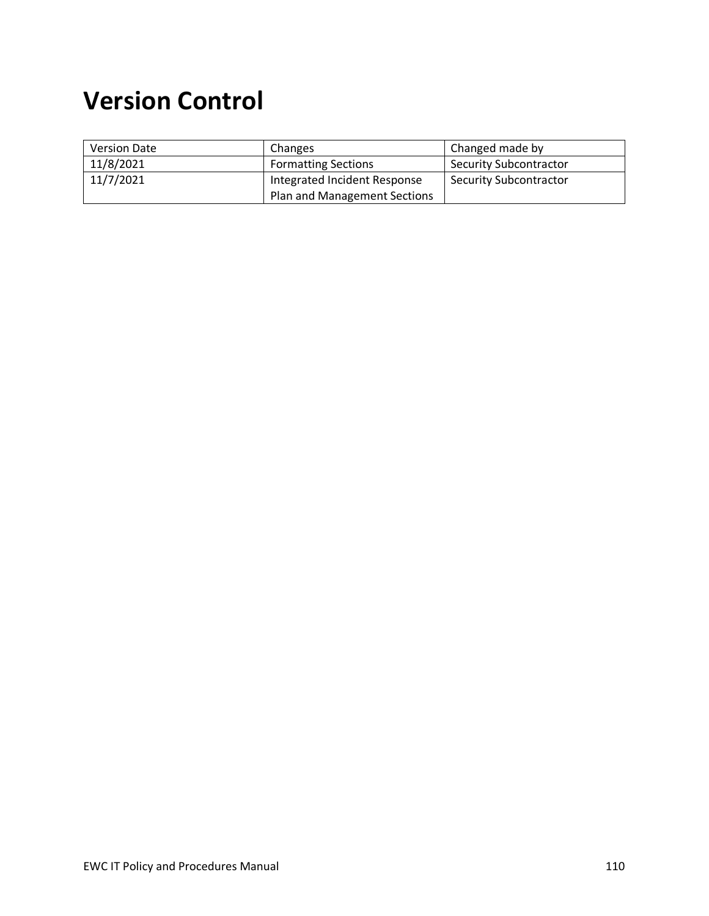# Version Control

| Version Date | Changes | Changed made by |
| --- | --- | --- |
| 11/8/2021 | Formatting Sections | Security Subcontractor |
| 11/7/2021 | Integrated Incident Response Plan and Management Sections | Security Subcontractor |